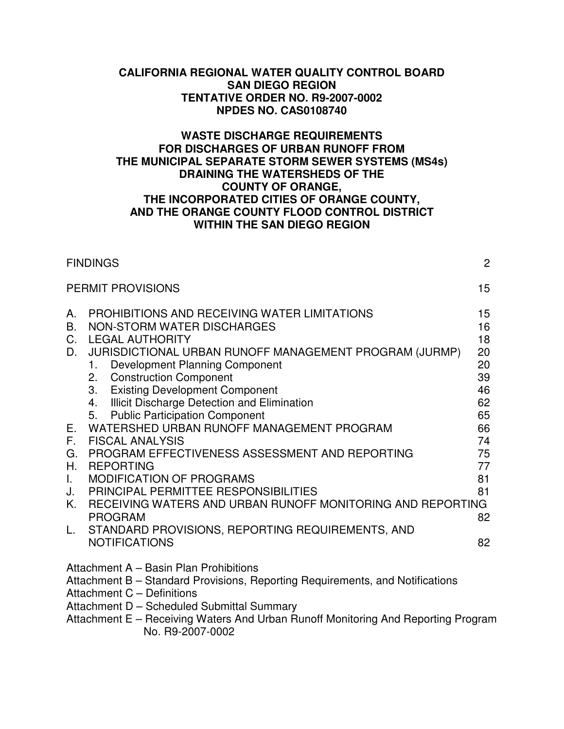**CALIFORNIA REGIONAL WATER QUALITY CONTROL BOARD**
**SAN DIEGO REGION**
**TENTATIVE ORDER NO. R9-2007-0002**
**NPDES NO. CAS0108740**

**WASTE DISCHARGE REQUIREMENTS**
**FOR DISCHARGES OF URBAN RUNOFF FROM**
**THE MUNICIPAL SEPARATE STORM SEWER SYSTEMS (MS4s)**
**DRAINING THE WATERSHEDS OF THE**
**COUNTY OF ORANGE,**
**THE INCORPORATED CITIES OF ORANGE COUNTY,**
**AND THE ORANGE COUNTY FLOOD CONTROL DISTRICT**
**WITHIN THE SAN DIEGO REGION**

| | | |
|---|---|---|
| FINDINGS | | 2 |
| PERMIT PROVISIONS | | 15 |
| A. | PROHIBITIONS AND RECEIVING WATER LIMITATIONS | 15 |
| B. | NON-STORM WATER DISCHARGES | 16 |
| C. | LEGAL AUTHORITY | 18 |
| D. | JURISDICTIONAL URBAN RUNOFF MANAGEMENT PROGRAM (JURMP) | 20 |
| | 1. Development Planning Component | 20 |
| | 2. Construction Component | 39 |
| | 3. Existing Development Component | 46 |
| | 4. Illicit Discharge Detection and Elimination | 62 |
| | 5. Public Participation Component | 65 |
| E. | WATERSHED URBAN RUNOFF MANAGEMENT PROGRAM | 66 |
| F. | FISCAL ANALYSIS | 74 |
| G. | PROGRAM EFFECTIVENESS ASSESSMENT AND REPORTING | 75 |
| H. | REPORTING | 77 |
| I. | MODIFICATION OF PROGRAMS | 81 |
| J. | PRINCIPAL PERMITTEE RESPONSIBILITIES | 81 |
| K. | RECEIVING WATERS AND URBAN RUNOFF MONITORING AND REPORTING PROGRAM | 82 |
| L. | STANDARD PROVISIONS, REPORTING REQUIREMENTS, AND NOTIFICATIONS | 82 |

Attachment A – Basin Plan Prohibitions
Attachment B – Standard Provisions, Reporting Requirements, and Notifications
Attachment C – Definitions
Attachment D – Scheduled Submittal Summary
Attachment E – Receiving Waters And Urban Runoff Monitoring And Reporting Program No. R9-2007-0002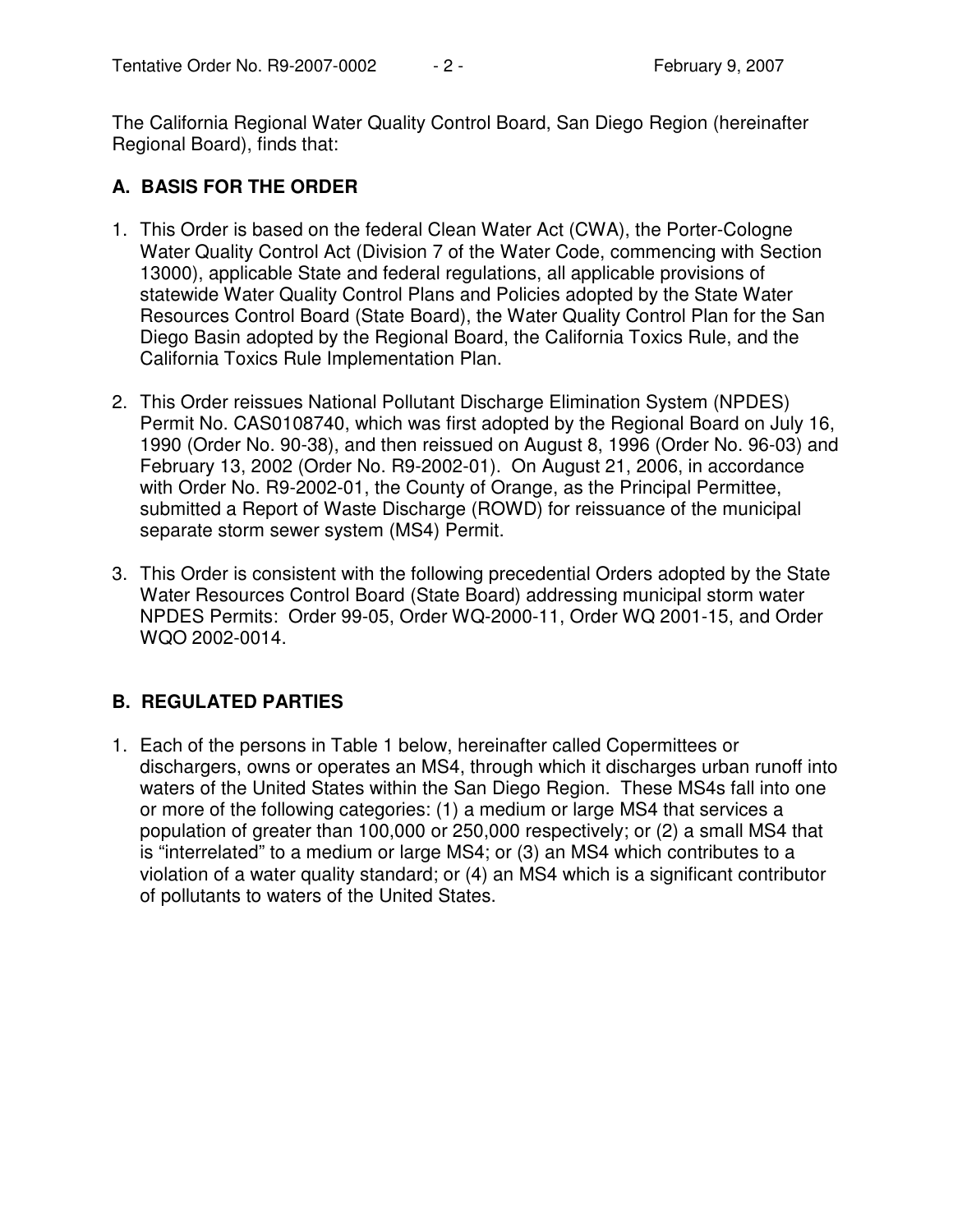The California Regional Water Quality Control Board, San Diego Region (hereinafter Regional Board), finds that:

## A. BASIS FOR THE ORDER

1. This Order is based on the federal Clean Water Act (CWA), the Porter-Cologne Water Quality Control Act (Division 7 of the Water Code, commencing with Section 13000), applicable State and federal regulations, all applicable provisions of statewide Water Quality Control Plans and Policies adopted by the State Water Resources Control Board (State Board), the Water Quality Control Plan for the San Diego Basin adopted by the Regional Board, the California Toxics Rule, and the California Toxics Rule Implementation Plan.

2. This Order reissues National Pollutant Discharge Elimination System (NPDES) Permit No. CAS0108740, which was first adopted by the Regional Board on July 16, 1990 (Order No. 90-38), and then reissued on August 8, 1996 (Order No. 96-03) and February 13, 2002 (Order No. R9-2002-01). On August 21, 2006, in accordance with Order No. R9-2002-01, the County of Orange, as the Principal Permittee, submitted a Report of Waste Discharge (ROWD) for reissuance of the municipal separate storm sewer system (MS4) Permit.

3. This Order is consistent with the following precedential Orders adopted by the State Water Resources Control Board (State Board) addressing municipal storm water NPDES Permits: Order 99-05, Order WQ-2000-11, Order WQ 2001-15, and Order WQO 2002-0014.

## B. REGULATED PARTIES

1. Each of the persons in Table 1 below, hereinafter called Copermittees or dischargers, owns or operates an MS4, through which it discharges urban runoff into waters of the United States within the San Diego Region. These MS4s fall into one or more of the following categories: (1) a medium or large MS4 that services a population of greater than 100,000 or 250,000 respectively; or (2) a small MS4 that is "interrelated" to a medium or large MS4; or (3) an MS4 which contributes to a violation of a water quality standard; or (4) an MS4 which is a significant contributor of pollutants to waters of the United States.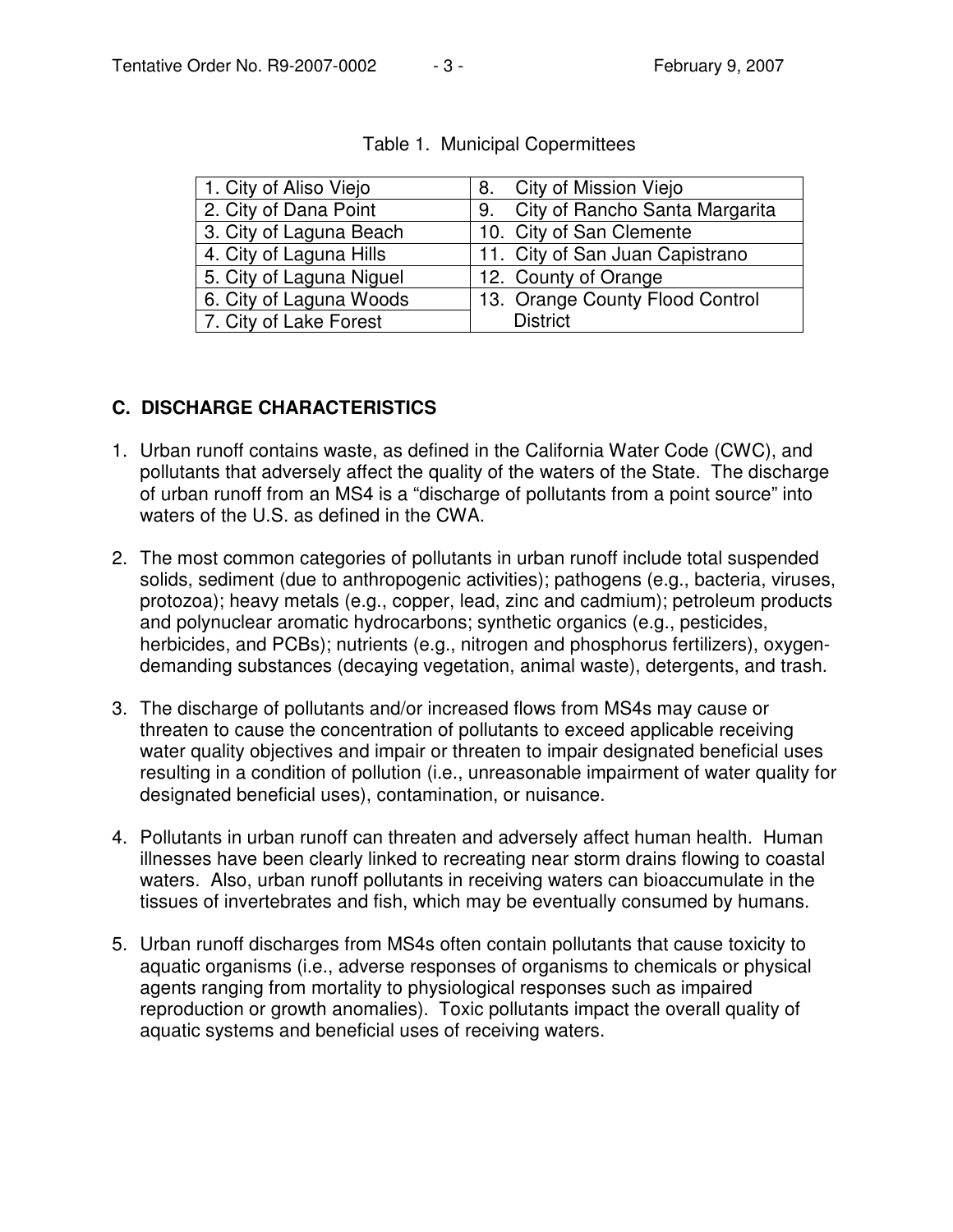Table 1. Municipal Copermittees

| | |
|---|---|
| 1. City of Aliso Viejo | 8. City of Mission Viejo |
| 2. City of Dana Point | 9. City of Rancho Santa Margarita |
| 3. City of Laguna Beach | 10. City of San Clemente |
| 4. City of Laguna Hills | 11. City of San Juan Capistrano |
| 5. City of Laguna Niguel | 12. County of Orange |
| 6. City of Laguna Woods | 13. Orange County Flood Control District |
| 7. City of Lake Forest | |

## C. DISCHARGE CHARACTERISTICS

1. Urban runoff contains waste, as defined in the California Water Code (CWC), and pollutants that adversely affect the quality of the waters of the State. The discharge of urban runoff from an MS4 is a "discharge of pollutants from a point source" into waters of the U.S. as defined in the CWA.

2. The most common categories of pollutants in urban runoff include total suspended solids, sediment (due to anthropogenic activities); pathogens (e.g., bacteria, viruses, protozoa); heavy metals (e.g., copper, lead, zinc and cadmium); petroleum products and polynuclear aromatic hydrocarbons; synthetic organics (e.g., pesticides, herbicides, and PCBs); nutrients (e.g., nitrogen and phosphorus fertilizers), oxygen-demanding substances (decaying vegetation, animal waste), detergents, and trash.

3. The discharge of pollutants and/or increased flows from MS4s may cause or threaten to cause the concentration of pollutants to exceed applicable receiving water quality objectives and impair or threaten to impair designated beneficial uses resulting in a condition of pollution (i.e., unreasonable impairment of water quality for designated beneficial uses), contamination, or nuisance.

4. Pollutants in urban runoff can threaten and adversely affect human health. Human illnesses have been clearly linked to recreating near storm drains flowing to coastal waters. Also, urban runoff pollutants in receiving waters can bioaccumulate in the tissues of invertebrates and fish, which may be eventually consumed by humans.

5. Urban runoff discharges from MS4s often contain pollutants that cause toxicity to aquatic organisms (i.e., adverse responses of organisms to chemicals or physical agents ranging from mortality to physiological responses such as impaired reproduction or growth anomalies). Toxic pollutants impact the overall quality of aquatic systems and beneficial uses of receiving waters.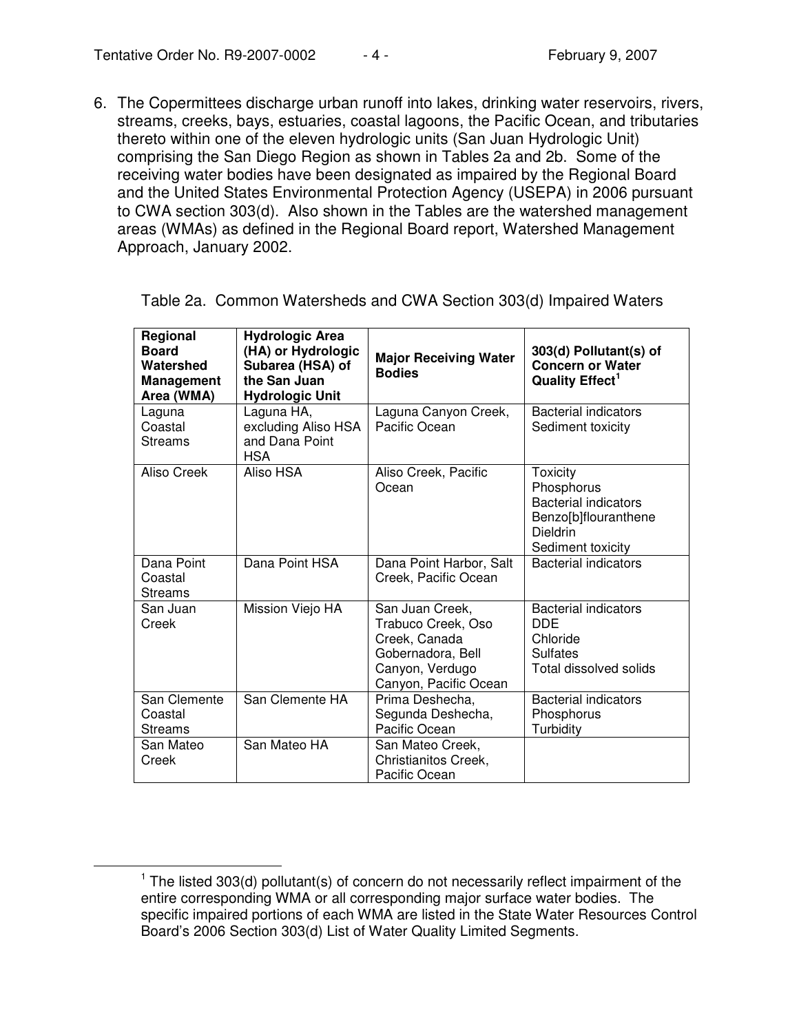6. The Copermittees discharge urban runoff into lakes, drinking water reservoirs, rivers, streams, creeks, bays, estuaries, coastal lagoons, the Pacific Ocean, and tributaries thereto within one of the eleven hydrologic units (San Juan Hydrologic Unit) comprising the San Diego Region as shown in Tables 2a and 2b. Some of the receiving water bodies have been designated as impaired by the Regional Board and the United States Environmental Protection Agency (USEPA) in 2006 pursuant to CWA section 303(d). Also shown in the Tables are the watershed management areas (WMAs) as defined in the Regional Board report, Watershed Management Approach, January 2002.

Table 2a. Common Watersheds and CWA Section 303(d) Impaired Waters

| Regional Board Watershed Management Area (WMA) | Hydrologic Area (HA) or Hydrologic Subarea (HSA) of the San Juan Hydrologic Unit | Major Receiving Water Bodies | 303(d) Pollutant(s) of Concern or Water Quality Effect[1] |
|---|---|---|---|
| Laguna Coastal Streams | Laguna HA, excluding Aliso HSA and Dana Point HSA | Laguna Canyon Creek, Pacific Ocean | Bacterial indicators<br>Sediment toxicity |
| Aliso Creek | Aliso HSA | Aliso Creek, Pacific Ocean | Toxicity<br>Phosphorus<br>Bacterial indicators<br>Benzo[b]flouranthene<br>Dieldrin<br>Sediment toxicity |
| Dana Point Coastal Streams | Dana Point HSA | Dana Point Harbor, Salt Creek, Pacific Ocean | Bacterial indicators |
| San Juan Creek | Mission Viejo HA | San Juan Creek, Trabuco Creek, Oso Creek, Canada Gobernadora, Bell Canyon, Verdugo Canyon, Pacific Ocean | Bacterial indicators<br>DDE<br>Chloride<br>Sulfates<br>Total dissolved solids |
| San Clemente Coastal Streams | San Clemente HA | Prima Deshecha, Segunda Deshecha, Pacific Ocean | Bacterial indicators<br>Phosphorus<br>Turbidity |
| San Mateo Creek | San Mateo HA | San Mateo Creek, Christianitos Creek, Pacific Ocean | |

[1] The listed 303(d) pollutant(s) of concern do not necessarily reflect impairment of the entire corresponding WMA or all corresponding major surface water bodies. The specific impaired portions of each WMA are listed in the State Water Resources Control Board's 2006 Section 303(d) List of Water Quality Limited Segments.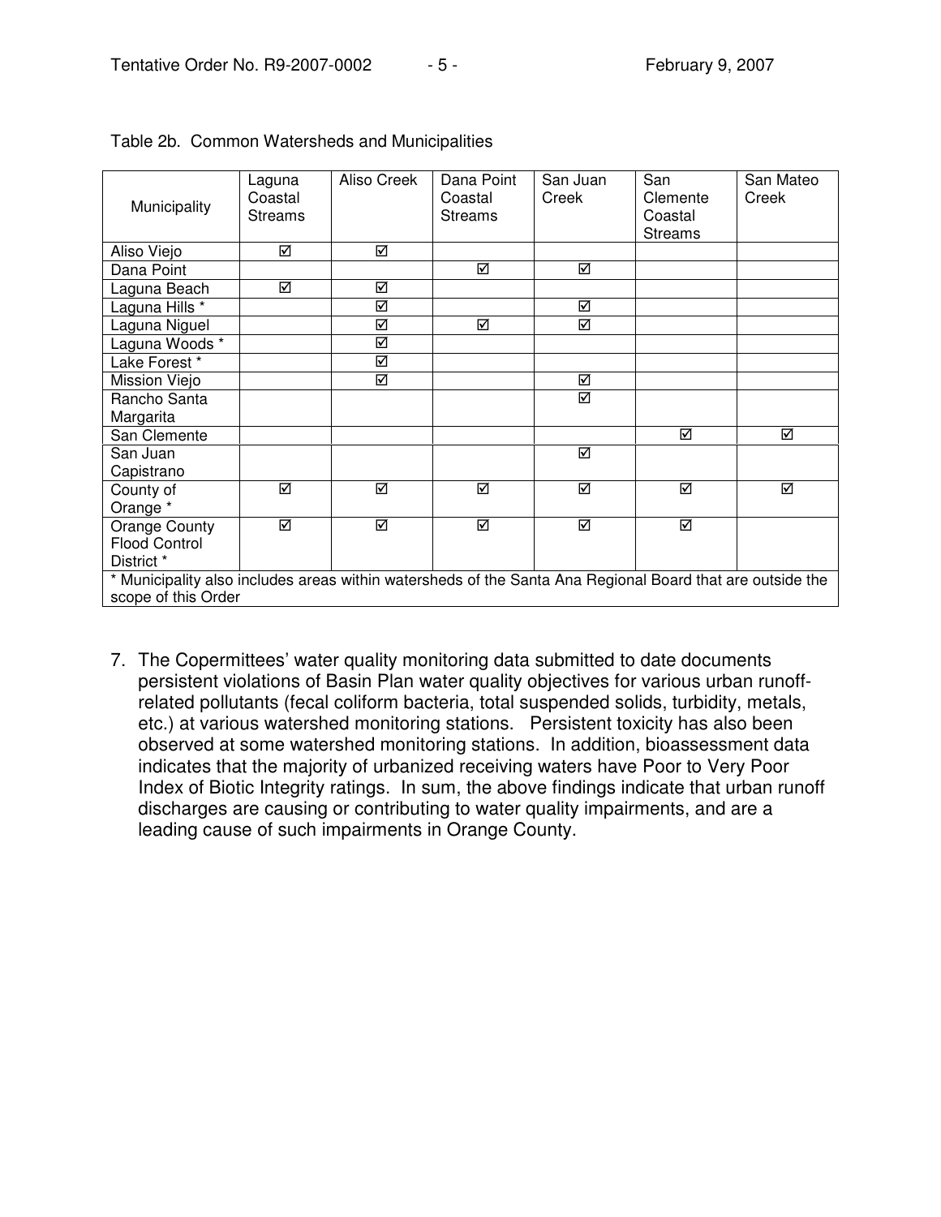Table 2b. Common Watersheds and Municipalities

| Municipality | Laguna Coastal Streams | Aliso Creek | Dana Point Coastal Streams | San Juan Creek | San Clemente Coastal Streams | San Mateo Creek |
|---|---|---|---|---|---|---|
| Aliso Viejo | ☑ | ☑ | | | | |
| Dana Point | | | ☑ | ☑ | | |
| Laguna Beach | ☑ | ☑ | | | | |
| Laguna Hills * | | ☑ | | ☑ | | |
| Laguna Niguel | | ☑ | ☑ | ☑ | | |
| Laguna Woods * | | ☑ | | | | |
| Lake Forest * | | ☑ | | | | |
| Mission Viejo | | ☑ | | ☑ | | |
| Rancho Santa Margarita | | | | ☑ | | |
| San Clemente | | | | | ☑ | ☑ |
| San Juan Capistrano | | | | ☑ | | |
| County of Orange * | ☑ | ☑ | ☑ | ☑ | ☑ | ☑ |
| Orange County Flood Control District * | ☑ | ☑ | ☑ | ☑ | ☑ | |

\* Municipality also includes areas within watersheds of the Santa Ana Regional Board that are outside the scope of this Order

7. The Copermittees' water quality monitoring data submitted to date documents persistent violations of Basin Plan water quality objectives for various urban runoff-related pollutants (fecal coliform bacteria, total suspended solids, turbidity, metals, etc.) at various watershed monitoring stations. Persistent toxicity has also been observed at some watershed monitoring stations. In addition, bioassessment data indicates that the majority of urbanized receiving waters have Poor to Very Poor Index of Biotic Integrity ratings. In sum, the above findings indicate that urban runoff discharges are causing or contributing to water quality impairments, and are a leading cause of such impairments in Orange County.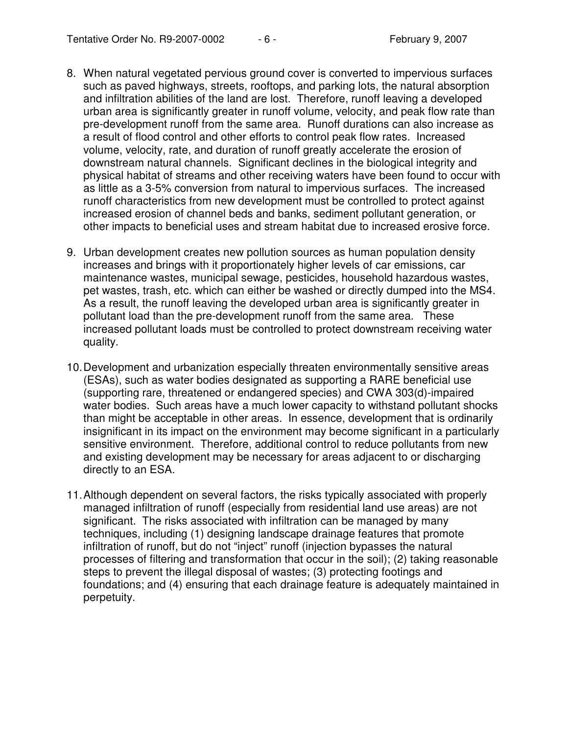8. When natural vegetated pervious ground cover is converted to impervious surfaces such as paved highways, streets, rooftops, and parking lots, the natural absorption and infiltration abilities of the land are lost. Therefore, runoff leaving a developed urban area is significantly greater in runoff volume, velocity, and peak flow rate than pre-development runoff from the same area. Runoff durations can also increase as a result of flood control and other efforts to control peak flow rates. Increased volume, velocity, rate, and duration of runoff greatly accelerate the erosion of downstream natural channels. Significant declines in the biological integrity and physical habitat of streams and other receiving waters have been found to occur with as little as a 3-5% conversion from natural to impervious surfaces. The increased runoff characteristics from new development must be controlled to protect against increased erosion of channel beds and banks, sediment pollutant generation, or other impacts to beneficial uses and stream habitat due to increased erosive force.

9. Urban development creates new pollution sources as human population density increases and brings with it proportionately higher levels of car emissions, car maintenance wastes, municipal sewage, pesticides, household hazardous wastes, pet wastes, trash, etc. which can either be washed or directly dumped into the MS4. As a result, the runoff leaving the developed urban area is significantly greater in pollutant load than the pre-development runoff from the same area. These increased pollutant loads must be controlled to protect downstream receiving water quality.

10. Development and urbanization especially threaten environmentally sensitive areas (ESAs), such as water bodies designated as supporting a RARE beneficial use (supporting rare, threatened or endangered species) and CWA 303(d)-impaired water bodies. Such areas have a much lower capacity to withstand pollutant shocks than might be acceptable in other areas. In essence, development that is ordinarily insignificant in its impact on the environment may become significant in a particularly sensitive environment. Therefore, additional control to reduce pollutants from new and existing development may be necessary for areas adjacent to or discharging directly to an ESA.

11. Although dependent on several factors, the risks typically associated with properly managed infiltration of runoff (especially from residential land use areas) are not significant. The risks associated with infiltration can be managed by many techniques, including (1) designing landscape drainage features that promote infiltration of runoff, but do not "inject" runoff (injection bypasses the natural processes of filtering and transformation that occur in the soil); (2) taking reasonable steps to prevent the illegal disposal of wastes; (3) protecting footings and foundations; and (4) ensuring that each drainage feature is adequately maintained in perpetuity.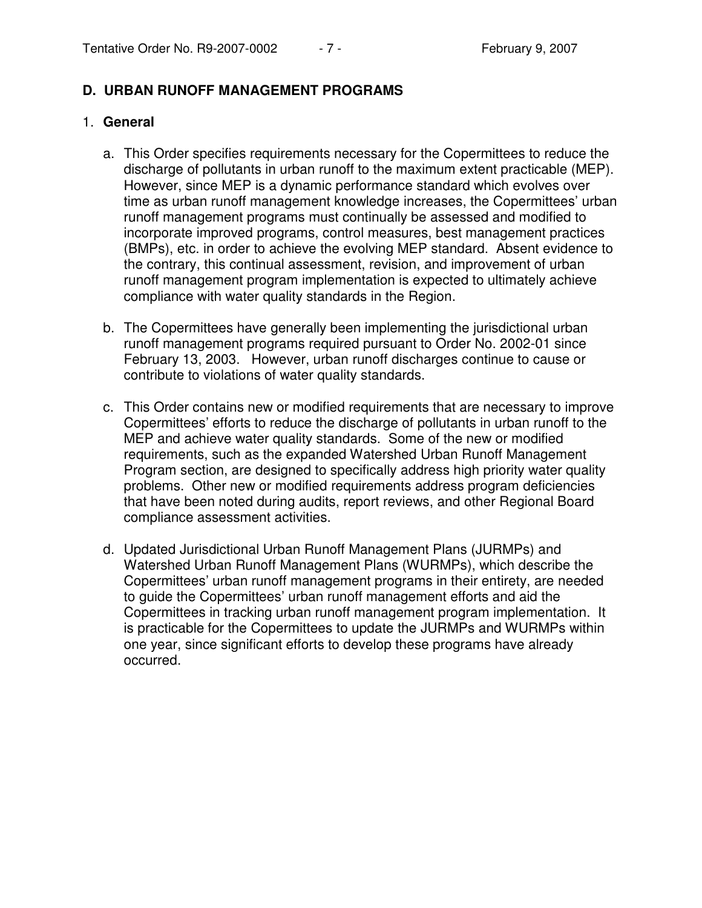## D. URBAN RUNOFF MANAGEMENT PROGRAMS

1. **General**

   a. This Order specifies requirements necessary for the Copermittees to reduce the discharge of pollutants in urban runoff to the maximum extent practicable (MEP). However, since MEP is a dynamic performance standard which evolves over time as urban runoff management knowledge increases, the Copermittees' urban runoff management programs must continually be assessed and modified to incorporate improved programs, control measures, best management practices (BMPs), etc. in order to achieve the evolving MEP standard. Absent evidence to the contrary, this continual assessment, revision, and improvement of urban runoff management program implementation is expected to ultimately achieve compliance with water quality standards in the Region.

   b. The Copermittees have generally been implementing the jurisdictional urban runoff management programs required pursuant to Order No. 2002-01 since February 13, 2003. However, urban runoff discharges continue to cause or contribute to violations of water quality standards.

   c. This Order contains new or modified requirements that are necessary to improve Copermittees' efforts to reduce the discharge of pollutants in urban runoff to the MEP and achieve water quality standards. Some of the new or modified requirements, such as the expanded Watershed Urban Runoff Management Program section, are designed to specifically address high priority water quality problems. Other new or modified requirements address program deficiencies that have been noted during audits, report reviews, and other Regional Board compliance assessment activities.

   d. Updated Jurisdictional Urban Runoff Management Plans (JURMPs) and Watershed Urban Runoff Management Plans (WURMPs), which describe the Copermittees' urban runoff management programs in their entirety, are needed to guide the Copermittees' urban runoff management efforts and aid the Copermittees in tracking urban runoff management program implementation. It is practicable for the Copermittees to update the JURMPs and WURMPs within one year, since significant efforts to develop these programs have already occurred.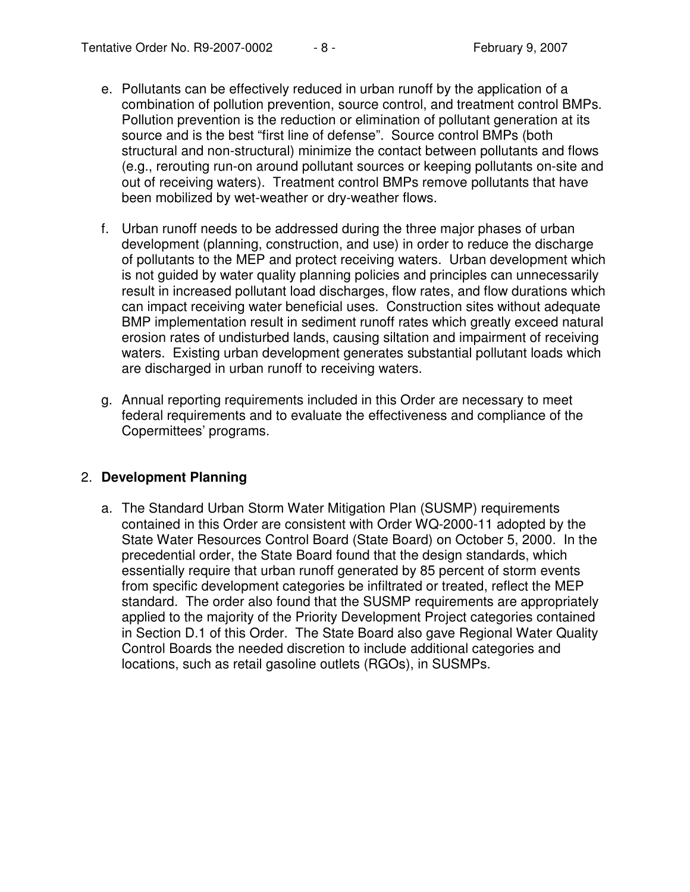e. Pollutants can be effectively reduced in urban runoff by the application of a combination of pollution prevention, source control, and treatment control BMPs. Pollution prevention is the reduction or elimination of pollutant generation at its source and is the best “first line of defense”. Source control BMPs (both structural and non-structural) minimize the contact between pollutants and flows (e.g., rerouting run-on around pollutant sources or keeping pollutants on-site and out of receiving waters). Treatment control BMPs remove pollutants that have been mobilized by wet-weather or dry-weather flows.

f. Urban runoff needs to be addressed during the three major phases of urban development (planning, construction, and use) in order to reduce the discharge of pollutants to the MEP and protect receiving waters. Urban development which is not guided by water quality planning policies and principles can unnecessarily result in increased pollutant load discharges, flow rates, and flow durations which can impact receiving water beneficial uses. Construction sites without adequate BMP implementation result in sediment runoff rates which greatly exceed natural erosion rates of undisturbed lands, causing siltation and impairment of receiving waters. Existing urban development generates substantial pollutant loads which are discharged in urban runoff to receiving waters.

g. Annual reporting requirements included in this Order are necessary to meet federal requirements and to evaluate the effectiveness and compliance of the Copermittees’ programs.

## 2. **Development Planning**

a. The Standard Urban Storm Water Mitigation Plan (SUSMP) requirements contained in this Order are consistent with Order WQ-2000-11 adopted by the State Water Resources Control Board (State Board) on October 5, 2000. In the precedential order, the State Board found that the design standards, which essentially require that urban runoff generated by 85 percent of storm events from specific development categories be infiltrated or treated, reflect the MEP standard. The order also found that the SUSMP requirements are appropriately applied to the majority of the Priority Development Project categories contained in Section D.1 of this Order. The State Board also gave Regional Water Quality Control Boards the needed discretion to include additional categories and locations, such as retail gasoline outlets (RGOs), in SUSMPs.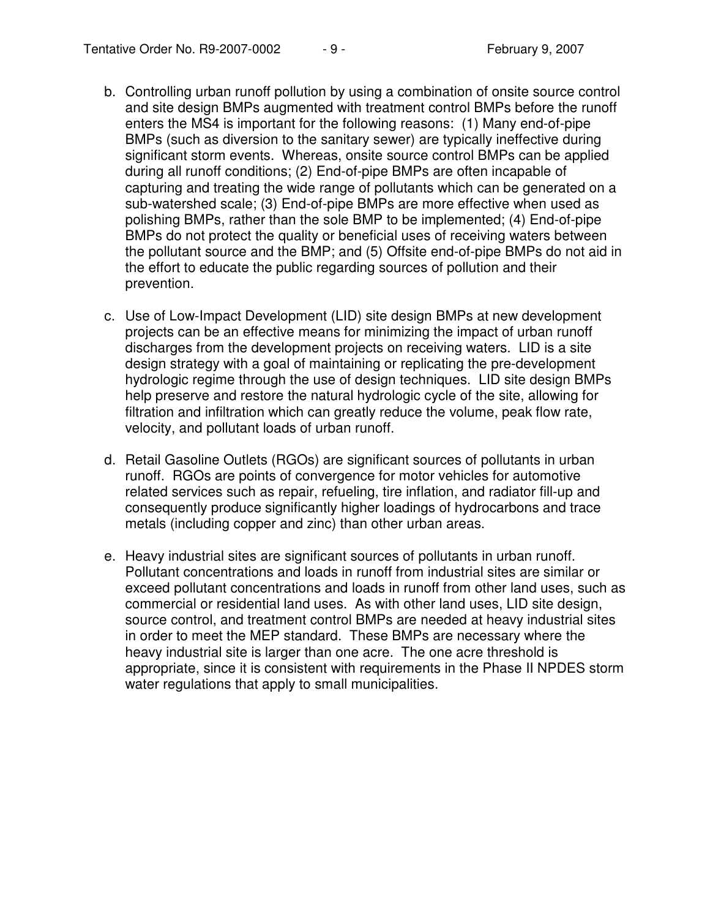b. Controlling urban runoff pollution by using a combination of onsite source control and site design BMPs augmented with treatment control BMPs before the runoff enters the MS4 is important for the following reasons: (1) Many end-of-pipe BMPs (such as diversion to the sanitary sewer) are typically ineffective during significant storm events. Whereas, onsite source control BMPs can be applied during all runoff conditions; (2) End-of-pipe BMPs are often incapable of capturing and treating the wide range of pollutants which can be generated on a sub-watershed scale; (3) End-of-pipe BMPs are more effective when used as polishing BMPs, rather than the sole BMP to be implemented; (4) End-of-pipe BMPs do not protect the quality or beneficial uses of receiving waters between the pollutant source and the BMP; and (5) Offsite end-of-pipe BMPs do not aid in the effort to educate the public regarding sources of pollution and their prevention.

c. Use of Low-Impact Development (LID) site design BMPs at new development projects can be an effective means for minimizing the impact of urban runoff discharges from the development projects on receiving waters. LID is a site design strategy with a goal of maintaining or replicating the pre-development hydrologic regime through the use of design techniques. LID site design BMPs help preserve and restore the natural hydrologic cycle of the site, allowing for filtration and infiltration which can greatly reduce the volume, peak flow rate, velocity, and pollutant loads of urban runoff.

d. Retail Gasoline Outlets (RGOs) are significant sources of pollutants in urban runoff. RGOs are points of convergence for motor vehicles for automotive related services such as repair, refueling, tire inflation, and radiator fill-up and consequently produce significantly higher loadings of hydrocarbons and trace metals (including copper and zinc) than other urban areas.

e. Heavy industrial sites are significant sources of pollutants in urban runoff. Pollutant concentrations and loads in runoff from industrial sites are similar or exceed pollutant concentrations and loads in runoff from other land uses, such as commercial or residential land uses. As with other land uses, LID site design, source control, and treatment control BMPs are needed at heavy industrial sites in order to meet the MEP standard. These BMPs are necessary where the heavy industrial site is larger than one acre. The one acre threshold is appropriate, since it is consistent with requirements in the Phase II NPDES storm water regulations that apply to small municipalities.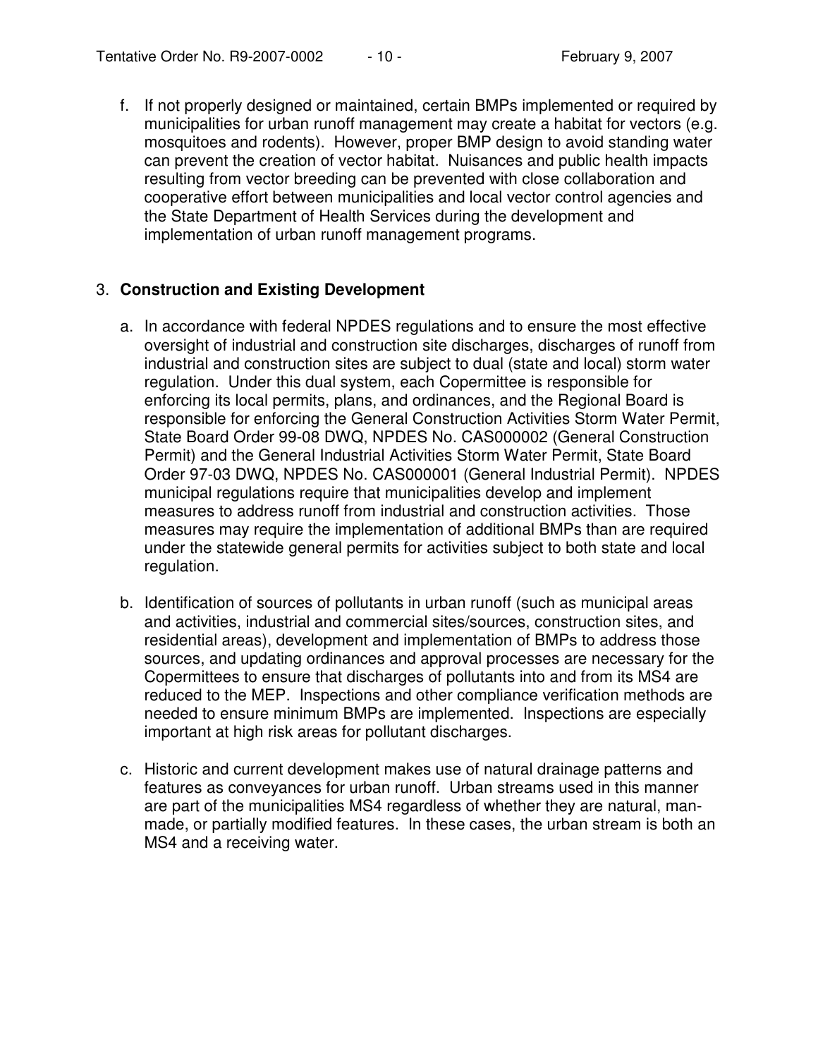f. If not properly designed or maintained, certain BMPs implemented or required by municipalities for urban runoff management may create a habitat for vectors (e.g. mosquitoes and rodents). However, proper BMP design to avoid standing water can prevent the creation of vector habitat. Nuisances and public health impacts resulting from vector breeding can be prevented with close collaboration and cooperative effort between municipalities and local vector control agencies and the State Department of Health Services during the development and implementation of urban runoff management programs.

3. **Construction and Existing Development**

   a. In accordance with federal NPDES regulations and to ensure the most effective oversight of industrial and construction site discharges, discharges of runoff from industrial and construction sites are subject to dual (state and local) storm water regulation. Under this dual system, each Copermittee is responsible for enforcing its local permits, plans, and ordinances, and the Regional Board is responsible for enforcing the General Construction Activities Storm Water Permit, State Board Order 99-08 DWQ, NPDES No. CAS000002 (General Construction Permit) and the General Industrial Activities Storm Water Permit, State Board Order 97-03 DWQ, NPDES No. CAS000001 (General Industrial Permit). NPDES municipal regulations require that municipalities develop and implement measures to address runoff from industrial and construction activities. Those measures may require the implementation of additional BMPs than are required under the statewide general permits for activities subject to both state and local regulation.

   b. Identification of sources of pollutants in urban runoff (such as municipal areas and activities, industrial and commercial sites/sources, construction sites, and residential areas), development and implementation of BMPs to address those sources, and updating ordinances and approval processes are necessary for the Copermittees to ensure that discharges of pollutants into and from its MS4 are reduced to the MEP. Inspections and other compliance verification methods are needed to ensure minimum BMPs are implemented. Inspections are especially important at high risk areas for pollutant discharges.

   c. Historic and current development makes use of natural drainage patterns and features as conveyances for urban runoff. Urban streams used in this manner are part of the municipalities MS4 regardless of whether they are natural, man-made, or partially modified features. In these cases, the urban stream is both an MS4 and a receiving water.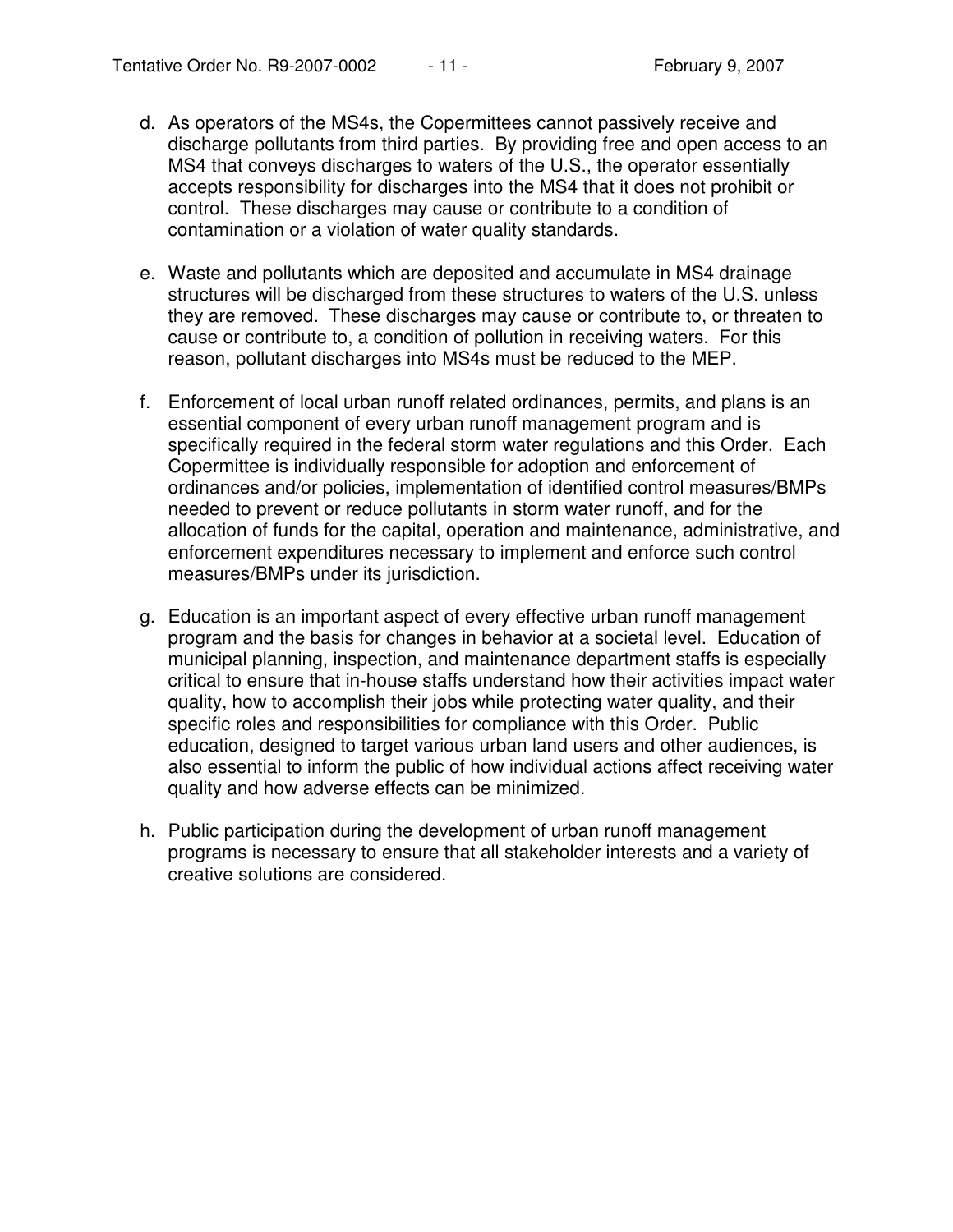d. As operators of the MS4s, the Copermittees cannot passively receive and discharge pollutants from third parties. By providing free and open access to an MS4 that conveys discharges to waters of the U.S., the operator essentially accepts responsibility for discharges into the MS4 that it does not prohibit or control. These discharges may cause or contribute to a condition of contamination or a violation of water quality standards.

e. Waste and pollutants which are deposited and accumulate in MS4 drainage structures will be discharged from these structures to waters of the U.S. unless they are removed. These discharges may cause or contribute to, or threaten to cause or contribute to, a condition of pollution in receiving waters. For this reason, pollutant discharges into MS4s must be reduced to the MEP.

f. Enforcement of local urban runoff related ordinances, permits, and plans is an essential component of every urban runoff management program and is specifically required in the federal storm water regulations and this Order. Each Copermittee is individually responsible for adoption and enforcement of ordinances and/or policies, implementation of identified control measures/BMPs needed to prevent or reduce pollutants in storm water runoff, and for the allocation of funds for the capital, operation and maintenance, administrative, and enforcement expenditures necessary to implement and enforce such control measures/BMPs under its jurisdiction.

g. Education is an important aspect of every effective urban runoff management program and the basis for changes in behavior at a societal level. Education of municipal planning, inspection, and maintenance department staffs is especially critical to ensure that in-house staffs understand how their activities impact water quality, how to accomplish their jobs while protecting water quality, and their specific roles and responsibilities for compliance with this Order. Public education, designed to target various urban land users and other audiences, is also essential to inform the public of how individual actions affect receiving water quality and how adverse effects can be minimized.

h. Public participation during the development of urban runoff management programs is necessary to ensure that all stakeholder interests and a variety of creative solutions are considered.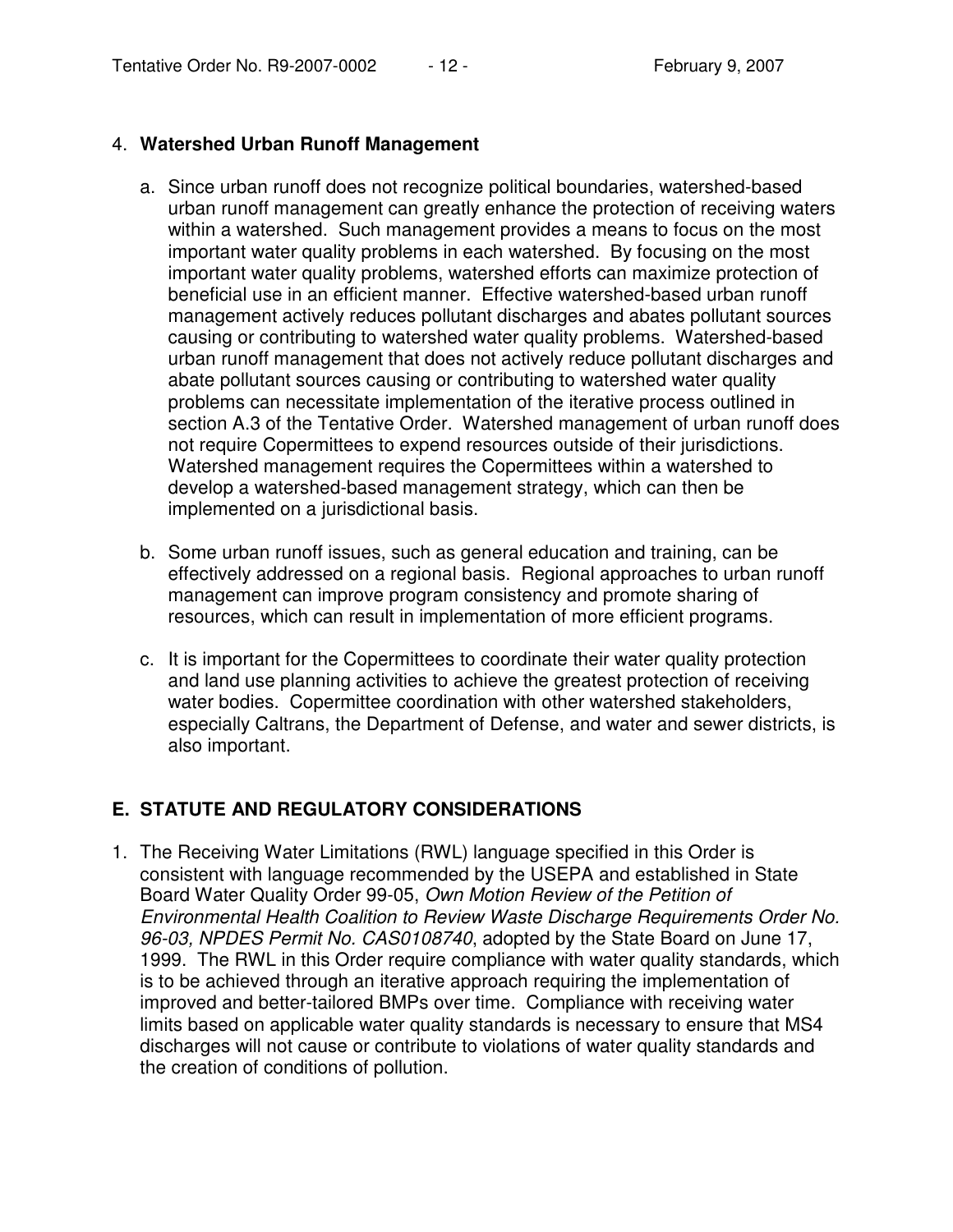4. **Watershed Urban Runoff Management**

   a. Since urban runoff does not recognize political boundaries, watershed-based urban runoff management can greatly enhance the protection of receiving waters within a watershed. Such management provides a means to focus on the most important water quality problems in each watershed. By focusing on the most important water quality problems, watershed efforts can maximize protection of beneficial use in an efficient manner. Effective watershed-based urban runoff management actively reduces pollutant discharges and abates pollutant sources causing or contributing to watershed water quality problems. Watershed-based urban runoff management that does not actively reduce pollutant discharges and abate pollutant sources causing or contributing to watershed water quality problems can necessitate implementation of the iterative process outlined in section A.3 of the Tentative Order. Watershed management of urban runoff does not require Copermittees to expend resources outside of their jurisdictions. Watershed management requires the Copermittees within a watershed to develop a watershed-based management strategy, which can then be implemented on a jurisdictional basis.

   b. Some urban runoff issues, such as general education and training, can be effectively addressed on a regional basis. Regional approaches to urban runoff management can improve program consistency and promote sharing of resources, which can result in implementation of more efficient programs.

   c. It is important for the Copermittees to coordinate their water quality protection and land use planning activities to achieve the greatest protection of receiving water bodies. Copermittee coordination with other watershed stakeholders, especially Caltrans, the Department of Defense, and water and sewer districts, is also important.

## E. STATUTE AND REGULATORY CONSIDERATIONS

1. The Receiving Water Limitations (RWL) language specified in this Order is consistent with language recommended by the USEPA and established in State Board Water Quality Order 99-05, *Own Motion Review of the Petition of Environmental Health Coalition to Review Waste Discharge Requirements Order No. 96-03, NPDES Permit No. CAS0108740*, adopted by the State Board on June 17, 1999. The RWL in this Order require compliance with water quality standards, which is to be achieved through an iterative approach requiring the implementation of improved and better-tailored BMPs over time. Compliance with receiving water limits based on applicable water quality standards is necessary to ensure that MS4 discharges will not cause or contribute to violations of water quality standards and the creation of conditions of pollution.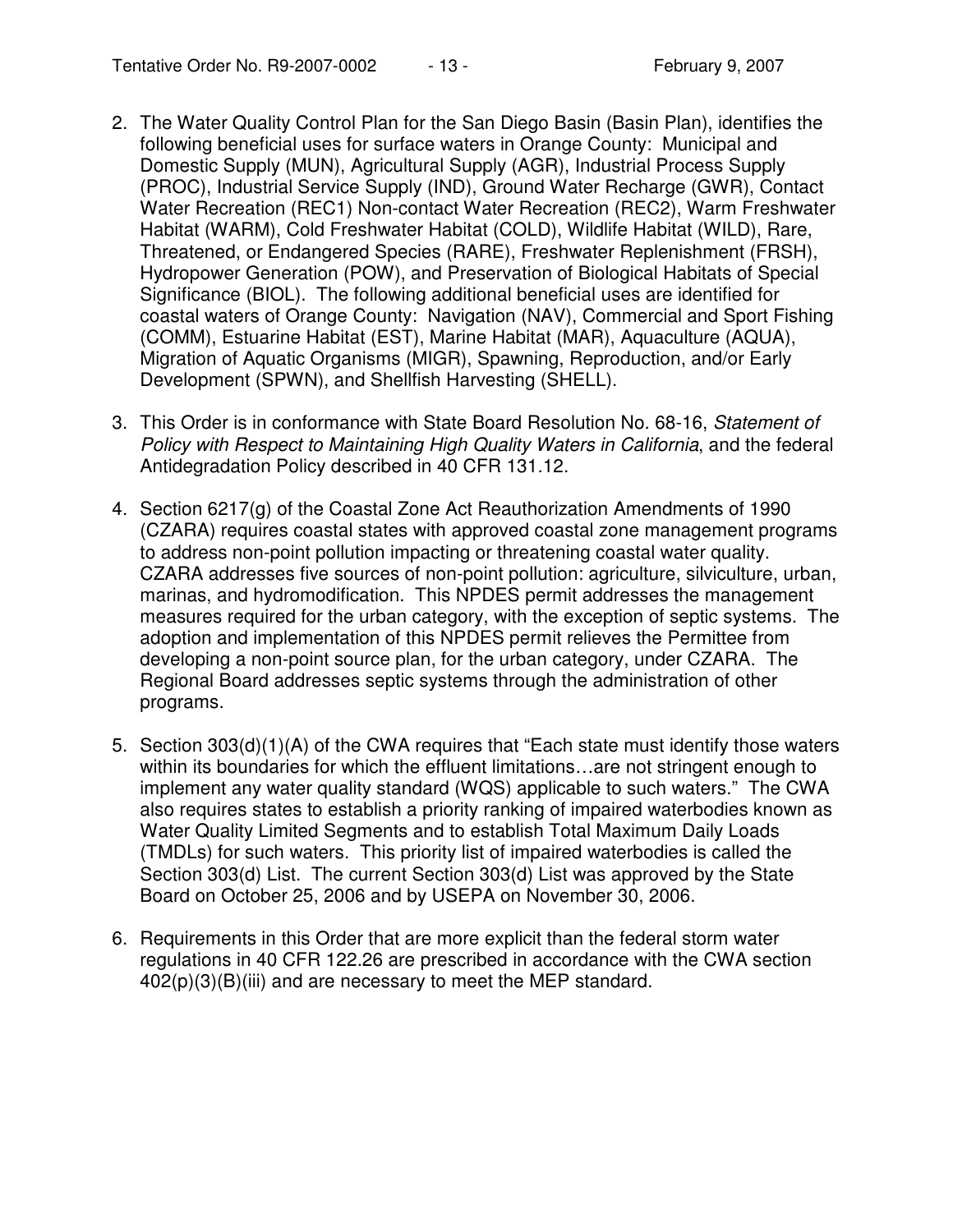2. The Water Quality Control Plan for the San Diego Basin (Basin Plan), identifies the following beneficial uses for surface waters in Orange County: Municipal and Domestic Supply (MUN), Agricultural Supply (AGR), Industrial Process Supply (PROC), Industrial Service Supply (IND), Ground Water Recharge (GWR), Contact Water Recreation (REC1) Non-contact Water Recreation (REC2), Warm Freshwater Habitat (WARM), Cold Freshwater Habitat (COLD), Wildlife Habitat (WILD), Rare, Threatened, or Endangered Species (RARE), Freshwater Replenishment (FRSH), Hydropower Generation (POW), and Preservation of Biological Habitats of Special Significance (BIOL). The following additional beneficial uses are identified for coastal waters of Orange County: Navigation (NAV), Commercial and Sport Fishing (COMM), Estuarine Habitat (EST), Marine Habitat (MAR), Aquaculture (AQUA), Migration of Aquatic Organisms (MIGR), Spawning, Reproduction, and/or Early Development (SPWN), and Shellfish Harvesting (SHELL).

3. This Order is in conformance with State Board Resolution No. 68-16, *Statement of Policy with Respect to Maintaining High Quality Waters in California*, and the federal Antidegradation Policy described in 40 CFR 131.12.

4. Section 6217(g) of the Coastal Zone Act Reauthorization Amendments of 1990 (CZARA) requires coastal states with approved coastal zone management programs to address non-point pollution impacting or threatening coastal water quality. CZARA addresses five sources of non-point pollution: agriculture, silviculture, urban, marinas, and hydromodification. This NPDES permit addresses the management measures required for the urban category, with the exception of septic systems. The adoption and implementation of this NPDES permit relieves the Permittee from developing a non-point source plan, for the urban category, under CZARA. The Regional Board addresses septic systems through the administration of other programs.

5. Section 303(d)(1)(A) of the CWA requires that "Each state must identify those waters within its boundaries for which the effluent limitations…are not stringent enough to implement any water quality standard (WQS) applicable to such waters." The CWA also requires states to establish a priority ranking of impaired waterbodies known as Water Quality Limited Segments and to establish Total Maximum Daily Loads (TMDLs) for such waters. This priority list of impaired waterbodies is called the Section 303(d) List. The current Section 303(d) List was approved by the State Board on October 25, 2006 and by USEPA on November 30, 2006.

6. Requirements in this Order that are more explicit than the federal storm water regulations in 40 CFR 122.26 are prescribed in accordance with the CWA section 402(p)(3)(B)(iii) and are necessary to meet the MEP standard.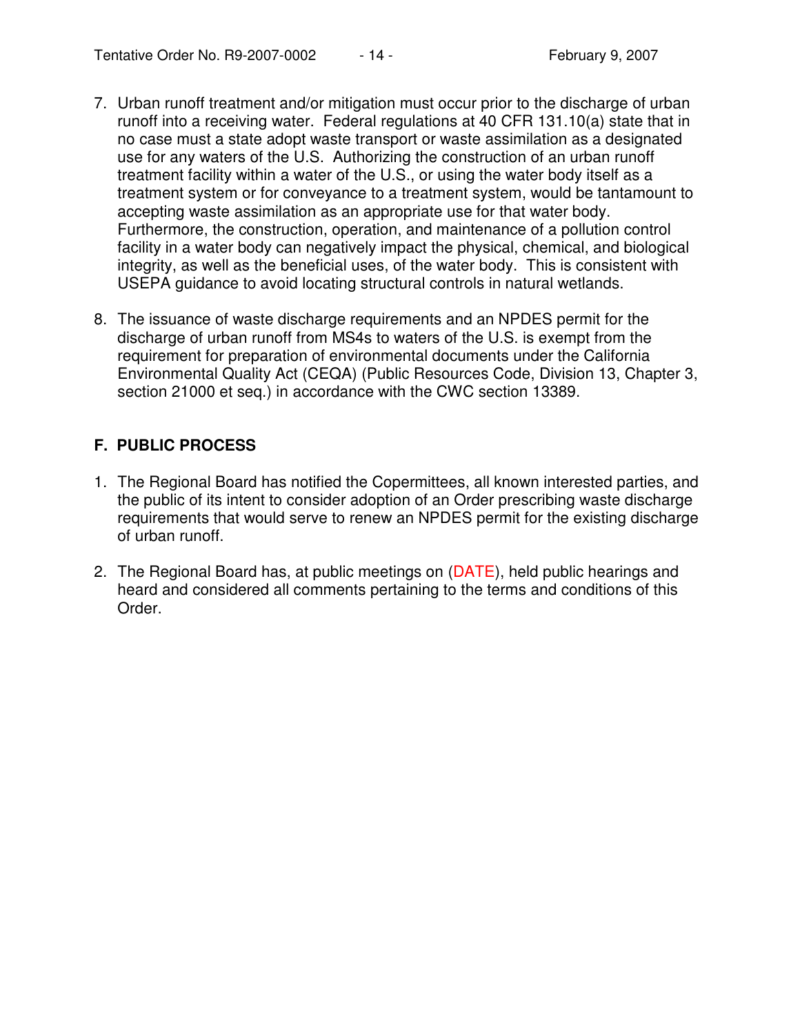7. Urban runoff treatment and/or mitigation must occur prior to the discharge of urban runoff into a receiving water. Federal regulations at 40 CFR 131.10(a) state that in no case must a state adopt waste transport or waste assimilation as a designated use for any waters of the U.S. Authorizing the construction of an urban runoff treatment facility within a water of the U.S., or using the water body itself as a treatment system or for conveyance to a treatment system, would be tantamount to accepting waste assimilation as an appropriate use for that water body. Furthermore, the construction, operation, and maintenance of a pollution control facility in a water body can negatively impact the physical, chemical, and biological integrity, as well as the beneficial uses, of the water body. This is consistent with USEPA guidance to avoid locating structural controls in natural wetlands.

8. The issuance of waste discharge requirements and an NPDES permit for the discharge of urban runoff from MS4s to waters of the U.S. is exempt from the requirement for preparation of environmental documents under the California Environmental Quality Act (CEQA) (Public Resources Code, Division 13, Chapter 3, section 21000 et seq.) in accordance with the CWC section 13389.

## F. PUBLIC PROCESS

1. The Regional Board has notified the Copermittees, all known interested parties, and the public of its intent to consider adoption of an Order prescribing waste discharge requirements that would serve to renew an NPDES permit for the existing discharge of urban runoff.

2. The Regional Board has, at public meetings on (DATE), held public hearings and heard and considered all comments pertaining to the terms and conditions of this Order.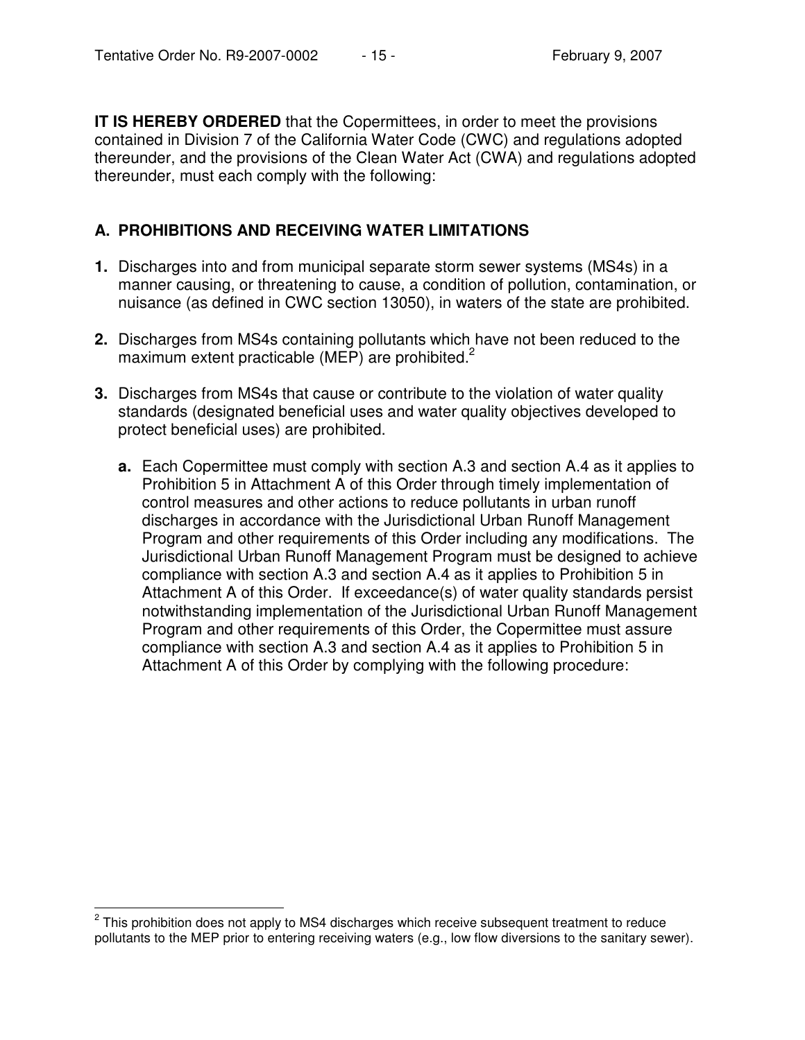**IT IS HEREBY ORDERED** that the Copermittees, in order to meet the provisions contained in Division 7 of the California Water Code (CWC) and regulations adopted thereunder, and the provisions of the Clean Water Act (CWA) and regulations adopted thereunder, must each comply with the following:

## A. PROHIBITIONS AND RECEIVING WATER LIMITATIONS

**1.** Discharges into and from municipal separate storm sewer systems (MS4s) in a manner causing, or threatening to cause, a condition of pollution, contamination, or nuisance (as defined in CWC section 13050), in waters of the state are prohibited.

**2.** Discharges from MS4s containing pollutants which have not been reduced to the maximum extent practicable (MEP) are prohibited.[2]

**3.** Discharges from MS4s that cause or contribute to the violation of water quality standards (designated beneficial uses and water quality objectives developed to protect beneficial uses) are prohibited.

   **a.** Each Copermittee must comply with section A.3 and section A.4 as it applies to Prohibition 5 in Attachment A of this Order through timely implementation of control measures and other actions to reduce pollutants in urban runoff discharges in accordance with the Jurisdictional Urban Runoff Management Program and other requirements of this Order including any modifications. The Jurisdictional Urban Runoff Management Program must be designed to achieve compliance with section A.3 and section A.4 as it applies to Prohibition 5 in Attachment A of this Order. If exceedance(s) of water quality standards persist notwithstanding implementation of the Jurisdictional Urban Runoff Management Program and other requirements of this Order, the Copermittee must assure compliance with section A.3 and section A.4 as it applies to Prohibition 5 in Attachment A of this Order by complying with the following procedure:

[2] This prohibition does not apply to MS4 discharges which receive subsequent treatment to reduce pollutants to the MEP prior to entering receiving waters (e.g., low flow diversions to the sanitary sewer).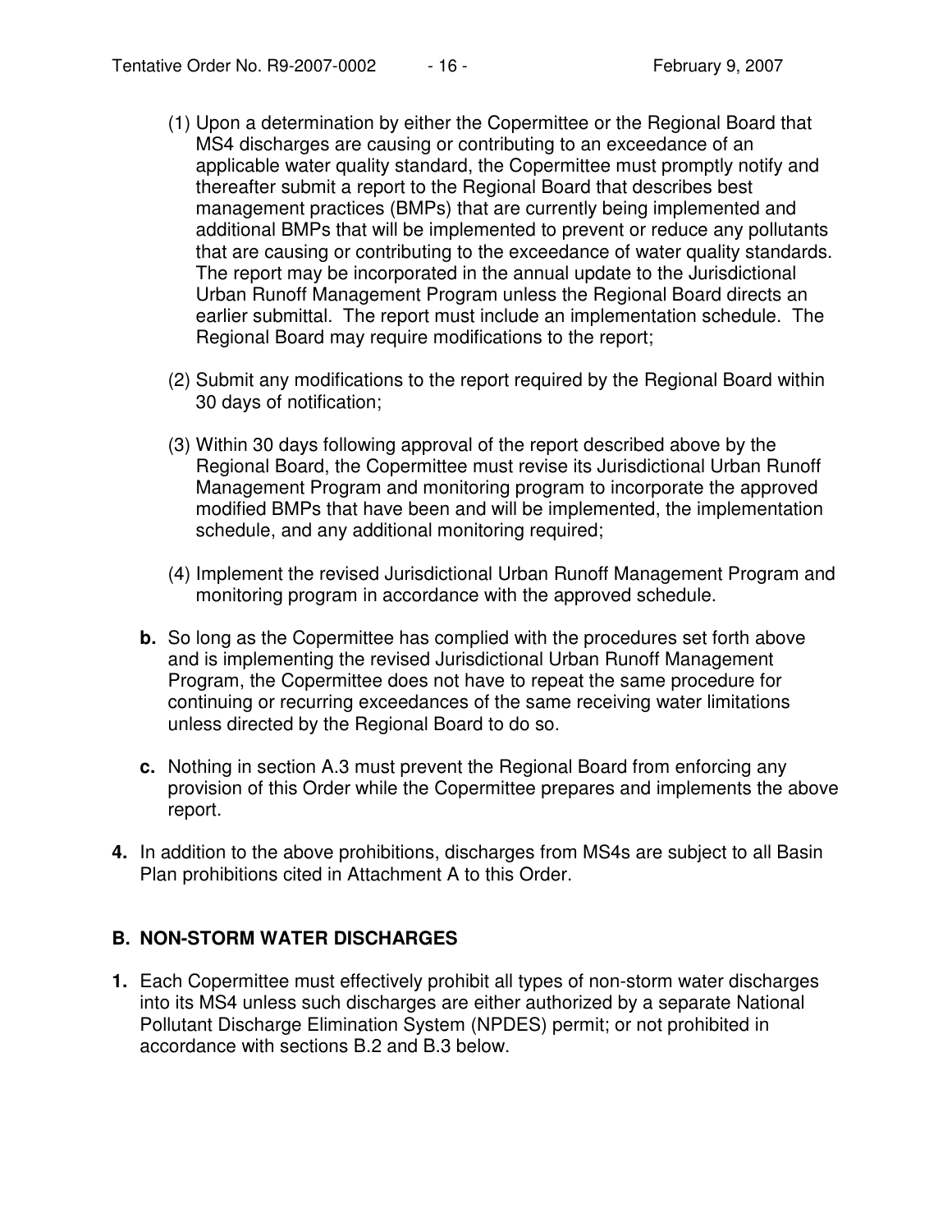(1) Upon a determination by either the Copermittee or the Regional Board that MS4 discharges are causing or contributing to an exceedance of an applicable water quality standard, the Copermittee must promptly notify and thereafter submit a report to the Regional Board that describes best management practices (BMPs) that are currently being implemented and additional BMPs that will be implemented to prevent or reduce any pollutants that are causing or contributing to the exceedance of water quality standards. The report may be incorporated in the annual update to the Jurisdictional Urban Runoff Management Program unless the Regional Board directs an earlier submittal. The report must include an implementation schedule. The Regional Board may require modifications to the report;

(2) Submit any modifications to the report required by the Regional Board within 30 days of notification;

(3) Within 30 days following approval of the report described above by the Regional Board, the Copermittee must revise its Jurisdictional Urban Runoff Management Program and monitoring program to incorporate the approved modified BMPs that have been and will be implemented, the implementation schedule, and any additional monitoring required;

(4) Implement the revised Jurisdictional Urban Runoff Management Program and monitoring program in accordance with the approved schedule.

**b.** So long as the Copermittee has complied with the procedures set forth above and is implementing the revised Jurisdictional Urban Runoff Management Program, the Copermittee does not have to repeat the same procedure for continuing or recurring exceedances of the same receiving water limitations unless directed by the Regional Board to do so.

**c.** Nothing in section A.3 must prevent the Regional Board from enforcing any provision of this Order while the Copermittee prepares and implements the above report.

**4.** In addition to the above prohibitions, discharges from MS4s are subject to all Basin Plan prohibitions cited in Attachment A to this Order.

## B. NON-STORM WATER DISCHARGES

**1.** Each Copermittee must effectively prohibit all types of non-storm water discharges into its MS4 unless such discharges are either authorized by a separate National Pollutant Discharge Elimination System (NPDES) permit; or not prohibited in accordance with sections B.2 and B.3 below.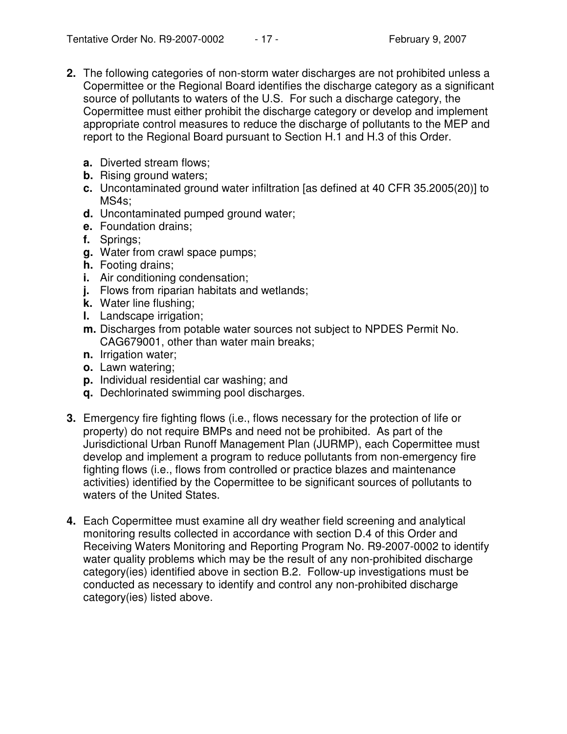**2.** The following categories of non-storm water discharges are not prohibited unless a Copermittee or the Regional Board identifies the discharge category as a significant source of pollutants to waters of the U.S. For such a discharge category, the Copermittee must either prohibit the discharge category or develop and implement appropriate control measures to reduce the discharge of pollutants to the MEP and report to the Regional Board pursuant to Section H.1 and H.3 of this Order.

- **a.** Diverted stream flows;
- **b.** Rising ground waters;
- **c.** Uncontaminated ground water infiltration [as defined at 40 CFR 35.2005(20)] to MS4s;
- **d.** Uncontaminated pumped ground water;
- **e.** Foundation drains;
- **f.** Springs;
- **g.** Water from crawl space pumps;
- **h.** Footing drains;
- **i.** Air conditioning condensation;
- **j.** Flows from riparian habitats and wetlands;
- **k.** Water line flushing;
- **l.** Landscape irrigation;
- **m.** Discharges from potable water sources not subject to NPDES Permit No. CAG679001, other than water main breaks;
- **n.** Irrigation water;
- **o.** Lawn watering;
- **p.** Individual residential car washing; and
- **q.** Dechlorinated swimming pool discharges.

**3.** Emergency fire fighting flows (i.e., flows necessary for the protection of life or property) do not require BMPs and need not be prohibited. As part of the Jurisdictional Urban Runoff Management Plan (JURMP), each Copermittee must develop and implement a program to reduce pollutants from non-emergency fire fighting flows (i.e., flows from controlled or practice blazes and maintenance activities) identified by the Copermittee to be significant sources of pollutants to waters of the United States.

**4.** Each Copermittee must examine all dry weather field screening and analytical monitoring results collected in accordance with section D.4 of this Order and Receiving Waters Monitoring and Reporting Program No. R9-2007-0002 to identify water quality problems which may be the result of any non-prohibited discharge category(ies) identified above in section B.2. Follow-up investigations must be conducted as necessary to identify and control any non-prohibited discharge category(ies) listed above.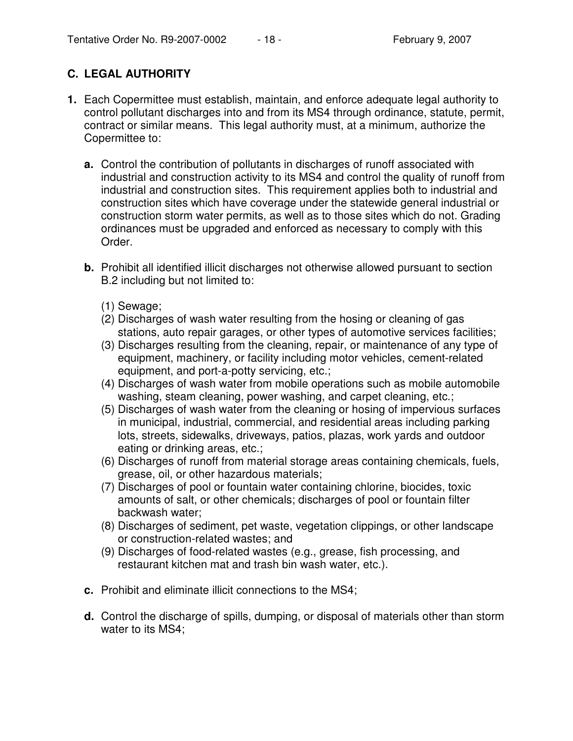## C. LEGAL AUTHORITY

**1.** Each Copermittee must establish, maintain, and enforce adequate legal authority to control pollutant discharges into and from its MS4 through ordinance, statute, permit, contract or similar means. This legal authority must, at a minimum, authorize the Copermittee to:

**a.** Control the contribution of pollutants in discharges of runoff associated with industrial and construction activity to its MS4 and control the quality of runoff from industrial and construction sites. This requirement applies both to industrial and construction sites which have coverage under the statewide general industrial or construction storm water permits, as well as to those sites which do not. Grading ordinances must be upgraded and enforced as necessary to comply with this Order.

**b.** Prohibit all identified illicit discharges not otherwise allowed pursuant to section B.2 including but not limited to:

(1) Sewage;
(2) Discharges of wash water resulting from the hosing or cleaning of gas stations, auto repair garages, or other types of automotive services facilities;
(3) Discharges resulting from the cleaning, repair, or maintenance of any type of equipment, machinery, or facility including motor vehicles, cement-related equipment, and port-a-potty servicing, etc.;
(4) Discharges of wash water from mobile operations such as mobile automobile washing, steam cleaning, power washing, and carpet cleaning, etc.;
(5) Discharges of wash water from the cleaning or hosing of impervious surfaces in municipal, industrial, commercial, and residential areas including parking lots, streets, sidewalks, driveways, patios, plazas, work yards and outdoor eating or drinking areas, etc.;
(6) Discharges of runoff from material storage areas containing chemicals, fuels, grease, oil, or other hazardous materials;
(7) Discharges of pool or fountain water containing chlorine, biocides, toxic amounts of salt, or other chemicals; discharges of pool or fountain filter backwash water;
(8) Discharges of sediment, pet waste, vegetation clippings, or other landscape or construction-related wastes; and
(9) Discharges of food-related wastes (e.g., grease, fish processing, and restaurant kitchen mat and trash bin wash water, etc.).

**c.** Prohibit and eliminate illicit connections to the MS4;

**d.** Control the discharge of spills, dumping, or disposal of materials other than storm water to its MS4;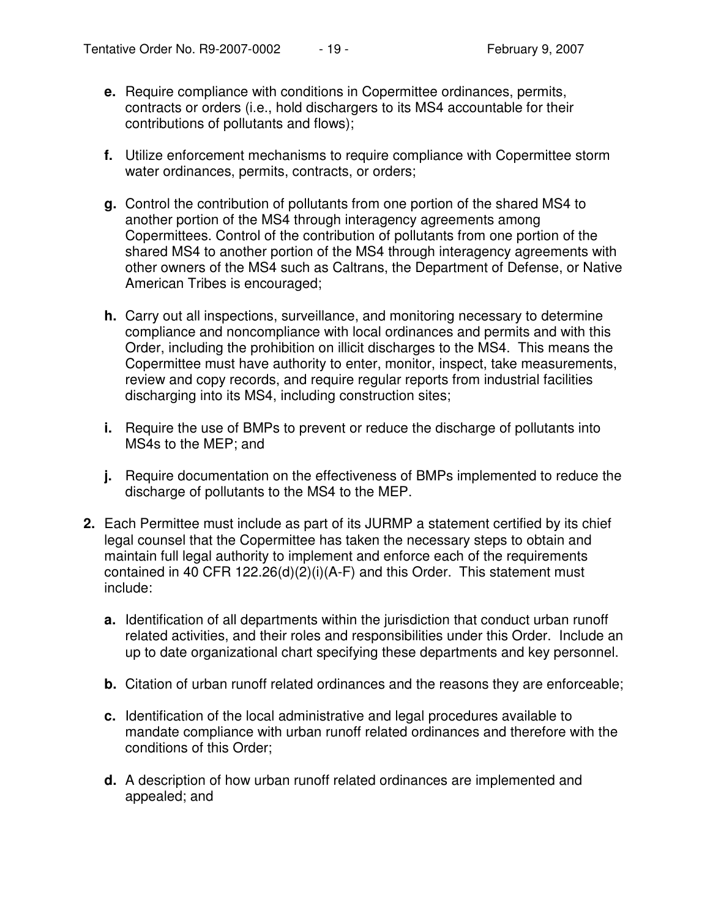- **e.** Require compliance with conditions in Copermittee ordinances, permits, contracts or orders (i.e., hold dischargers to its MS4 accountable for their contributions of pollutants and flows);

- **f.** Utilize enforcement mechanisms to require compliance with Copermittee storm water ordinances, permits, contracts, or orders;

- **g.** Control the contribution of pollutants from one portion of the shared MS4 to another portion of the MS4 through interagency agreements among Copermittees. Control of the contribution of pollutants from one portion of the shared MS4 to another portion of the MS4 through interagency agreements with other owners of the MS4 such as Caltrans, the Department of Defense, or Native American Tribes is encouraged;

- **h.** Carry out all inspections, surveillance, and monitoring necessary to determine compliance and noncompliance with local ordinances and permits and with this Order, including the prohibition on illicit discharges to the MS4. This means the Copermittee must have authority to enter, monitor, inspect, take measurements, review and copy records, and require regular reports from industrial facilities discharging into its MS4, including construction sites;

- **i.** Require the use of BMPs to prevent or reduce the discharge of pollutants into MS4s to the MEP; and

- **j.** Require documentation on the effectiveness of BMPs implemented to reduce the discharge of pollutants to the MS4 to the MEP.

**2.** Each Permittee must include as part of its JURMP a statement certified by its chief legal counsel that the Copermittee has taken the necessary steps to obtain and maintain full legal authority to implement and enforce each of the requirements contained in 40 CFR 122.26(d)(2)(i)(A-F) and this Order. This statement must include:

- **a.** Identification of all departments within the jurisdiction that conduct urban runoff related activities, and their roles and responsibilities under this Order. Include an up to date organizational chart specifying these departments and key personnel.

- **b.** Citation of urban runoff related ordinances and the reasons they are enforceable;

- **c.** Identification of the local administrative and legal procedures available to mandate compliance with urban runoff related ordinances and therefore with the conditions of this Order;

- **d.** A description of how urban runoff related ordinances are implemented and appealed; and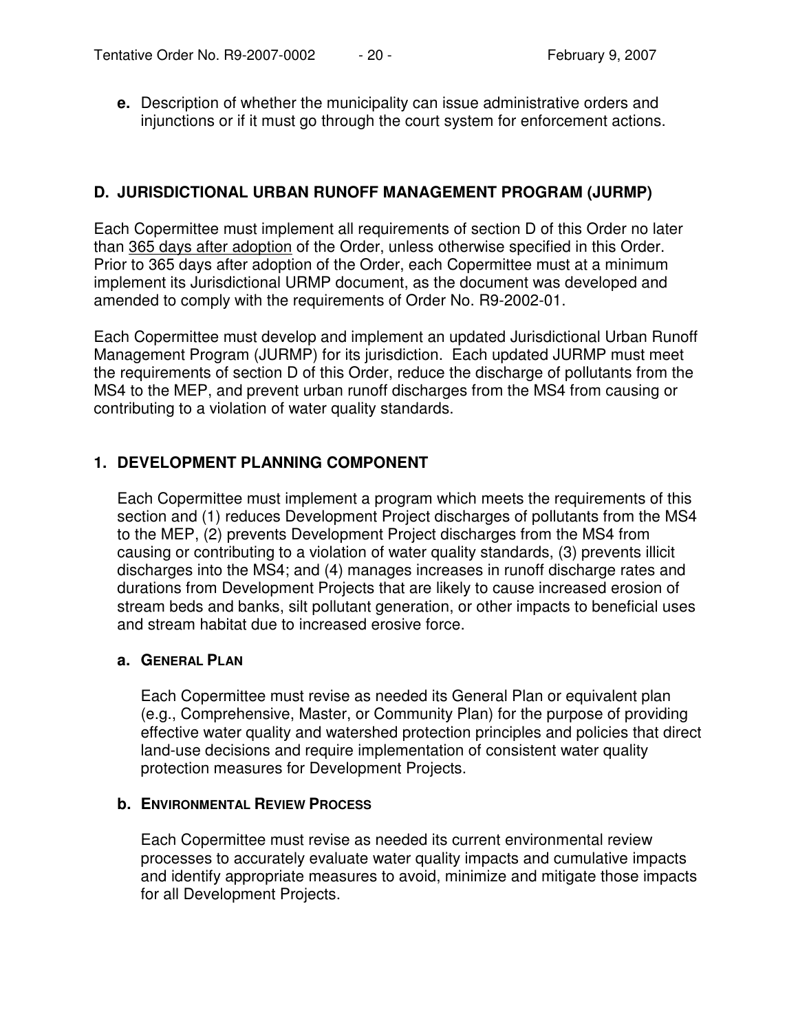**e.** Description of whether the municipality can issue administrative orders and injunctions or if it must go through the court system for enforcement actions.

## D. JURISDICTIONAL URBAN RUNOFF MANAGEMENT PROGRAM (JURMP)

Each Copermittee must implement all requirements of section D of this Order no later than 365 days after adoption of the Order, unless otherwise specified in this Order. Prior to 365 days after adoption of the Order, each Copermittee must at a minimum implement its Jurisdictional URMP document, as the document was developed and amended to comply with the requirements of Order No. R9-2002-01.

Each Copermittee must develop and implement an updated Jurisdictional Urban Runoff Management Program (JURMP) for its jurisdiction. Each updated JURMP must meet the requirements of section D of this Order, reduce the discharge of pollutants from the MS4 to the MEP, and prevent urban runoff discharges from the MS4 from causing or contributing to a violation of water quality standards.

### 1. DEVELOPMENT PLANNING COMPONENT

Each Copermittee must implement a program which meets the requirements of this section and (1) reduces Development Project discharges of pollutants from the MS4 to the MEP, (2) prevents Development Project discharges from the MS4 from causing or contributing to a violation of water quality standards, (3) prevents illicit discharges into the MS4; and (4) manages increases in runoff discharge rates and durations from Development Projects that are likely to cause increased erosion of stream beds and banks, silt pollutant generation, or other impacts to beneficial uses and stream habitat due to increased erosive force.

#### a. General Plan

Each Copermittee must revise as needed its General Plan or equivalent plan (e.g., Comprehensive, Master, or Community Plan) for the purpose of providing effective water quality and watershed protection principles and policies that direct land-use decisions and require implementation of consistent water quality protection measures for Development Projects.

#### b. Environmental Review Process

Each Copermittee must revise as needed its current environmental review processes to accurately evaluate water quality impacts and cumulative impacts and identify appropriate measures to avoid, minimize and mitigate those impacts for all Development Projects.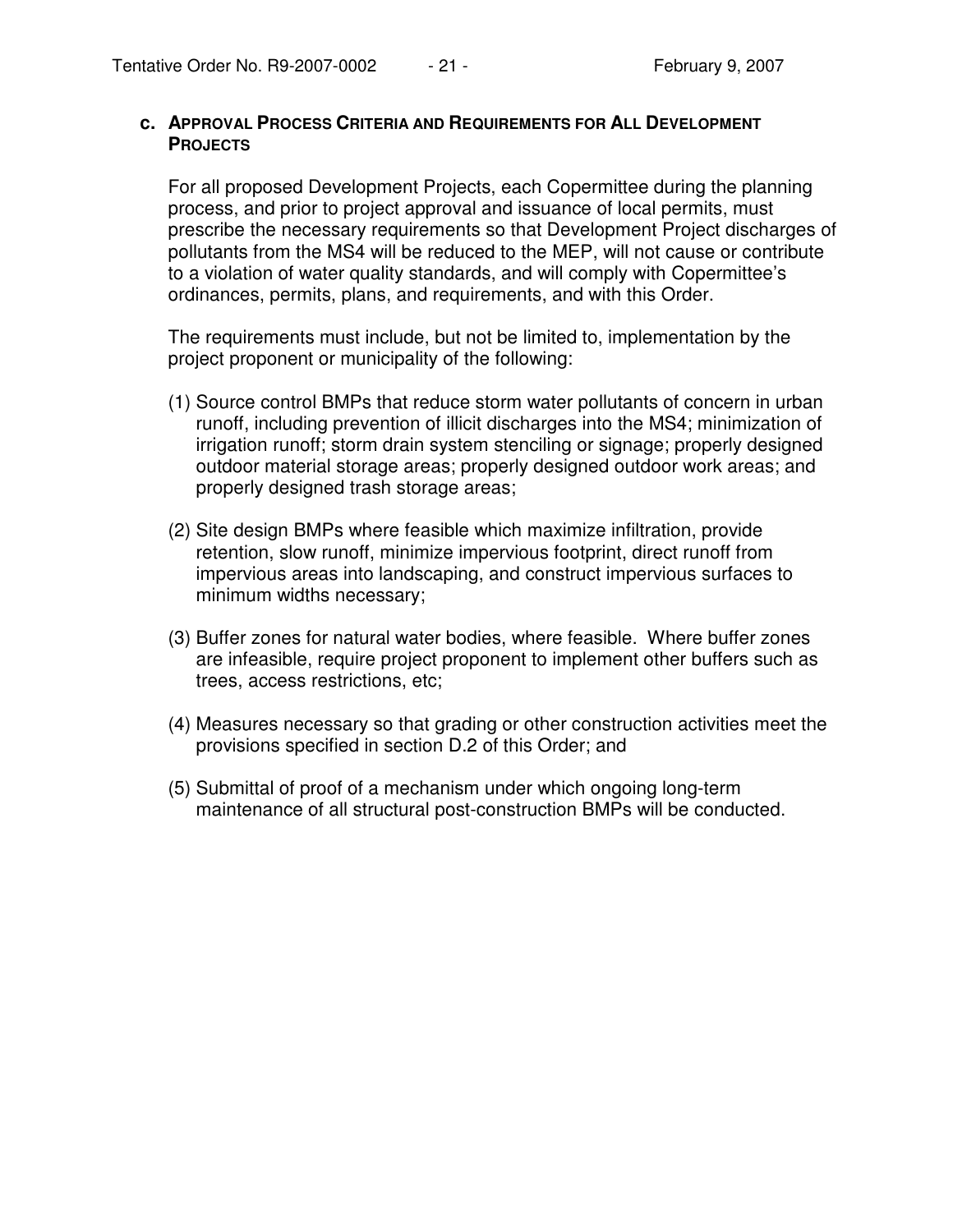### c. APPROVAL PROCESS CRITERIA AND REQUIREMENTS FOR ALL DEVELOPMENT PROJECTS

For all proposed Development Projects, each Copermittee during the planning process, and prior to project approval and issuance of local permits, must prescribe the necessary requirements so that Development Project discharges of pollutants from the MS4 will be reduced to the MEP, will not cause or contribute to a violation of water quality standards, and will comply with Copermittee's ordinances, permits, plans, and requirements, and with this Order.

The requirements must include, but not be limited to, implementation by the project proponent or municipality of the following:

(1) Source control BMPs that reduce storm water pollutants of concern in urban runoff, including prevention of illicit discharges into the MS4; minimization of irrigation runoff; storm drain system stenciling or signage; properly designed outdoor material storage areas; properly designed outdoor work areas; and properly designed trash storage areas;

(2) Site design BMPs where feasible which maximize infiltration, provide retention, slow runoff, minimize impervious footprint, direct runoff from impervious areas into landscaping, and construct impervious surfaces to minimum widths necessary;

(3) Buffer zones for natural water bodies, where feasible. Where buffer zones are infeasible, require project proponent to implement other buffers such as trees, access restrictions, etc;

(4) Measures necessary so that grading or other construction activities meet the provisions specified in section D.2 of this Order; and

(5) Submittal of proof of a mechanism under which ongoing long-term maintenance of all structural post-construction BMPs will be conducted.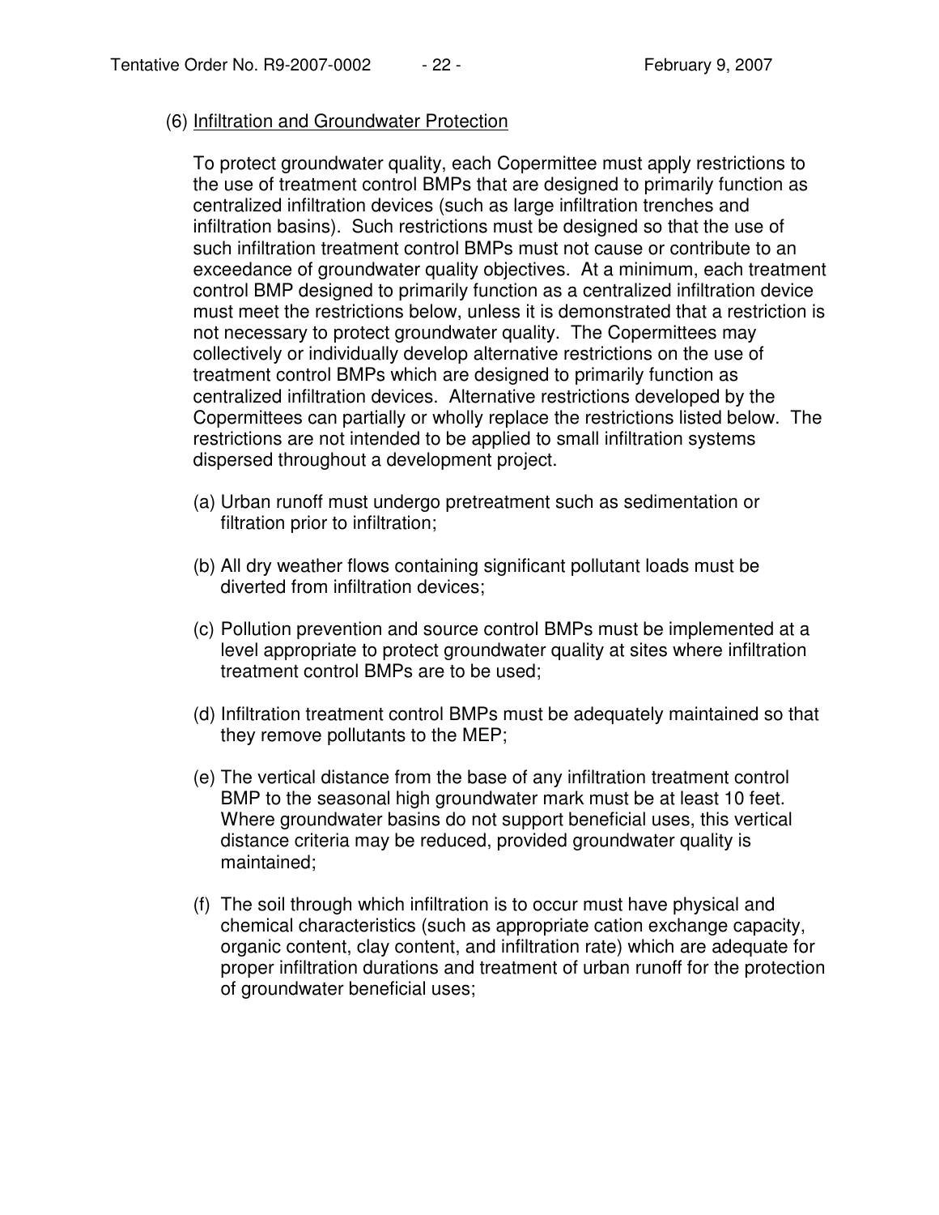(6) <u>Infiltration and Groundwater Protection</u>

To protect groundwater quality, each Copermittee must apply restrictions to the use of treatment control BMPs that are designed to primarily function as centralized infiltration devices (such as large infiltration trenches and infiltration basins). Such restrictions must be designed so that the use of such infiltration treatment control BMPs must not cause or contribute to an exceedance of groundwater quality objectives. At a minimum, each treatment control BMP designed to primarily function as a centralized infiltration device must meet the restrictions below, unless it is demonstrated that a restriction is not necessary to protect groundwater quality. The Copermittees may collectively or individually develop alternative restrictions on the use of treatment control BMPs which are designed to primarily function as centralized infiltration devices. Alternative restrictions developed by the Copermittees can partially or wholly replace the restrictions listed below. The restrictions are not intended to be applied to small infiltration systems dispersed throughout a development project.

(a) Urban runoff must undergo pretreatment such as sedimentation or filtration prior to infiltration;

(b) All dry weather flows containing significant pollutant loads must be diverted from infiltration devices;

(c) Pollution prevention and source control BMPs must be implemented at a level appropriate to protect groundwater quality at sites where infiltration treatment control BMPs are to be used;

(d) Infiltration treatment control BMPs must be adequately maintained so that they remove pollutants to the MEP;

(e) The vertical distance from the base of any infiltration treatment control BMP to the seasonal high groundwater mark must be at least 10 feet. Where groundwater basins do not support beneficial uses, this vertical distance criteria may be reduced, provided groundwater quality is maintained;

(f) The soil through which infiltration is to occur must have physical and chemical characteristics (such as appropriate cation exchange capacity, organic content, clay content, and infiltration rate) which are adequate for proper infiltration durations and treatment of urban runoff for the protection of groundwater beneficial uses;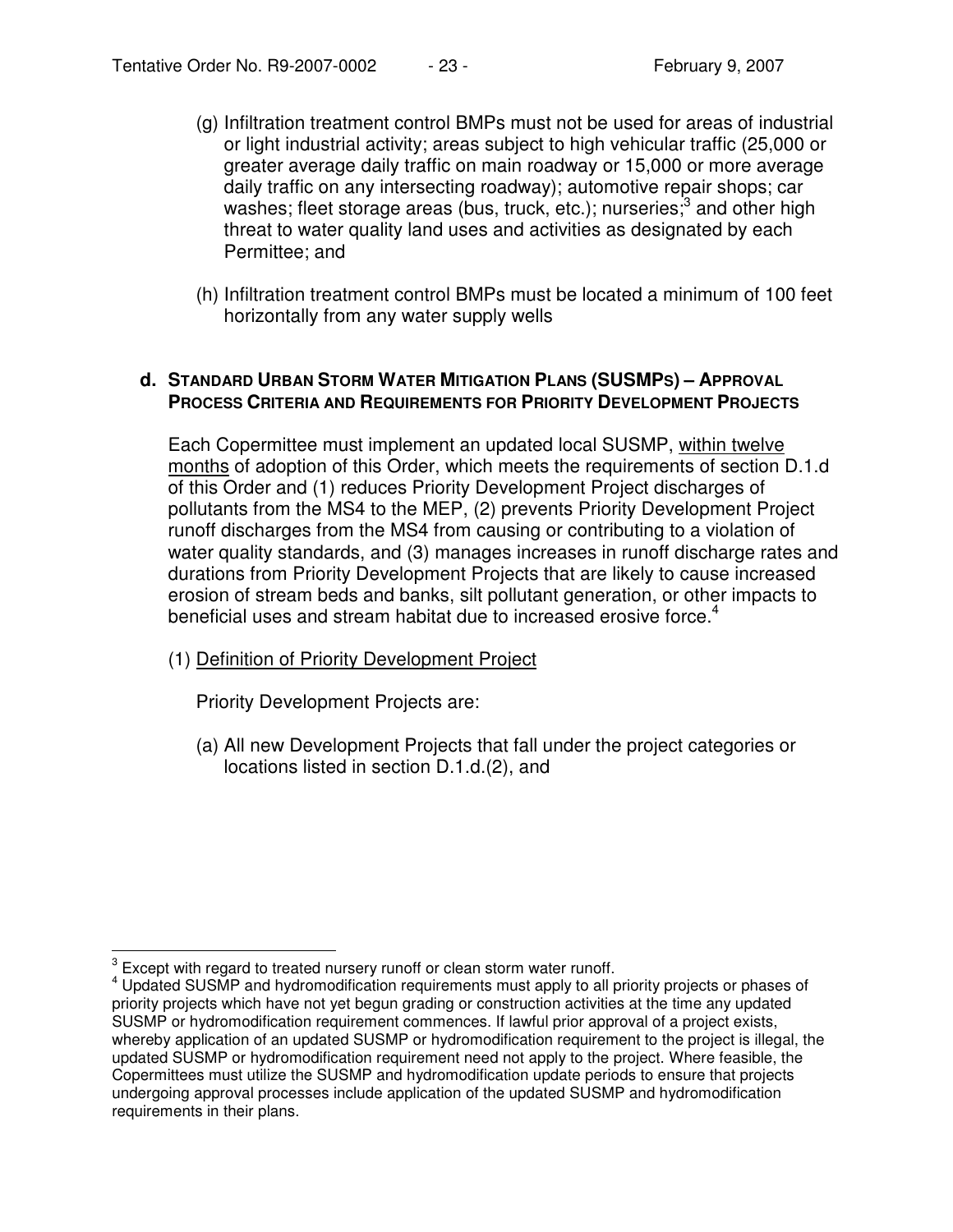(g) Infiltration treatment control BMPs must not be used for areas of industrial or light industrial activity; areas subject to high vehicular traffic (25,000 or greater average daily traffic on main roadway or 15,000 or more average daily traffic on any intersecting roadway); automotive repair shops; car washes; fleet storage areas (bus, truck, etc.); nurseries;[3] and other high threat to water quality land uses and activities as designated by each Permittee; and

(h) Infiltration treatment control BMPs must be located a minimum of 100 feet horizontally from any water supply wells

### d. STANDARD URBAN STORM WATER MITIGATION PLANS (SUSMPS) – APPROVAL PROCESS CRITERIA AND REQUIREMENTS FOR PRIORITY DEVELOPMENT PROJECTS

Each Copermittee must implement an updated local SUSMP, <u>within twelve months</u> of adoption of this Order, which meets the requirements of section D.1.d of this Order and (1) reduces Priority Development Project discharges of pollutants from the MS4 to the MEP, (2) prevents Priority Development Project runoff discharges from the MS4 from causing or contributing to a violation of water quality standards, and (3) manages increases in runoff discharge rates and durations from Priority Development Projects that are likely to cause increased erosion of stream beds and banks, silt pollutant generation, or other impacts to beneficial uses and stream habitat due to increased erosive force.[4]

(1) <u>Definition of Priority Development Project</u>

Priority Development Projects are:

(a) All new Development Projects that fall under the project categories or locations listed in section D.1.d.(2), and

---

[3] Except with regard to treated nursery runoff or clean storm water runoff.

[4] Updated SUSMP and hydromodification requirements must apply to all priority projects or phases of priority projects which have not yet begun grading or construction activities at the time any updated SUSMP or hydromodification requirement commences. If lawful prior approval of a project exists, whereby application of an updated SUSMP or hydromodification requirement to the project is illegal, the updated SUSMP or hydromodification requirement need not apply to the project. Where feasible, the Copermittees must utilize the SUSMP and hydromodification update periods to ensure that projects undergoing approval processes include application of the updated SUSMP and hydromodification requirements in their plans.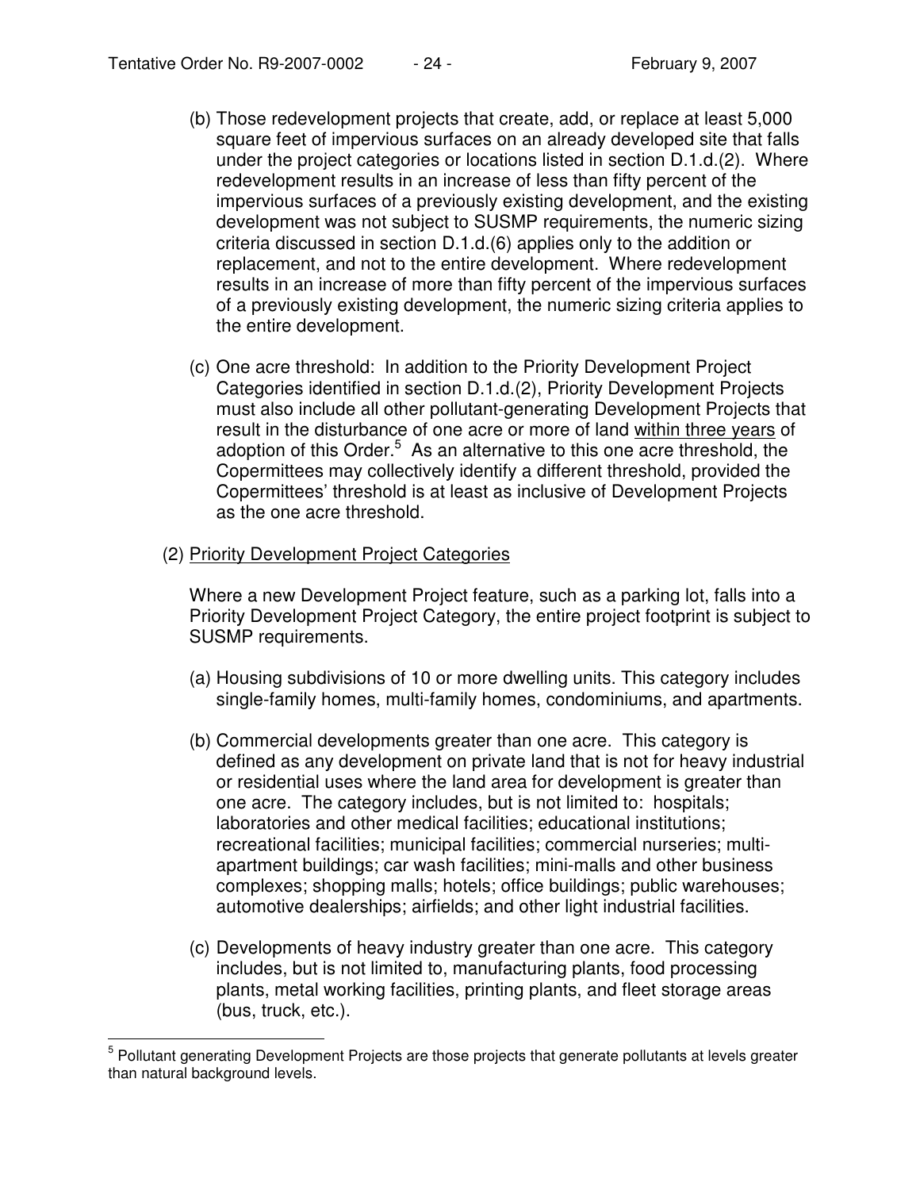(b) Those redevelopment projects that create, add, or replace at least 5,000 square feet of impervious surfaces on an already developed site that falls under the project categories or locations listed in section D.1.d.(2). Where redevelopment results in an increase of less than fifty percent of the impervious surfaces of a previously existing development, and the existing development was not subject to SUSMP requirements, the numeric sizing criteria discussed in section D.1.d.(6) applies only to the addition or replacement, and not to the entire development. Where redevelopment results in an increase of more than fifty percent of the impervious surfaces of a previously existing development, the numeric sizing criteria applies to the entire development.

(c) One acre threshold: In addition to the Priority Development Project Categories identified in section D.1.d.(2), Priority Development Projects must also include all other pollutant-generating Development Projects that result in the disturbance of one acre or more of land <u>within three years</u> of adoption of this Order.[5] As an alternative to this one acre threshold, the Copermittees may collectively identify a different threshold, provided the Copermittees' threshold is at least as inclusive of Development Projects as the one acre threshold.

(2) <u>Priority Development Project Categories</u>

Where a new Development Project feature, such as a parking lot, falls into a Priority Development Project Category, the entire project footprint is subject to SUSMP requirements.

(a) Housing subdivisions of 10 or more dwelling units. This category includes single-family homes, multi-family homes, condominiums, and apartments.

(b) Commercial developments greater than one acre. This category is defined as any development on private land that is not for heavy industrial or residential uses where the land area for development is greater than one acre. The category includes, but is not limited to: hospitals; laboratories and other medical facilities; educational institutions; recreational facilities; municipal facilities; commercial nurseries; multi-apartment buildings; car wash facilities; mini-malls and other business complexes; shopping malls; hotels; office buildings; public warehouses; automotive dealerships; airfields; and other light industrial facilities.

(c) Developments of heavy industry greater than one acre. This category includes, but is not limited to, manufacturing plants, food processing plants, metal working facilities, printing plants, and fleet storage areas (bus, truck, etc.).

---

[5] Pollutant generating Development Projects are those projects that generate pollutants at levels greater than natural background levels.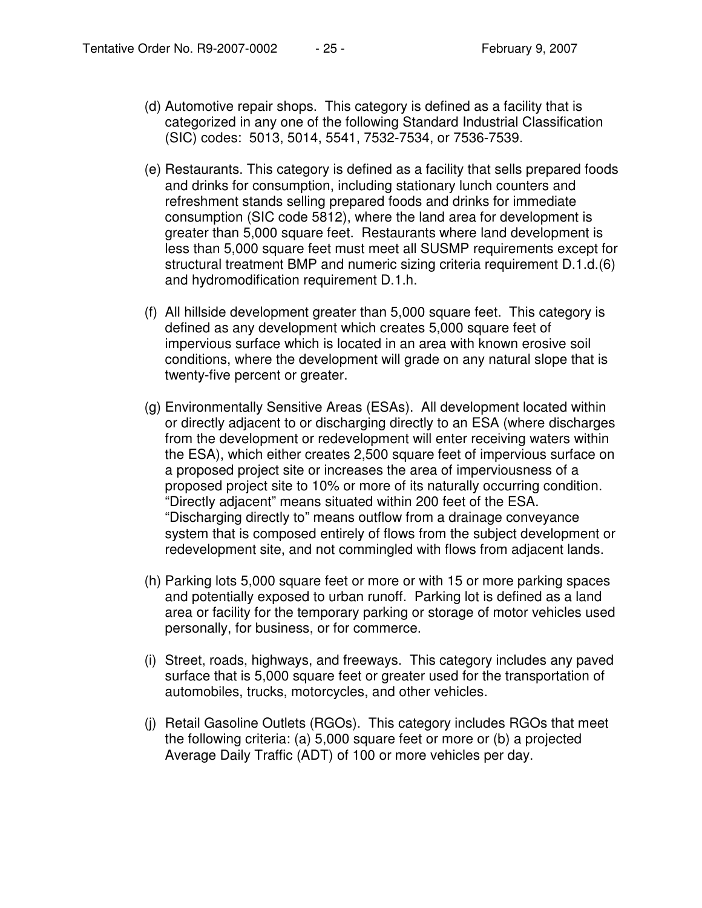(d) Automotive repair shops. This category is defined as a facility that is categorized in any one of the following Standard Industrial Classification (SIC) codes: 5013, 5014, 5541, 7532-7534, or 7536-7539.

(e) Restaurants. This category is defined as a facility that sells prepared foods and drinks for consumption, including stationary lunch counters and refreshment stands selling prepared foods and drinks for immediate consumption (SIC code 5812), where the land area for development is greater than 5,000 square feet. Restaurants where land development is less than 5,000 square feet must meet all SUSMP requirements except for structural treatment BMP and numeric sizing criteria requirement D.1.d.(6) and hydromodification requirement D.1.h.

(f) All hillside development greater than 5,000 square feet. This category is defined as any development which creates 5,000 square feet of impervious surface which is located in an area with known erosive soil conditions, where the development will grade on any natural slope that is twenty-five percent or greater.

(g) Environmentally Sensitive Areas (ESAs). All development located within or directly adjacent to or discharging directly to an ESA (where discharges from the development or redevelopment will enter receiving waters within the ESA), which either creates 2,500 square feet of impervious surface on a proposed project site or increases the area of imperviousness of a proposed project site to 10% or more of its naturally occurring condition. "Directly adjacent" means situated within 200 feet of the ESA. "Discharging directly to" means outflow from a drainage conveyance system that is composed entirely of flows from the subject development or redevelopment site, and not commingled with flows from adjacent lands.

(h) Parking lots 5,000 square feet or more or with 15 or more parking spaces and potentially exposed to urban runoff. Parking lot is defined as a land area or facility for the temporary parking or storage of motor vehicles used personally, for business, or for commerce.

(i) Street, roads, highways, and freeways. This category includes any paved surface that is 5,000 square feet or greater used for the transportation of automobiles, trucks, motorcycles, and other vehicles.

(j) Retail Gasoline Outlets (RGOs). This category includes RGOs that meet the following criteria: (a) 5,000 square feet or more or (b) a projected Average Daily Traffic (ADT) of 100 or more vehicles per day.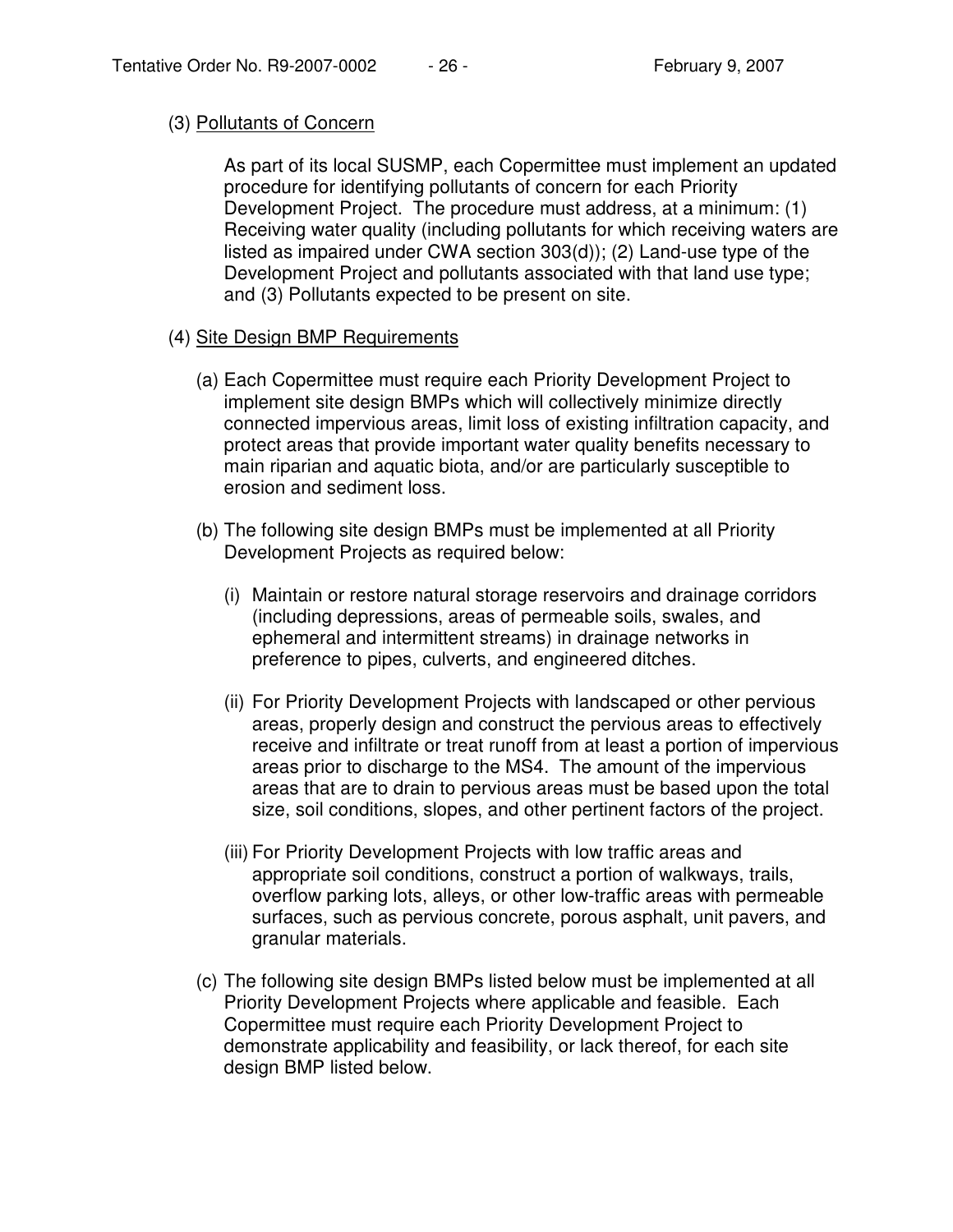(3) Pollutants of Concern

As part of its local SUSMP, each Copermittee must implement an updated procedure for identifying pollutants of concern for each Priority Development Project. The procedure must address, at a minimum: (1) Receiving water quality (including pollutants for which receiving waters are listed as impaired under CWA section 303(d)); (2) Land-use type of the Development Project and pollutants associated with that land use type; and (3) Pollutants expected to be present on site.

(4) Site Design BMP Requirements

(a) Each Copermittee must require each Priority Development Project to implement site design BMPs which will collectively minimize directly connected impervious areas, limit loss of existing infiltration capacity, and protect areas that provide important water quality benefits necessary to main riparian and aquatic biota, and/or are particularly susceptible to erosion and sediment loss.

(b) The following site design BMPs must be implemented at all Priority Development Projects as required below:

(i) Maintain or restore natural storage reservoirs and drainage corridors (including depressions, areas of permeable soils, swales, and ephemeral and intermittent streams) in drainage networks in preference to pipes, culverts, and engineered ditches.

(ii) For Priority Development Projects with landscaped or other pervious areas, properly design and construct the pervious areas to effectively receive and infiltrate or treat runoff from at least a portion of impervious areas prior to discharge to the MS4. The amount of the impervious areas that are to drain to pervious areas must be based upon the total size, soil conditions, slopes, and other pertinent factors of the project.

(iii) For Priority Development Projects with low traffic areas and appropriate soil conditions, construct a portion of walkways, trails, overflow parking lots, alleys, or other low-traffic areas with permeable surfaces, such as pervious concrete, porous asphalt, unit pavers, and granular materials.

(c) The following site design BMPs listed below must be implemented at all Priority Development Projects where applicable and feasible. Each Copermittee must require each Priority Development Project to demonstrate applicability and feasibility, or lack thereof, for each site design BMP listed below.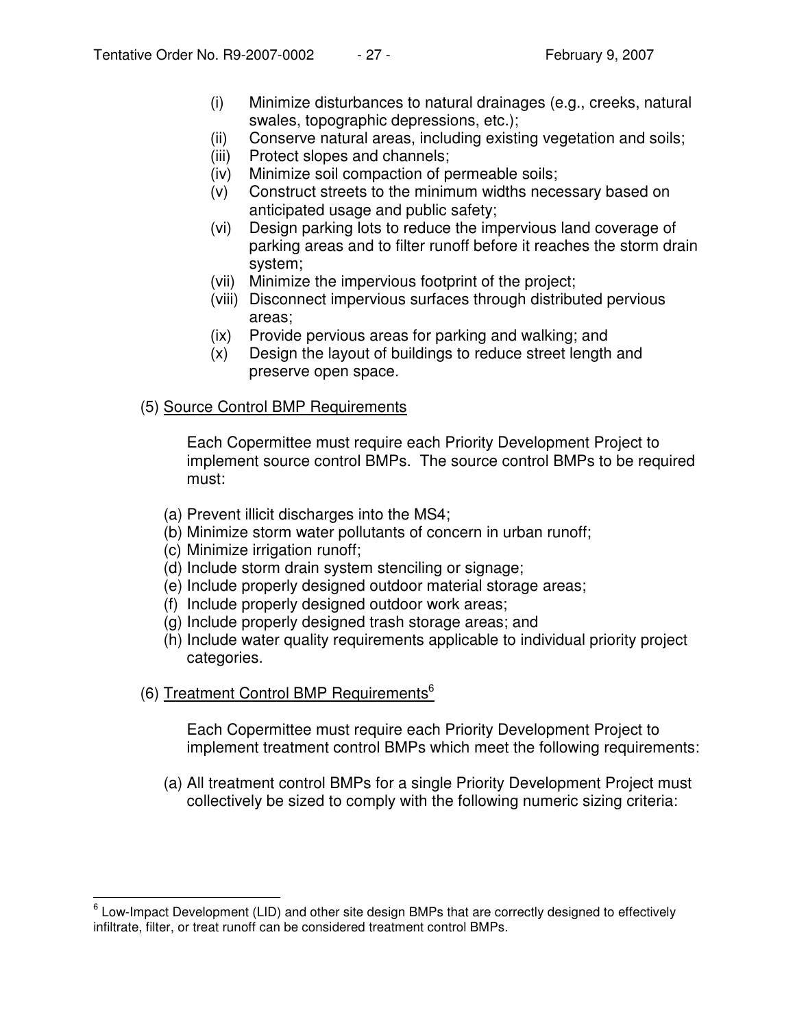(i) Minimize disturbances to natural drainages (e.g., creeks, natural swales, topographic depressions, etc.);
(ii) Conserve natural areas, including existing vegetation and soils;
(iii) Protect slopes and channels;
(iv) Minimize soil compaction of permeable soils;
(v) Construct streets to the minimum widths necessary based on anticipated usage and public safety;
(vi) Design parking lots to reduce the impervious land coverage of parking areas and to filter runoff before it reaches the storm drain system;
(vii) Minimize the impervious footprint of the project;
(viii) Disconnect impervious surfaces through distributed pervious areas;
(ix) Provide pervious areas for parking and walking; and
(x) Design the layout of buildings to reduce street length and preserve open space.

(5) <u>Source Control BMP Requirements</u>

Each Copermittee must require each Priority Development Project to implement source control BMPs. The source control BMPs to be required must:

(a) Prevent illicit discharges into the MS4;
(b) Minimize storm water pollutants of concern in urban runoff;
(c) Minimize irrigation runoff;
(d) Include storm drain system stenciling or signage;
(e) Include properly designed outdoor material storage areas;
(f) Include properly designed outdoor work areas;
(g) Include properly designed trash storage areas; and
(h) Include water quality requirements applicable to individual priority project categories.

(6) <u>Treatment Control BMP Requirements</u>[6]

Each Copermittee must require each Priority Development Project to implement treatment control BMPs which meet the following requirements:

(a) All treatment control BMPs for a single Priority Development Project must collectively be sized to comply with the following numeric sizing criteria:

[6] Low-Impact Development (LID) and other site design BMPs that are correctly designed to effectively infiltrate, filter, or treat runoff can be considered treatment control BMPs.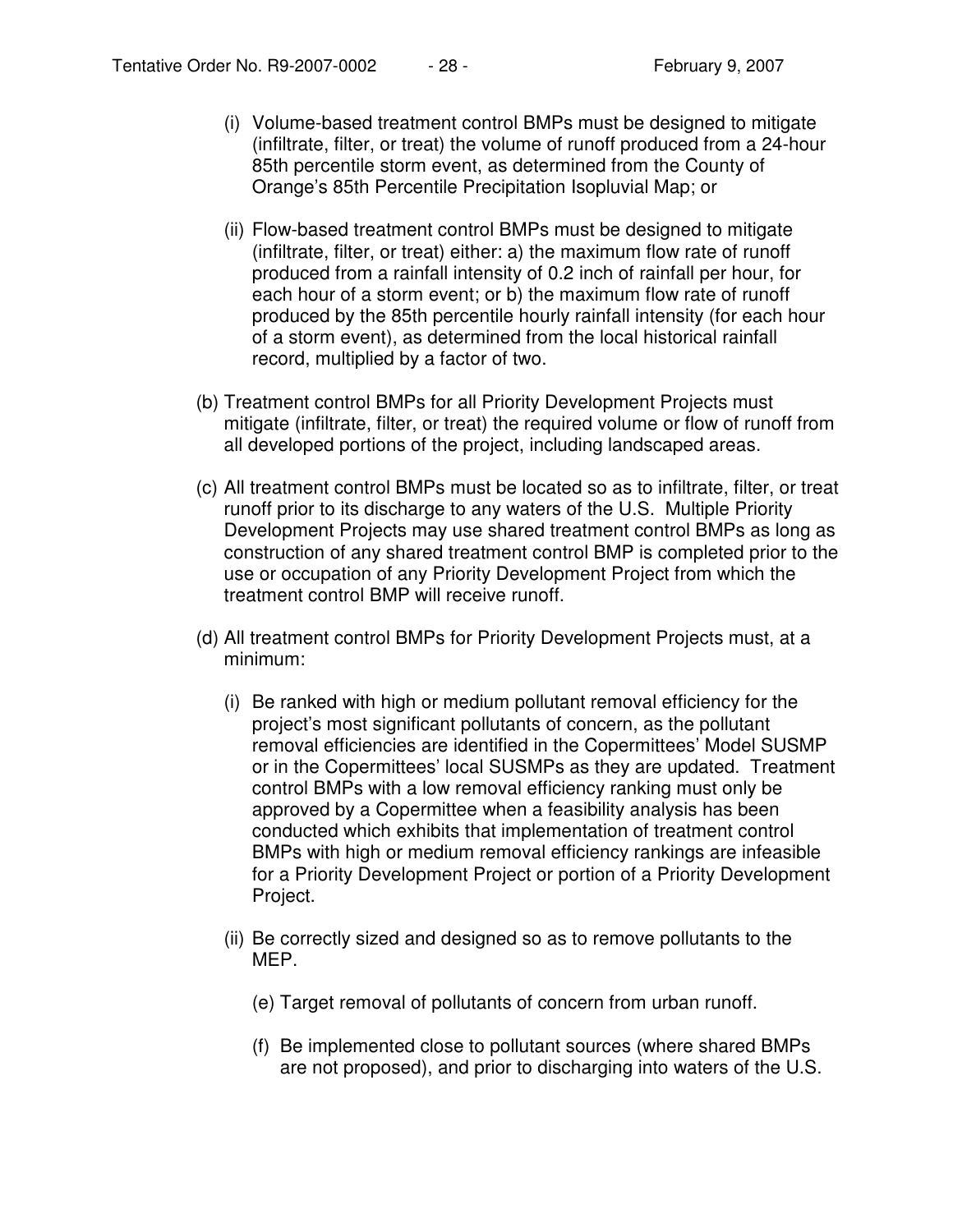(i) Volume-based treatment control BMPs must be designed to mitigate (infiltrate, filter, or treat) the volume of runoff produced from a 24-hour 85th percentile storm event, as determined from the County of Orange's 85th Percentile Precipitation Isopluvial Map; or

(ii) Flow-based treatment control BMPs must be designed to mitigate (infiltrate, filter, or treat) either: a) the maximum flow rate of runoff produced from a rainfall intensity of 0.2 inch of rainfall per hour, for each hour of a storm event; or b) the maximum flow rate of runoff produced by the 85th percentile hourly rainfall intensity (for each hour of a storm event), as determined from the local historical rainfall record, multiplied by a factor of two.

(b) Treatment control BMPs for all Priority Development Projects must mitigate (infiltrate, filter, or treat) the required volume or flow of runoff from all developed portions of the project, including landscaped areas.

(c) All treatment control BMPs must be located so as to infiltrate, filter, or treat runoff prior to its discharge to any waters of the U.S. Multiple Priority Development Projects may use shared treatment control BMPs as long as construction of any shared treatment control BMP is completed prior to the use or occupation of any Priority Development Project from which the treatment control BMP will receive runoff.

(d) All treatment control BMPs for Priority Development Projects must, at a minimum:

(i) Be ranked with high or medium pollutant removal efficiency for the project's most significant pollutants of concern, as the pollutant removal efficiencies are identified in the Copermittees' Model SUSMP or in the Copermittees' local SUSMPs as they are updated. Treatment control BMPs with a low removal efficiency ranking must only be approved by a Copermittee when a feasibility analysis has been conducted which exhibits that implementation of treatment control BMPs with high or medium removal efficiency rankings are infeasible for a Priority Development Project or portion of a Priority Development Project.

(ii) Be correctly sized and designed so as to remove pollutants to the MEP.

(e) Target removal of pollutants of concern from urban runoff.

(f) Be implemented close to pollutant sources (where shared BMPs are not proposed), and prior to discharging into waters of the U.S.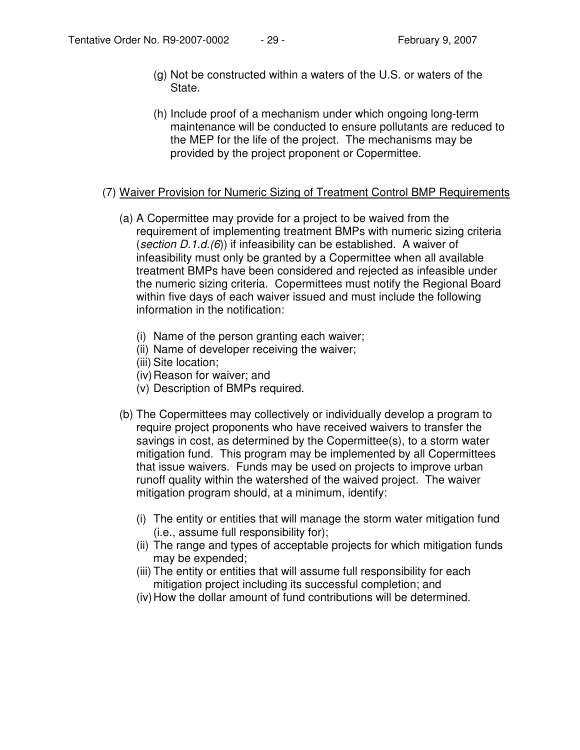(g) Not be constructed within a waters of the U.S. or waters of the State.

(h) Include proof of a mechanism under which ongoing long-term maintenance will be conducted to ensure pollutants are reduced to the MEP for the life of the project. The mechanisms may be provided by the project proponent or Copermittee.

(7) <u>Waiver Provision for Numeric Sizing of Treatment Control BMP Requirements</u>

(a) A Copermittee may provide for a project to be waived from the requirement of implementing treatment BMPs with numeric sizing criteria (*section D.1.d.(6)*) if infeasibility can be established. A waiver of infeasibility must only be granted by a Copermittee when all available treatment BMPs have been considered and rejected as infeasible under the numeric sizing criteria. Copermittees must notify the Regional Board within five days of each waiver issued and must include the following information in the notification:

(i) Name of the person granting each waiver;
(ii) Name of developer receiving the waiver;
(iii) Site location;
(iv) Reason for waiver; and
(v) Description of BMPs required.

(b) The Copermittees may collectively or individually develop a program to require project proponents who have received waivers to transfer the savings in cost, as determined by the Copermittee(s), to a storm water mitigation fund. This program may be implemented by all Copermittees that issue waivers. Funds may be used on projects to improve urban runoff quality within the watershed of the waived project. The waiver mitigation program should, at a minimum, identify:

(i) The entity or entities that will manage the storm water mitigation fund (i.e., assume full responsibility for);
(ii) The range and types of acceptable projects for which mitigation funds may be expended;
(iii) The entity or entities that will assume full responsibility for each mitigation project including its successful completion; and
(iv) How the dollar amount of fund contributions will be determined.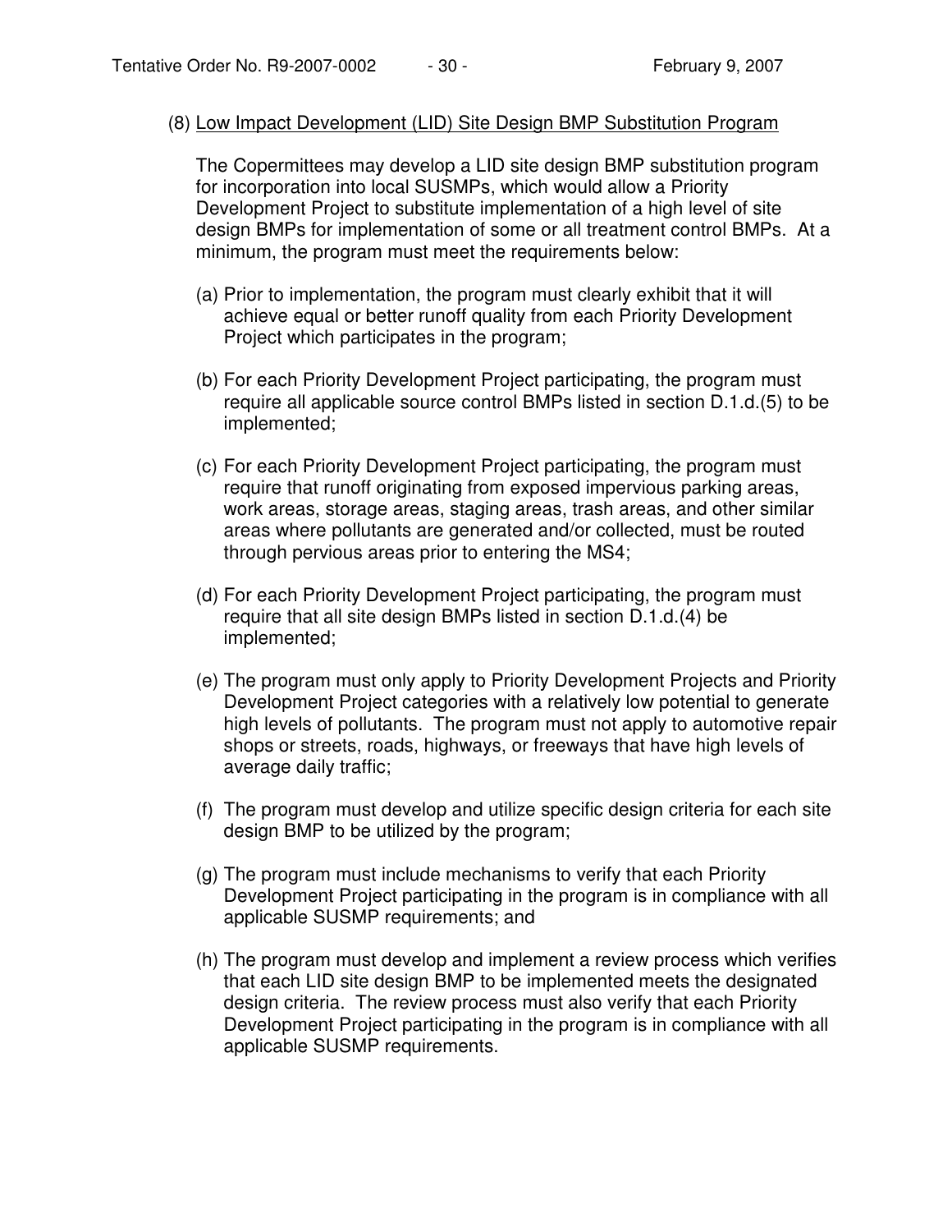(8) Low Impact Development (LID) Site Design BMP Substitution Program

The Copermittees may develop a LID site design BMP substitution program for incorporation into local SUSMPs, which would allow a Priority Development Project to substitute implementation of a high level of site design BMPs for implementation of some or all treatment control BMPs. At a minimum, the program must meet the requirements below:

(a) Prior to implementation, the program must clearly exhibit that it will achieve equal or better runoff quality from each Priority Development Project which participates in the program;

(b) For each Priority Development Project participating, the program must require all applicable source control BMPs listed in section D.1.d.(5) to be implemented;

(c) For each Priority Development Project participating, the program must require that runoff originating from exposed impervious parking areas, work areas, storage areas, staging areas, trash areas, and other similar areas where pollutants are generated and/or collected, must be routed through pervious areas prior to entering the MS4;

(d) For each Priority Development Project participating, the program must require that all site design BMPs listed in section D.1.d.(4) be implemented;

(e) The program must only apply to Priority Development Projects and Priority Development Project categories with a relatively low potential to generate high levels of pollutants. The program must not apply to automotive repair shops or streets, roads, highways, or freeways that have high levels of average daily traffic;

(f) The program must develop and utilize specific design criteria for each site design BMP to be utilized by the program;

(g) The program must include mechanisms to verify that each Priority Development Project participating in the program is in compliance with all applicable SUSMP requirements; and

(h) The program must develop and implement a review process which verifies that each LID site design BMP to be implemented meets the designated design criteria. The review process must also verify that each Priority Development Project participating in the program is in compliance with all applicable SUSMP requirements.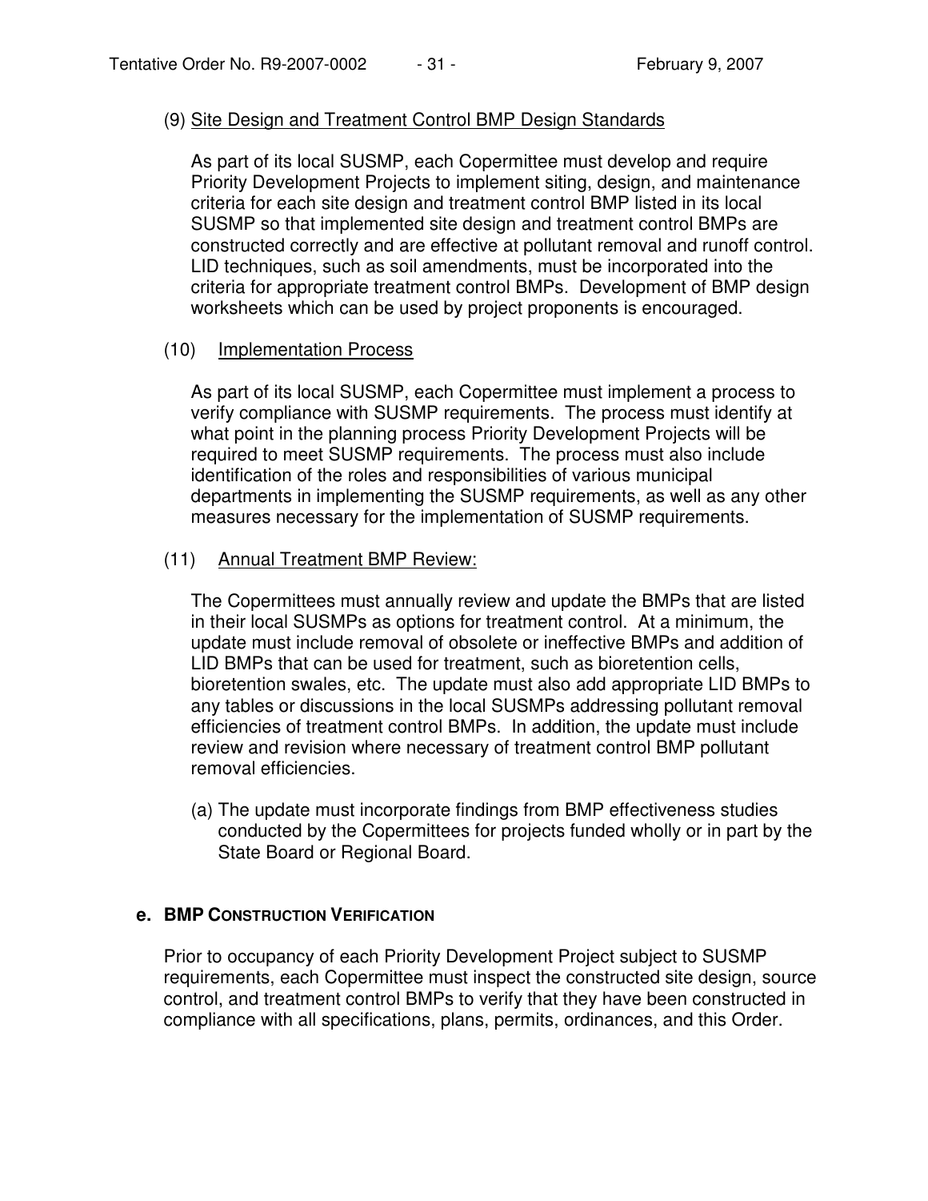(9) Site Design and Treatment Control BMP Design Standards

As part of its local SUSMP, each Copermittee must develop and require Priority Development Projects to implement siting, design, and maintenance criteria for each site design and treatment control BMP listed in its local SUSMP so that implemented site design and treatment control BMPs are constructed correctly and are effective at pollutant removal and runoff control. LID techniques, such as soil amendments, must be incorporated into the criteria for appropriate treatment control BMPs. Development of BMP design worksheets which can be used by project proponents is encouraged.

(10) Implementation Process

As part of its local SUSMP, each Copermittee must implement a process to verify compliance with SUSMP requirements. The process must identify at what point in the planning process Priority Development Projects will be required to meet SUSMP requirements. The process must also include identification of the roles and responsibilities of various municipal departments in implementing the SUSMP requirements, as well as any other measures necessary for the implementation of SUSMP requirements.

(11) Annual Treatment BMP Review:

The Copermittees must annually review and update the BMPs that are listed in their local SUSMPs as options for treatment control. At a minimum, the update must include removal of obsolete or ineffective BMPs and addition of LID BMPs that can be used for treatment, such as bioretention cells, bioretention swales, etc. The update must also add appropriate LID BMPs to any tables or discussions in the local SUSMPs addressing pollutant removal efficiencies of treatment control BMPs. In addition, the update must include review and revision where necessary of treatment control BMP pollutant removal efficiencies.

(a) The update must incorporate findings from BMP effectiveness studies conducted by the Copermittees for projects funded wholly or in part by the State Board or Regional Board.

**e. BMP CONSTRUCTION VERIFICATION**

Prior to occupancy of each Priority Development Project subject to SUSMP requirements, each Copermittee must inspect the constructed site design, source control, and treatment control BMPs to verify that they have been constructed in compliance with all specifications, plans, permits, ordinances, and this Order.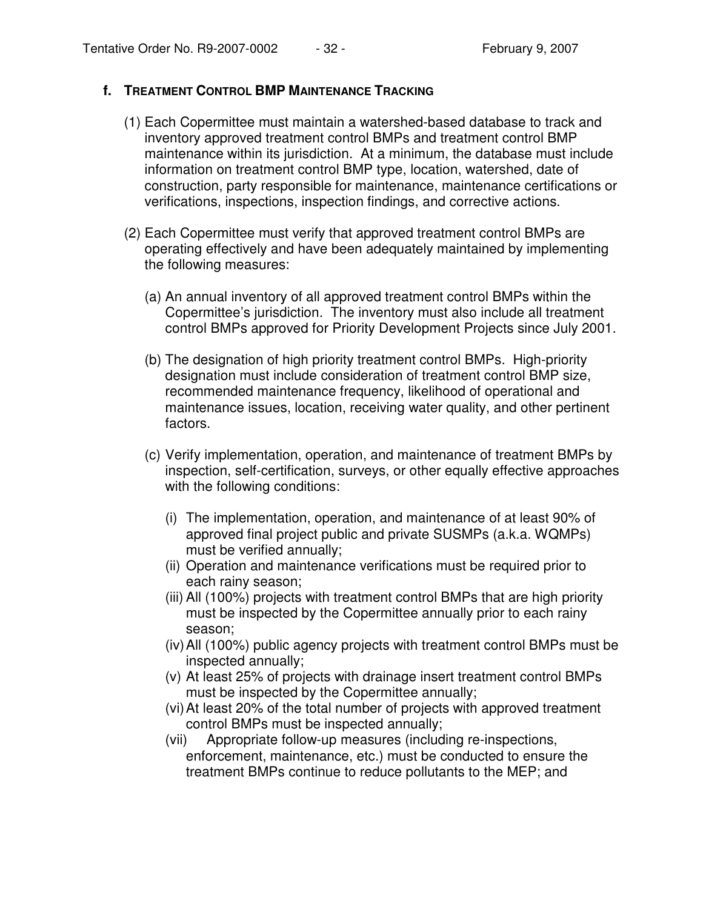**f. TREATMENT CONTROL BMP MAINTENANCE TRACKING**

(1) Each Copermittee must maintain a watershed-based database to track and inventory approved treatment control BMPs and treatment control BMP maintenance within its jurisdiction. At a minimum, the database must include information on treatment control BMP type, location, watershed, date of construction, party responsible for maintenance, maintenance certifications or verifications, inspections, inspection findings, and corrective actions.

(2) Each Copermittee must verify that approved treatment control BMPs are operating effectively and have been adequately maintained by implementing the following measures:

(a) An annual inventory of all approved treatment control BMPs within the Copermittee's jurisdiction. The inventory must also include all treatment control BMPs approved for Priority Development Projects since July 2001.

(b) The designation of high priority treatment control BMPs. High-priority designation must include consideration of treatment control BMP size, recommended maintenance frequency, likelihood of operational and maintenance issues, location, receiving water quality, and other pertinent factors.

(c) Verify implementation, operation, and maintenance of treatment BMPs by inspection, self-certification, surveys, or other equally effective approaches with the following conditions:

(i) The implementation, operation, and maintenance of at least 90% of approved final project public and private SUSMPs (a.k.a. WQMPs) must be verified annually;
(ii) Operation and maintenance verifications must be required prior to each rainy season;
(iii) All (100%) projects with treatment control BMPs that are high priority must be inspected by the Copermittee annually prior to each rainy season;
(iv) All (100%) public agency projects with treatment control BMPs must be inspected annually;
(v) At least 25% of projects with drainage insert treatment control BMPs must be inspected by the Copermittee annually;
(vi) At least 20% of the total number of projects with approved treatment control BMPs must be inspected annually;
(vii) Appropriate follow-up measures (including re-inspections, enforcement, maintenance, etc.) must be conducted to ensure the treatment BMPs continue to reduce pollutants to the MEP; and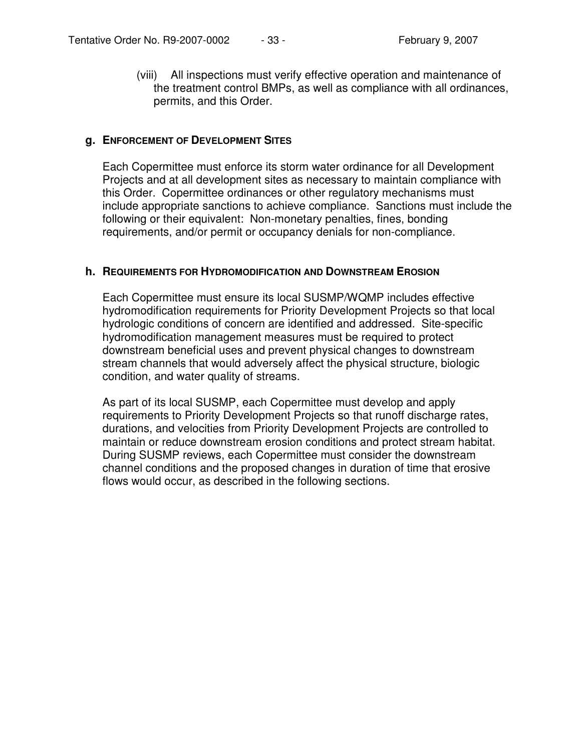(viii) All inspections must verify effective operation and maintenance of the treatment control BMPs, as well as compliance with all ordinances, permits, and this Order.

**g. ENFORCEMENT OF DEVELOPMENT SITES**

Each Copermittee must enforce its storm water ordinance for all Development Projects and at all development sites as necessary to maintain compliance with this Order. Copermittee ordinances or other regulatory mechanisms must include appropriate sanctions to achieve compliance. Sanctions must include the following or their equivalent: Non-monetary penalties, fines, bonding requirements, and/or permit or occupancy denials for non-compliance.

**h. REQUIREMENTS FOR HYDROMODIFICATION AND DOWNSTREAM EROSION**

Each Copermittee must ensure its local SUSMP/WQMP includes effective hydromodification requirements for Priority Development Projects so that local hydrologic conditions of concern are identified and addressed. Site-specific hydromodification management measures must be required to protect downstream beneficial uses and prevent physical changes to downstream stream channels that would adversely affect the physical structure, biologic condition, and water quality of streams.

As part of its local SUSMP, each Copermittee must develop and apply requirements to Priority Development Projects so that runoff discharge rates, durations, and velocities from Priority Development Projects are controlled to maintain or reduce downstream erosion conditions and protect stream habitat. During SUSMP reviews, each Copermittee must consider the downstream channel conditions and the proposed changes in duration of time that erosive flows would occur, as described in the following sections.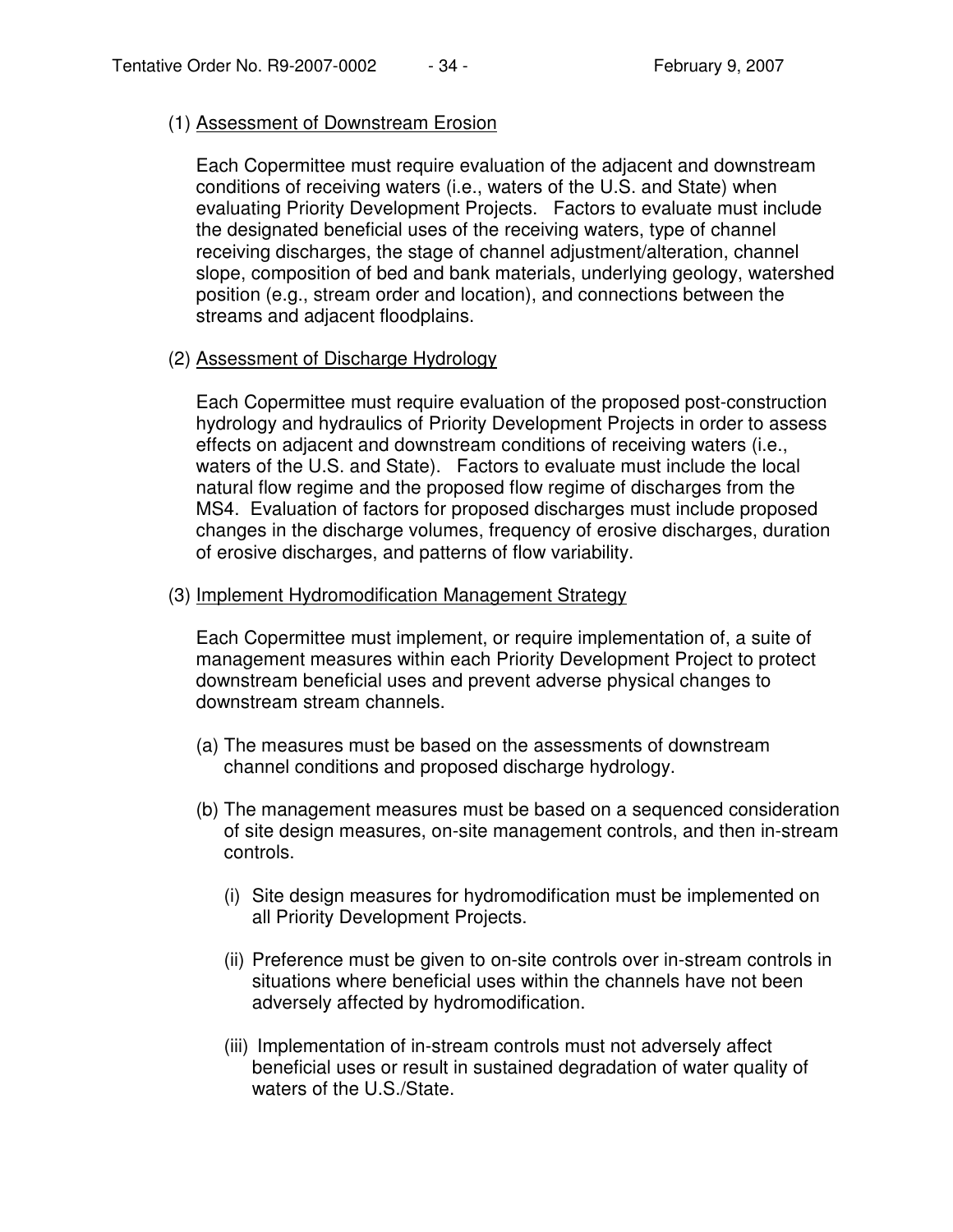(1) <u>Assessment of Downstream Erosion</u>

Each Copermittee must require evaluation of the adjacent and downstream conditions of receiving waters (i.e., waters of the U.S. and State) when evaluating Priority Development Projects. Factors to evaluate must include the designated beneficial uses of the receiving waters, type of channel receiving discharges, the stage of channel adjustment/alteration, channel slope, composition of bed and bank materials, underlying geology, watershed position (e.g., stream order and location), and connections between the streams and adjacent floodplains.

(2) <u>Assessment of Discharge Hydrology</u>

Each Copermittee must require evaluation of the proposed post-construction hydrology and hydraulics of Priority Development Projects in order to assess effects on adjacent and downstream conditions of receiving waters (i.e., waters of the U.S. and State). Factors to evaluate must include the local natural flow regime and the proposed flow regime of discharges from the MS4. Evaluation of factors for proposed discharges must include proposed changes in the discharge volumes, frequency of erosive discharges, duration of erosive discharges, and patterns of flow variability.

(3) <u>Implement Hydromodification Management Strategy</u>

Each Copermittee must implement, or require implementation of, a suite of management measures within each Priority Development Project to protect downstream beneficial uses and prevent adverse physical changes to downstream stream channels.

(a) The measures must be based on the assessments of downstream channel conditions and proposed discharge hydrology.

(b) The management measures must be based on a sequenced consideration of site design measures, on-site management controls, and then in-stream controls.

(i) Site design measures for hydromodification must be implemented on all Priority Development Projects.

(ii) Preference must be given to on-site controls over in-stream controls in situations where beneficial uses within the channels have not been adversely affected by hydromodification.

(iii) Implementation of in-stream controls must not adversely affect beneficial uses or result in sustained degradation of water quality of waters of the U.S./State.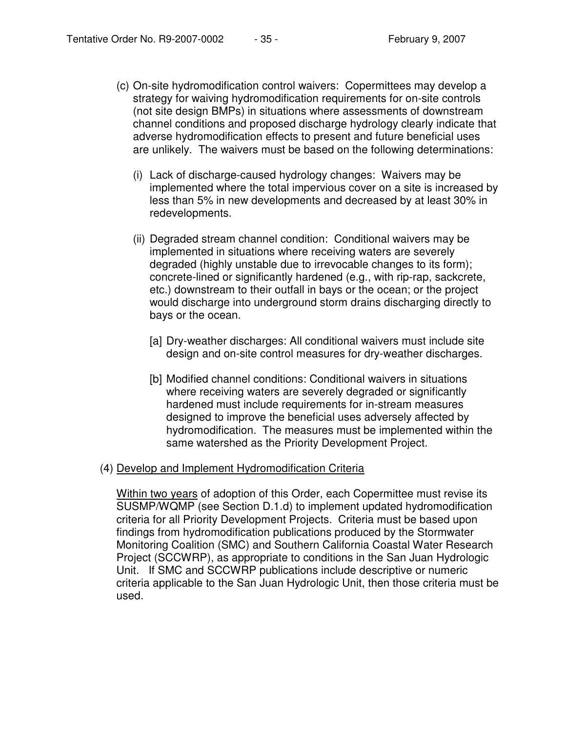(c) On-site hydromodification control waivers: Copermittees may develop a strategy for waiving hydromodification requirements for on-site controls (not site design BMPs) in situations where assessments of downstream channel conditions and proposed discharge hydrology clearly indicate that adverse hydromodification effects to present and future beneficial uses are unlikely. The waivers must be based on the following determinations:

(i) Lack of discharge-caused hydrology changes: Waivers may be implemented where the total impervious cover on a site is increased by less than 5% in new developments and decreased by at least 30% in redevelopments.

(ii) Degraded stream channel condition: Conditional waivers may be implemented in situations where receiving waters are severely degraded (highly unstable due to irrevocable changes to its form); concrete-lined or significantly hardened (e.g., with rip-rap, sackcrete, etc.) downstream to their outfall in bays or the ocean; or the project would discharge into underground storm drains discharging directly to bays or the ocean.

[a] Dry-weather discharges: All conditional waivers must include site design and on-site control measures for dry-weather discharges.

[b] Modified channel conditions: Conditional waivers in situations where receiving waters are severely degraded or significantly hardened must include requirements for in-stream measures designed to improve the beneficial uses adversely affected by hydromodification. The measures must be implemented within the same watershed as the Priority Development Project.

(4) Develop and Implement Hydromodification Criteria

Within two years of adoption of this Order, each Copermittee must revise its SUSMP/WQMP (see Section D.1.d) to implement updated hydromodification criteria for all Priority Development Projects. Criteria must be based upon findings from hydromodification publications produced by the Stormwater Monitoring Coalition (SMC) and Southern California Coastal Water Research Project (SCCWRP), as appropriate to conditions in the San Juan Hydrologic Unit. If SMC and SCCWRP publications include descriptive or numeric criteria applicable to the San Juan Hydrologic Unit, then those criteria must be used.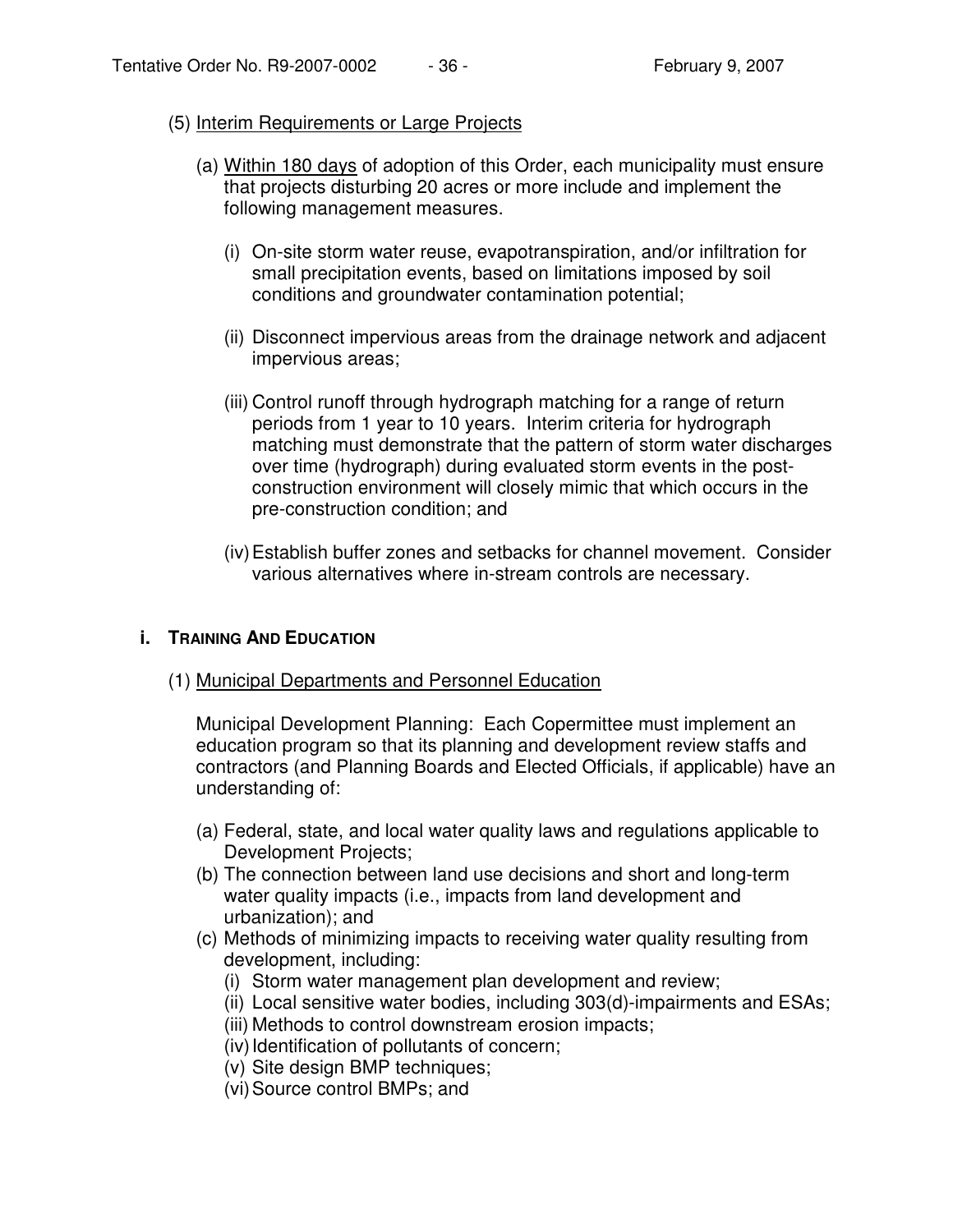(5) Interim Requirements or Large Projects

(a) Within 180 days of adoption of this Order, each municipality must ensure that projects disturbing 20 acres or more include and implement the following management measures.

(i) On-site storm water reuse, evapotranspiration, and/or infiltration for small precipitation events, based on limitations imposed by soil conditions and groundwater contamination potential;

(ii) Disconnect impervious areas from the drainage network and adjacent impervious areas;

(iii) Control runoff through hydrograph matching for a range of return periods from 1 year to 10 years. Interim criteria for hydrograph matching must demonstrate that the pattern of storm water discharges over time (hydrograph) during evaluated storm events in the post-construction environment will closely mimic that which occurs in the pre-construction condition; and

(iv) Establish buffer zones and setbacks for channel movement. Consider various alternatives where in-stream controls are necessary.

## i. TRAINING AND EDUCATION

(1) Municipal Departments and Personnel Education

Municipal Development Planning: Each Copermittee must implement an education program so that its planning and development review staffs and contractors (and Planning Boards and Elected Officials, if applicable) have an understanding of:

(a) Federal, state, and local water quality laws and regulations applicable to Development Projects;
(b) The connection between land use decisions and short and long-term water quality impacts (i.e., impacts from land development and urbanization); and
(c) Methods of minimizing impacts to receiving water quality resulting from development, including:
(i) Storm water management plan development and review;
(ii) Local sensitive water bodies, including 303(d)-impairments and ESAs;
(iii) Methods to control downstream erosion impacts;
(iv) Identification of pollutants of concern;
(v) Site design BMP techniques;
(vi) Source control BMPs; and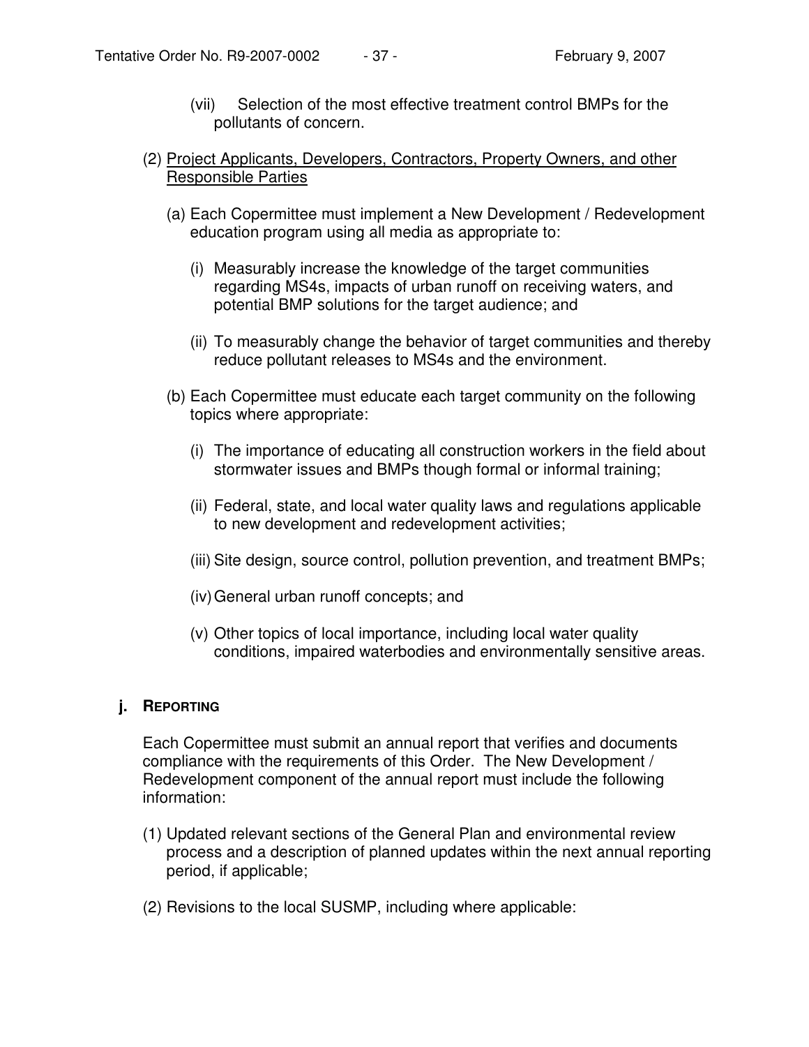(vii) Selection of the most effective treatment control BMPs for the pollutants of concern.

(2) <u>Project Applicants, Developers, Contractors, Property Owners, and other Responsible Parties</u>

(a) Each Copermittee must implement a New Development / Redevelopment education program using all media as appropriate to:

(i) Measurably increase the knowledge of the target communities regarding MS4s, impacts of urban runoff on receiving waters, and potential BMP solutions for the target audience; and

(ii) To measurably change the behavior of target communities and thereby reduce pollutant releases to MS4s and the environment.

(b) Each Copermittee must educate each target community on the following topics where appropriate:

(i) The importance of educating all construction workers in the field about stormwater issues and BMPs though formal or informal training;

(ii) Federal, state, and local water quality laws and regulations applicable to new development and redevelopment activities;

(iii) Site design, source control, pollution prevention, and treatment BMPs;

(iv) General urban runoff concepts; and

(v) Other topics of local importance, including local water quality conditions, impaired waterbodies and environmentally sensitive areas.

**j. REPORTING**

Each Copermittee must submit an annual report that verifies and documents compliance with the requirements of this Order. The New Development / Redevelopment component of the annual report must include the following information:

(1) Updated relevant sections of the General Plan and environmental review process and a description of planned updates within the next annual reporting period, if applicable;

(2) Revisions to the local SUSMP, including where applicable: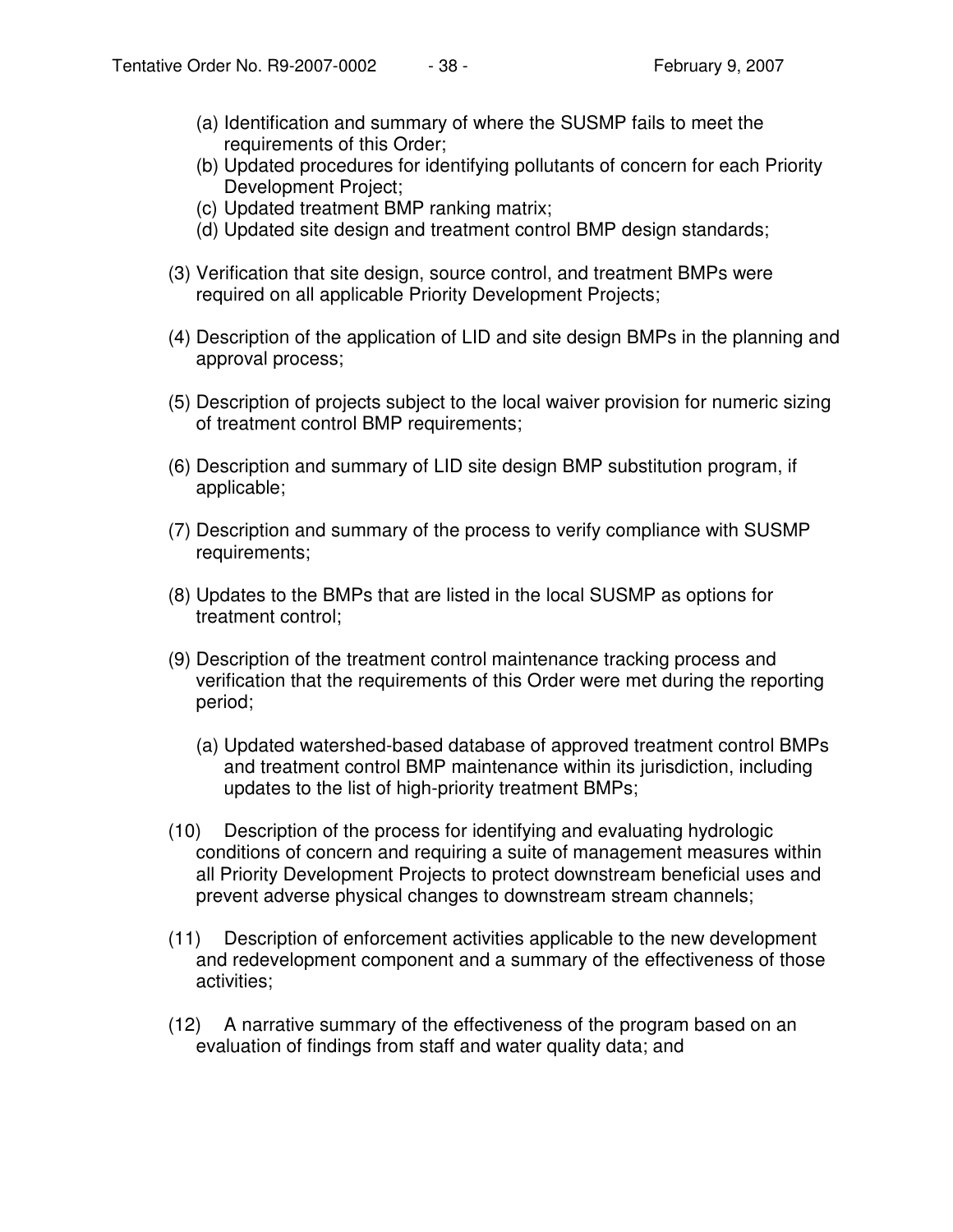(a) Identification and summary of where the SUSMP fails to meet the requirements of this Order;
(b) Updated procedures for identifying pollutants of concern for each Priority Development Project;
(c) Updated treatment BMP ranking matrix;
(d) Updated site design and treatment control BMP design standards;

(3) Verification that site design, source control, and treatment BMPs were required on all applicable Priority Development Projects;

(4) Description of the application of LID and site design BMPs in the planning and approval process;

(5) Description of projects subject to the local waiver provision for numeric sizing of treatment control BMP requirements;

(6) Description and summary of LID site design BMP substitution program, if applicable;

(7) Description and summary of the process to verify compliance with SUSMP requirements;

(8) Updates to the BMPs that are listed in the local SUSMP as options for treatment control;

(9) Description of the treatment control maintenance tracking process and verification that the requirements of this Order were met during the reporting period;

(a) Updated watershed-based database of approved treatment control BMPs and treatment control BMP maintenance within its jurisdiction, including updates to the list of high-priority treatment BMPs;

(10) Description of the process for identifying and evaluating hydrologic conditions of concern and requiring a suite of management measures within all Priority Development Projects to protect downstream beneficial uses and prevent adverse physical changes to downstream stream channels;

(11) Description of enforcement activities applicable to the new development and redevelopment component and a summary of the effectiveness of those activities;

(12) A narrative summary of the effectiveness of the program based on an evaluation of findings from staff and water quality data; and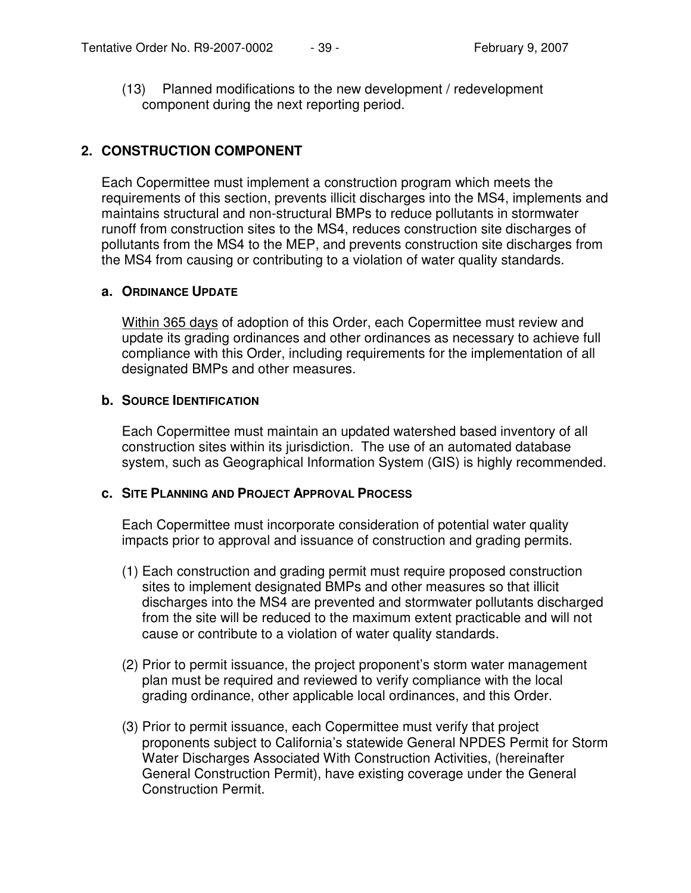(13) Planned modifications to the new development / redevelopment component during the next reporting period.

## 2. CONSTRUCTION COMPONENT

Each Copermittee must implement a construction program which meets the requirements of this section, prevents illicit discharges into the MS4, implements and maintains structural and non-structural BMPs to reduce pollutants in stormwater runoff from construction sites to the MS4, reduces construction site discharges of pollutants from the MS4 to the MEP, and prevents construction site discharges from the MS4 from causing or contributing to a violation of water quality standards.

### a. ORDINANCE UPDATE

Within 365 days of adoption of this Order, each Copermittee must review and update its grading ordinances and other ordinances as necessary to achieve full compliance with this Order, including requirements for the implementation of all designated BMPs and other measures.

### b. SOURCE IDENTIFICATION

Each Copermittee must maintain an updated watershed based inventory of all construction sites within its jurisdiction. The use of an automated database system, such as Geographical Information System (GIS) is highly recommended.

### c. SITE PLANNING AND PROJECT APPROVAL PROCESS

Each Copermittee must incorporate consideration of potential water quality impacts prior to approval and issuance of construction and grading permits.

(1) Each construction and grading permit must require proposed construction sites to implement designated BMPs and other measures so that illicit discharges into the MS4 are prevented and stormwater pollutants discharged from the site will be reduced to the maximum extent practicable and will not cause or contribute to a violation of water quality standards.

(2) Prior to permit issuance, the project proponent's storm water management plan must be required and reviewed to verify compliance with the local grading ordinance, other applicable local ordinances, and this Order.

(3) Prior to permit issuance, each Copermittee must verify that project proponents subject to California's statewide General NPDES Permit for Storm Water Discharges Associated With Construction Activities, (hereinafter General Construction Permit), have existing coverage under the General Construction Permit.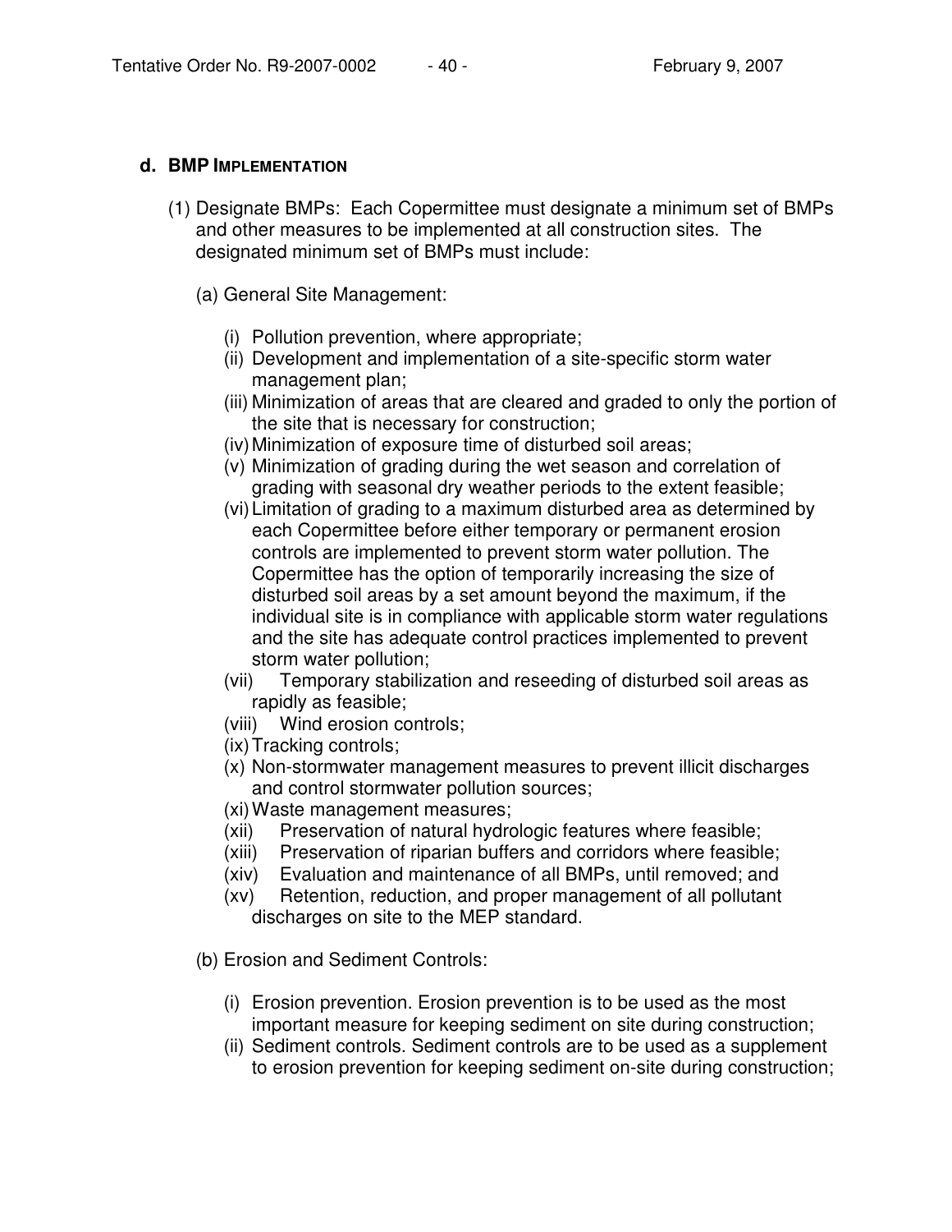#### d. BMP IMPLEMENTATION

(1) Designate BMPs: Each Copermittee must designate a minimum set of BMPs and other measures to be implemented at all construction sites. The designated minimum set of BMPs must include:

(a) General Site Management:

(i) Pollution prevention, where appropriate;
(ii) Development and implementation of a site-specific storm water management plan;
(iii) Minimization of areas that are cleared and graded to only the portion of the site that is necessary for construction;
(iv) Minimization of exposure time of disturbed soil areas;
(v) Minimization of grading during the wet season and correlation of grading with seasonal dry weather periods to the extent feasible;
(vi) Limitation of grading to a maximum disturbed area as determined by each Copermittee before either temporary or permanent erosion controls are implemented to prevent storm water pollution. The Copermittee has the option of temporarily increasing the size of disturbed soil areas by a set amount beyond the maximum, if the individual site is in compliance with applicable storm water regulations and the site has adequate control practices implemented to prevent storm water pollution;
(vii) Temporary stabilization and reseeding of disturbed soil areas as rapidly as feasible;
(viii) Wind erosion controls;
(ix) Tracking controls;
(x) Non-stormwater management measures to prevent illicit discharges and control stormwater pollution sources;
(xi) Waste management measures;
(xii) Preservation of natural hydrologic features where feasible;
(xiii) Preservation of riparian buffers and corridors where feasible;
(xiv) Evaluation and maintenance of all BMPs, until removed; and
(xv) Retention, reduction, and proper management of all pollutant discharges on site to the MEP standard.

(b) Erosion and Sediment Controls:

(i) Erosion prevention. Erosion prevention is to be used as the most important measure for keeping sediment on site during construction;
(ii) Sediment controls. Sediment controls are to be used as a supplement to erosion prevention for keeping sediment on-site during construction;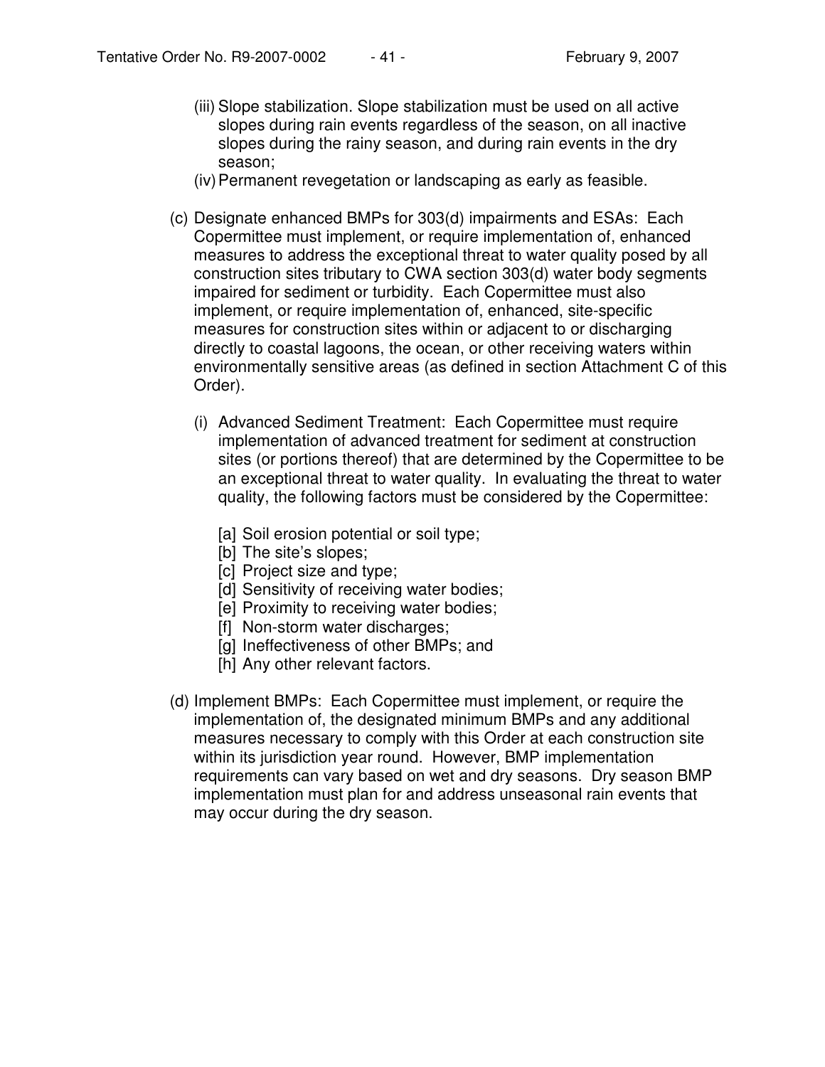(iii) Slope stabilization. Slope stabilization must be used on all active slopes during rain events regardless of the season, on all inactive slopes during the rainy season, and during rain events in the dry season;

(iv) Permanent revegetation or landscaping as early as feasible.

(c) Designate enhanced BMPs for 303(d) impairments and ESAs: Each Copermittee must implement, or require implementation of, enhanced measures to address the exceptional threat to water quality posed by all construction sites tributary to CWA section 303(d) water body segments impaired for sediment or turbidity. Each Copermittee must also implement, or require implementation of, enhanced, site-specific measures for construction sites within or adjacent to or discharging directly to coastal lagoons, the ocean, or other receiving waters within environmentally sensitive areas (as defined in section Attachment C of this Order).

(i) Advanced Sediment Treatment: Each Copermittee must require implementation of advanced treatment for sediment at construction sites (or portions thereof) that are determined by the Copermittee to be an exceptional threat to water quality. In evaluating the threat to water quality, the following factors must be considered by the Copermittee:

[a] Soil erosion potential or soil type;
[b] The site's slopes;
[c] Project size and type;
[d] Sensitivity of receiving water bodies;
[e] Proximity to receiving water bodies;
[f] Non-storm water discharges;
[g] Ineffectiveness of other BMPs; and
[h] Any other relevant factors.

(d) Implement BMPs: Each Copermittee must implement, or require the implementation of, the designated minimum BMPs and any additional measures necessary to comply with this Order at each construction site within its jurisdiction year round. However, BMP implementation requirements can vary based on wet and dry seasons. Dry season BMP implementation must plan for and address unseasonal rain events that may occur during the dry season.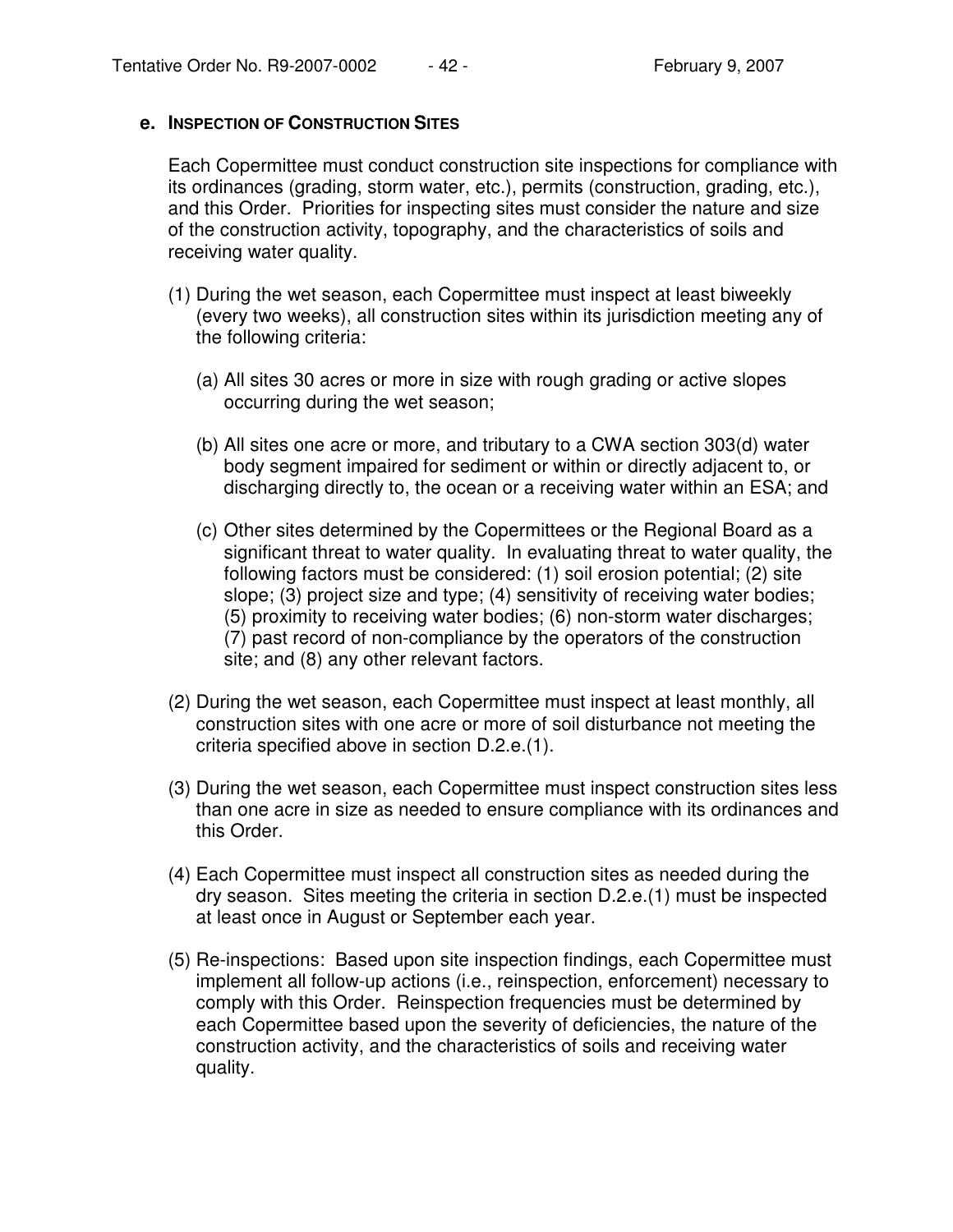#### e. INSPECTION OF CONSTRUCTION SITES

Each Copermittee must conduct construction site inspections for compliance with its ordinances (grading, storm water, etc.), permits (construction, grading, etc.), and this Order. Priorities for inspecting sites must consider the nature and size of the construction activity, topography, and the characteristics of soils and receiving water quality.

(1) During the wet season, each Copermittee must inspect at least biweekly (every two weeks), all construction sites within its jurisdiction meeting any of the following criteria:

(a) All sites 30 acres or more in size with rough grading or active slopes occurring during the wet season;

(b) All sites one acre or more, and tributary to a CWA section 303(d) water body segment impaired for sediment or within or directly adjacent to, or discharging directly to, the ocean or a receiving water within an ESA; and

(c) Other sites determined by the Copermittees or the Regional Board as a significant threat to water quality. In evaluating threat to water quality, the following factors must be considered: (1) soil erosion potential; (2) site slope; (3) project size and type; (4) sensitivity of receiving water bodies; (5) proximity to receiving water bodies; (6) non-storm water discharges; (7) past record of non-compliance by the operators of the construction site; and (8) any other relevant factors.

(2) During the wet season, each Copermittee must inspect at least monthly, all construction sites with one acre or more of soil disturbance not meeting the criteria specified above in section D.2.e.(1).

(3) During the wet season, each Copermittee must inspect construction sites less than one acre in size as needed to ensure compliance with its ordinances and this Order.

(4) Each Copermittee must inspect all construction sites as needed during the dry season. Sites meeting the criteria in section D.2.e.(1) must be inspected at least once in August or September each year.

(5) Re-inspections: Based upon site inspection findings, each Copermittee must implement all follow-up actions (i.e., reinspection, enforcement) necessary to comply with this Order. Reinspection frequencies must be determined by each Copermittee based upon the severity of deficiencies, the nature of the construction activity, and the characteristics of soils and receiving water quality.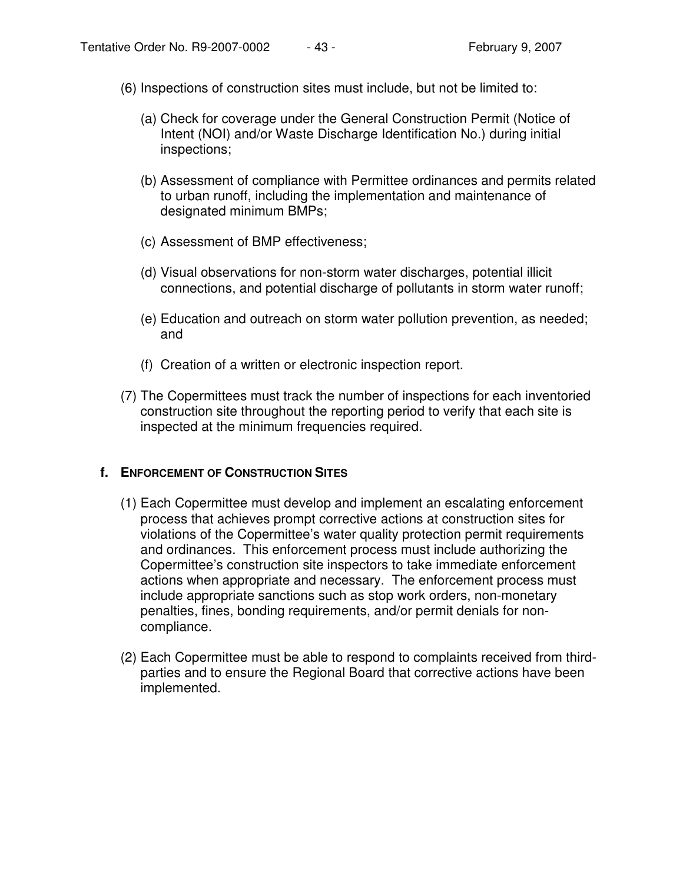(6) Inspections of construction sites must include, but not be limited to:

  (a) Check for coverage under the General Construction Permit (Notice of Intent (NOI) and/or Waste Discharge Identification No.) during initial inspections;

  (b) Assessment of compliance with Permittee ordinances and permits related to urban runoff, including the implementation and maintenance of designated minimum BMPs;

  (c) Assessment of BMP effectiveness;

  (d) Visual observations for non-storm water discharges, potential illicit connections, and potential discharge of pollutants in storm water runoff;

  (e) Education and outreach on storm water pollution prevention, as needed; and

  (f) Creation of a written or electronic inspection report.

(7) The Copermittees must track the number of inspections for each inventoried construction site throughout the reporting period to verify that each site is inspected at the minimum frequencies required.

**f. ENFORCEMENT OF CONSTRUCTION SITES**

(1) Each Copermittee must develop and implement an escalating enforcement process that achieves prompt corrective actions at construction sites for violations of the Copermittee's water quality protection permit requirements and ordinances. This enforcement process must include authorizing the Copermittee's construction site inspectors to take immediate enforcement actions when appropriate and necessary. The enforcement process must include appropriate sanctions such as stop work orders, non-monetary penalties, fines, bonding requirements, and/or permit denials for non-compliance.

(2) Each Copermittee must be able to respond to complaints received from third-parties and to ensure the Regional Board that corrective actions have been implemented.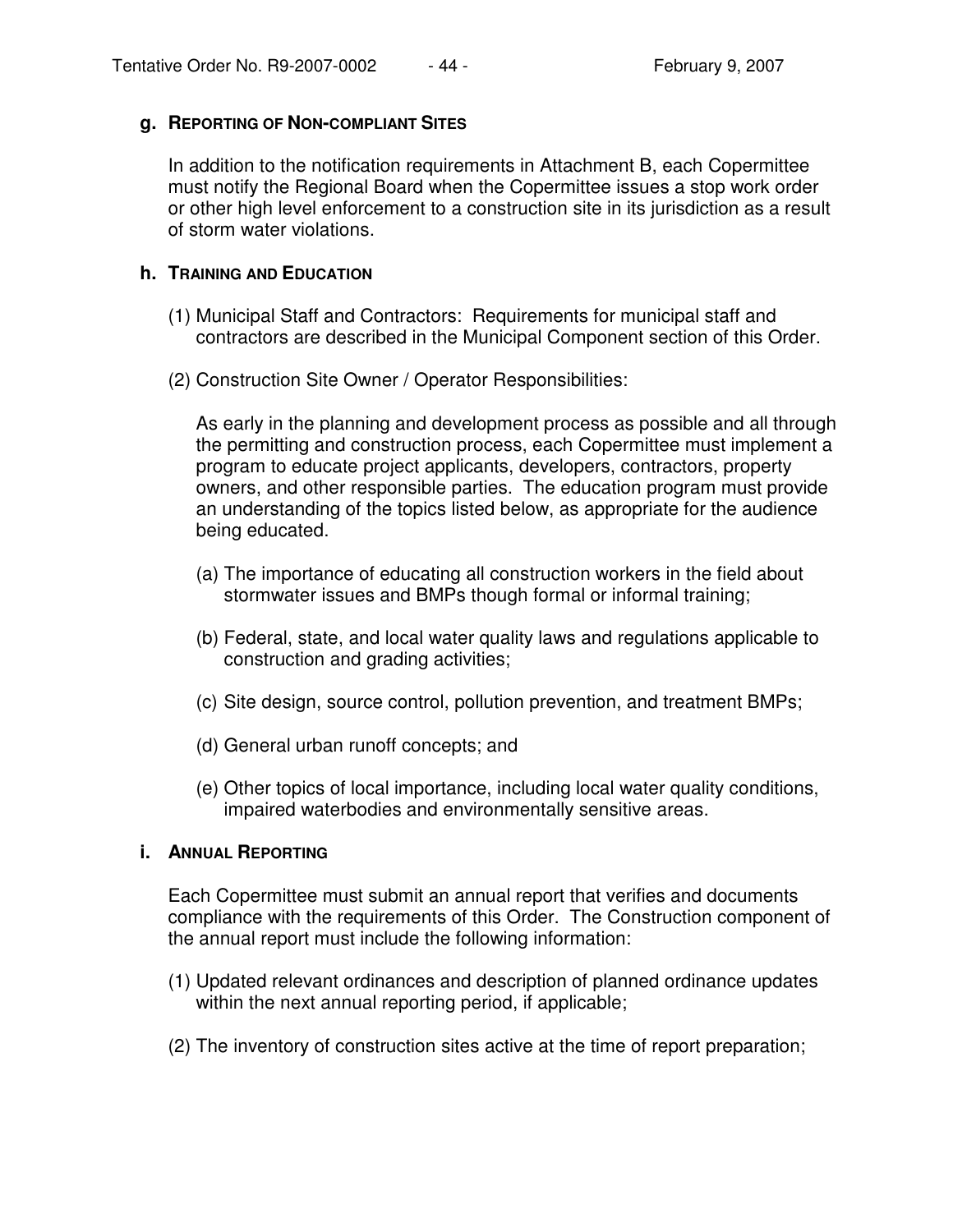### g. Reporting of Non-compliant Sites

In addition to the notification requirements in Attachment B, each Copermittee must notify the Regional Board when the Copermittee issues a stop work order or other high level enforcement to a construction site in its jurisdiction as a result of storm water violations.

### h. Training and Education

(1) Municipal Staff and Contractors: Requirements for municipal staff and contractors are described in the Municipal Component section of this Order.

(2) Construction Site Owner / Operator Responsibilities:

As early in the planning and development process as possible and all through the permitting and construction process, each Copermittee must implement a program to educate project applicants, developers, contractors, property owners, and other responsible parties. The education program must provide an understanding of the topics listed below, as appropriate for the audience being educated.

(a) The importance of educating all construction workers in the field about stormwater issues and BMPs though formal or informal training;

(b) Federal, state, and local water quality laws and regulations applicable to construction and grading activities;

(c) Site design, source control, pollution prevention, and treatment BMPs;

(d) General urban runoff concepts; and

(e) Other topics of local importance, including local water quality conditions, impaired waterbodies and environmentally sensitive areas.

### i. Annual Reporting

Each Copermittee must submit an annual report that verifies and documents compliance with the requirements of this Order. The Construction component of the annual report must include the following information:

(1) Updated relevant ordinances and description of planned ordinance updates within the next annual reporting period, if applicable;

(2) The inventory of construction sites active at the time of report preparation;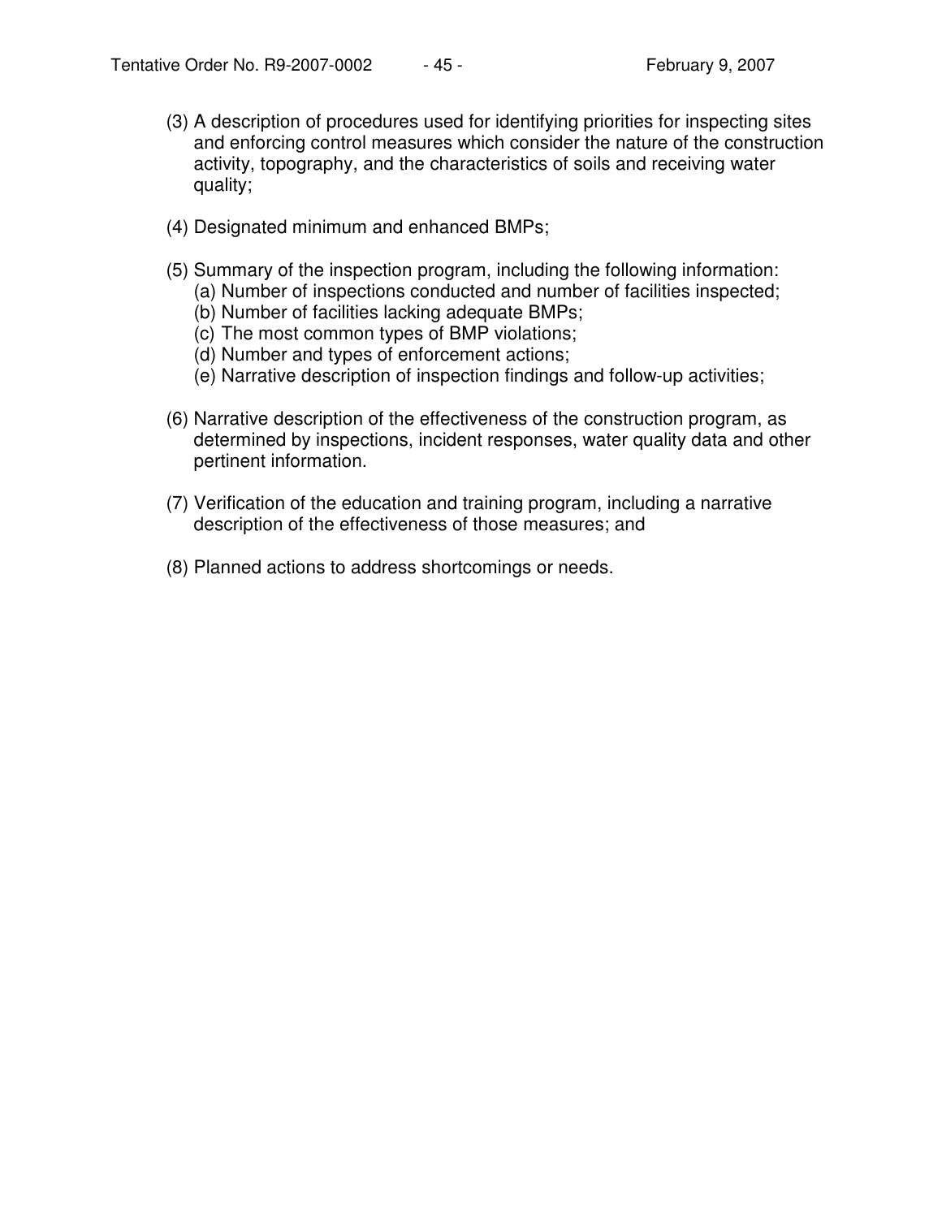(3) A description of procedures used for identifying priorities for inspecting sites and enforcing control measures which consider the nature of the construction activity, topography, and the characteristics of soils and receiving water quality;

(4) Designated minimum and enhanced BMPs;

(5) Summary of the inspection program, including the following information:
   (a) Number of inspections conducted and number of facilities inspected;
   (b) Number of facilities lacking adequate BMPs;
   (c) The most common types of BMP violations;
   (d) Number and types of enforcement actions;
   (e) Narrative description of inspection findings and follow-up activities;

(6) Narrative description of the effectiveness of the construction program, as determined by inspections, incident responses, water quality data and other pertinent information.

(7) Verification of the education and training program, including a narrative description of the effectiveness of those measures; and

(8) Planned actions to address shortcomings or needs.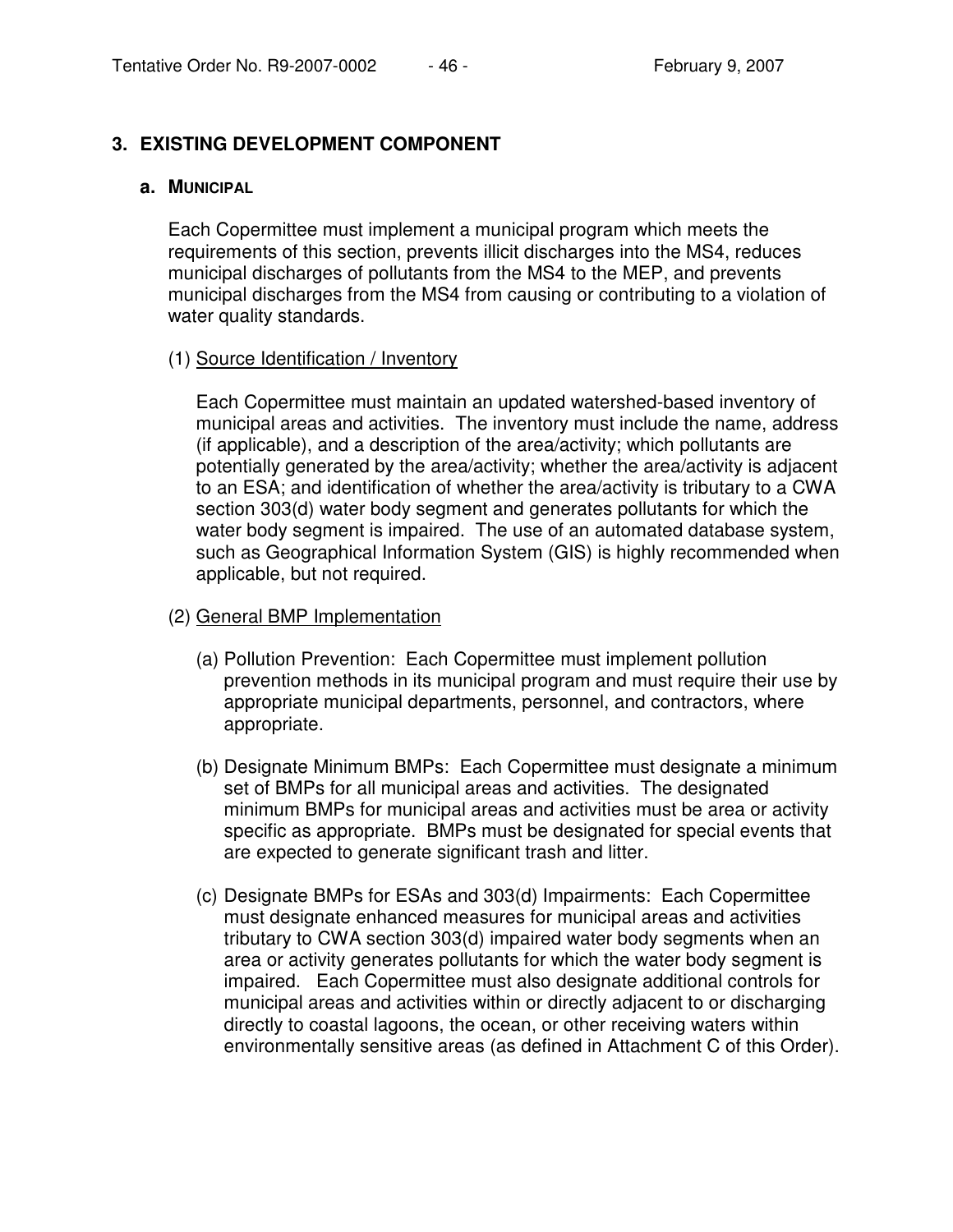## 3. EXISTING DEVELOPMENT COMPONENT

### a. MUNICIPAL

Each Copermittee must implement a municipal program which meets the requirements of this section, prevents illicit discharges into the MS4, reduces municipal discharges of pollutants from the MS4 to the MEP, and prevents municipal discharges from the MS4 from causing or contributing to a violation of water quality standards.

(1) Source Identification / Inventory

Each Copermittee must maintain an updated watershed-based inventory of municipal areas and activities. The inventory must include the name, address (if applicable), and a description of the area/activity; which pollutants are potentially generated by the area/activity; whether the area/activity is adjacent to an ESA; and identification of whether the area/activity is tributary to a CWA section 303(d) water body segment and generates pollutants for which the water body segment is impaired. The use of an automated database system, such as Geographical Information System (GIS) is highly recommended when applicable, but not required.

(2) General BMP Implementation

(a) Pollution Prevention: Each Copermittee must implement pollution prevention methods in its municipal program and must require their use by appropriate municipal departments, personnel, and contractors, where appropriate.

(b) Designate Minimum BMPs: Each Copermittee must designate a minimum set of BMPs for all municipal areas and activities. The designated minimum BMPs for municipal areas and activities must be area or activity specific as appropriate. BMPs must be designated for special events that are expected to generate significant trash and litter.

(c) Designate BMPs for ESAs and 303(d) Impairments: Each Copermittee must designate enhanced measures for municipal areas and activities tributary to CWA section 303(d) impaired water body segments when an area or activity generates pollutants for which the water body segment is impaired. Each Copermittee must also designate additional controls for municipal areas and activities within or directly adjacent to or discharging directly to coastal lagoons, the ocean, or other receiving waters within environmentally sensitive areas (as defined in Attachment C of this Order).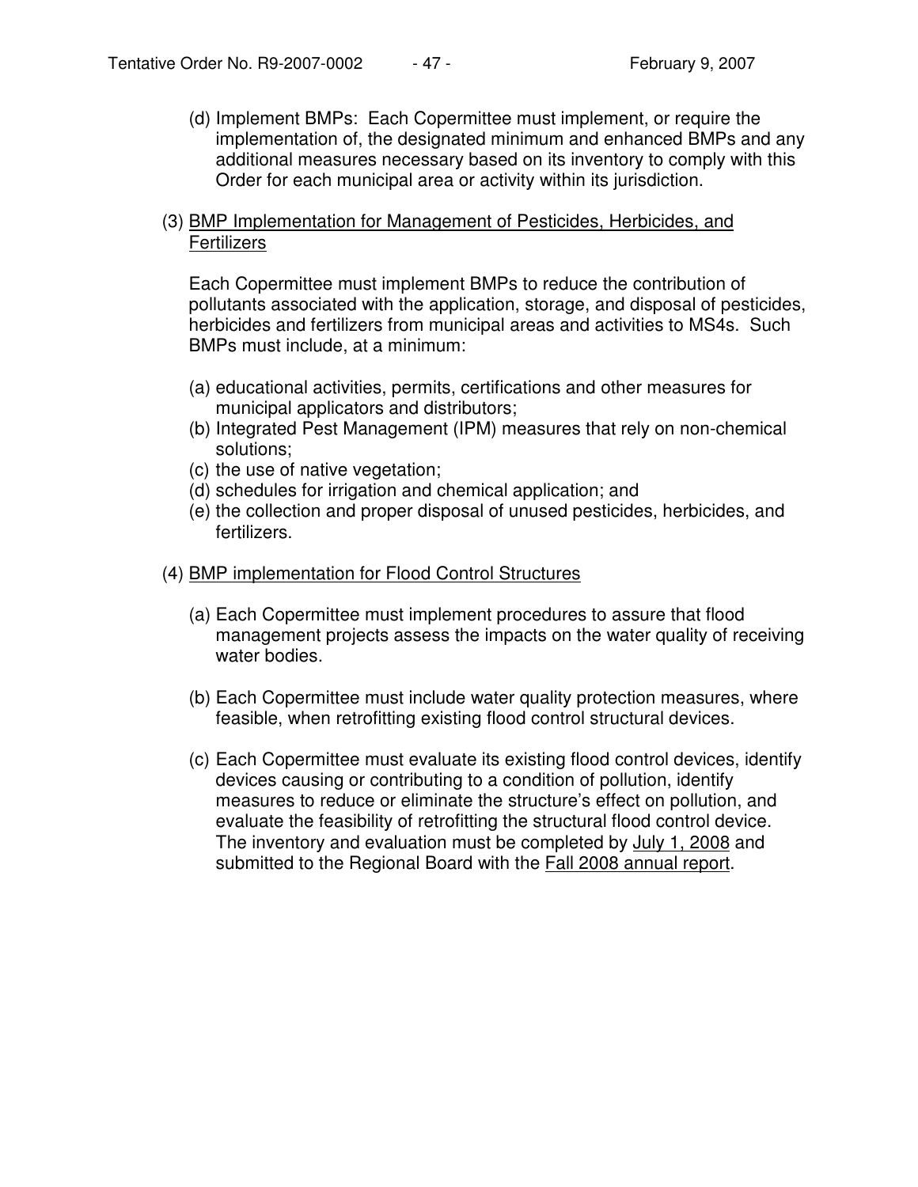(d) Implement BMPs: Each Copermittee must implement, or require the implementation of, the designated minimum and enhanced BMPs and any additional measures necessary based on its inventory to comply with this Order for each municipal area or activity within its jurisdiction.

(3) <u>BMP Implementation for Management of Pesticides, Herbicides, and Fertilizers</u>

Each Copermittee must implement BMPs to reduce the contribution of pollutants associated with the application, storage, and disposal of pesticides, herbicides and fertilizers from municipal areas and activities to MS4s. Such BMPs must include, at a minimum:

(a) educational activities, permits, certifications and other measures for municipal applicators and distributors;
(b) Integrated Pest Management (IPM) measures that rely on non-chemical solutions;
(c) the use of native vegetation;
(d) schedules for irrigation and chemical application; and
(e) the collection and proper disposal of unused pesticides, herbicides, and fertilizers.

(4) <u>BMP implementation for Flood Control Structures</u>

(a) Each Copermittee must implement procedures to assure that flood management projects assess the impacts on the water quality of receiving water bodies.

(b) Each Copermittee must include water quality protection measures, where feasible, when retrofitting existing flood control structural devices.

(c) Each Copermittee must evaluate its existing flood control devices, identify devices causing or contributing to a condition of pollution, identify measures to reduce or eliminate the structure's effect on pollution, and evaluate the feasibility of retrofitting the structural flood control device. The inventory and evaluation must be completed by <u>July 1, 2008</u> and submitted to the Regional Board with the <u>Fall 2008 annual report</u>.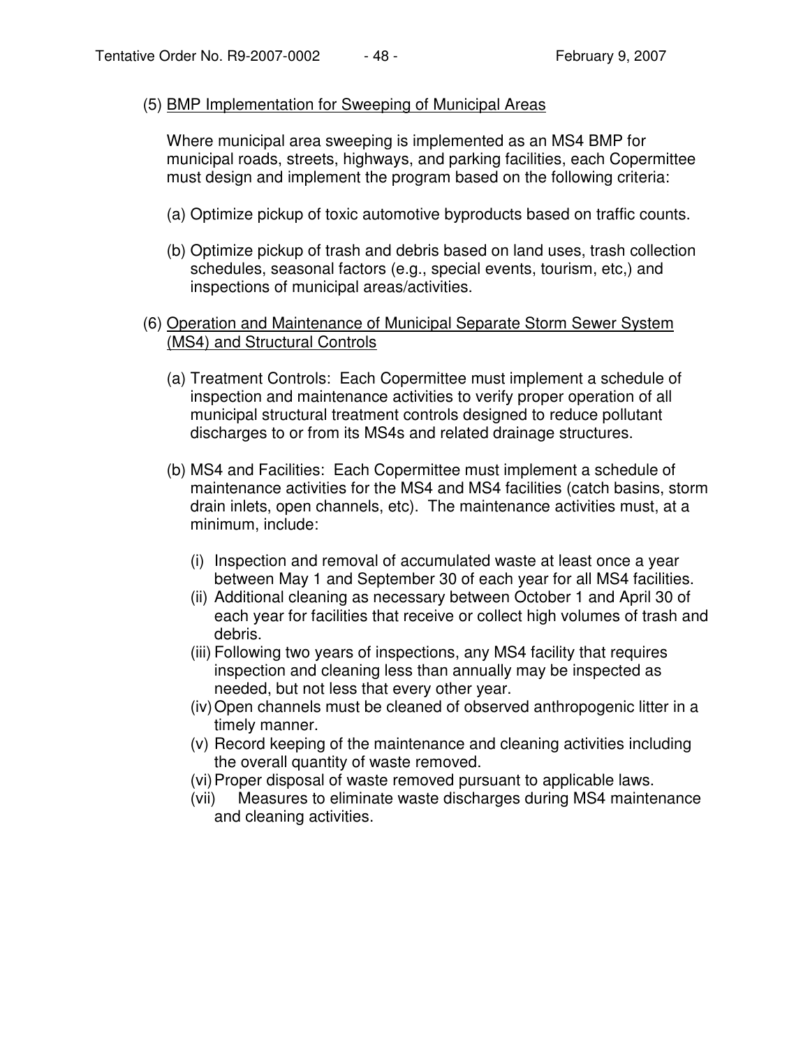(5) <u>BMP Implementation for Sweeping of Municipal Areas</u>

Where municipal area sweeping is implemented as an MS4 BMP for municipal roads, streets, highways, and parking facilities, each Copermittee must design and implement the program based on the following criteria:

(a) Optimize pickup of toxic automotive byproducts based on traffic counts.

(b) Optimize pickup of trash and debris based on land uses, trash collection schedules, seasonal factors (e.g., special events, tourism, etc,) and inspections of municipal areas/activities.

(6) <u>Operation and Maintenance of Municipal Separate Storm Sewer System (MS4) and Structural Controls</u>

(a) Treatment Controls: Each Copermittee must implement a schedule of inspection and maintenance activities to verify proper operation of all municipal structural treatment controls designed to reduce pollutant discharges to or from its MS4s and related drainage structures.

(b) MS4 and Facilities: Each Copermittee must implement a schedule of maintenance activities for the MS4 and MS4 facilities (catch basins, storm drain inlets, open channels, etc). The maintenance activities must, at a minimum, include:

(i) Inspection and removal of accumulated waste at least once a year between May 1 and September 30 of each year for all MS4 facilities.
(ii) Additional cleaning as necessary between October 1 and April 30 of each year for facilities that receive or collect high volumes of trash and debris.
(iii) Following two years of inspections, any MS4 facility that requires inspection and cleaning less than annually may be inspected as needed, but not less that every other year.
(iv) Open channels must be cleaned of observed anthropogenic litter in a timely manner.
(v) Record keeping of the maintenance and cleaning activities including the overall quantity of waste removed.
(vi) Proper disposal of waste removed pursuant to applicable laws.
(vii) Measures to eliminate waste discharges during MS4 maintenance and cleaning activities.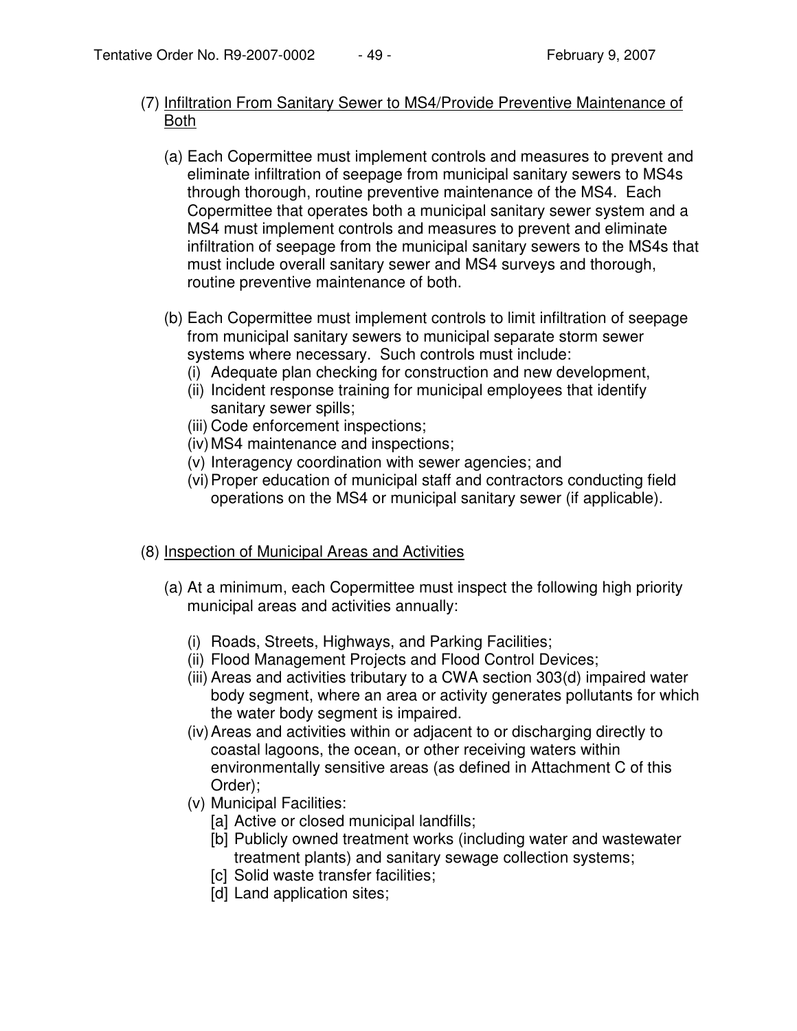(7) <u>Infiltration From Sanitary Sewer to MS4/Provide Preventive Maintenance of Both</u>

(a) Each Copermittee must implement controls and measures to prevent and eliminate infiltration of seepage from municipal sanitary sewers to MS4s through thorough, routine preventive maintenance of the MS4. Each Copermittee that operates both a municipal sanitary sewer system and a MS4 must implement controls and measures to prevent and eliminate infiltration of seepage from the municipal sanitary sewers to the MS4s that must include overall sanitary sewer and MS4 surveys and thorough, routine preventive maintenance of both.

(b) Each Copermittee must implement controls to limit infiltration of seepage from municipal sanitary sewers to municipal separate storm sewer systems where necessary. Such controls must include:

(i) Adequate plan checking for construction and new development,
(ii) Incident response training for municipal employees that identify sanitary sewer spills;
(iii) Code enforcement inspections;
(iv) MS4 maintenance and inspections;
(v) Interagency coordination with sewer agencies; and
(vi) Proper education of municipal staff and contractors conducting field operations on the MS4 or municipal sanitary sewer (if applicable).

(8) <u>Inspection of Municipal Areas and Activities</u>

(a) At a minimum, each Copermittee must inspect the following high priority municipal areas and activities annually:

(i) Roads, Streets, Highways, and Parking Facilities;
(ii) Flood Management Projects and Flood Control Devices;
(iii) Areas and activities tributary to a CWA section 303(d) impaired water body segment, where an area or activity generates pollutants for which the water body segment is impaired.
(iv) Areas and activities within or adjacent to or discharging directly to coastal lagoons, the ocean, or other receiving waters within environmentally sensitive areas (as defined in Attachment C of this Order);
(v) Municipal Facilities:
[a] Active or closed municipal landfills;
[b] Publicly owned treatment works (including water and wastewater treatment plants) and sanitary sewage collection systems;
[c] Solid waste transfer facilities;
[d] Land application sites;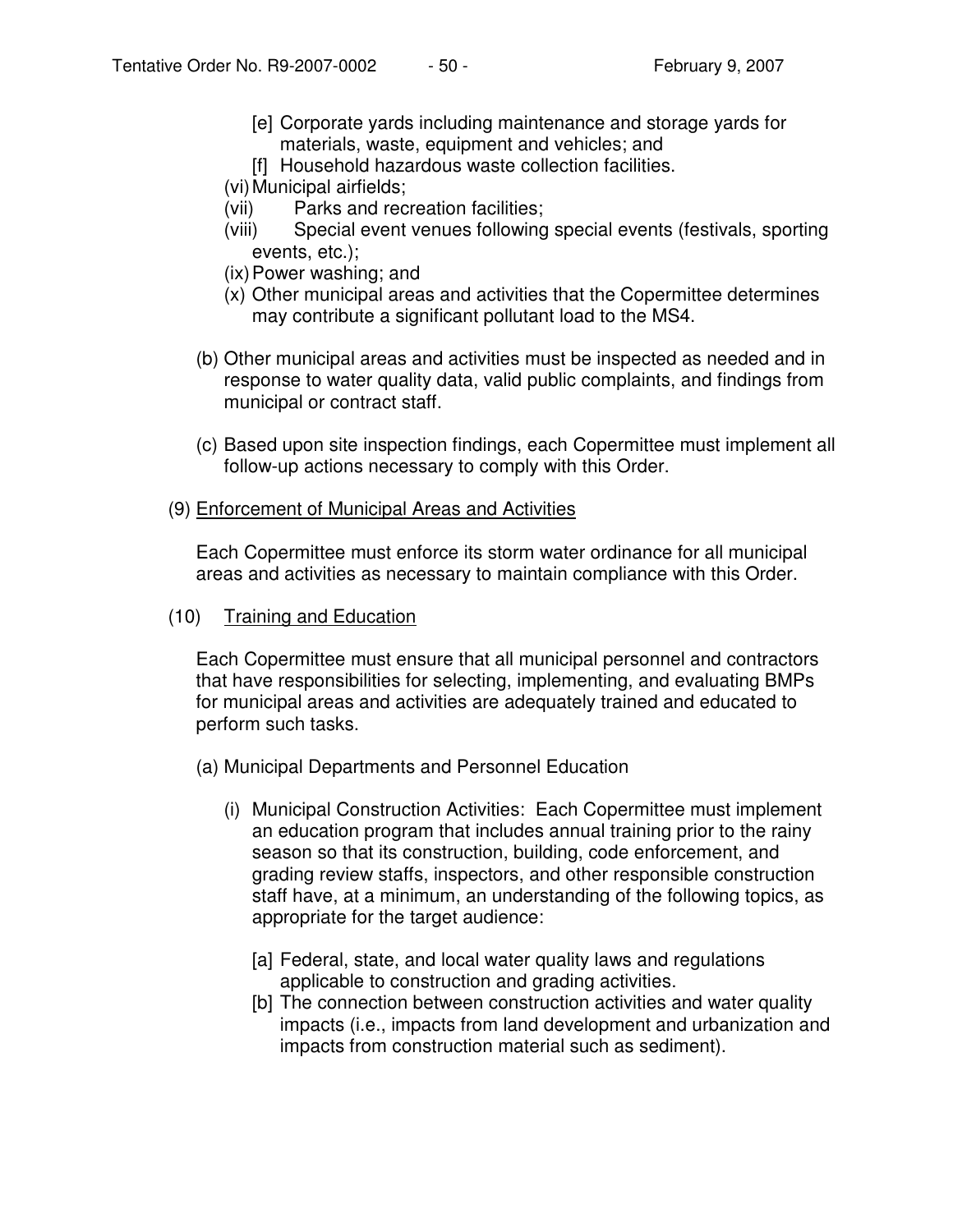[e] Corporate yards including maintenance and storage yards for materials, waste, equipment and vehicles; and

[f] Household hazardous waste collection facilities.

(vi) Municipal airfields;

(vii) Parks and recreation facilities;

(viii) Special event venues following special events (festivals, sporting events, etc.);

(ix) Power washing; and

(x) Other municipal areas and activities that the Copermittee determines may contribute a significant pollutant load to the MS4.

(b) Other municipal areas and activities must be inspected as needed and in response to water quality data, valid public complaints, and findings from municipal or contract staff.

(c) Based upon site inspection findings, each Copermittee must implement all follow-up actions necessary to comply with this Order.

(9) Enforcement of Municipal Areas and Activities

Each Copermittee must enforce its storm water ordinance for all municipal areas and activities as necessary to maintain compliance with this Order.

(10) Training and Education

Each Copermittee must ensure that all municipal personnel and contractors that have responsibilities for selecting, implementing, and evaluating BMPs for municipal areas and activities are adequately trained and educated to perform such tasks.

(a) Municipal Departments and Personnel Education

(i) Municipal Construction Activities: Each Copermittee must implement an education program that includes annual training prior to the rainy season so that its construction, building, code enforcement, and grading review staffs, inspectors, and other responsible construction staff have, at a minimum, an understanding of the following topics, as appropriate for the target audience:

[a] Federal, state, and local water quality laws and regulations applicable to construction and grading activities.

[b] The connection between construction activities and water quality impacts (i.e., impacts from land development and urbanization and impacts from construction material such as sediment).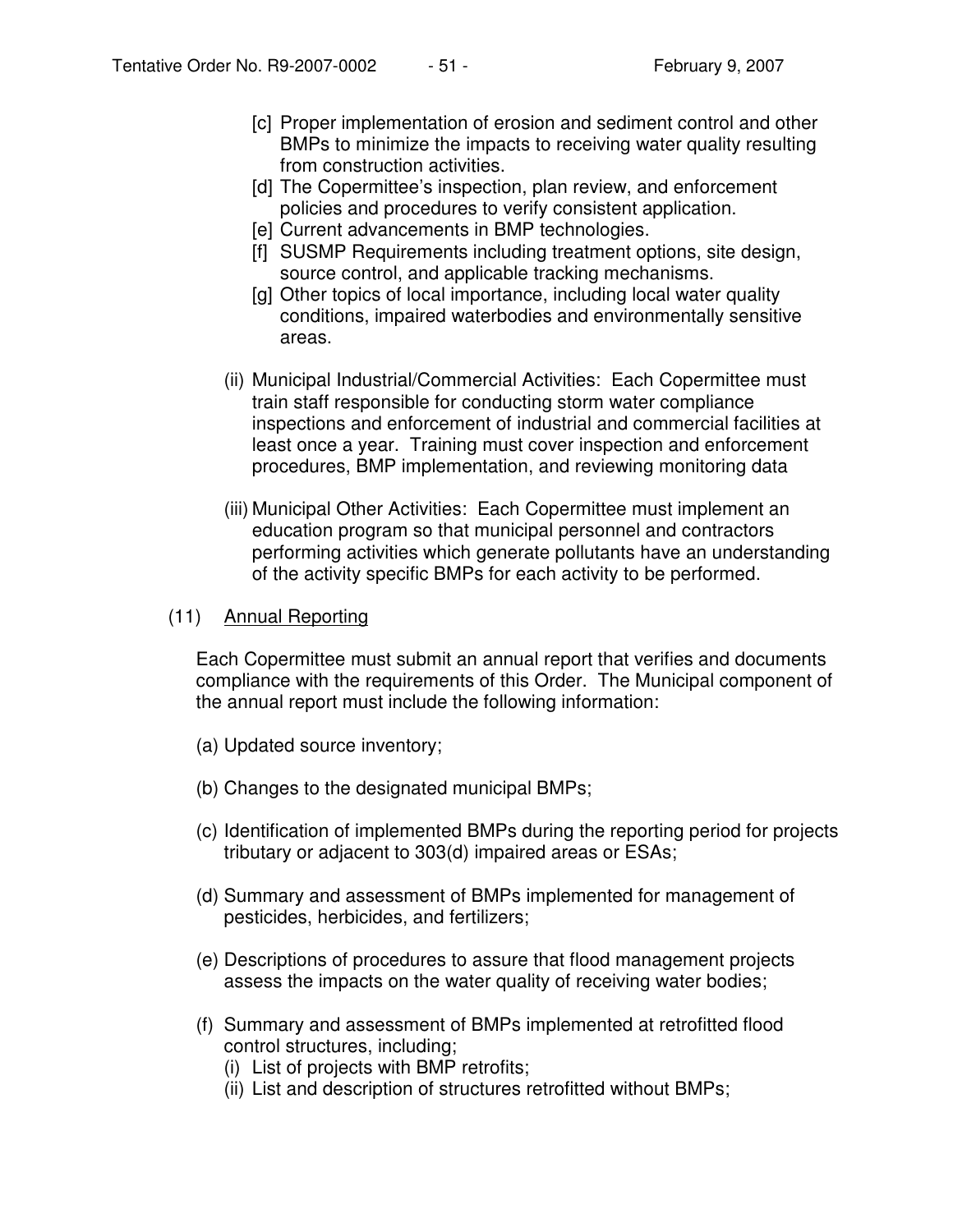[c] Proper implementation of erosion and sediment control and other BMPs to minimize the impacts to receiving water quality resulting from construction activities.

[d] The Copermittee's inspection, plan review, and enforcement policies and procedures to verify consistent application.

[e] Current advancements in BMP technologies.

[f] SUSMP Requirements including treatment options, site design, source control, and applicable tracking mechanisms.

[g] Other topics of local importance, including local water quality conditions, impaired waterbodies and environmentally sensitive areas.

(ii) Municipal Industrial/Commercial Activities: Each Copermittee must train staff responsible for conducting storm water compliance inspections and enforcement of industrial and commercial facilities at least once a year. Training must cover inspection and enforcement procedures, BMP implementation, and reviewing monitoring data

(iii) Municipal Other Activities: Each Copermittee must implement an education program so that municipal personnel and contractors performing activities which generate pollutants have an understanding of the activity specific BMPs for each activity to be performed.

(11) <u>Annual Reporting</u>

Each Copermittee must submit an annual report that verifies and documents compliance with the requirements of this Order. The Municipal component of the annual report must include the following information:

(a) Updated source inventory;

(b) Changes to the designated municipal BMPs;

(c) Identification of implemented BMPs during the reporting period for projects tributary or adjacent to 303(d) impaired areas or ESAs;

(d) Summary and assessment of BMPs implemented for management of pesticides, herbicides, and fertilizers;

(e) Descriptions of procedures to assure that flood management projects assess the impacts on the water quality of receiving water bodies;

(f) Summary and assessment of BMPs implemented at retrofitted flood control structures, including;

(i) List of projects with BMP retrofits;

(ii) List and description of structures retrofitted without BMPs;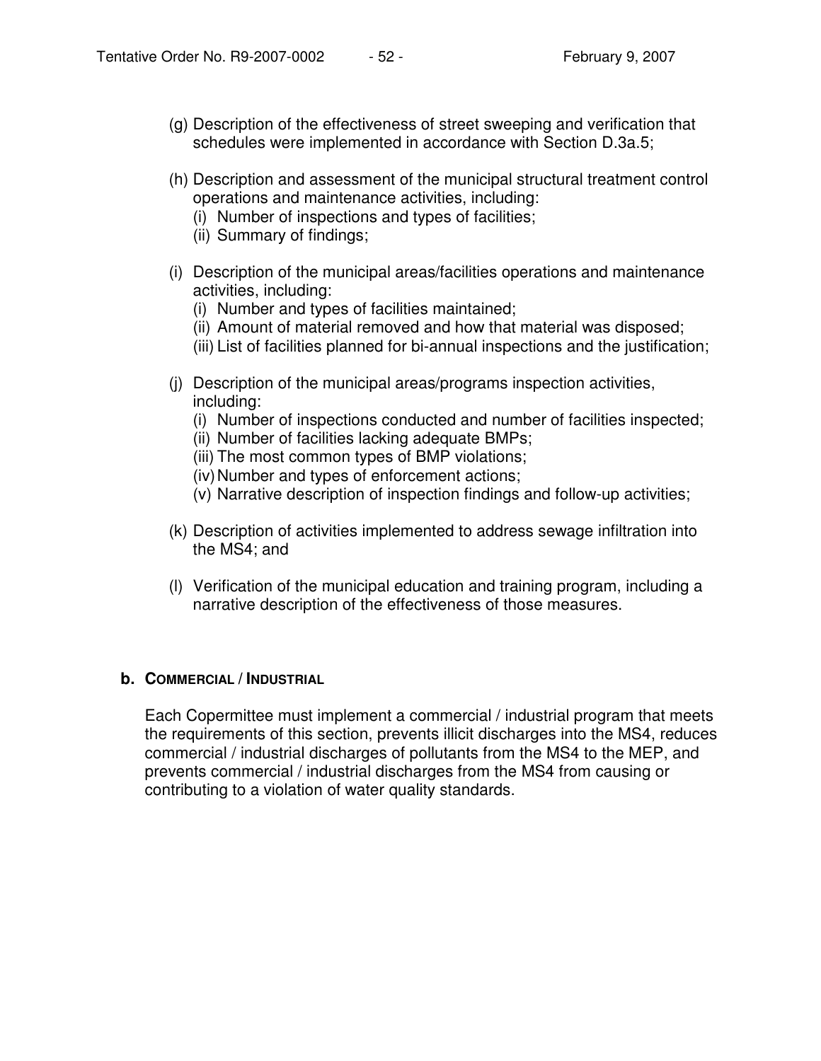(g) Description of the effectiveness of street sweeping and verification that schedules were implemented in accordance with Section D.3a.5;

(h) Description and assessment of the municipal structural treatment control operations and maintenance activities, including:
   (i) Number of inspections and types of facilities;
   (ii) Summary of findings;

(i) Description of the municipal areas/facilities operations and maintenance activities, including:
   (i) Number and types of facilities maintained;
   (ii) Amount of material removed and how that material was disposed;
   (iii) List of facilities planned for bi-annual inspections and the justification;

(j) Description of the municipal areas/programs inspection activities, including:
   (i) Number of inspections conducted and number of facilities inspected;
   (ii) Number of facilities lacking adequate BMPs;
   (iii) The most common types of BMP violations;
   (iv) Number and types of enforcement actions;
   (v) Narrative description of inspection findings and follow-up activities;

(k) Description of activities implemented to address sewage infiltration into the MS4; and

(l) Verification of the municipal education and training program, including a narrative description of the effectiveness of those measures.

**b. COMMERCIAL / INDUSTRIAL**

Each Copermittee must implement a commercial / industrial program that meets the requirements of this section, prevents illicit discharges into the MS4, reduces commercial / industrial discharges of pollutants from the MS4 to the MEP, and prevents commercial / industrial discharges from the MS4 from causing or contributing to a violation of water quality standards.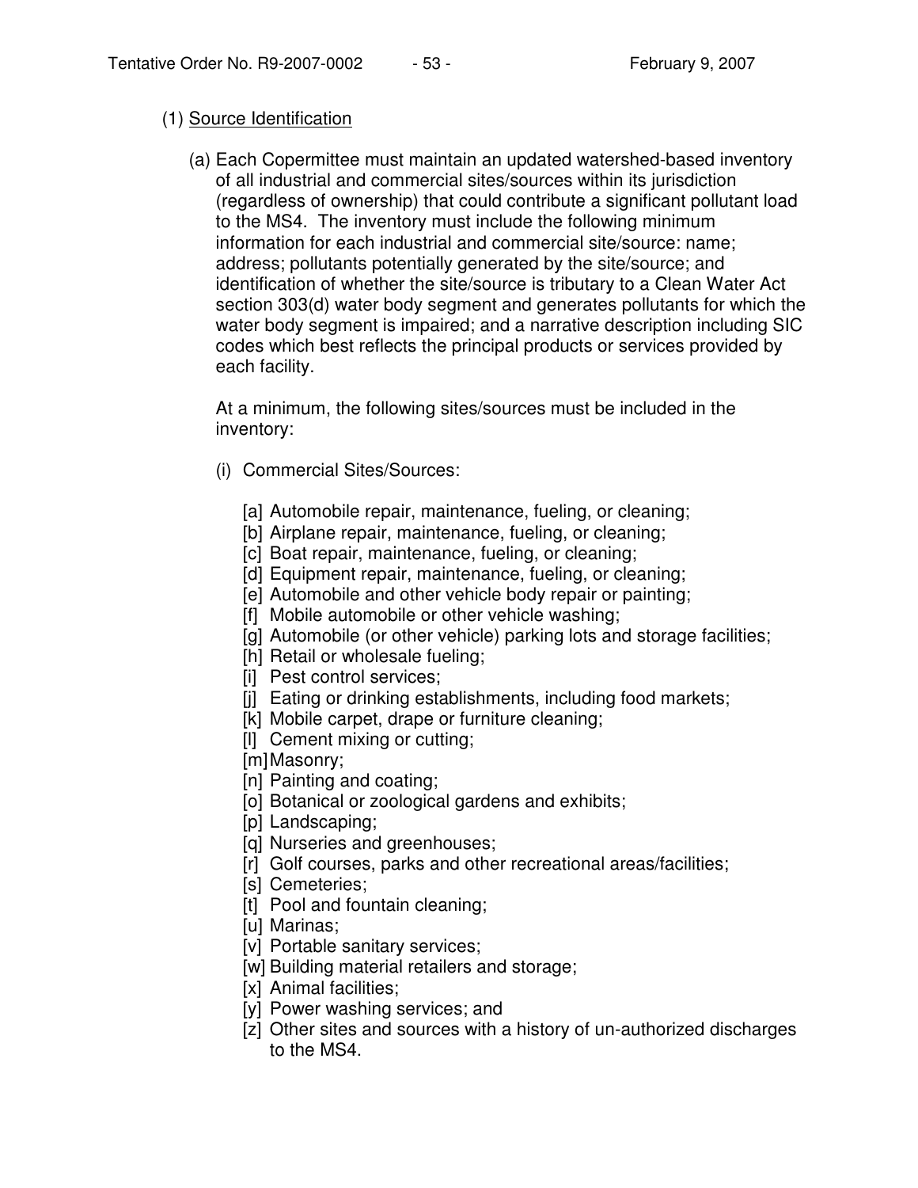(1) Source Identification

(a) Each Copermittee must maintain an updated watershed-based inventory of all industrial and commercial sites/sources within its jurisdiction (regardless of ownership) that could contribute a significant pollutant load to the MS4. The inventory must include the following minimum information for each industrial and commercial site/source: name; address; pollutants potentially generated by the site/source; and identification of whether the site/source is tributary to a Clean Water Act section 303(d) water body segment and generates pollutants for which the water body segment is impaired; and a narrative description including SIC codes which best reflects the principal products or services provided by each facility.

At a minimum, the following sites/sources must be included in the inventory:

(i) Commercial Sites/Sources:

[a] Automobile repair, maintenance, fueling, or cleaning;
[b] Airplane repair, maintenance, fueling, or cleaning;
[c] Boat repair, maintenance, fueling, or cleaning;
[d] Equipment repair, maintenance, fueling, or cleaning;
[e] Automobile and other vehicle body repair or painting;
[f] Mobile automobile or other vehicle washing;
[g] Automobile (or other vehicle) parking lots and storage facilities;
[h] Retail or wholesale fueling;
[i] Pest control services;
[j] Eating or drinking establishments, including food markets;
[k] Mobile carpet, drape or furniture cleaning;
[l] Cement mixing or cutting;
[m] Masonry;
[n] Painting and coating;
[o] Botanical or zoological gardens and exhibits;
[p] Landscaping;
[q] Nurseries and greenhouses;
[r] Golf courses, parks and other recreational areas/facilities;
[s] Cemeteries;
[t] Pool and fountain cleaning;
[u] Marinas;
[v] Portable sanitary services;
[w] Building material retailers and storage;
[x] Animal facilities;
[y] Power washing services; and
[z] Other sites and sources with a history of un-authorized discharges to the MS4.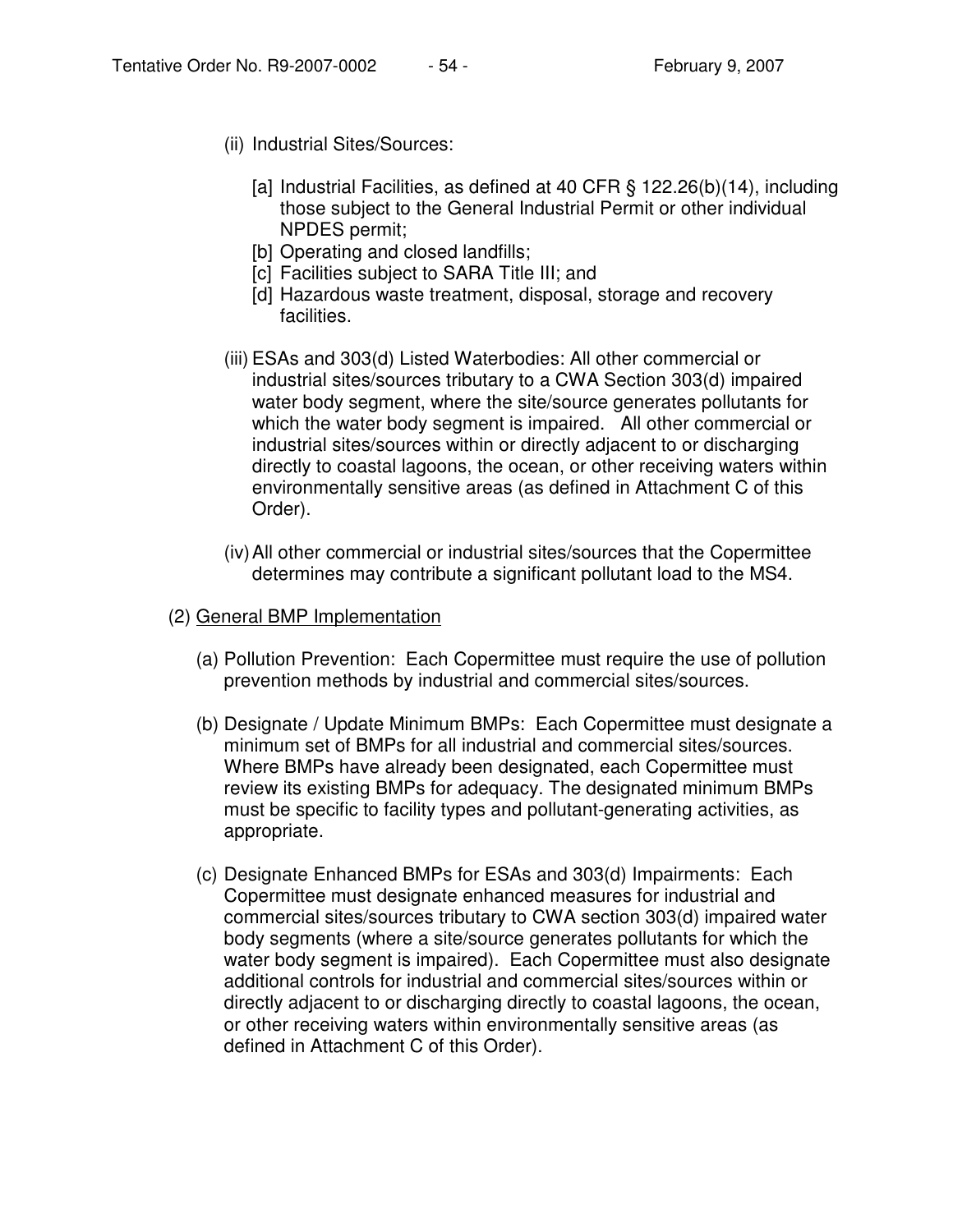(ii) Industrial Sites/Sources:

[a] Industrial Facilities, as defined at 40 CFR § 122.26(b)(14), including those subject to the General Industrial Permit or other individual NPDES permit;

[b] Operating and closed landfills;

[c] Facilities subject to SARA Title III; and

[d] Hazardous waste treatment, disposal, storage and recovery facilities.

(iii) ESAs and 303(d) Listed Waterbodies: All other commercial or industrial sites/sources tributary to a CWA Section 303(d) impaired water body segment, where the site/source generates pollutants for which the water body segment is impaired. All other commercial or industrial sites/sources within or directly adjacent to or discharging directly to coastal lagoons, the ocean, or other receiving waters within environmentally sensitive areas (as defined in Attachment C of this Order).

(iv) All other commercial or industrial sites/sources that the Copermittee determines may contribute a significant pollutant load to the MS4.

(2) <u>General BMP Implementation</u>

(a) Pollution Prevention: Each Copermittee must require the use of pollution prevention methods by industrial and commercial sites/sources.

(b) Designate / Update Minimum BMPs: Each Copermittee must designate a minimum set of BMPs for all industrial and commercial sites/sources. Where BMPs have already been designated, each Copermittee must review its existing BMPs for adequacy. The designated minimum BMPs must be specific to facility types and pollutant-generating activities, as appropriate.

(c) Designate Enhanced BMPs for ESAs and 303(d) Impairments: Each Copermittee must designate enhanced measures for industrial and commercial sites/sources tributary to CWA section 303(d) impaired water body segments (where a site/source generates pollutants for which the water body segment is impaired). Each Copermittee must also designate additional controls for industrial and commercial sites/sources within or directly adjacent to or discharging directly to coastal lagoons, the ocean, or other receiving waters within environmentally sensitive areas (as defined in Attachment C of this Order).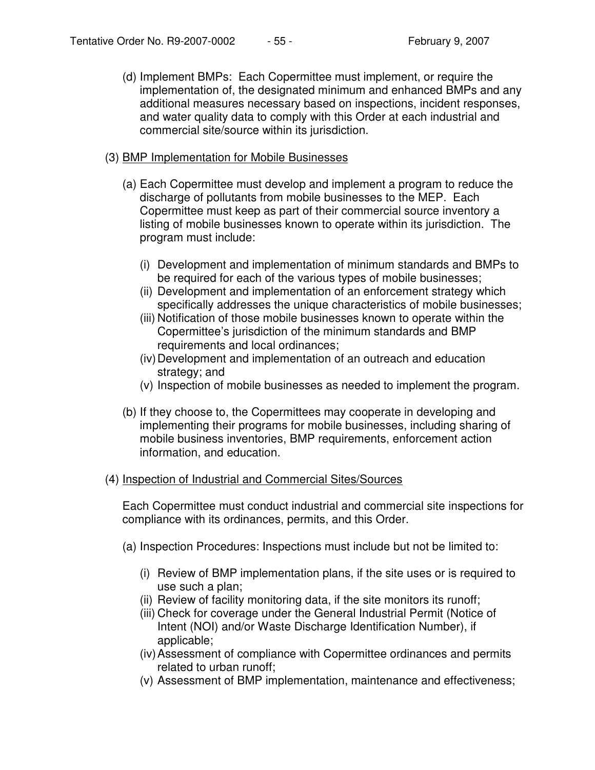(d) Implement BMPs: Each Copermittee must implement, or require the implementation of, the designated minimum and enhanced BMPs and any additional measures necessary based on inspections, incident responses, and water quality data to comply with this Order at each industrial and commercial site/source within its jurisdiction.

(3) <u>BMP Implementation for Mobile Businesses</u>

(a) Each Copermittee must develop and implement a program to reduce the discharge of pollutants from mobile businesses to the MEP. Each Copermittee must keep as part of their commercial source inventory a listing of mobile businesses known to operate within its jurisdiction. The program must include:

(i) Development and implementation of minimum standards and BMPs to be required for each of the various types of mobile businesses;
(ii) Development and implementation of an enforcement strategy which specifically addresses the unique characteristics of mobile businesses;
(iii) Notification of those mobile businesses known to operate within the Copermittee's jurisdiction of the minimum standards and BMP requirements and local ordinances;
(iv) Development and implementation of an outreach and education strategy; and
(v) Inspection of mobile businesses as needed to implement the program.

(b) If they choose to, the Copermittees may cooperate in developing and implementing their programs for mobile businesses, including sharing of mobile business inventories, BMP requirements, enforcement action information, and education.

(4) <u>Inspection of Industrial and Commercial Sites/Sources</u>

Each Copermittee must conduct industrial and commercial site inspections for compliance with its ordinances, permits, and this Order.

(a) Inspection Procedures: Inspections must include but not be limited to:

(i) Review of BMP implementation plans, if the site uses or is required to use such a plan;
(ii) Review of facility monitoring data, if the site monitors its runoff;
(iii) Check for coverage under the General Industrial Permit (Notice of Intent (NOI) and/or Waste Discharge Identification Number), if applicable;
(iv) Assessment of compliance with Copermittee ordinances and permits related to urban runoff;
(v) Assessment of BMP implementation, maintenance and effectiveness;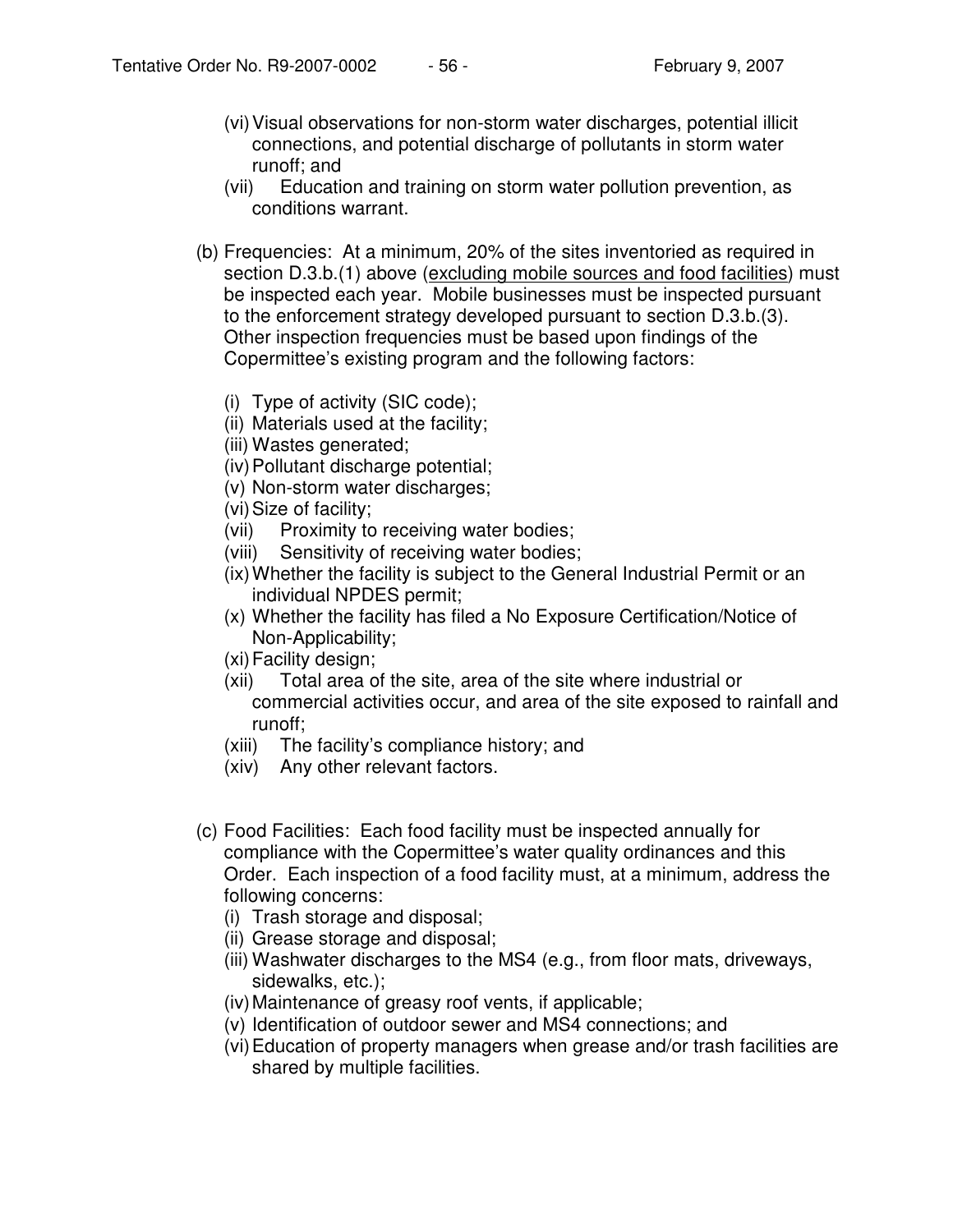(vi) Visual observations for non-storm water discharges, potential illicit connections, and potential discharge of pollutants in storm water runoff; and
(vii) Education and training on storm water pollution prevention, as conditions warrant.

(b) Frequencies: At a minimum, 20% of the sites inventoried as required in section D.3.b.(1) above (excluding mobile sources and food facilities) must be inspected each year. Mobile businesses must be inspected pursuant to the enforcement strategy developed pursuant to section D.3.b.(3). Other inspection frequencies must be based upon findings of the Copermittee's existing program and the following factors:

(i) Type of activity (SIC code);
(ii) Materials used at the facility;
(iii) Wastes generated;
(iv) Pollutant discharge potential;
(v) Non-storm water discharges;
(vi) Size of facility;
(vii) Proximity to receiving water bodies;
(viii) Sensitivity of receiving water bodies;
(ix) Whether the facility is subject to the General Industrial Permit or an individual NPDES permit;
(x) Whether the facility has filed a No Exposure Certification/Notice of Non-Applicability;
(xi) Facility design;
(xii) Total area of the site, area of the site where industrial or commercial activities occur, and area of the site exposed to rainfall and runoff;
(xiii) The facility's compliance history; and
(xiv) Any other relevant factors.

(c) Food Facilities: Each food facility must be inspected annually for compliance with the Copermittee's water quality ordinances and this Order. Each inspection of a food facility must, at a minimum, address the following concerns:
(i) Trash storage and disposal;
(ii) Grease storage and disposal;
(iii) Washwater discharges to the MS4 (e.g., from floor mats, driveways, sidewalks, etc.);
(iv) Maintenance of greasy roof vents, if applicable;
(v) Identification of outdoor sewer and MS4 connections; and
(vi) Education of property managers when grease and/or trash facilities are shared by multiple facilities.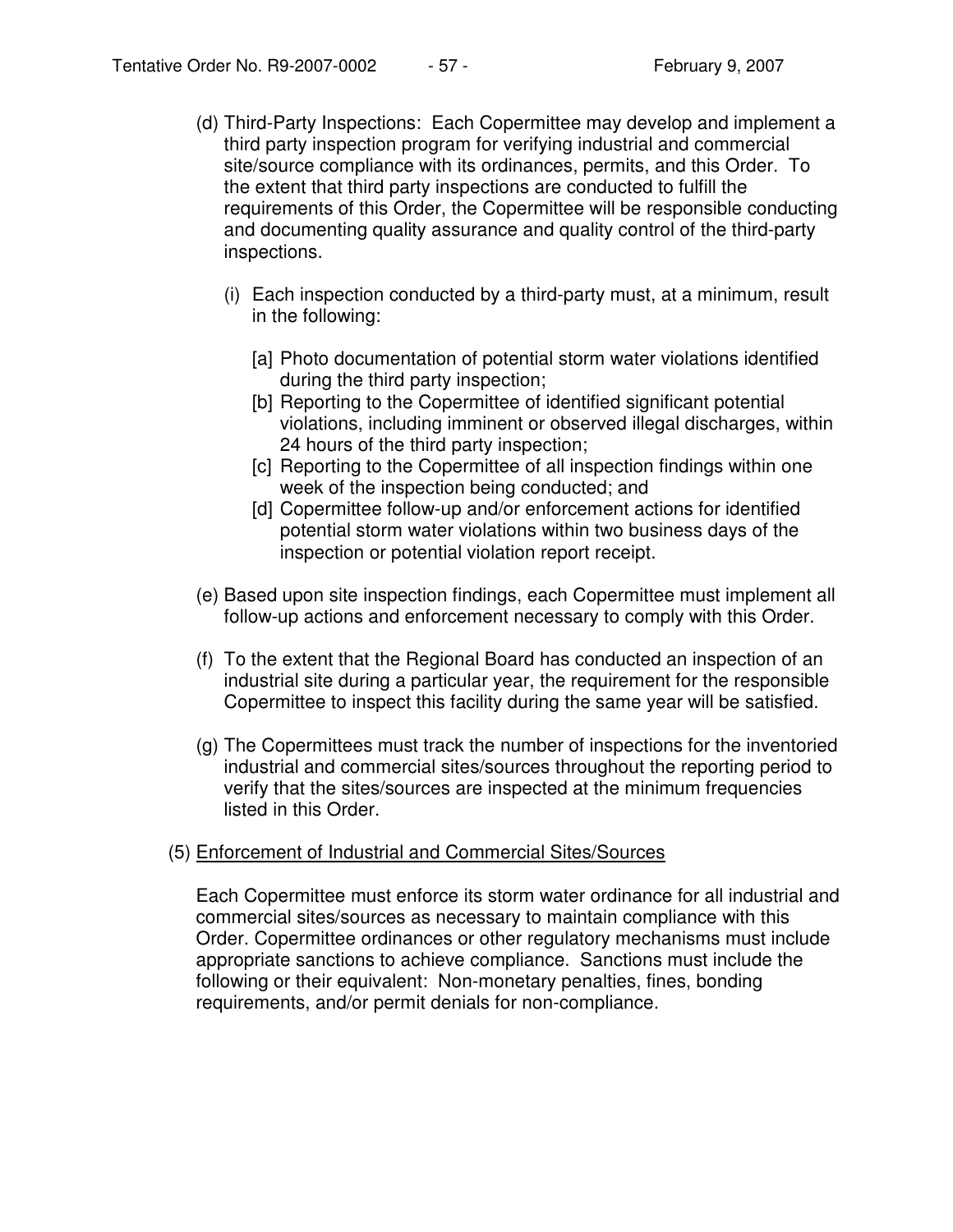(d) Third-Party Inspections: Each Copermittee may develop and implement a third party inspection program for verifying industrial and commercial site/source compliance with its ordinances, permits, and this Order. To the extent that third party inspections are conducted to fulfill the requirements of this Order, the Copermittee will be responsible conducting and documenting quality assurance and quality control of the third-party inspections.

(i) Each inspection conducted by a third-party must, at a minimum, result in the following:

[a] Photo documentation of potential storm water violations identified during the third party inspection;
[b] Reporting to the Copermittee of identified significant potential violations, including imminent or observed illegal discharges, within 24 hours of the third party inspection;
[c] Reporting to the Copermittee of all inspection findings within one week of the inspection being conducted; and
[d] Copermittee follow-up and/or enforcement actions for identified potential storm water violations within two business days of the inspection or potential violation report receipt.

(e) Based upon site inspection findings, each Copermittee must implement all follow-up actions and enforcement necessary to comply with this Order.

(f) To the extent that the Regional Board has conducted an inspection of an industrial site during a particular year, the requirement for the responsible Copermittee to inspect this facility during the same year will be satisfied.

(g) The Copermittees must track the number of inspections for the inventoried industrial and commercial sites/sources throughout the reporting period to verify that the sites/sources are inspected at the minimum frequencies listed in this Order.

(5) <u>Enforcement of Industrial and Commercial Sites/Sources</u>

Each Copermittee must enforce its storm water ordinance for all industrial and commercial sites/sources as necessary to maintain compliance with this Order. Copermittee ordinances or other regulatory mechanisms must include appropriate sanctions to achieve compliance. Sanctions must include the following or their equivalent: Non-monetary penalties, fines, bonding requirements, and/or permit denials for non-compliance.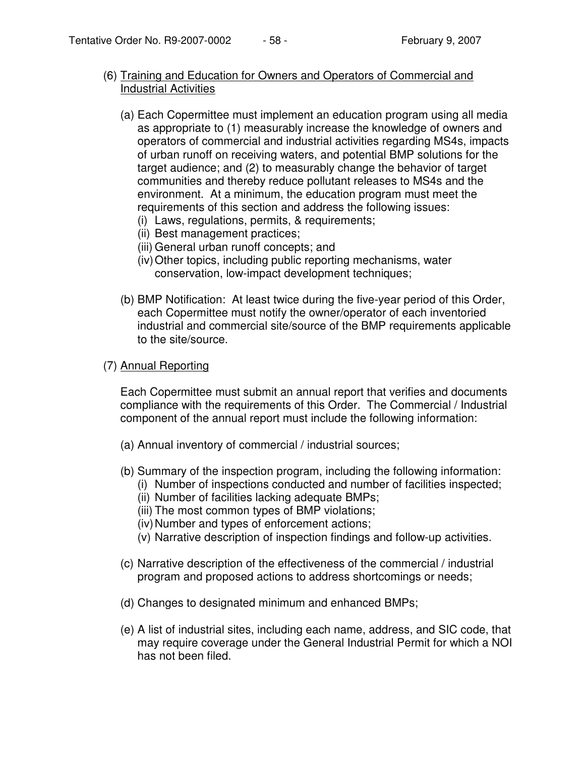(6) <u>Training and Education for Owners and Operators of Commercial and Industrial Activities</u>

(a) Each Copermittee must implement an education program using all media as appropriate to (1) measurably increase the knowledge of owners and operators of commercial and industrial activities regarding MS4s, impacts of urban runoff on receiving waters, and potential BMP solutions for the target audience; and (2) to measurably change the behavior of target communities and thereby reduce pollutant releases to MS4s and the environment. At a minimum, the education program must meet the requirements of this section and address the following issues:

(i) Laws, regulations, permits, & requirements;
(ii) Best management practices;
(iii) General urban runoff concepts; and
(iv) Other topics, including public reporting mechanisms, water conservation, low-impact development techniques;

(b) BMP Notification: At least twice during the five-year period of this Order, each Copermittee must notify the owner/operator of each inventoried industrial and commercial site/source of the BMP requirements applicable to the site/source.

(7) <u>Annual Reporting</u>

Each Copermittee must submit an annual report that verifies and documents compliance with the requirements of this Order. The Commercial / Industrial component of the annual report must include the following information:

(a) Annual inventory of commercial / industrial sources;

(b) Summary of the inspection program, including the following information:

(i) Number of inspections conducted and number of facilities inspected;
(ii) Number of facilities lacking adequate BMPs;
(iii) The most common types of BMP violations;
(iv) Number and types of enforcement actions;
(v) Narrative description of inspection findings and follow-up activities.

(c) Narrative description of the effectiveness of the commercial / industrial program and proposed actions to address shortcomings or needs;

(d) Changes to designated minimum and enhanced BMPs;

(e) A list of industrial sites, including each name, address, and SIC code, that may require coverage under the General Industrial Permit for which a NOI has not been filed.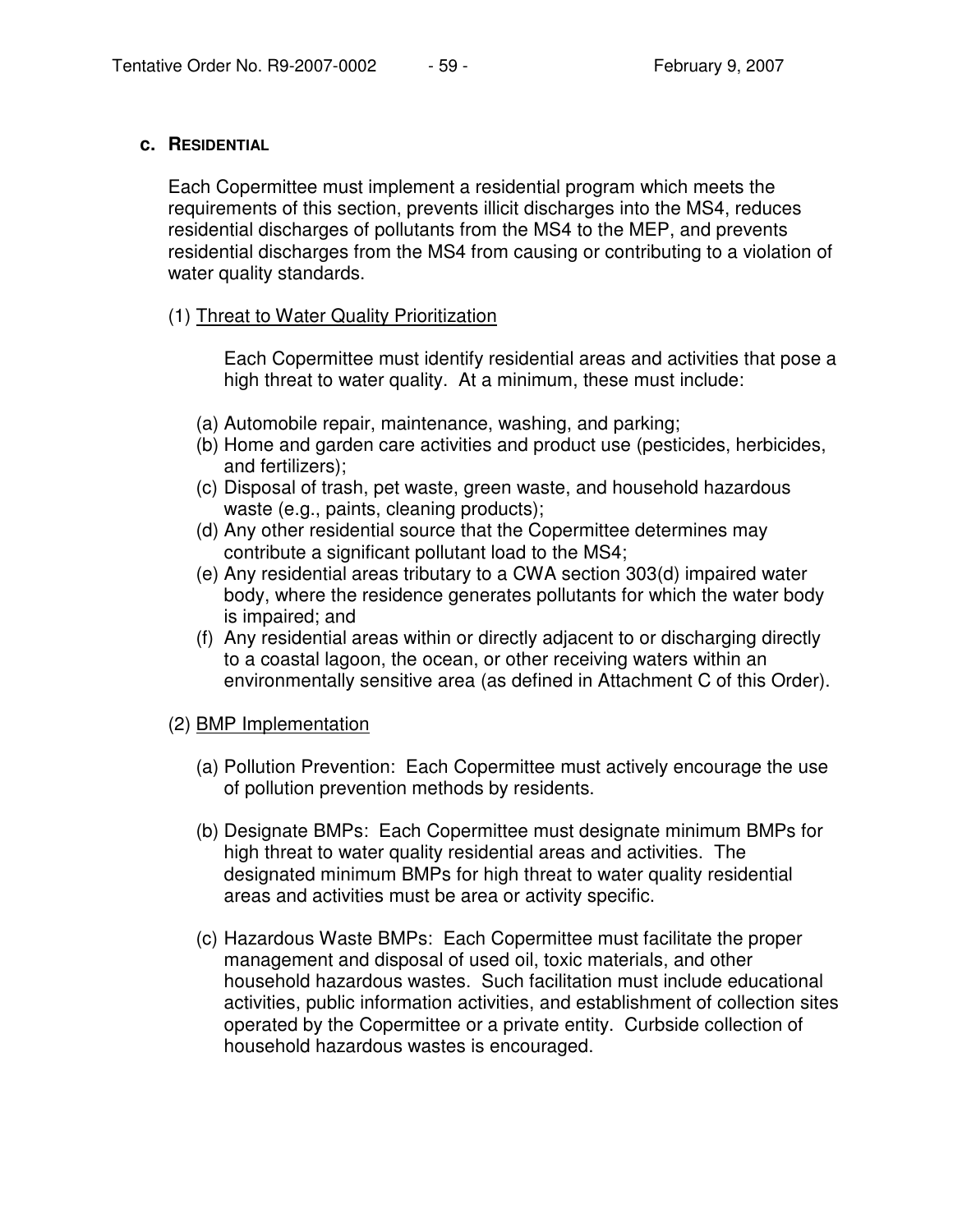### c. RESIDENTIAL

Each Copermittee must implement a residential program which meets the requirements of this section, prevents illicit discharges into the MS4, reduces residential discharges of pollutants from the MS4 to the MEP, and prevents residential discharges from the MS4 from causing or contributing to a violation of water quality standards.

(1) Threat to Water Quality Prioritization

Each Copermittee must identify residential areas and activities that pose a high threat to water quality. At a minimum, these must include:

(a) Automobile repair, maintenance, washing, and parking;
(b) Home and garden care activities and product use (pesticides, herbicides, and fertilizers);
(c) Disposal of trash, pet waste, green waste, and household hazardous waste (e.g., paints, cleaning products);
(d) Any other residential source that the Copermittee determines may contribute a significant pollutant load to the MS4;
(e) Any residential areas tributary to a CWA section 303(d) impaired water body, where the residence generates pollutants for which the water body is impaired; and
(f) Any residential areas within or directly adjacent to or discharging directly to a coastal lagoon, the ocean, or other receiving waters within an environmentally sensitive area (as defined in Attachment C of this Order).

(2) BMP Implementation

(a) Pollution Prevention: Each Copermittee must actively encourage the use of pollution prevention methods by residents.

(b) Designate BMPs: Each Copermittee must designate minimum BMPs for high threat to water quality residential areas and activities. The designated minimum BMPs for high threat to water quality residential areas and activities must be area or activity specific.

(c) Hazardous Waste BMPs: Each Copermittee must facilitate the proper management and disposal of used oil, toxic materials, and other household hazardous wastes. Such facilitation must include educational activities, public information activities, and establishment of collection sites operated by the Copermittee or a private entity. Curbside collection of household hazardous wastes is encouraged.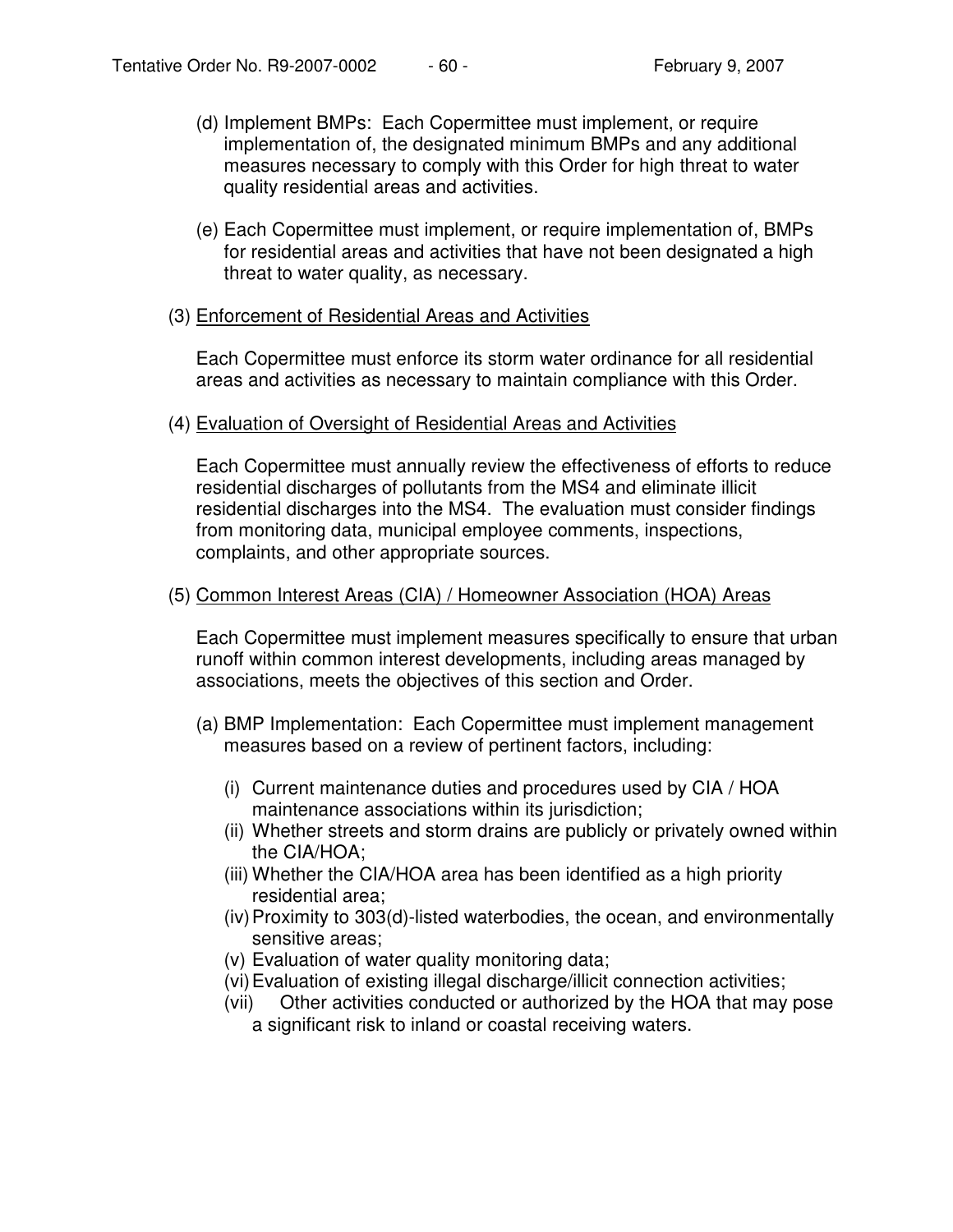(d) Implement BMPs: Each Copermittee must implement, or require implementation of, the designated minimum BMPs and any additional measures necessary to comply with this Order for high threat to water quality residential areas and activities.

(e) Each Copermittee must implement, or require implementation of, BMPs for residential areas and activities that have not been designated a high threat to water quality, as necessary.

(3) Enforcement of Residential Areas and Activities

Each Copermittee must enforce its storm water ordinance for all residential areas and activities as necessary to maintain compliance with this Order.

(4) Evaluation of Oversight of Residential Areas and Activities

Each Copermittee must annually review the effectiveness of efforts to reduce residential discharges of pollutants from the MS4 and eliminate illicit residential discharges into the MS4. The evaluation must consider findings from monitoring data, municipal employee comments, inspections, complaints, and other appropriate sources.

(5) Common Interest Areas (CIA) / Homeowner Association (HOA) Areas

Each Copermittee must implement measures specifically to ensure that urban runoff within common interest developments, including areas managed by associations, meets the objectives of this section and Order.

(a) BMP Implementation: Each Copermittee must implement management measures based on a review of pertinent factors, including:

(i) Current maintenance duties and procedures used by CIA / HOA maintenance associations within its jurisdiction;
(ii) Whether streets and storm drains are publicly or privately owned within the CIA/HOA;
(iii) Whether the CIA/HOA area has been identified as a high priority residential area;
(iv) Proximity to 303(d)-listed waterbodies, the ocean, and environmentally sensitive areas;
(v) Evaluation of water quality monitoring data;
(vi) Evaluation of existing illegal discharge/illicit connection activities;
(vii) Other activities conducted or authorized by the HOA that may pose a significant risk to inland or coastal receiving waters.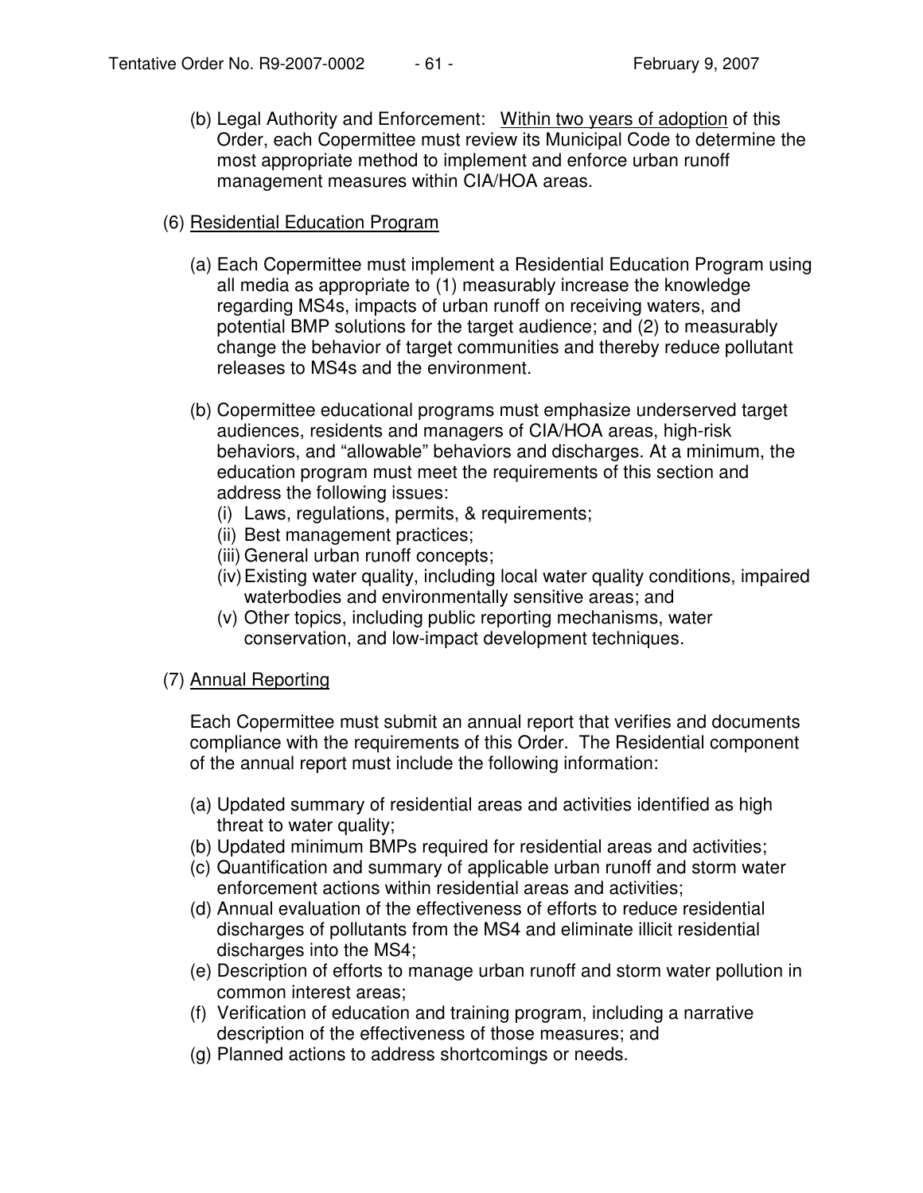(b) Legal Authority and Enforcement: <u>Within two years of adoption</u> of this Order, each Copermittee must review its Municipal Code to determine the most appropriate method to implement and enforce urban runoff management measures within CIA/HOA areas.

(6) <u>Residential Education Program</u>

(a) Each Copermittee must implement a Residential Education Program using all media as appropriate to (1) measurably increase the knowledge regarding MS4s, impacts of urban runoff on receiving waters, and potential BMP solutions for the target audience; and (2) to measurably change the behavior of target communities and thereby reduce pollutant releases to MS4s and the environment.

(b) Copermittee educational programs must emphasize underserved target audiences, residents and managers of CIA/HOA areas, high-risk behaviors, and "allowable" behaviors and discharges. At a minimum, the education program must meet the requirements of this section and address the following issues:

- (i) Laws, regulations, permits, & requirements;
- (ii) Best management practices;
- (iii) General urban runoff concepts;
- (iv) Existing water quality, including local water quality conditions, impaired waterbodies and environmentally sensitive areas; and
- (v) Other topics, including public reporting mechanisms, water conservation, and low-impact development techniques.

(7) <u>Annual Reporting</u>

Each Copermittee must submit an annual report that verifies and documents compliance with the requirements of this Order. The Residential component of the annual report must include the following information:

- (a) Updated summary of residential areas and activities identified as high threat to water quality;
- (b) Updated minimum BMPs required for residential areas and activities;
- (c) Quantification and summary of applicable urban runoff and storm water enforcement actions within residential areas and activities;
- (d) Annual evaluation of the effectiveness of efforts to reduce residential discharges of pollutants from the MS4 and eliminate illicit residential discharges into the MS4;
- (e) Description of efforts to manage urban runoff and storm water pollution in common interest areas;
- (f) Verification of education and training program, including a narrative description of the effectiveness of those measures; and
- (g) Planned actions to address shortcomings or needs.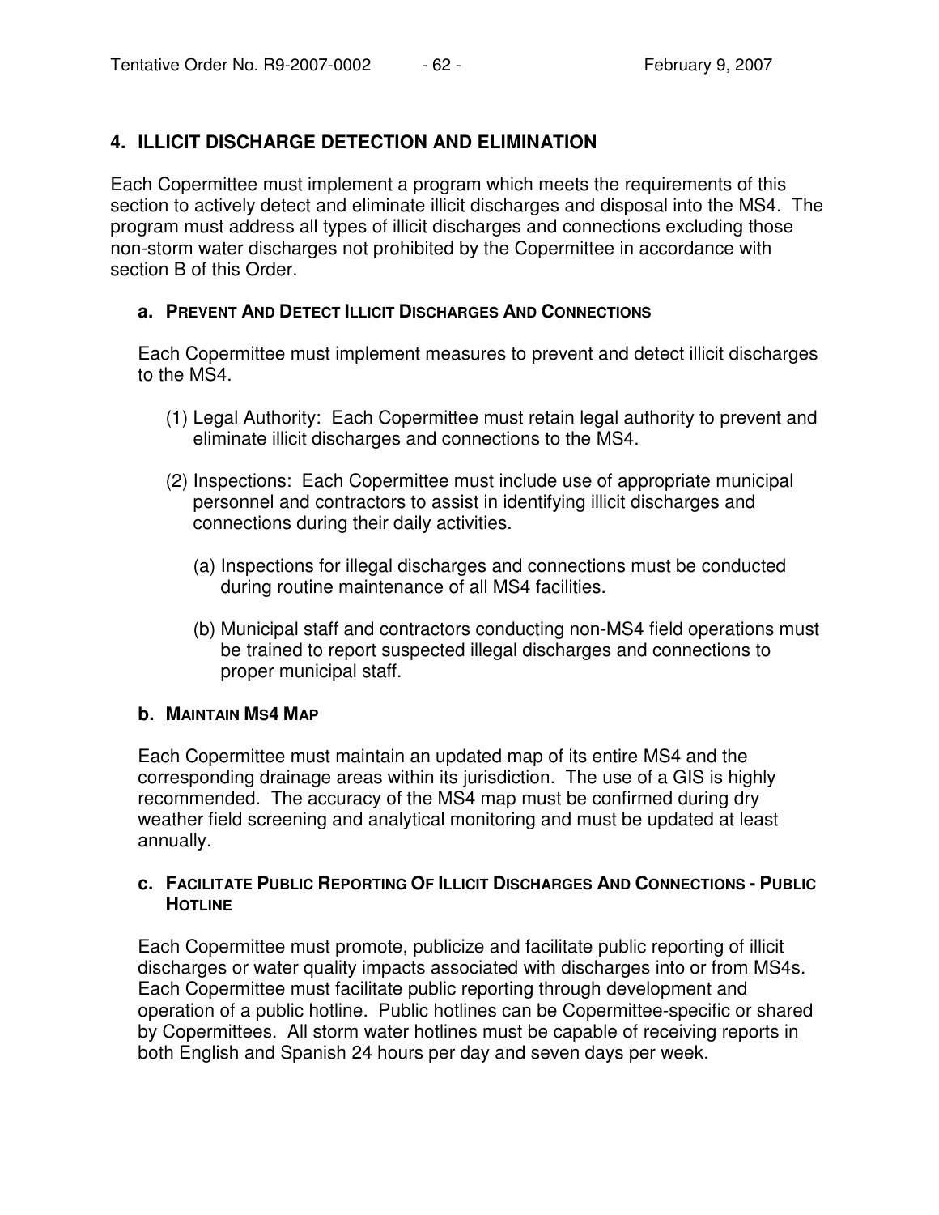## 4. ILLICIT DISCHARGE DETECTION AND ELIMINATION

Each Copermittee must implement a program which meets the requirements of this section to actively detect and eliminate illicit discharges and disposal into the MS4. The program must address all types of illicit discharges and connections excluding those non-storm water discharges not prohibited by the Copermittee in accordance with section B of this Order.

### a. PREVENT AND DETECT ILLICIT DISCHARGES AND CONNECTIONS

Each Copermittee must implement measures to prevent and detect illicit discharges to the MS4.

(1) Legal Authority: Each Copermittee must retain legal authority to prevent and eliminate illicit discharges and connections to the MS4.

(2) Inspections: Each Copermittee must include use of appropriate municipal personnel and contractors to assist in identifying illicit discharges and connections during their daily activities.

(a) Inspections for illegal discharges and connections must be conducted during routine maintenance of all MS4 facilities.

(b) Municipal staff and contractors conducting non-MS4 field operations must be trained to report suspected illegal discharges and connections to proper municipal staff.

### b. MAINTAIN MS4 MAP

Each Copermittee must maintain an updated map of its entire MS4 and the corresponding drainage areas within its jurisdiction. The use of a GIS is highly recommended. The accuracy of the MS4 map must be confirmed during dry weather field screening and analytical monitoring and must be updated at least annually.

### c. FACILITATE PUBLIC REPORTING OF ILLICIT DISCHARGES AND CONNECTIONS - PUBLIC HOTLINE

Each Copermittee must promote, publicize and facilitate public reporting of illicit discharges or water quality impacts associated with discharges into or from MS4s. Each Copermittee must facilitate public reporting through development and operation of a public hotline. Public hotlines can be Copermittee-specific or shared by Copermittees. All storm water hotlines must be capable of receiving reports in both English and Spanish 24 hours per day and seven days per week.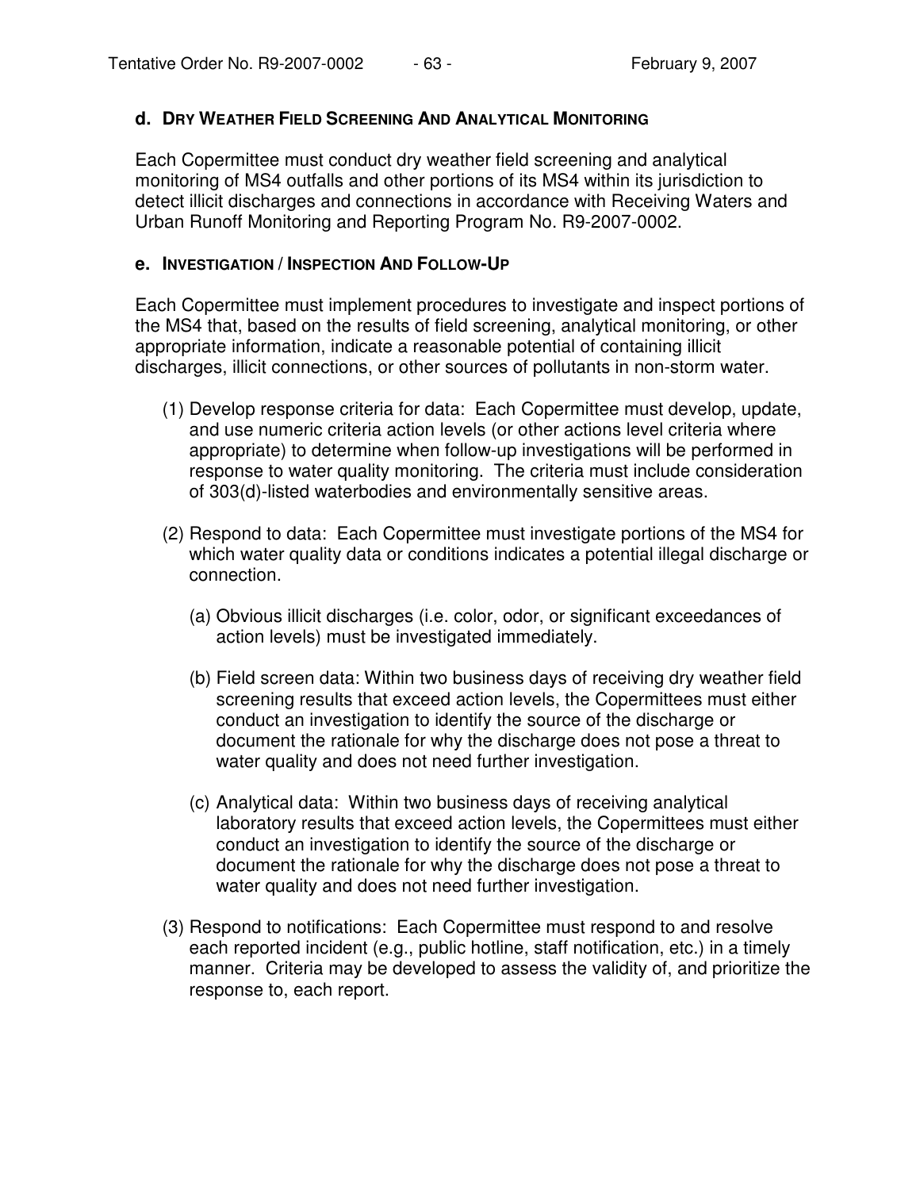**d. DRY WEATHER FIELD SCREENING AND ANALYTICAL MONITORING**

Each Copermittee must conduct dry weather field screening and analytical monitoring of MS4 outfalls and other portions of its MS4 within its jurisdiction to detect illicit discharges and connections in accordance with Receiving Waters and Urban Runoff Monitoring and Reporting Program No. R9-2007-0002.

**e. INVESTIGATION / INSPECTION AND FOLLOW-UP**

Each Copermittee must implement procedures to investigate and inspect portions of the MS4 that, based on the results of field screening, analytical monitoring, or other appropriate information, indicate a reasonable potential of containing illicit discharges, illicit connections, or other sources of pollutants in non-storm water.

(1) Develop response criteria for data: Each Copermittee must develop, update, and use numeric criteria action levels (or other actions level criteria where appropriate) to determine when follow-up investigations will be performed in response to water quality monitoring. The criteria must include consideration of 303(d)-listed waterbodies and environmentally sensitive areas.

(2) Respond to data: Each Copermittee must investigate portions of the MS4 for which water quality data or conditions indicates a potential illegal discharge or connection.

   (a) Obvious illicit discharges (i.e. color, odor, or significant exceedances of action levels) must be investigated immediately.

   (b) Field screen data: Within two business days of receiving dry weather field screening results that exceed action levels, the Copermittees must either conduct an investigation to identify the source of the discharge or document the rationale for why the discharge does not pose a threat to water quality and does not need further investigation.

   (c) Analytical data: Within two business days of receiving analytical laboratory results that exceed action levels, the Copermittees must either conduct an investigation to identify the source of the discharge or document the rationale for why the discharge does not pose a threat to water quality and does not need further investigation.

(3) Respond to notifications: Each Copermittee must respond to and resolve each reported incident (e.g., public hotline, staff notification, etc.) in a timely manner. Criteria may be developed to assess the validity of, and prioritize the response to, each report.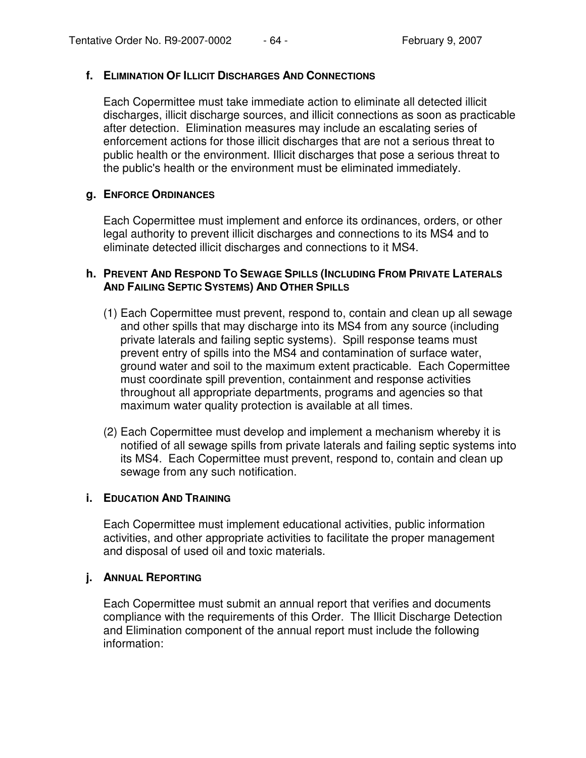**f. ELIMINATION OF ILLICIT DISCHARGES AND CONNECTIONS**

Each Copermittee must take immediate action to eliminate all detected illicit discharges, illicit discharge sources, and illicit connections as soon as practicable after detection. Elimination measures may include an escalating series of enforcement actions for those illicit discharges that are not a serious threat to public health or the environment. Illicit discharges that pose a serious threat to the public's health or the environment must be eliminated immediately.

**g. ENFORCE ORDINANCES**

Each Copermittee must implement and enforce its ordinances, orders, or other legal authority to prevent illicit discharges and connections to its MS4 and to eliminate detected illicit discharges and connections to it MS4.

**h. PREVENT AND RESPOND TO SEWAGE SPILLS (INCLUDING FROM PRIVATE LATERALS AND FAILING SEPTIC SYSTEMS) AND OTHER SPILLS**

(1) Each Copermittee must prevent, respond to, contain and clean up all sewage and other spills that may discharge into its MS4 from any source (including private laterals and failing septic systems). Spill response teams must prevent entry of spills into the MS4 and contamination of surface water, ground water and soil to the maximum extent practicable. Each Copermittee must coordinate spill prevention, containment and response activities throughout all appropriate departments, programs and agencies so that maximum water quality protection is available at all times.

(2) Each Copermittee must develop and implement a mechanism whereby it is notified of all sewage spills from private laterals and failing septic systems into its MS4. Each Copermittee must prevent, respond to, contain and clean up sewage from any such notification.

**i. EDUCATION AND TRAINING**

Each Copermittee must implement educational activities, public information activities, and other appropriate activities to facilitate the proper management and disposal of used oil and toxic materials.

**j. ANNUAL REPORTING**

Each Copermittee must submit an annual report that verifies and documents compliance with the requirements of this Order. The Illicit Discharge Detection and Elimination component of the annual report must include the following information: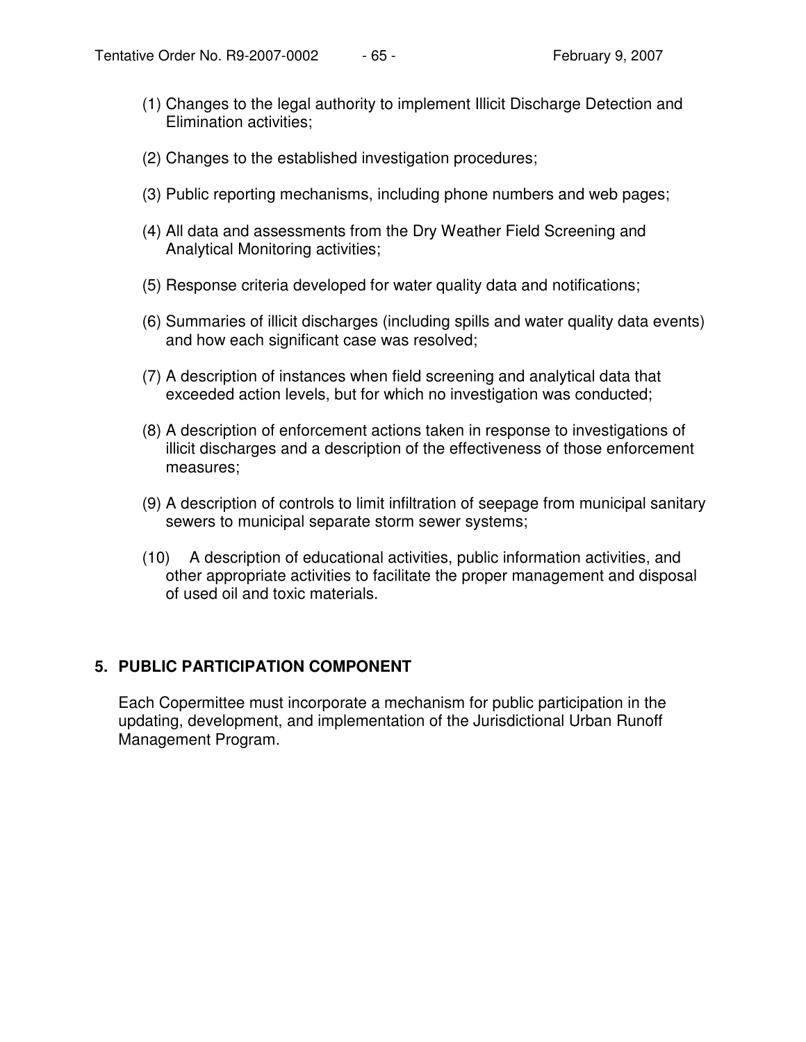(1) Changes to the legal authority to implement Illicit Discharge Detection and Elimination activities;

(2) Changes to the established investigation procedures;

(3) Public reporting mechanisms, including phone numbers and web pages;

(4) All data and assessments from the Dry Weather Field Screening and Analytical Monitoring activities;

(5) Response criteria developed for water quality data and notifications;

(6) Summaries of illicit discharges (including spills and water quality data events) and how each significant case was resolved;

(7) A description of instances when field screening and analytical data that exceeded action levels, but for which no investigation was conducted;

(8) A description of enforcement actions taken in response to investigations of illicit discharges and a description of the effectiveness of those enforcement measures;

(9) A description of controls to limit infiltration of seepage from municipal sanitary sewers to municipal separate storm sewer systems;

(10) A description of educational activities, public information activities, and other appropriate activities to facilitate the proper management and disposal of used oil and toxic materials.

## 5. PUBLIC PARTICIPATION COMPONENT

Each Copermittee must incorporate a mechanism for public participation in the updating, development, and implementation of the Jurisdictional Urban Runoff Management Program.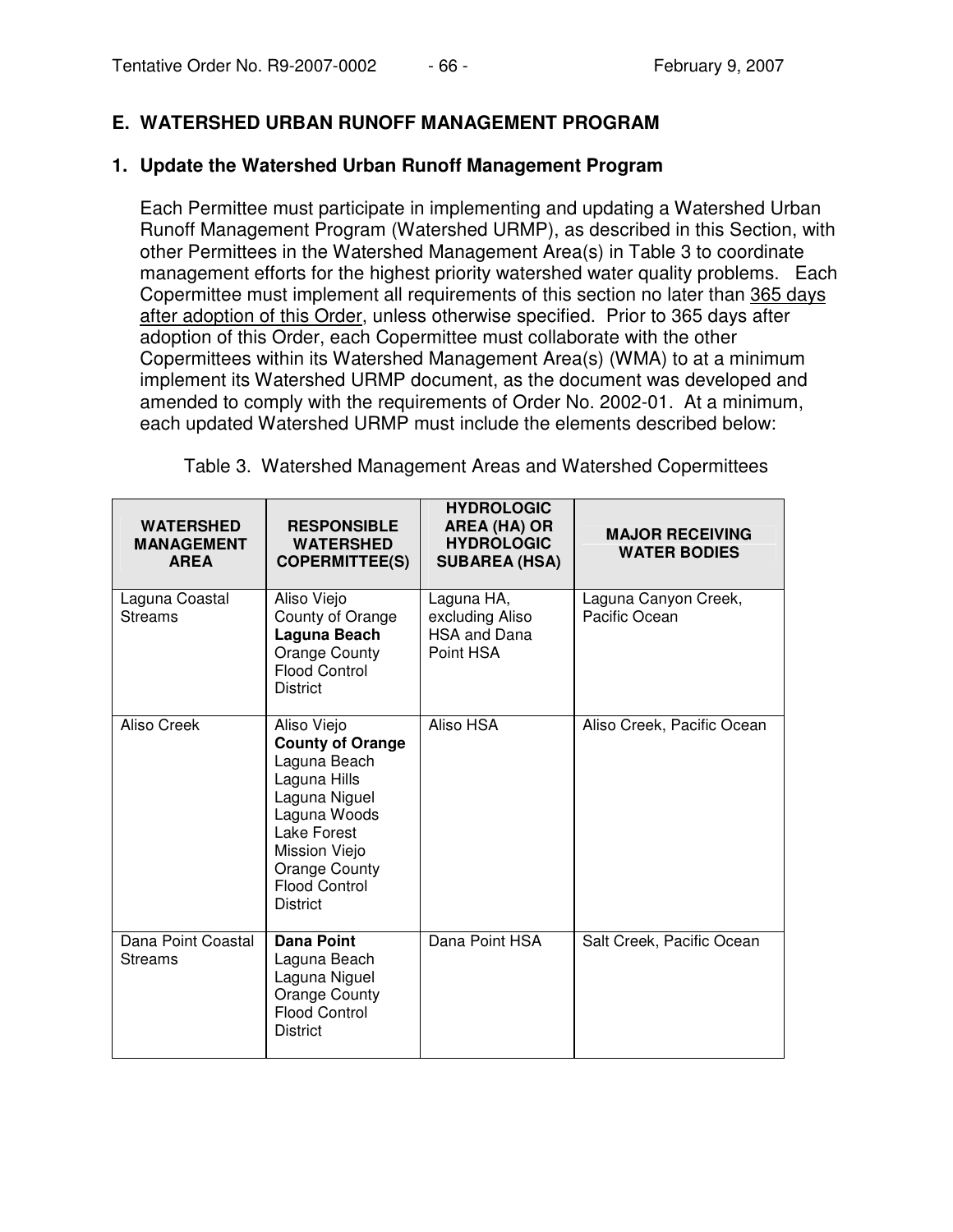## E. WATERSHED URBAN RUNOFF MANAGEMENT PROGRAM

### 1. Update the Watershed Urban Runoff Management Program

Each Permittee must participate in implementing and updating a Watershed Urban Runoff Management Program (Watershed URMP), as described in this Section, with other Permittees in the Watershed Management Area(s) in Table 3 to coordinate management efforts for the highest priority watershed water quality problems. Each Copermittee must implement all requirements of this section no later than 365 days after adoption of this Order, unless otherwise specified. Prior to 365 days after adoption of this Order, each Copermittee must collaborate with the other Copermittees within its Watershed Management Area(s) (WMA) to at a minimum implement its Watershed URMP document, as the document was developed and amended to comply with the requirements of Order No. 2002-01. At a minimum, each updated Watershed URMP must include the elements described below:

Table 3. Watershed Management Areas and Watershed Copermittees

| WATERSHED MANAGEMENT AREA | RESPONSIBLE WATERSHED COPERMITTEE(S) | HYDROLOGIC AREA (HA) OR HYDROLOGIC SUBAREA (HSA) | MAJOR RECEIVING WATER BODIES |
|---|---|---|---|
| Laguna Coastal Streams | Aliso Viejo<br>County of Orange<br>**Laguna Beach**<br>Orange County Flood Control District | Laguna HA, excluding Aliso HSA and Dana Point HSA | Laguna Canyon Creek, Pacific Ocean |
| Aliso Creek | Aliso Viejo<br>**County of Orange**<br>Laguna Beach<br>Laguna Hills<br>Laguna Niguel<br>Laguna Woods<br>Lake Forest<br>Mission Viejo<br>Orange County Flood Control District | Aliso HSA | Aliso Creek, Pacific Ocean |
| Dana Point Coastal Streams | **Dana Point**<br>Laguna Beach<br>Laguna Niguel<br>Orange County Flood Control District | Dana Point HSA | Salt Creek, Pacific Ocean |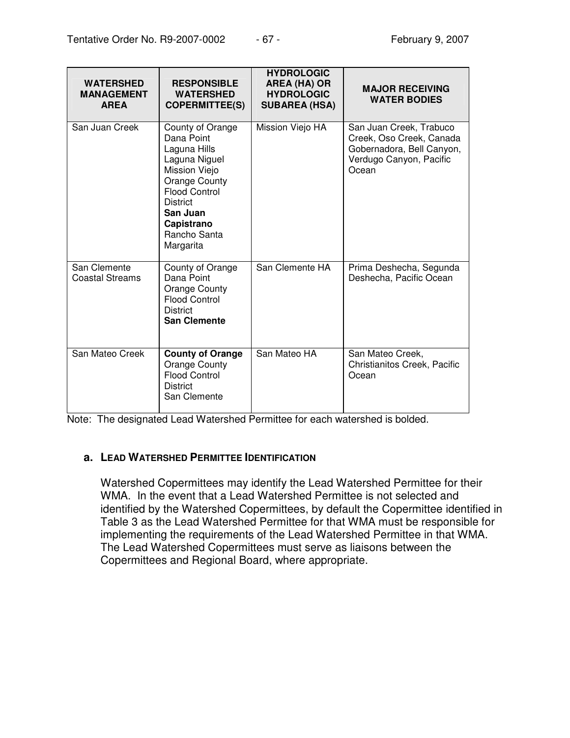| WATERSHED MANAGEMENT AREA | RESPONSIBLE WATERSHED COPERMITTEE(S) | HYDROLOGIC AREA (HA) OR HYDROLOGIC SUBAREA (HSA) | MAJOR RECEIVING WATER BODIES |
|---|---|---|---|
| San Juan Creek | County of Orange<br>Dana Point<br>Laguna Hills<br>Laguna Niguel<br>Mission Viejo<br>Orange County Flood Control District<br>**San Juan Capistrano**<br>Rancho Santa Margarita | Mission Viejo HA | San Juan Creek, Trabuco Creek, Oso Creek, Canada Gobernadora, Bell Canyon, Verdugo Canyon, Pacific Ocean |
| San Clemente Coastal Streams | County of Orange<br>Dana Point<br>Orange County Flood Control District<br>**San Clemente** | San Clemente HA | Prima Deshecha, Segunda Deshecha, Pacific Ocean |
| San Mateo Creek | **County of Orange**<br>Orange County Flood Control District<br>San Clemente | San Mateo HA | San Mateo Creek, Christianitos Creek, Pacific Ocean |

Note: The designated Lead Watershed Permittee for each watershed is bolded.

#### a. LEAD WATERSHED PERMITTEE IDENTIFICATION

Watershed Copermittees may identify the Lead Watershed Permittee for their WMA. In the event that a Lead Watershed Permittee is not selected and identified by the Watershed Copermittees, by default the Copermittee identified in Table 3 as the Lead Watershed Permittee for that WMA must be responsible for implementing the requirements of the Lead Watershed Permittee in that WMA. The Lead Watershed Copermittees must serve as liaisons between the Copermittees and Regional Board, where appropriate.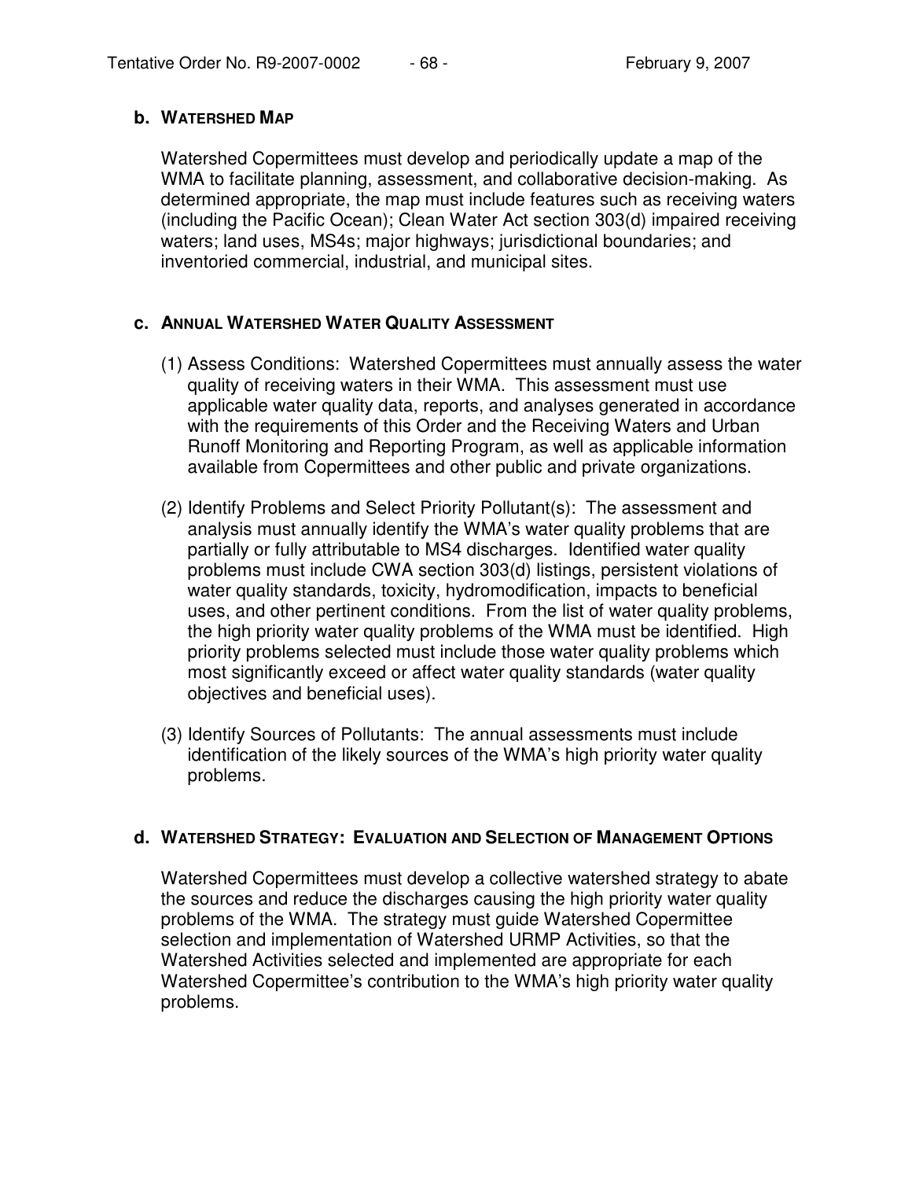#### b. WATERSHED MAP

Watershed Copermittees must develop and periodically update a map of the WMA to facilitate planning, assessment, and collaborative decision-making. As determined appropriate, the map must include features such as receiving waters (including the Pacific Ocean); Clean Water Act section 303(d) impaired receiving waters; land uses, MS4s; major highways; jurisdictional boundaries; and inventoried commercial, industrial, and municipal sites.

#### c. ANNUAL WATERSHED WATER QUALITY ASSESSMENT

(1) Assess Conditions: Watershed Copermittees must annually assess the water quality of receiving waters in their WMA. This assessment must use applicable water quality data, reports, and analyses generated in accordance with the requirements of this Order and the Receiving Waters and Urban Runoff Monitoring and Reporting Program, as well as applicable information available from Copermittees and other public and private organizations.

(2) Identify Problems and Select Priority Pollutant(s): The assessment and analysis must annually identify the WMA's water quality problems that are partially or fully attributable to MS4 discharges. Identified water quality problems must include CWA section 303(d) listings, persistent violations of water quality standards, toxicity, hydromodification, impacts to beneficial uses, and other pertinent conditions. From the list of water quality problems, the high priority water quality problems of the WMA must be identified. High priority problems selected must include those water quality problems which most significantly exceed or affect water quality standards (water quality objectives and beneficial uses).

(3) Identify Sources of Pollutants: The annual assessments must include identification of the likely sources of the WMA's high priority water quality problems.

#### d. WATERSHED STRATEGY: EVALUATION AND SELECTION OF MANAGEMENT OPTIONS

Watershed Copermittees must develop a collective watershed strategy to abate the sources and reduce the discharges causing the high priority water quality problems of the WMA. The strategy must guide Watershed Copermittee selection and implementation of Watershed URMP Activities, so that the Watershed Activities selected and implemented are appropriate for each Watershed Copermittee's contribution to the WMA's high priority water quality problems.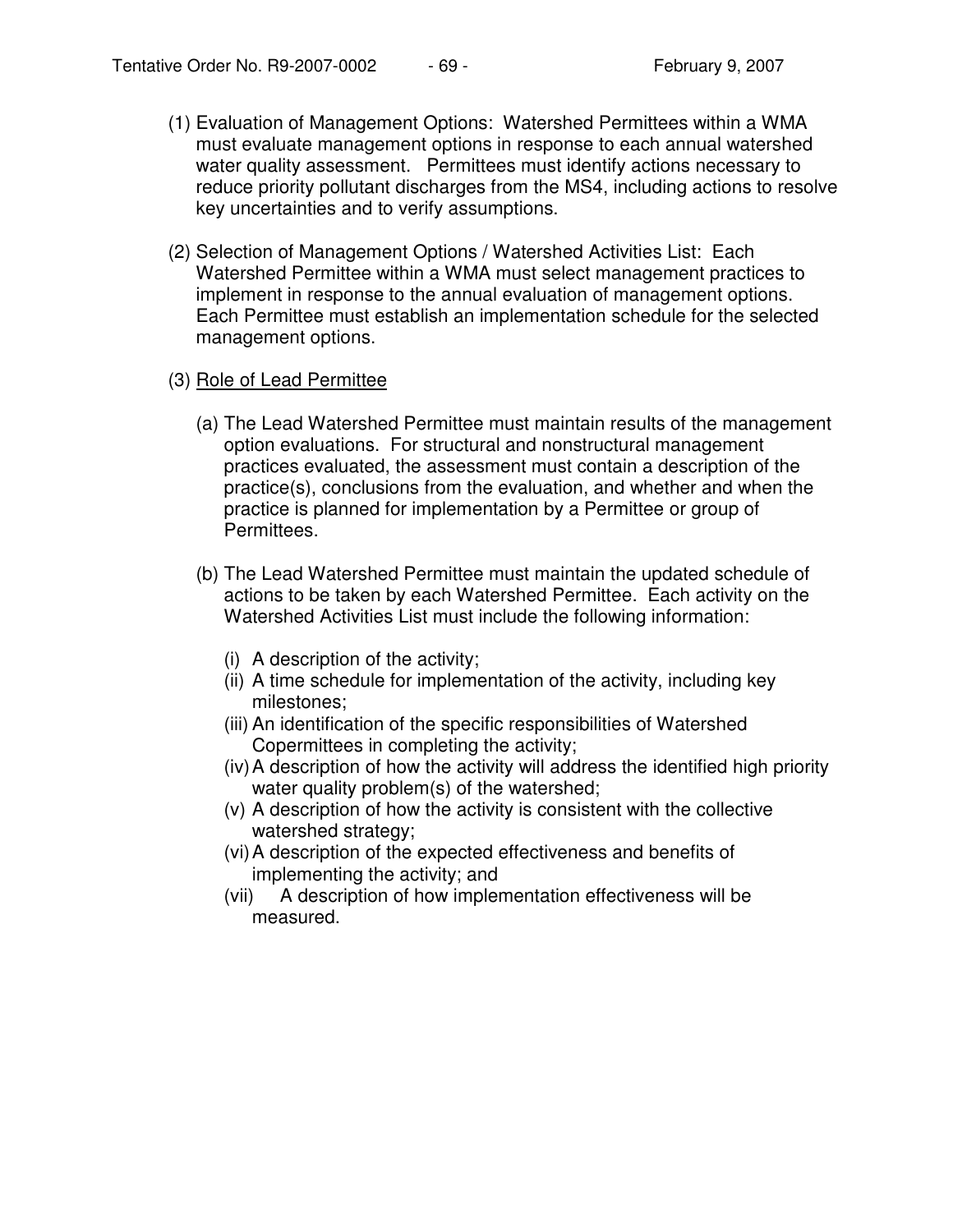(1) Evaluation of Management Options: Watershed Permittees within a WMA must evaluate management options in response to each annual watershed water quality assessment. Permittees must identify actions necessary to reduce priority pollutant discharges from the MS4, including actions to resolve key uncertainties and to verify assumptions.

(2) Selection of Management Options / Watershed Activities List: Each Watershed Permittee within a WMA must select management practices to implement in response to the annual evaluation of management options. Each Permittee must establish an implementation schedule for the selected management options.

(3) Role of Lead Permittee

   (a) The Lead Watershed Permittee must maintain results of the management option evaluations. For structural and nonstructural management practices evaluated, the assessment must contain a description of the practice(s), conclusions from the evaluation, and whether and when the practice is planned for implementation by a Permittee or group of Permittees.

   (b) The Lead Watershed Permittee must maintain the updated schedule of actions to be taken by each Watershed Permittee. Each activity on the Watershed Activities List must include the following information:

      (i) A description of the activity;
      (ii) A time schedule for implementation of the activity, including key milestones;
      (iii) An identification of the specific responsibilities of Watershed Copermittees in completing the activity;
      (iv) A description of how the activity will address the identified high priority water quality problem(s) of the watershed;
      (v) A description of how the activity is consistent with the collective watershed strategy;
      (vi) A description of the expected effectiveness and benefits of implementing the activity; and
      (vii) A description of how implementation effectiveness will be measured.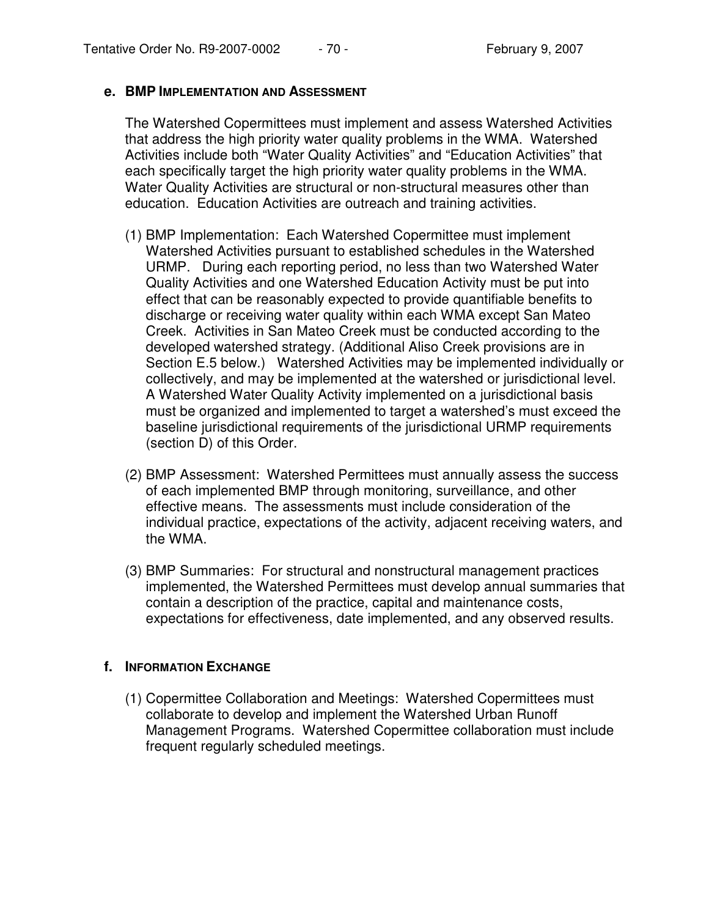**e. BMP IMPLEMENTATION AND ASSESSMENT**

The Watershed Copermittees must implement and assess Watershed Activities that address the high priority water quality problems in the WMA. Watershed Activities include both "Water Quality Activities" and "Education Activities" that each specifically target the high priority water quality problems in the WMA. Water Quality Activities are structural or non-structural measures other than education. Education Activities are outreach and training activities.

(1) BMP Implementation: Each Watershed Copermittee must implement Watershed Activities pursuant to established schedules in the Watershed URMP. During each reporting period, no less than two Watershed Water Quality Activities and one Watershed Education Activity must be put into effect that can be reasonably expected to provide quantifiable benefits to discharge or receiving water quality within each WMA except San Mateo Creek. Activities in San Mateo Creek must be conducted according to the developed watershed strategy. (Additional Aliso Creek provisions are in Section E.5 below.) Watershed Activities may be implemented individually or collectively, and may be implemented at the watershed or jurisdictional level. A Watershed Water Quality Activity implemented on a jurisdictional basis must be organized and implemented to target a watershed's must exceed the baseline jurisdictional requirements of the jurisdictional URMP requirements (section D) of this Order.

(2) BMP Assessment: Watershed Permittees must annually assess the success of each implemented BMP through monitoring, surveillance, and other effective means. The assessments must include consideration of the individual practice, expectations of the activity, adjacent receiving waters, and the WMA.

(3) BMP Summaries: For structural and nonstructural management practices implemented, the Watershed Permittees must develop annual summaries that contain a description of the practice, capital and maintenance costs, expectations for effectiveness, date implemented, and any observed results.

**f. INFORMATION EXCHANGE**

(1) Copermittee Collaboration and Meetings: Watershed Copermittees must collaborate to develop and implement the Watershed Urban Runoff Management Programs. Watershed Copermittee collaboration must include frequent regularly scheduled meetings.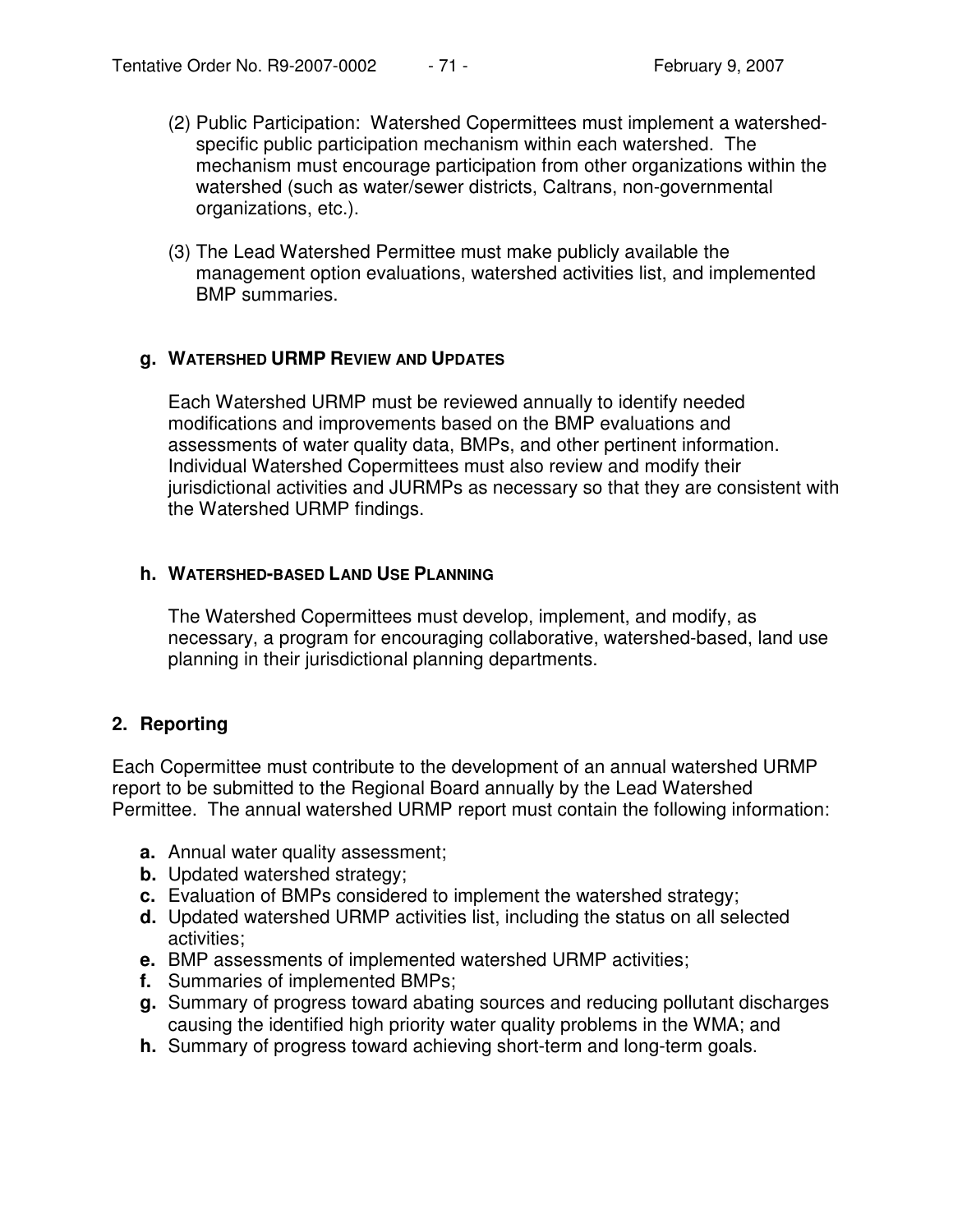(2) Public Participation: Watershed Copermittees must implement a watershed-specific public participation mechanism within each watershed. The mechanism must encourage participation from other organizations within the watershed (such as water/sewer districts, Caltrans, non-governmental organizations, etc.).

(3) The Lead Watershed Permittee must make publicly available the management option evaluations, watershed activities list, and implemented BMP summaries.

#### g. WATERSHED URMP REVIEW AND UPDATES

Each Watershed URMP must be reviewed annually to identify needed modifications and improvements based on the BMP evaluations and assessments of water quality data, BMPs, and other pertinent information. Individual Watershed Copermittees must also review and modify their jurisdictional activities and JURMPs as necessary so that they are consistent with the Watershed URMP findings.

#### h. WATERSHED-BASED LAND USE PLANNING

The Watershed Copermittees must develop, implement, and modify, as necessary, a program for encouraging collaborative, watershed-based, land use planning in their jurisdictional planning departments.

### 2. Reporting

Each Copermittee must contribute to the development of an annual watershed URMP report to be submitted to the Regional Board annually by the Lead Watershed Permittee. The annual watershed URMP report must contain the following information:

- **a.** Annual water quality assessment;
- **b.** Updated watershed strategy;
- **c.** Evaluation of BMPs considered to implement the watershed strategy;
- **d.** Updated watershed URMP activities list, including the status on all selected activities;
- **e.** BMP assessments of implemented watershed URMP activities;
- **f.** Summaries of implemented BMPs;
- **g.** Summary of progress toward abating sources and reducing pollutant discharges causing the identified high priority water quality problems in the WMA; and
- **h.** Summary of progress toward achieving short-term and long-term goals.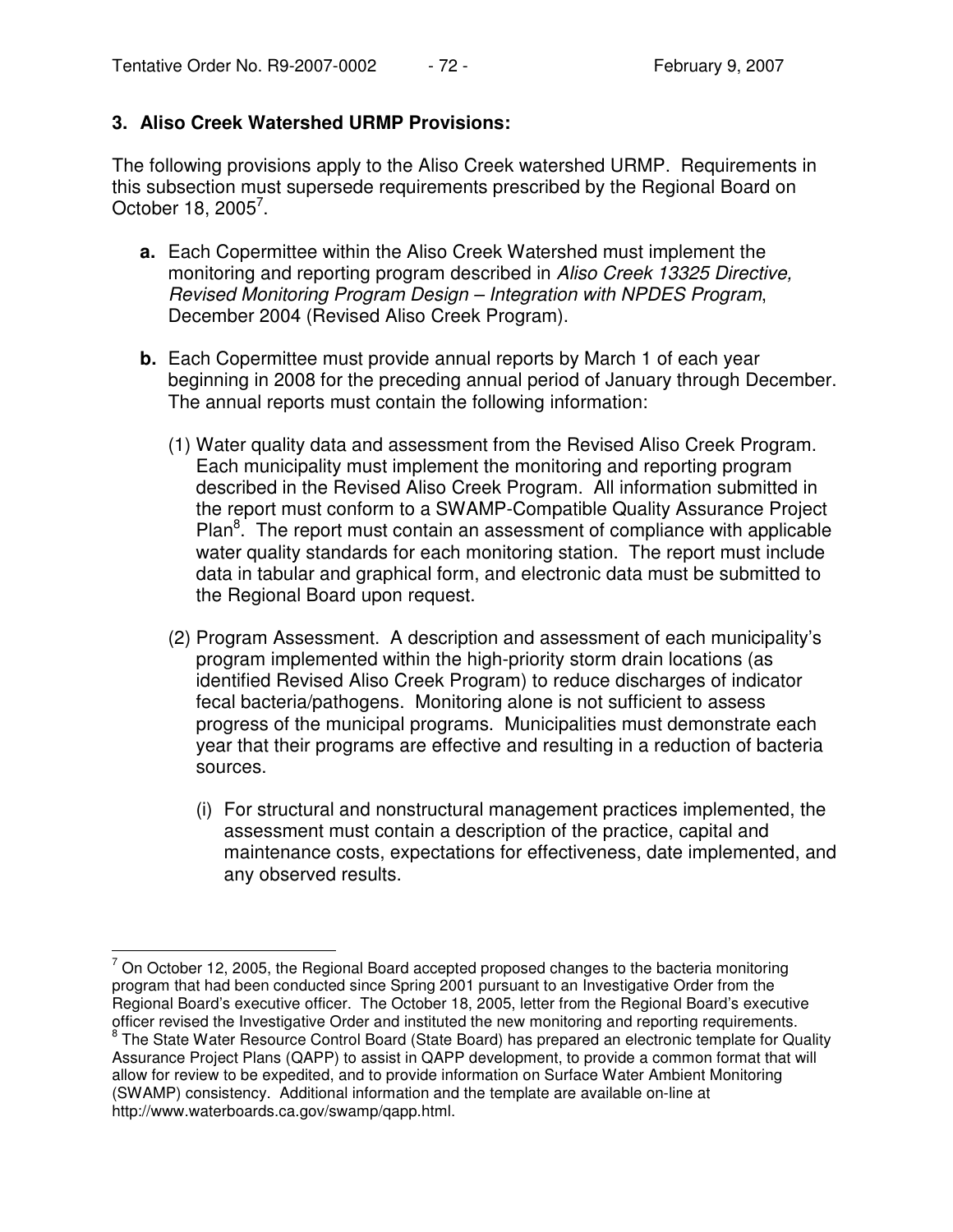### 3. Aliso Creek Watershed URMP Provisions:

The following provisions apply to the Aliso Creek watershed URMP. Requirements in this subsection must supersede requirements prescribed by the Regional Board on October 18, 2005[7].

**a.** Each Copermittee within the Aliso Creek Watershed must implement the monitoring and reporting program described in *Aliso Creek 13325 Directive, Revised Monitoring Program Design – Integration with NPDES Program*, December 2004 (Revised Aliso Creek Program).

**b.** Each Copermittee must provide annual reports by March 1 of each year beginning in 2008 for the preceding annual period of January through December. The annual reports must contain the following information:

(1) Water quality data and assessment from the Revised Aliso Creek Program. Each municipality must implement the monitoring and reporting program described in the Revised Aliso Creek Program. All information submitted in the report must conform to a SWAMP-Compatible Quality Assurance Project Plan[8]. The report must contain an assessment of compliance with applicable water quality standards for each monitoring station. The report must include data in tabular and graphical form, and electronic data must be submitted to the Regional Board upon request.

(2) Program Assessment. A description and assessment of each municipality's program implemented within the high-priority storm drain locations (as identified Revised Aliso Creek Program) to reduce discharges of indicator fecal bacteria/pathogens. Monitoring alone is not sufficient to assess progress of the municipal programs. Municipalities must demonstrate each year that their programs are effective and resulting in a reduction of bacteria sources.

(i) For structural and nonstructural management practices implemented, the assessment must contain a description of the practice, capital and maintenance costs, expectations for effectiveness, date implemented, and any observed results.

---

[7] On October 12, 2005, the Regional Board accepted proposed changes to the bacteria monitoring program that had been conducted since Spring 2001 pursuant to an Investigative Order from the Regional Board's executive officer. The October 18, 2005, letter from the Regional Board's executive officer revised the Investigative Order and instituted the new monitoring and reporting requirements.

[8] The State Water Resource Control Board (State Board) has prepared an electronic template for Quality Assurance Project Plans (QAPP) to assist in QAPP development, to provide a common format that will allow for review to be expedited, and to provide information on Surface Water Ambient Monitoring (SWAMP) consistency. Additional information and the template are available on-line at http://www.waterboards.ca.gov/swamp/qapp.html.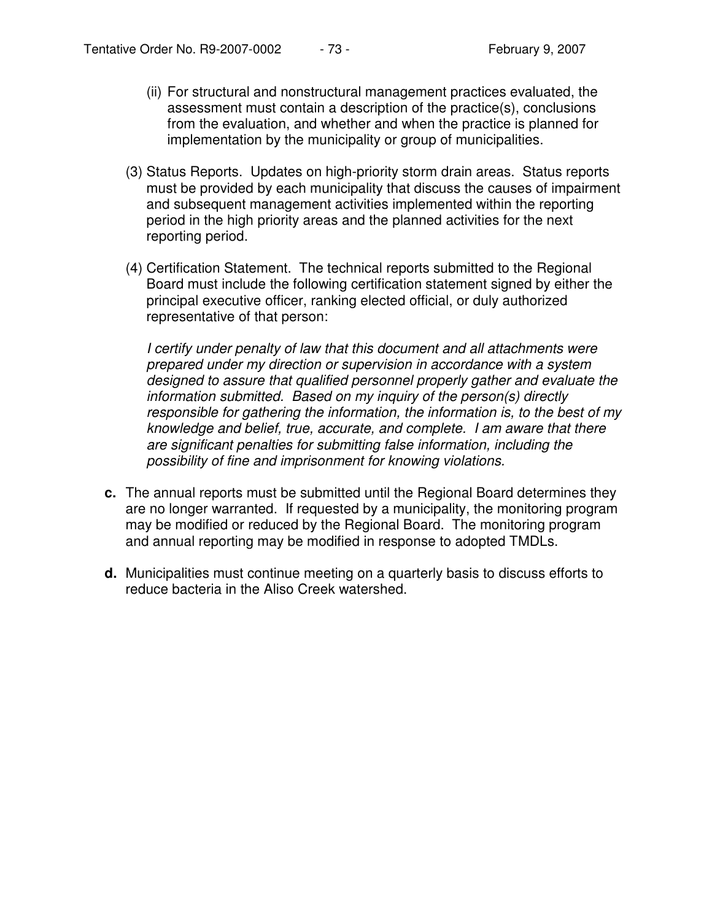(ii) For structural and nonstructural management practices evaluated, the assessment must contain a description of the practice(s), conclusions from the evaluation, and whether and when the practice is planned for implementation by the municipality or group of municipalities.

(3) Status Reports. Updates on high-priority storm drain areas. Status reports must be provided by each municipality that discuss the causes of impairment and subsequent management activities implemented within the reporting period in the high priority areas and the planned activities for the next reporting period.

(4) Certification Statement. The technical reports submitted to the Regional Board must include the following certification statement signed by either the principal executive officer, ranking elected official, or duly authorized representative of that person:

*I certify under penalty of law that this document and all attachments were prepared under my direction or supervision in accordance with a system designed to assure that qualified personnel properly gather and evaluate the information submitted. Based on my inquiry of the person(s) directly responsible for gathering the information, the information is, to the best of my knowledge and belief, true, accurate, and complete. I am aware that there are significant penalties for submitting false information, including the possibility of fine and imprisonment for knowing violations.*

**c.** The annual reports must be submitted until the Regional Board determines they are no longer warranted. If requested by a municipality, the monitoring program may be modified or reduced by the Regional Board. The monitoring program and annual reporting may be modified in response to adopted TMDLs.

**d.** Municipalities must continue meeting on a quarterly basis to discuss efforts to reduce bacteria in the Aliso Creek watershed.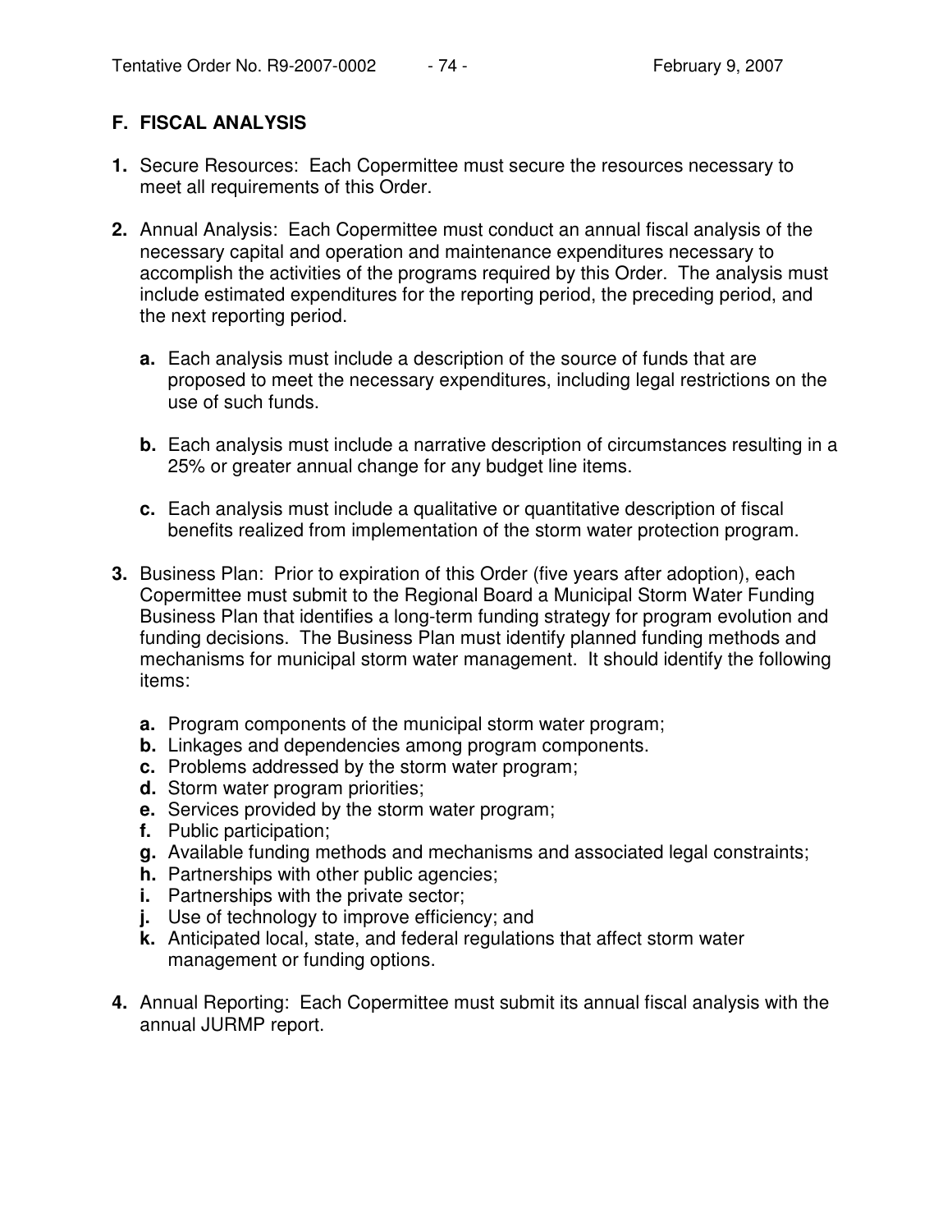## F. FISCAL ANALYSIS

**1.** Secure Resources: Each Copermittee must secure the resources necessary to meet all requirements of this Order.

**2.** Annual Analysis: Each Copermittee must conduct an annual fiscal analysis of the necessary capital and operation and maintenance expenditures necessary to accomplish the activities of the programs required by this Order. The analysis must include estimated expenditures for the reporting period, the preceding period, and the next reporting period.

   **a.** Each analysis must include a description of the source of funds that are proposed to meet the necessary expenditures, including legal restrictions on the use of such funds.

   **b.** Each analysis must include a narrative description of circumstances resulting in a 25% or greater annual change for any budget line items.

   **c.** Each analysis must include a qualitative or quantitative description of fiscal benefits realized from implementation of the storm water protection program.

**3.** Business Plan: Prior to expiration of this Order (five years after adoption), each Copermittee must submit to the Regional Board a Municipal Storm Water Funding Business Plan that identifies a long-term funding strategy for program evolution and funding decisions. The Business Plan must identify planned funding methods and mechanisms for municipal storm water management. It should identify the following items:

   **a.** Program components of the municipal storm water program;
   **b.** Linkages and dependencies among program components.
   **c.** Problems addressed by the storm water program;
   **d.** Storm water program priorities;
   **e.** Services provided by the storm water program;
   **f.** Public participation;
   **g.** Available funding methods and mechanisms and associated legal constraints;
   **h.** Partnerships with other public agencies;
   **i.** Partnerships with the private sector;
   **j.** Use of technology to improve efficiency; and
   **k.** Anticipated local, state, and federal regulations that affect storm water management or funding options.

**4.** Annual Reporting: Each Copermittee must submit its annual fiscal analysis with the annual JURMP report.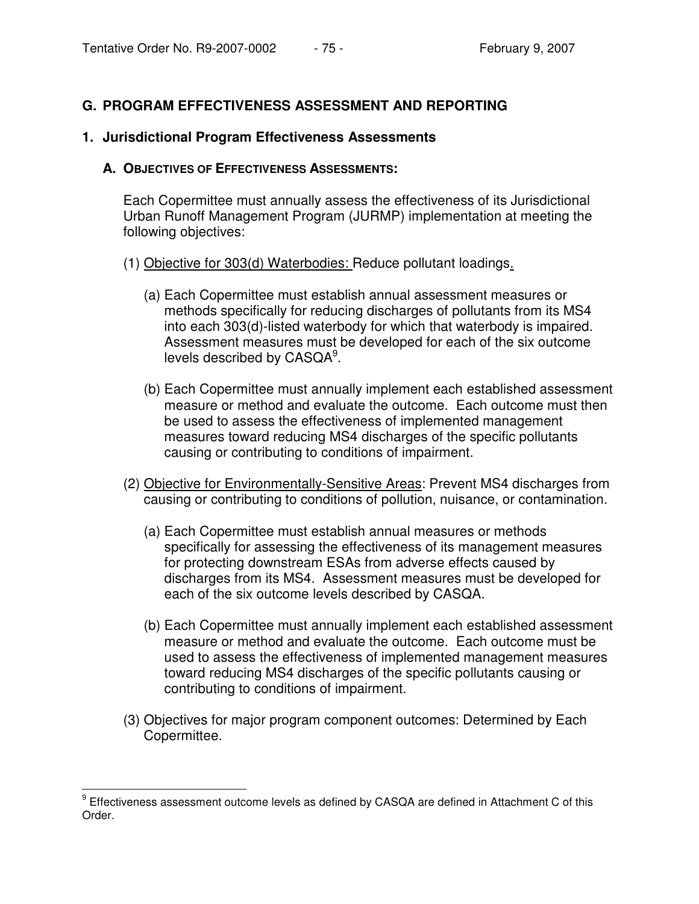## G. PROGRAM EFFECTIVENESS ASSESSMENT AND REPORTING

### 1. Jurisdictional Program Effectiveness Assessments

#### A. OBJECTIVES OF EFFECTIVENESS ASSESSMENTS:

Each Copermittee must annually assess the effectiveness of its Jurisdictional Urban Runoff Management Program (JURMP) implementation at meeting the following objectives:

(1) Objective for 303(d) Waterbodies: Reduce pollutant loadings.

(a) Each Copermittee must establish annual assessment measures or methods specifically for reducing discharges of pollutants from its MS4 into each 303(d)-listed waterbody for which that waterbody is impaired. Assessment measures must be developed for each of the six outcome levels described by CASQA[9].

(b) Each Copermittee must annually implement each established assessment measure or method and evaluate the outcome. Each outcome must then be used to assess the effectiveness of implemented management measures toward reducing MS4 discharges of the specific pollutants causing or contributing to conditions of impairment.

(2) Objective for Environmentally-Sensitive Areas: Prevent MS4 discharges from causing or contributing to conditions of pollution, nuisance, or contamination.

(a) Each Copermittee must establish annual measures or methods specifically for assessing the effectiveness of its management measures for protecting downstream ESAs from adverse effects caused by discharges from its MS4. Assessment measures must be developed for each of the six outcome levels described by CASQA.

(b) Each Copermittee must annually implement each established assessment measure or method and evaluate the outcome. Each outcome must be used to assess the effectiveness of implemented management measures toward reducing MS4 discharges of the specific pollutants causing or contributing to conditions of impairment.

(3) Objectives for major program component outcomes: Determined by Each Copermittee.

---

[9] Effectiveness assessment outcome levels as defined by CASQA are defined in Attachment C of this Order.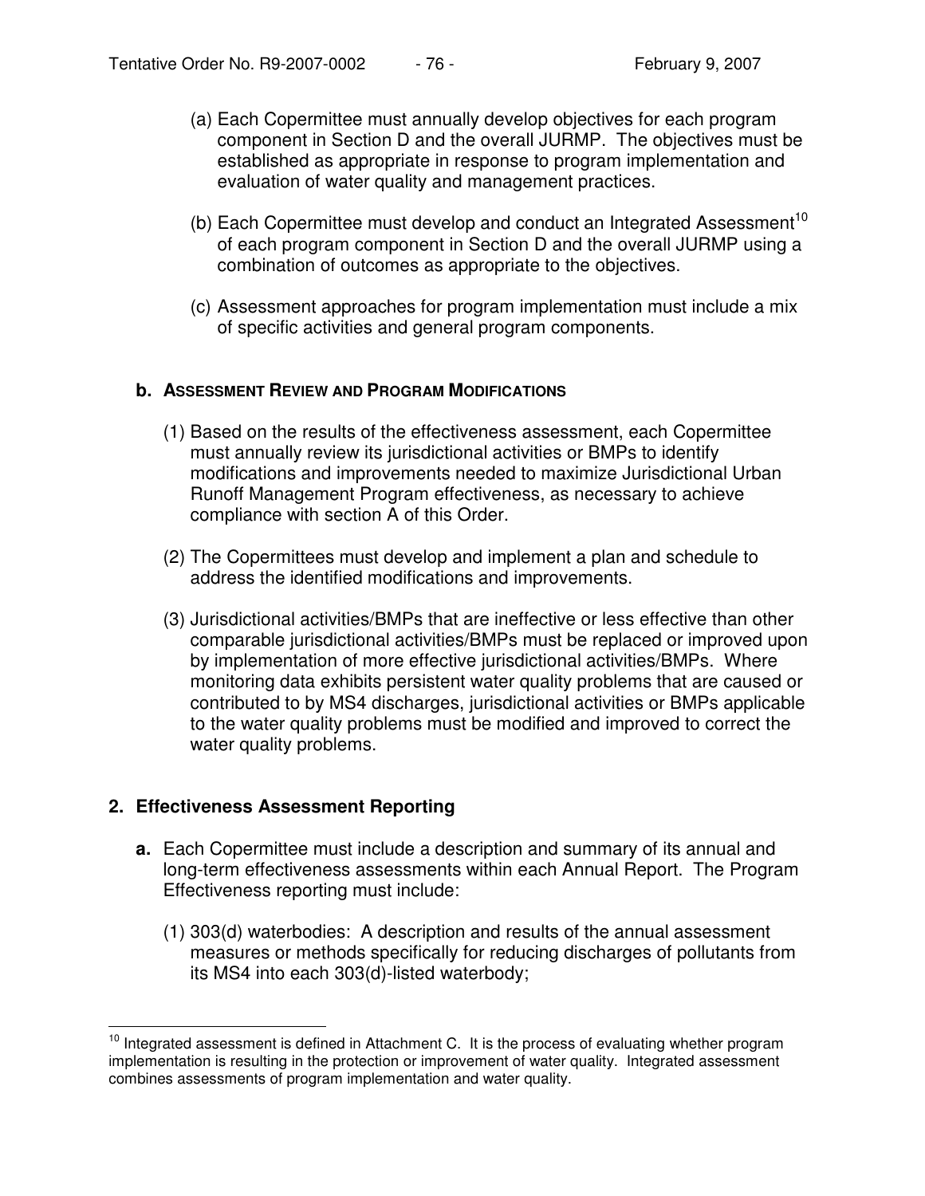(a) Each Copermittee must annually develop objectives for each program component in Section D and the overall JURMP. The objectives must be established as appropriate in response to program implementation and evaluation of water quality and management practices.

(b) Each Copermittee must develop and conduct an Integrated Assessment[10] of each program component in Section D and the overall JURMP using a combination of outcomes as appropriate to the objectives.

(c) Assessment approaches for program implementation must include a mix of specific activities and general program components.

**b. ASSESSMENT REVIEW AND PROGRAM MODIFICATIONS**

(1) Based on the results of the effectiveness assessment, each Copermittee must annually review its jurisdictional activities or BMPs to identify modifications and improvements needed to maximize Jurisdictional Urban Runoff Management Program effectiveness, as necessary to achieve compliance with section A of this Order.

(2) The Copermittees must develop and implement a plan and schedule to address the identified modifications and improvements.

(3) Jurisdictional activities/BMPs that are ineffective or less effective than other comparable jurisdictional activities/BMPs must be replaced or improved upon by implementation of more effective jurisdictional activities/BMPs. Where monitoring data exhibits persistent water quality problems that are caused or contributed to by MS4 discharges, jurisdictional activities or BMPs applicable to the water quality problems must be modified and improved to correct the water quality problems.

## 2. Effectiveness Assessment Reporting

**a.** Each Copermittee must include a description and summary of its annual and long-term effectiveness assessments within each Annual Report. The Program Effectiveness reporting must include:

(1) 303(d) waterbodies: A description and results of the annual assessment measures or methods specifically for reducing discharges of pollutants from its MS4 into each 303(d)-listed waterbody;

---

[10] Integrated assessment is defined in Attachment C. It is the process of evaluating whether program implementation is resulting in the protection or improvement of water quality. Integrated assessment combines assessments of program implementation and water quality.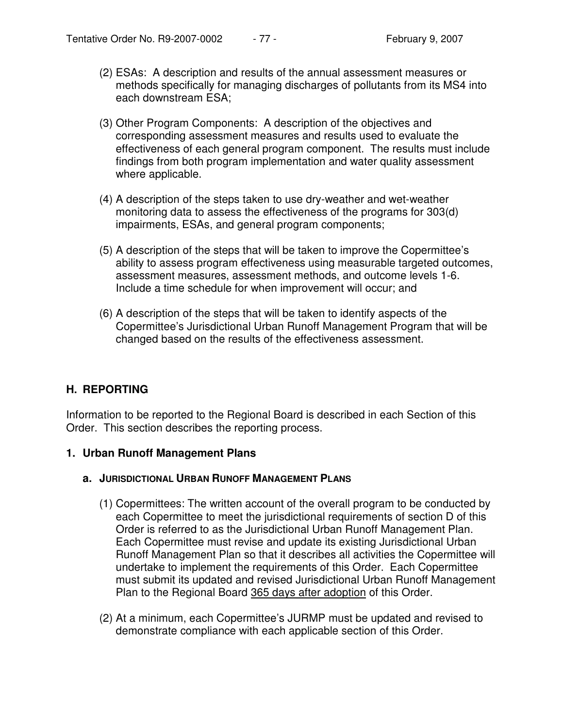(2) ESAs: A description and results of the annual assessment measures or methods specifically for managing discharges of pollutants from its MS4 into each downstream ESA;

(3) Other Program Components: A description of the objectives and corresponding assessment measures and results used to evaluate the effectiveness of each general program component. The results must include findings from both program implementation and water quality assessment where applicable.

(4) A description of the steps taken to use dry-weather and wet-weather monitoring data to assess the effectiveness of the programs for 303(d) impairments, ESAs, and general program components;

(5) A description of the steps that will be taken to improve the Copermittee's ability to assess program effectiveness using measurable targeted outcomes, assessment measures, assessment methods, and outcome levels 1-6. Include a time schedule for when improvement will occur; and

(6) A description of the steps that will be taken to identify aspects of the Copermittee's Jurisdictional Urban Runoff Management Program that will be changed based on the results of the effectiveness assessment.

## H. REPORTING

Information to be reported to the Regional Board is described in each Section of this Order. This section describes the reporting process.

### 1. Urban Runoff Management Plans

#### a. JURISDICTIONAL URBAN RUNOFF MANAGEMENT PLANS

(1) Copermittees: The written account of the overall program to be conducted by each Copermittee to meet the jurisdictional requirements of section D of this Order is referred to as the Jurisdictional Urban Runoff Management Plan. Each Copermittee must revise and update its existing Jurisdictional Urban Runoff Management Plan so that it describes all activities the Copermittee will undertake to implement the requirements of this Order. Each Copermittee must submit its updated and revised Jurisdictional Urban Runoff Management Plan to the Regional Board 365 days after adoption of this Order.

(2) At a minimum, each Copermittee's JURMP must be updated and revised to demonstrate compliance with each applicable section of this Order.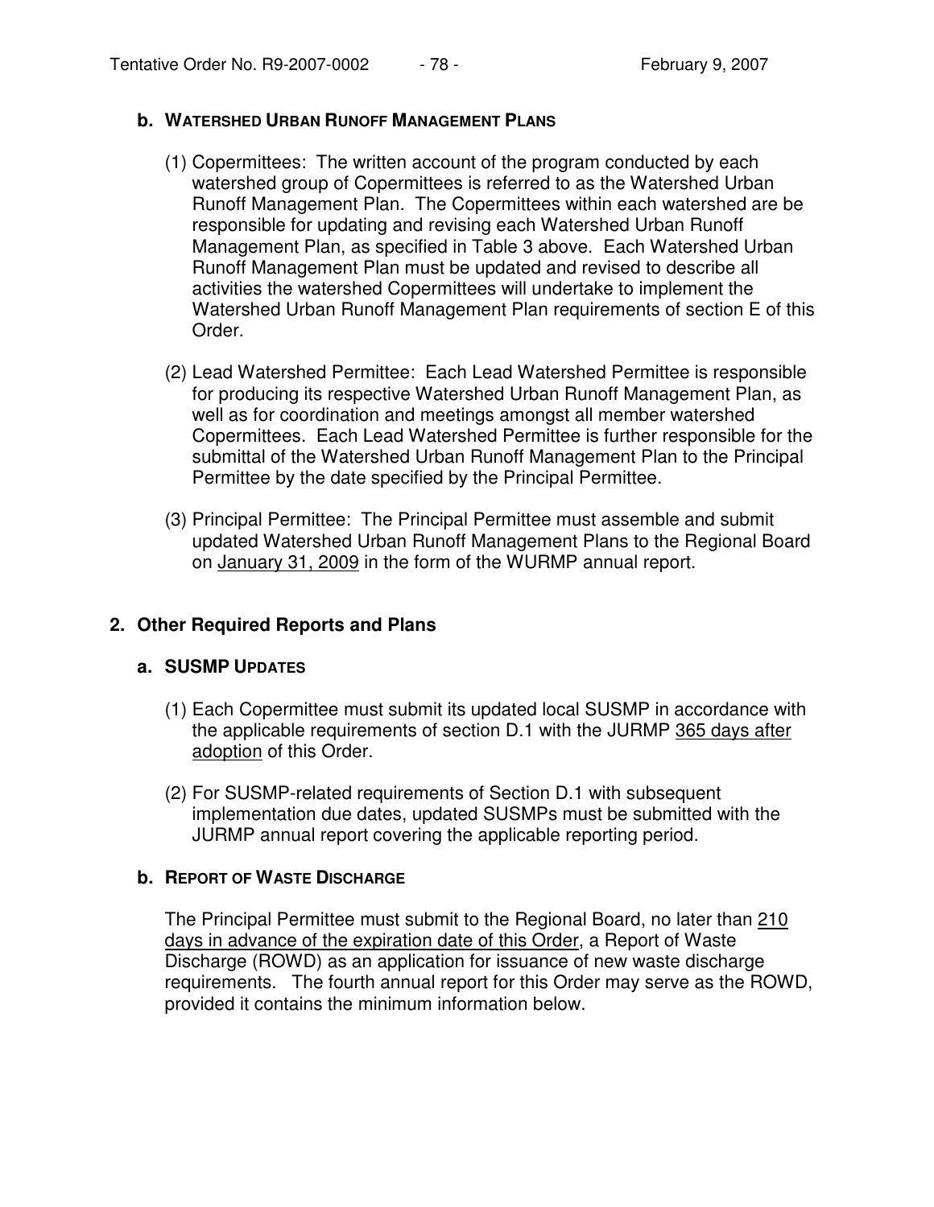### b. WATERSHED URBAN RUNOFF MANAGEMENT PLANS

(1) Copermittees: The written account of the program conducted by each watershed group of Copermittees is referred to as the Watershed Urban Runoff Management Plan. The Copermittees within each watershed are be responsible for updating and revising each Watershed Urban Runoff Management Plan, as specified in Table 3 above. Each Watershed Urban Runoff Management Plan must be updated and revised to describe all activities the watershed Copermittees will undertake to implement the Watershed Urban Runoff Management Plan requirements of section E of this Order.

(2) Lead Watershed Permittee: Each Lead Watershed Permittee is responsible for producing its respective Watershed Urban Runoff Management Plan, as well as for coordination and meetings amongst all member watershed Copermittees. Each Lead Watershed Permittee is further responsible for the submittal of the Watershed Urban Runoff Management Plan to the Principal Permittee by the date specified by the Principal Permittee.

(3) Principal Permittee: The Principal Permittee must assemble and submit updated Watershed Urban Runoff Management Plans to the Regional Board on January 31, 2009 in the form of the WURMP annual report.

## 2. Other Required Reports and Plans

### a. SUSMP UPDATES

(1) Each Copermittee must submit its updated local SUSMP in accordance with the applicable requirements of section D.1 with the JURMP 365 days after adoption of this Order.

(2) For SUSMP-related requirements of Section D.1 with subsequent implementation due dates, updated SUSMPs must be submitted with the JURMP annual report covering the applicable reporting period.

### b. REPORT OF WASTE DISCHARGE

The Principal Permittee must submit to the Regional Board, no later than 210 days in advance of the expiration date of this Order, a Report of Waste Discharge (ROWD) as an application for issuance of new waste discharge requirements. The fourth annual report for this Order may serve as the ROWD, provided it contains the minimum information below.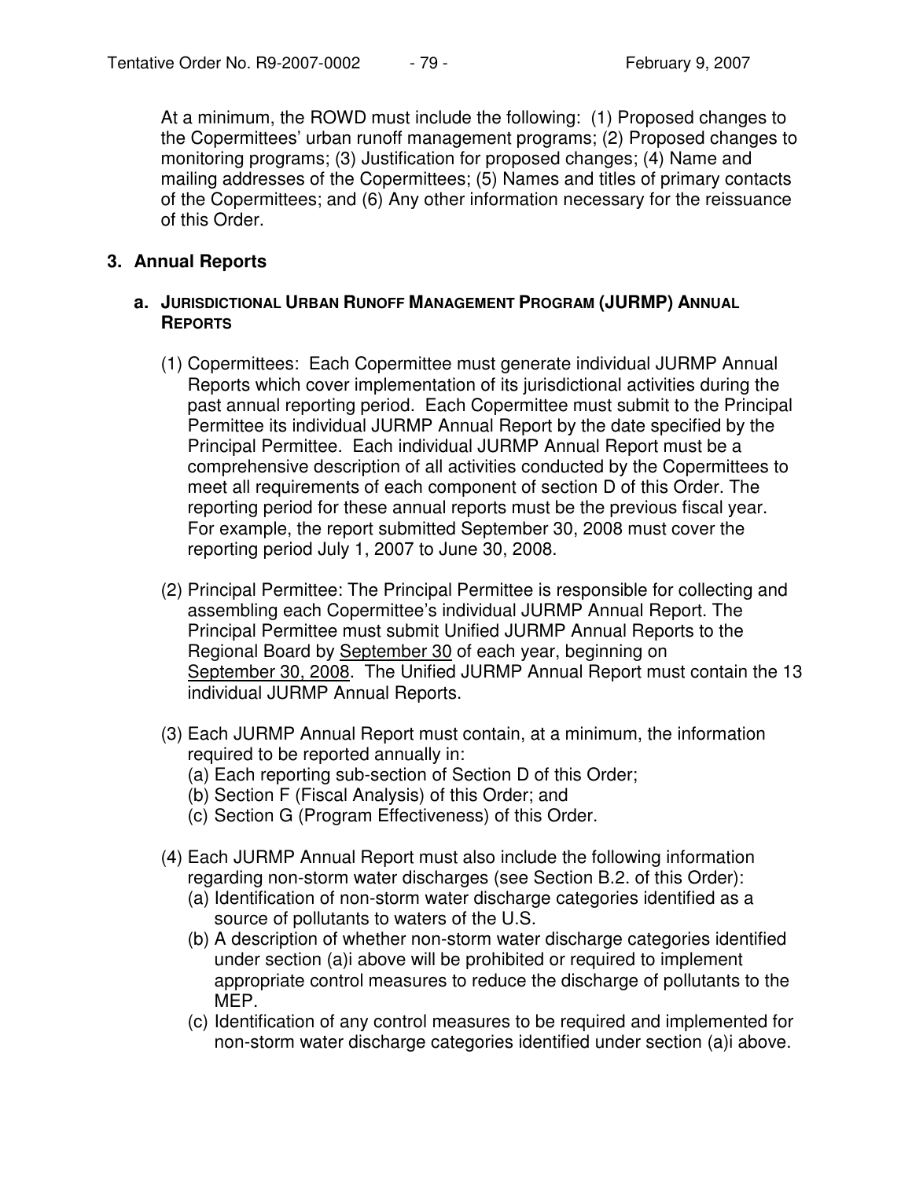At a minimum, the ROWD must include the following: (1) Proposed changes to the Copermittees' urban runoff management programs; (2) Proposed changes to monitoring programs; (3) Justification for proposed changes; (4) Name and mailing addresses of the Copermittees; (5) Names and titles of primary contacts of the Copermittees; and (6) Any other information necessary for the reissuance of this Order.

## 3. Annual Reports

### a. JURISDICTIONAL URBAN RUNOFF MANAGEMENT PROGRAM (JURMP) ANNUAL REPORTS

(1) Copermittees: Each Copermittee must generate individual JURMP Annual Reports which cover implementation of its jurisdictional activities during the past annual reporting period. Each Copermittee must submit to the Principal Permittee its individual JURMP Annual Report by the date specified by the Principal Permittee. Each individual JURMP Annual Report must be a comprehensive description of all activities conducted by the Copermittees to meet all requirements of each component of section D of this Order. The reporting period for these annual reports must be the previous fiscal year. For example, the report submitted September 30, 2008 must cover the reporting period July 1, 2007 to June 30, 2008.

(2) Principal Permittee: The Principal Permittee is responsible for collecting and assembling each Copermittee's individual JURMP Annual Report. The Principal Permittee must submit Unified JURMP Annual Reports to the Regional Board by <u>September 30</u> of each year, beginning on <u>September 30, 2008</u>. The Unified JURMP Annual Report must contain the 13 individual JURMP Annual Reports.

(3) Each JURMP Annual Report must contain, at a minimum, the information required to be reported annually in:
   (a) Each reporting sub-section of Section D of this Order;
   (b) Section F (Fiscal Analysis) of this Order; and
   (c) Section G (Program Effectiveness) of this Order.

(4) Each JURMP Annual Report must also include the following information regarding non-storm water discharges (see Section B.2. of this Order):
   (a) Identification of non-storm water discharge categories identified as a source of pollutants to waters of the U.S.
   (b) A description of whether non-storm water discharge categories identified under section (a)i above will be prohibited or required to implement appropriate control measures to reduce the discharge of pollutants to the MEP.
   (c) Identification of any control measures to be required and implemented for non-storm water discharge categories identified under section (a)i above.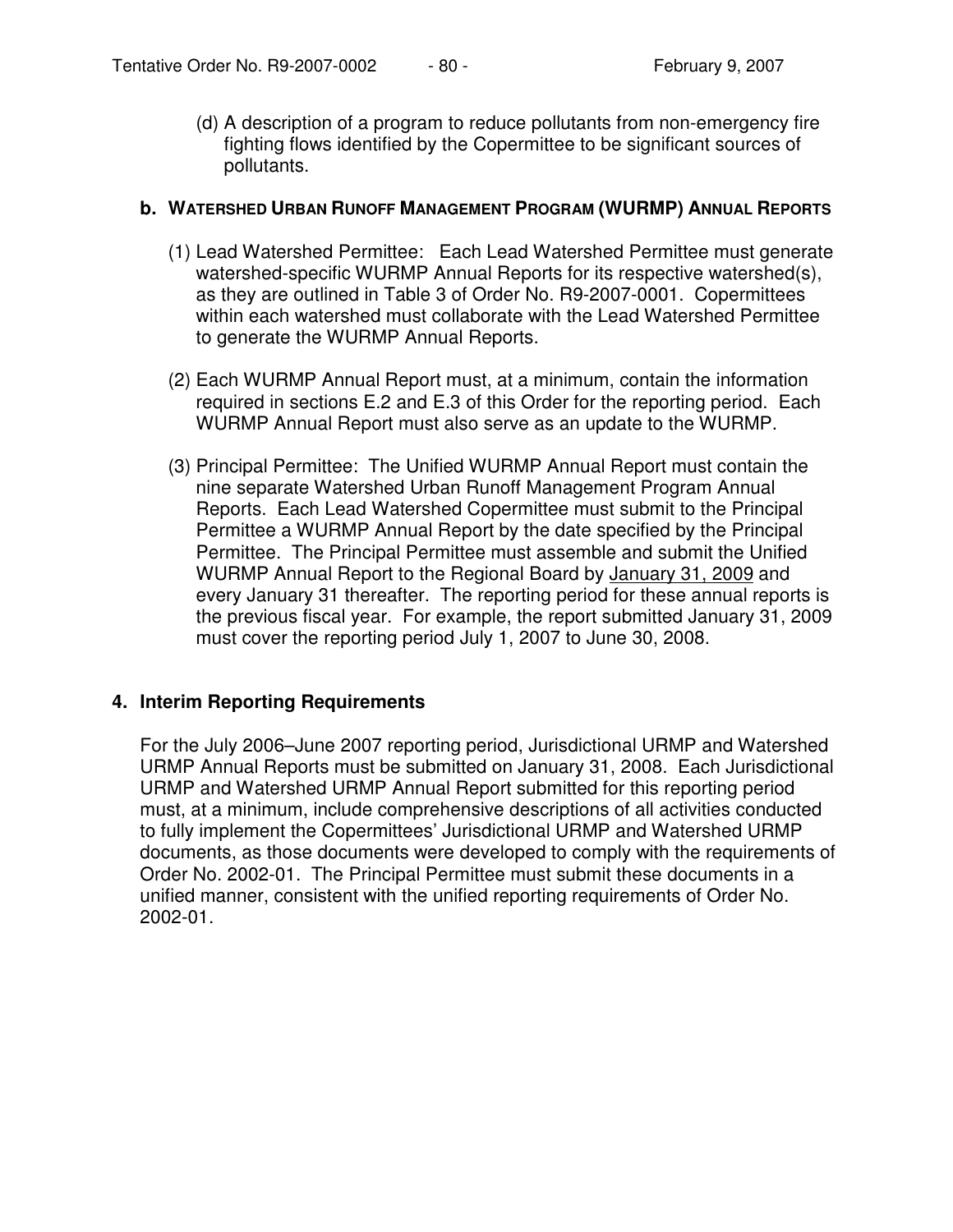(d) A description of a program to reduce pollutants from non-emergency fire fighting flows identified by the Copermittee to be significant sources of pollutants.

**b. WATERSHED URBAN RUNOFF MANAGEMENT PROGRAM (WURMP) ANNUAL REPORTS**

(1) Lead Watershed Permittee: Each Lead Watershed Permittee must generate watershed-specific WURMP Annual Reports for its respective watershed(s), as they are outlined in Table 3 of Order No. R9-2007-0001. Copermittees within each watershed must collaborate with the Lead Watershed Permittee to generate the WURMP Annual Reports.

(2) Each WURMP Annual Report must, at a minimum, contain the information required in sections E.2 and E.3 of this Order for the reporting period. Each WURMP Annual Report must also serve as an update to the WURMP.

(3) Principal Permittee: The Unified WURMP Annual Report must contain the nine separate Watershed Urban Runoff Management Program Annual Reports. Each Lead Watershed Copermittee must submit to the Principal Permittee a WURMP Annual Report by the date specified by the Principal Permittee. The Principal Permittee must assemble and submit the Unified WURMP Annual Report to the Regional Board by January 31, 2009 and every January 31 thereafter. The reporting period for these annual reports is the previous fiscal year. For example, the report submitted January 31, 2009 must cover the reporting period July 1, 2007 to June 30, 2008.

## 4. Interim Reporting Requirements

For the July 2006–June 2007 reporting period, Jurisdictional URMP and Watershed URMP Annual Reports must be submitted on January 31, 2008. Each Jurisdictional URMP and Watershed URMP Annual Report submitted for this reporting period must, at a minimum, include comprehensive descriptions of all activities conducted to fully implement the Copermittees' Jurisdictional URMP and Watershed URMP documents, as those documents were developed to comply with the requirements of Order No. 2002-01. The Principal Permittee must submit these documents in a unified manner, consistent with the unified reporting requirements of Order No. 2002-01.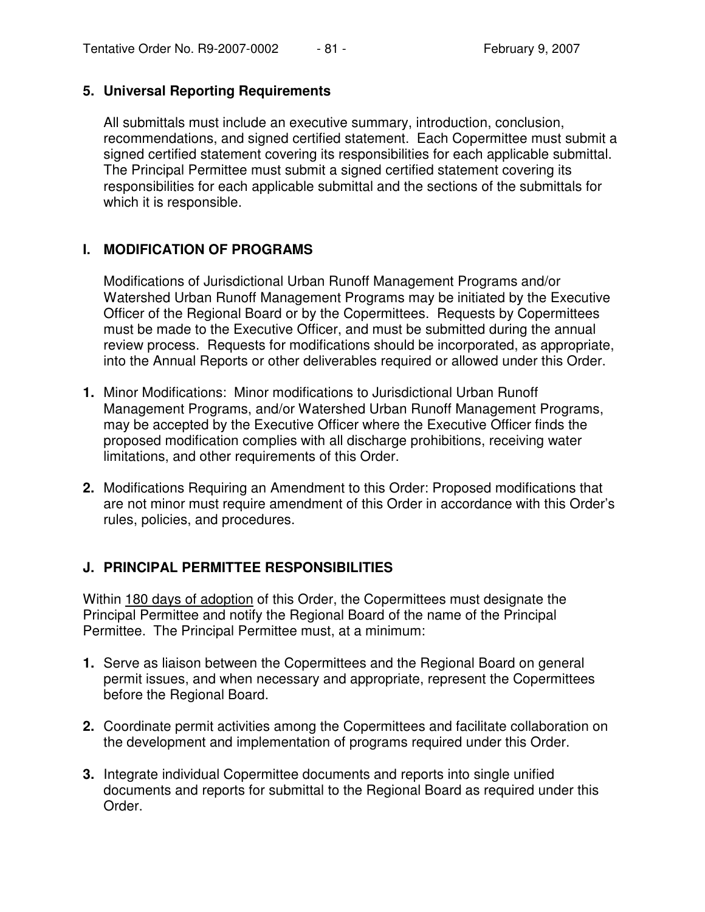### 5. Universal Reporting Requirements

All submittals must include an executive summary, introduction, conclusion, recommendations, and signed certified statement. Each Copermittee must submit a signed certified statement covering its responsibilities for each applicable submittal. The Principal Permittee must submit a signed certified statement covering its responsibilities for each applicable submittal and the sections of the submittals for which it is responsible.

## I. MODIFICATION OF PROGRAMS

Modifications of Jurisdictional Urban Runoff Management Programs and/or Watershed Urban Runoff Management Programs may be initiated by the Executive Officer of the Regional Board or by the Copermittees. Requests by Copermittees must be made to the Executive Officer, and must be submitted during the annual review process. Requests for modifications should be incorporated, as appropriate, into the Annual Reports or other deliverables required or allowed under this Order.

**1.** Minor Modifications: Minor modifications to Jurisdictional Urban Runoff Management Programs, and/or Watershed Urban Runoff Management Programs, may be accepted by the Executive Officer where the Executive Officer finds the proposed modification complies with all discharge prohibitions, receiving water limitations, and other requirements of this Order.

**2.** Modifications Requiring an Amendment to this Order: Proposed modifications that are not minor must require amendment of this Order in accordance with this Order's rules, policies, and procedures.

## J. PRINCIPAL PERMITTEE RESPONSIBILITIES

Within 180 days of adoption of this Order, the Copermittees must designate the Principal Permittee and notify the Regional Board of the name of the Principal Permittee. The Principal Permittee must, at a minimum:

**1.** Serve as liaison between the Copermittees and the Regional Board on general permit issues, and when necessary and appropriate, represent the Copermittees before the Regional Board.

**2.** Coordinate permit activities among the Copermittees and facilitate collaboration on the development and implementation of programs required under this Order.

**3.** Integrate individual Copermittee documents and reports into single unified documents and reports for submittal to the Regional Board as required under this Order.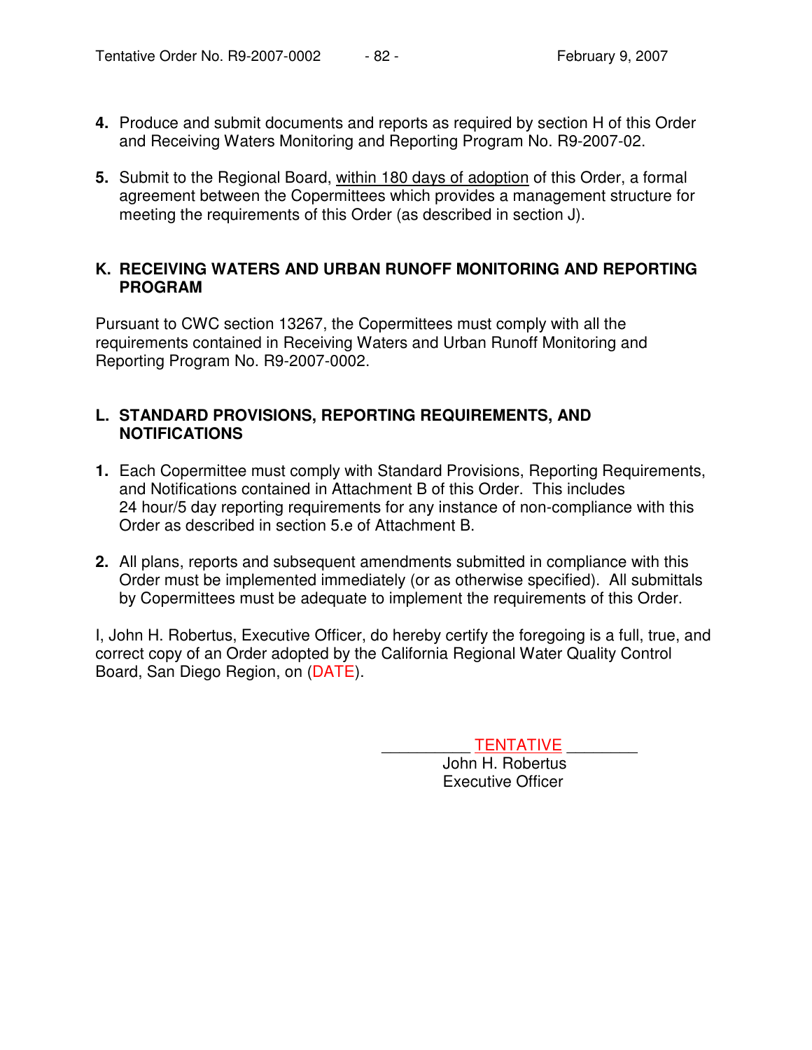4. Produce and submit documents and reports as required by section H of this Order and Receiving Waters Monitoring and Reporting Program No. R9-2007-02.

5. Submit to the Regional Board, <u>within 180 days of adoption</u> of this Order, a formal agreement between the Copermittees which provides a management structure for meeting the requirements of this Order (as described in section J).

## K. RECEIVING WATERS AND URBAN RUNOFF MONITORING AND REPORTING PROGRAM

Pursuant to CWC section 13267, the Copermittees must comply with all the requirements contained in Receiving Waters and Urban Runoff Monitoring and Reporting Program No. R9-2007-0002.

## L. STANDARD PROVISIONS, REPORTING REQUIREMENTS, AND NOTIFICATIONS

1. Each Copermittee must comply with Standard Provisions, Reporting Requirements, and Notifications contained in Attachment B of this Order. This includes 24 hour/5 day reporting requirements for any instance of non-compliance with this Order as described in section 5.e of Attachment B.

2. All plans, reports and subsequent amendments submitted in compliance with this Order must be implemented immediately (or as otherwise specified). All submittals by Copermittees must be adequate to implement the requirements of this Order.

I, John H. Robertus, Executive Officer, do hereby certify the foregoing is a full, true, and correct copy of an Order adopted by the California Regional Water Quality Control Board, San Diego Region, on (DATE).

__________ TENTATIVE ________
John H. Robertus
Executive Officer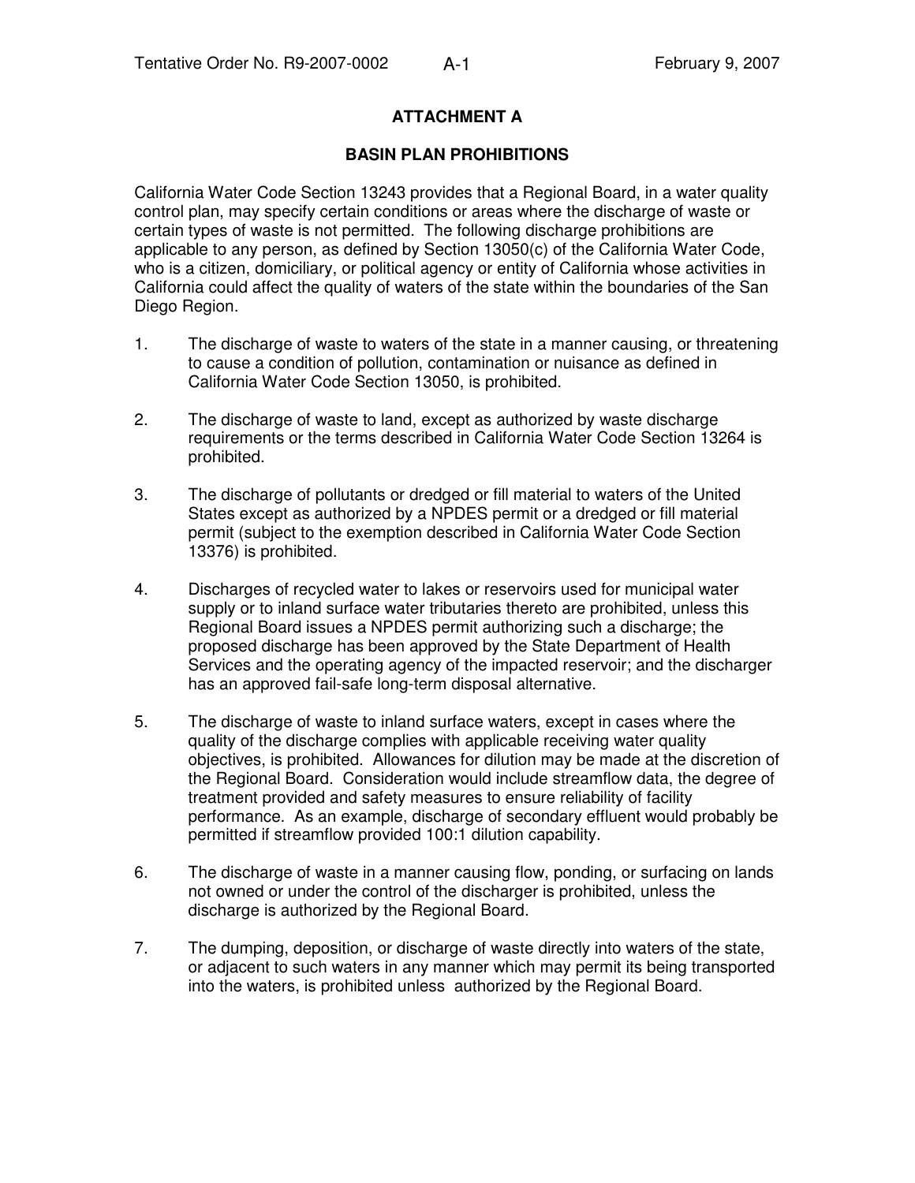# ATTACHMENT A

## BASIN PLAN PROHIBITIONS

California Water Code Section 13243 provides that a Regional Board, in a water quality control plan, may specify certain conditions or areas where the discharge of waste or certain types of waste is not permitted. The following discharge prohibitions are applicable to any person, as defined by Section 13050(c) of the California Water Code, who is a citizen, domiciliary, or political agency or entity of California whose activities in California could affect the quality of waters of the state within the boundaries of the San Diego Region.

1. The discharge of waste to waters of the state in a manner causing, or threatening to cause a condition of pollution, contamination or nuisance as defined in California Water Code Section 13050, is prohibited.

2. The discharge of waste to land, except as authorized by waste discharge requirements or the terms described in California Water Code Section 13264 is prohibited.

3. The discharge of pollutants or dredged or fill material to waters of the United States except as authorized by a NPDES permit or a dredged or fill material permit (subject to the exemption described in California Water Code Section 13376) is prohibited.

4. Discharges of recycled water to lakes or reservoirs used for municipal water supply or to inland surface water tributaries thereto are prohibited, unless this Regional Board issues a NPDES permit authorizing such a discharge; the proposed discharge has been approved by the State Department of Health Services and the operating agency of the impacted reservoir; and the discharger has an approved fail-safe long-term disposal alternative.

5. The discharge of waste to inland surface waters, except in cases where the quality of the discharge complies with applicable receiving water quality objectives, is prohibited. Allowances for dilution may be made at the discretion of the Regional Board. Consideration would include streamflow data, the degree of treatment provided and safety measures to ensure reliability of facility performance. As an example, discharge of secondary effluent would probably be permitted if streamflow provided 100:1 dilution capability.

6. The discharge of waste in a manner causing flow, ponding, or surfacing on lands not owned or under the control of the discharger is prohibited, unless the discharge is authorized by the Regional Board.

7. The dumping, deposition, or discharge of waste directly into waters of the state, or adjacent to such waters in any manner which may permit its being transported into the waters, is prohibited unless authorized by the Regional Board.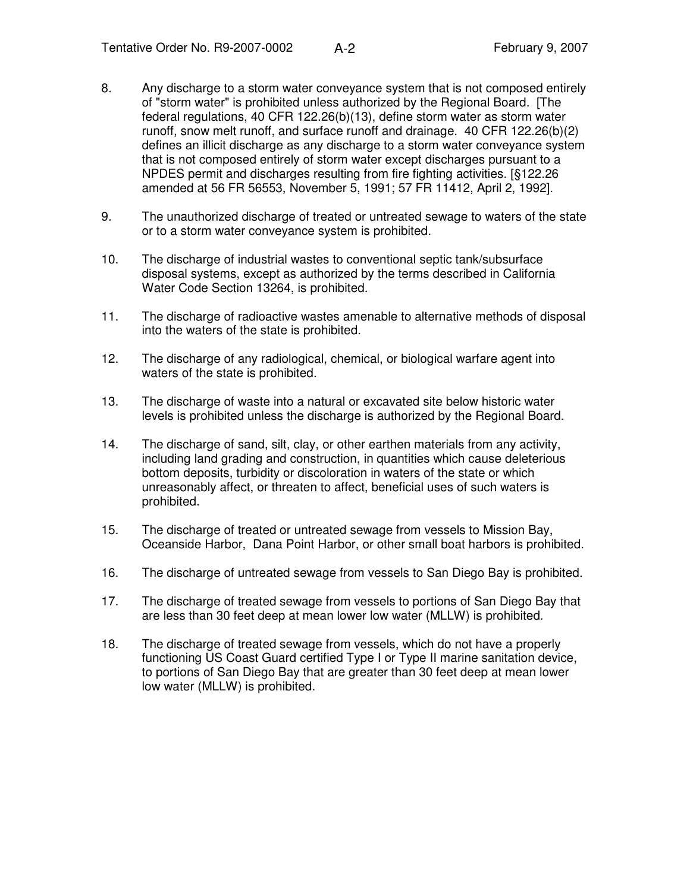8. Any discharge to a storm water conveyance system that is not composed entirely of "storm water" is prohibited unless authorized by the Regional Board. [The federal regulations, 40 CFR 122.26(b)(13), define storm water as storm water runoff, snow melt runoff, and surface runoff and drainage. 40 CFR 122.26(b)(2) defines an illicit discharge as any discharge to a storm water conveyance system that is not composed entirely of storm water except discharges pursuant to a NPDES permit and discharges resulting from fire fighting activities. [§122.26 amended at 56 FR 56553, November 5, 1991; 57 FR 11412, April 2, 1992].

9. The unauthorized discharge of treated or untreated sewage to waters of the state or to a storm water conveyance system is prohibited.

10. The discharge of industrial wastes to conventional septic tank/subsurface disposal systems, except as authorized by the terms described in California Water Code Section 13264, is prohibited.

11. The discharge of radioactive wastes amenable to alternative methods of disposal into the waters of the state is prohibited.

12. The discharge of any radiological, chemical, or biological warfare agent into waters of the state is prohibited.

13. The discharge of waste into a natural or excavated site below historic water levels is prohibited unless the discharge is authorized by the Regional Board.

14. The discharge of sand, silt, clay, or other earthen materials from any activity, including land grading and construction, in quantities which cause deleterious bottom deposits, turbidity or discoloration in waters of the state or which unreasonably affect, or threaten to affect, beneficial uses of such waters is prohibited.

15. The discharge of treated or untreated sewage from vessels to Mission Bay, Oceanside Harbor, Dana Point Harbor, or other small boat harbors is prohibited.

16. The discharge of untreated sewage from vessels to San Diego Bay is prohibited.

17. The discharge of treated sewage from vessels to portions of San Diego Bay that are less than 30 feet deep at mean lower low water (MLLW) is prohibited.

18. The discharge of treated sewage from vessels, which do not have a properly functioning US Coast Guard certified Type I or Type II marine sanitation device, to portions of San Diego Bay that are greater than 30 feet deep at mean lower low water (MLLW) is prohibited.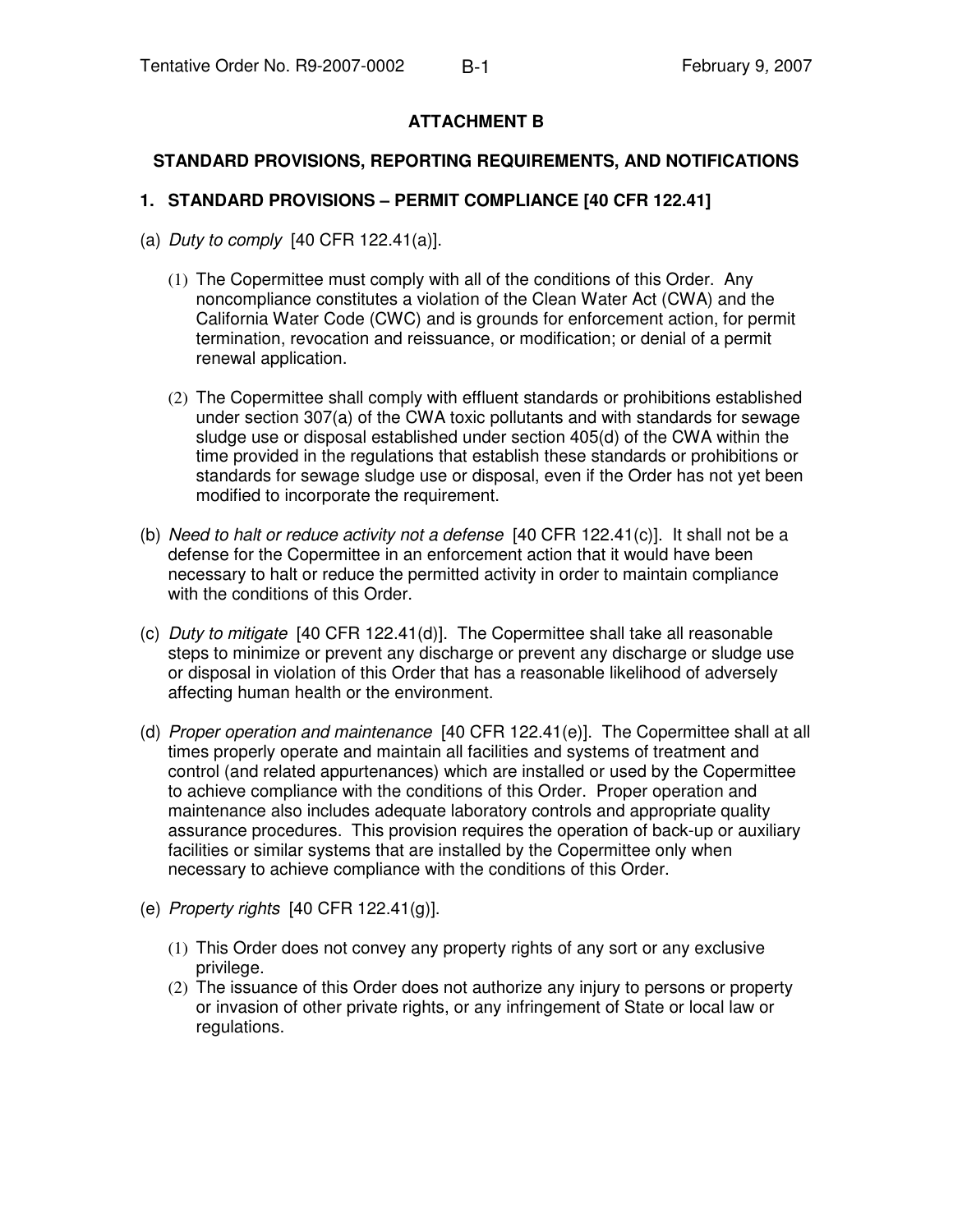## ATTACHMENT B

## STANDARD PROVISIONS, REPORTING REQUIREMENTS, AND NOTIFICATIONS

### 1. STANDARD PROVISIONS – PERMIT COMPLIANCE [40 CFR 122.41]

(a) *Duty to comply* [40 CFR 122.41(a)].

(1) The Copermittee must comply with all of the conditions of this Order. Any noncompliance constitutes a violation of the Clean Water Act (CWA) and the California Water Code (CWC) and is grounds for enforcement action, for permit termination, revocation and reissuance, or modification; or denial of a permit renewal application.

(2) The Copermittee shall comply with effluent standards or prohibitions established under section 307(a) of the CWA toxic pollutants and with standards for sewage sludge use or disposal established under section 405(d) of the CWA within the time provided in the regulations that establish these standards or prohibitions or standards for sewage sludge use or disposal, even if the Order has not yet been modified to incorporate the requirement.

(b) *Need to halt or reduce activity not a defense* [40 CFR 122.41(c)]. It shall not be a defense for the Copermittee in an enforcement action that it would have been necessary to halt or reduce the permitted activity in order to maintain compliance with the conditions of this Order.

(c) *Duty to mitigate* [40 CFR 122.41(d)]. The Copermittee shall take all reasonable steps to minimize or prevent any discharge or prevent any discharge or sludge use or disposal in violation of this Order that has a reasonable likelihood of adversely affecting human health or the environment.

(d) *Proper operation and maintenance* [40 CFR 122.41(e)]. The Copermittee shall at all times properly operate and maintain all facilities and systems of treatment and control (and related appurtenances) which are installed or used by the Copermittee to achieve compliance with the conditions of this Order. Proper operation and maintenance also includes adequate laboratory controls and appropriate quality assurance procedures. This provision requires the operation of back-up or auxiliary facilities or similar systems that are installed by the Copermittee only when necessary to achieve compliance with the conditions of this Order.

(e) *Property rights* [40 CFR 122.41(g)].

(1) This Order does not convey any property rights of any sort or any exclusive privilege.

(2) The issuance of this Order does not authorize any injury to persons or property or invasion of other private rights, or any infringement of State or local law or regulations.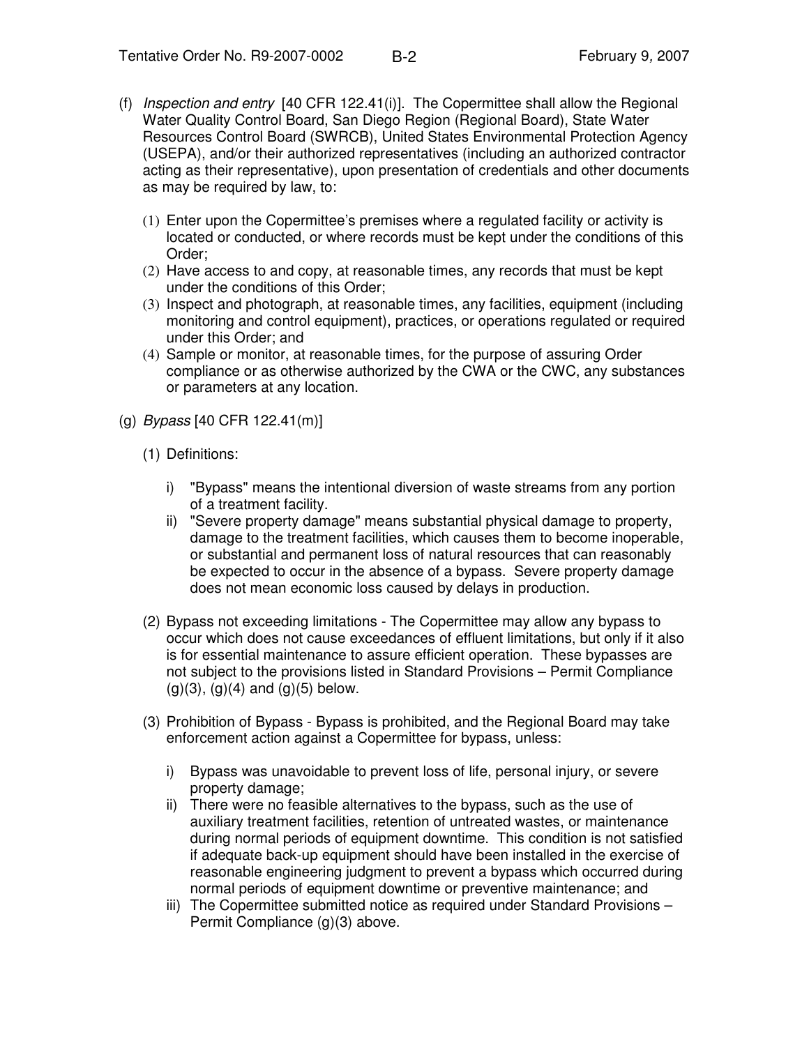(f) *Inspection and entry* [40 CFR 122.41(i)]. The Copermittee shall allow the Regional Water Quality Control Board, San Diego Region (Regional Board), State Water Resources Control Board (SWRCB), United States Environmental Protection Agency (USEPA), and/or their authorized representatives (including an authorized contractor acting as their representative), upon presentation of credentials and other documents as may be required by law, to:

   (1) Enter upon the Copermittee's premises where a regulated facility or activity is located or conducted, or where records must be kept under the conditions of this Order;
   (2) Have access to and copy, at reasonable times, any records that must be kept under the conditions of this Order;
   (3) Inspect and photograph, at reasonable times, any facilities, equipment (including monitoring and control equipment), practices, or operations regulated or required under this Order; and
   (4) Sample or monitor, at reasonable times, for the purpose of assuring Order compliance or as otherwise authorized by the CWA or the CWC, any substances or parameters at any location.

(g) *Bypass* [40 CFR 122.41(m)]

   (1) Definitions:

      i) "Bypass" means the intentional diversion of waste streams from any portion of a treatment facility.
      ii) "Severe property damage" means substantial physical damage to property, damage to the treatment facilities, which causes them to become inoperable, or substantial and permanent loss of natural resources that can reasonably be expected to occur in the absence of a bypass. Severe property damage does not mean economic loss caused by delays in production.

   (2) Bypass not exceeding limitations - The Copermittee may allow any bypass to occur which does not cause exceedances of effluent limitations, but only if it also is for essential maintenance to assure efficient operation. These bypasses are not subject to the provisions listed in Standard Provisions – Permit Compliance (g)(3), (g)(4) and (g)(5) below.

   (3) Prohibition of Bypass - Bypass is prohibited, and the Regional Board may take enforcement action against a Copermittee for bypass, unless:

      i) Bypass was unavoidable to prevent loss of life, personal injury, or severe property damage;
      ii) There were no feasible alternatives to the bypass, such as the use of auxiliary treatment facilities, retention of untreated wastes, or maintenance during normal periods of equipment downtime. This condition is not satisfied if adequate back-up equipment should have been installed in the exercise of reasonable engineering judgment to prevent a bypass which occurred during normal periods of equipment downtime or preventive maintenance; and
      iii) The Copermittee submitted notice as required under Standard Provisions – Permit Compliance (g)(3) above.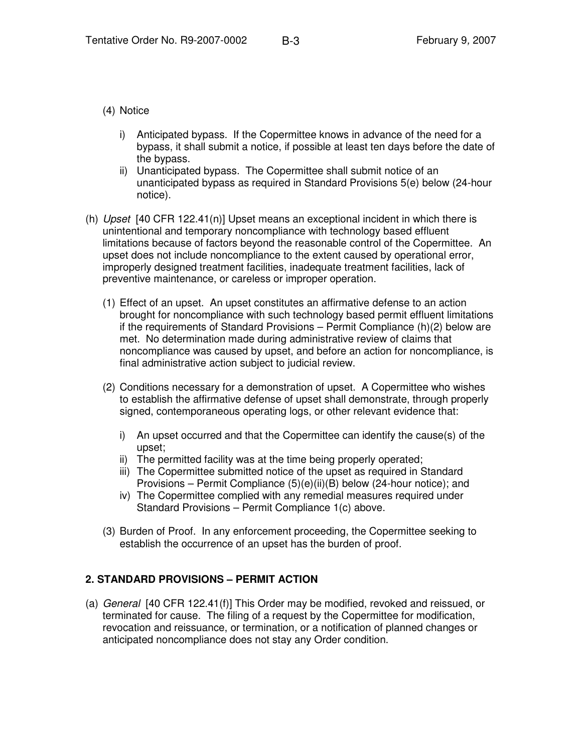(4) Notice

   i) Anticipated bypass. If the Copermittee knows in advance of the need for a bypass, it shall submit a notice, if possible at least ten days before the date of the bypass.
   ii) Unanticipated bypass. The Copermittee shall submit notice of an unanticipated bypass as required in Standard Provisions 5(e) below (24-hour notice).

(h) *Upset* [40 CFR 122.41(n)] Upset means an exceptional incident in which there is unintentional and temporary noncompliance with technology based effluent limitations because of factors beyond the reasonable control of the Copermittee. An upset does not include noncompliance to the extent caused by operational error, improperly designed treatment facilities, inadequate treatment facilities, lack of preventive maintenance, or careless or improper operation.

   (1) Effect of an upset. An upset constitutes an affirmative defense to an action brought for noncompliance with such technology based permit effluent limitations if the requirements of Standard Provisions – Permit Compliance (h)(2) below are met. No determination made during administrative review of claims that noncompliance was caused by upset, and before an action for noncompliance, is final administrative action subject to judicial review.

   (2) Conditions necessary for a demonstration of upset. A Copermittee who wishes to establish the affirmative defense of upset shall demonstrate, through properly signed, contemporaneous operating logs, or other relevant evidence that:

      i) An upset occurred and that the Copermittee can identify the cause(s) of the upset;
      ii) The permitted facility was at the time being properly operated;
      iii) The Copermittee submitted notice of the upset as required in Standard Provisions – Permit Compliance (5)(e)(ii)(B) below (24-hour notice); and
      iv) The Copermittee complied with any remedial measures required under Standard Provisions – Permit Compliance 1(c) above.

   (3) Burden of Proof. In any enforcement proceeding, the Copermittee seeking to establish the occurrence of an upset has the burden of proof.

## 2. STANDARD PROVISIONS – PERMIT ACTION

(a) *General* [40 CFR 122.41(f)] This Order may be modified, revoked and reissued, or terminated for cause. The filing of a request by the Copermittee for modification, revocation and reissuance, or termination, or a notification of planned changes or anticipated noncompliance does not stay any Order condition.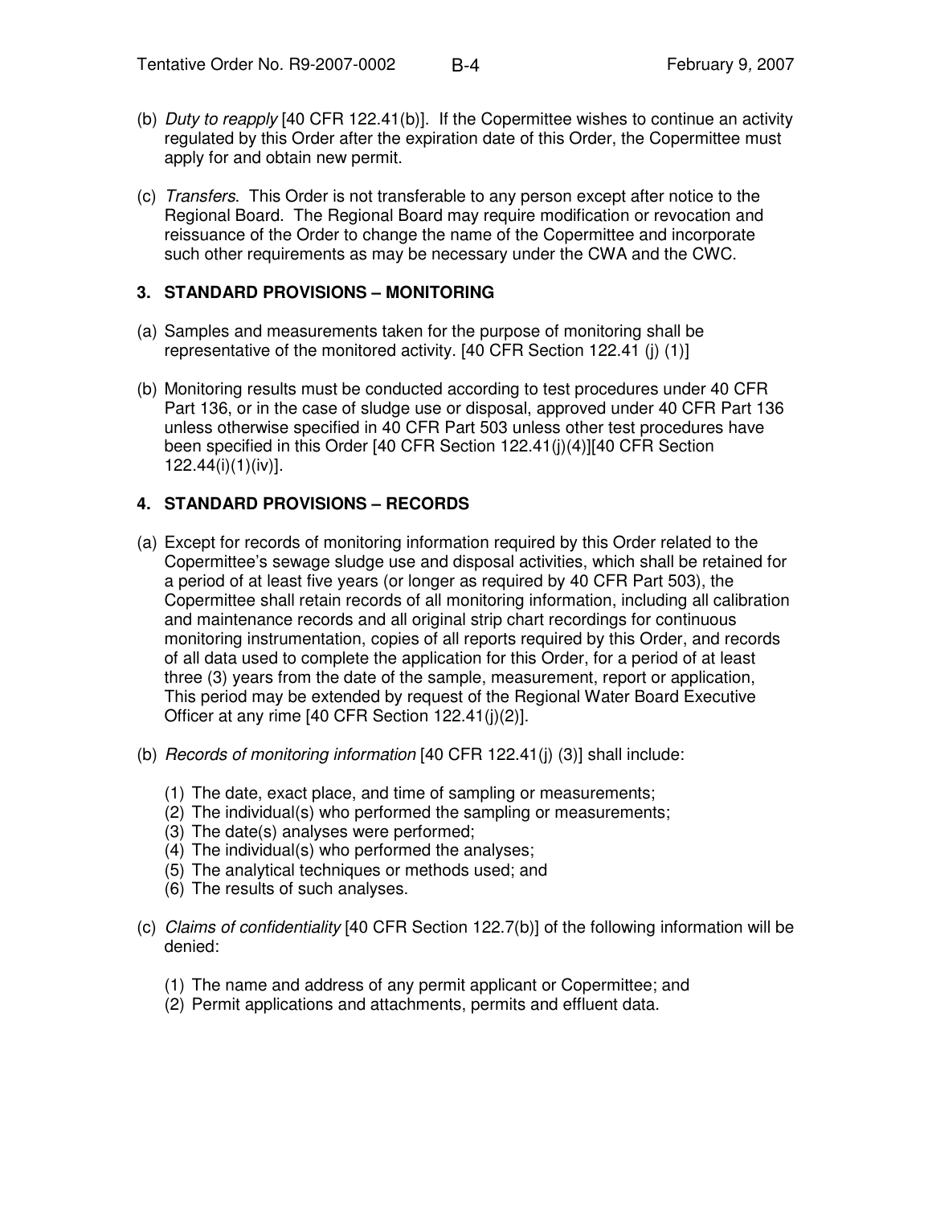(b) *Duty to reapply* [40 CFR 122.41(b)]. If the Copermittee wishes to continue an activity regulated by this Order after the expiration date of this Order, the Copermittee must apply for and obtain new permit.

(c) *Transfers.* This Order is not transferable to any person except after notice to the Regional Board. The Regional Board may require modification or revocation and reissuance of the Order to change the name of the Copermittee and incorporate such other requirements as may be necessary under the CWA and the CWC.

## 3. STANDARD PROVISIONS – MONITORING

(a) Samples and measurements taken for the purpose of monitoring shall be representative of the monitored activity. [40 CFR Section 122.41 (j) (1)]

(b) Monitoring results must be conducted according to test procedures under 40 CFR Part 136, or in the case of sludge use or disposal, approved under 40 CFR Part 136 unless otherwise specified in 40 CFR Part 503 unless other test procedures have been specified in this Order [40 CFR Section 122.41(j)(4)][40 CFR Section 122.44(i)(1)(iv)].

## 4. STANDARD PROVISIONS – RECORDS

(a) Except for records of monitoring information required by this Order related to the Copermittee's sewage sludge use and disposal activities, which shall be retained for a period of at least five years (or longer as required by 40 CFR Part 503), the Copermittee shall retain records of all monitoring information, including all calibration and maintenance records and all original strip chart recordings for continuous monitoring instrumentation, copies of all reports required by this Order, and records of all data used to complete the application for this Order, for a period of at least three (3) years from the date of the sample, measurement, report or application, This period may be extended by request of the Regional Water Board Executive Officer at any rime [40 CFR Section 122.41(j)(2)].

(b) *Records of monitoring information* [40 CFR 122.41(j) (3)] shall include:

  (1) The date, exact place, and time of sampling or measurements;
  (2) The individual(s) who performed the sampling or measurements;
  (3) The date(s) analyses were performed;
  (4) The individual(s) who performed the analyses;
  (5) The analytical techniques or methods used; and
  (6) The results of such analyses.

(c) *Claims of confidentiality* [40 CFR Section 122.7(b)] of the following information will be denied:

  (1) The name and address of any permit applicant or Copermittee; and
  (2) Permit applications and attachments, permits and effluent data.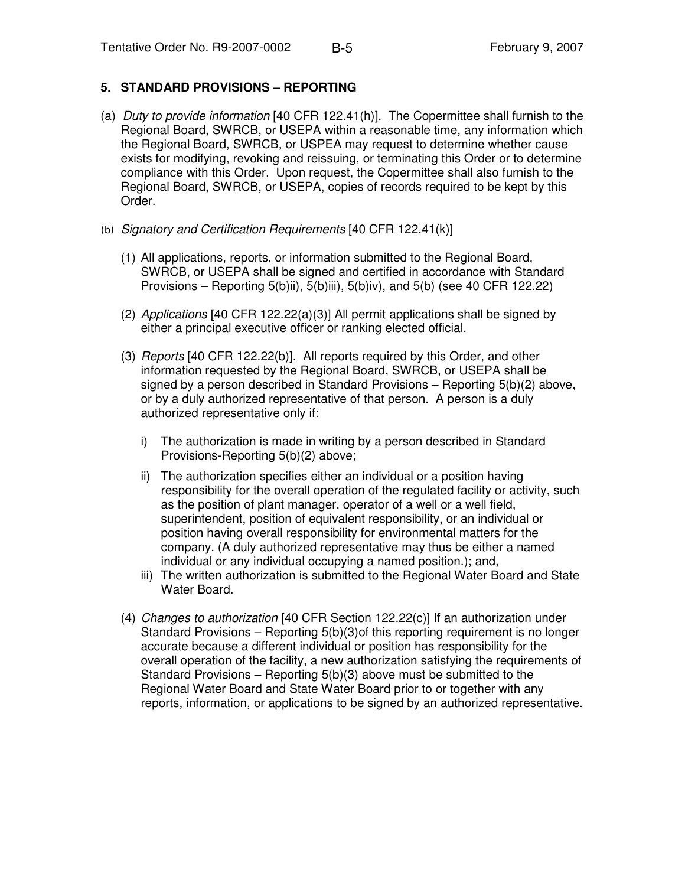## 5. STANDARD PROVISIONS – REPORTING

(a) *Duty to provide information* [40 CFR 122.41(h)]. The Copermittee shall furnish to the Regional Board, SWRCB, or USEPA within a reasonable time, any information which the Regional Board, SWRCB, or USPEA may request to determine whether cause exists for modifying, revoking and reissuing, or terminating this Order or to determine compliance with this Order. Upon request, the Copermittee shall also furnish to the Regional Board, SWRCB, or USEPA, copies of records required to be kept by this Order.

(b) *Signatory and Certification Requirements* [40 CFR 122.41(k)]

(1) All applications, reports, or information submitted to the Regional Board, SWRCB, or USEPA shall be signed and certified in accordance with Standard Provisions – Reporting 5(b)ii), 5(b)iii), 5(b)iv), and 5(b) (see 40 CFR 122.22)

(2) *Applications* [40 CFR 122.22(a)(3)] All permit applications shall be signed by either a principal executive officer or ranking elected official.

(3) *Reports* [40 CFR 122.22(b)]. All reports required by this Order, and other information requested by the Regional Board, SWRCB, or USEPA shall be signed by a person described in Standard Provisions – Reporting 5(b)(2) above, or by a duly authorized representative of that person. A person is a duly authorized representative only if:

i) The authorization is made in writing by a person described in Standard Provisions-Reporting 5(b)(2) above;

ii) The authorization specifies either an individual or a position having responsibility for the overall operation of the regulated facility or activity, such as the position of plant manager, operator of a well or a well field, superintendent, position of equivalent responsibility, or an individual or position having overall responsibility for environmental matters for the company. (A duly authorized representative may thus be either a named individual or any individual occupying a named position.); and,

iii) The written authorization is submitted to the Regional Water Board and State Water Board.

(4) *Changes to authorization* [40 CFR Section 122.22(c)] If an authorization under Standard Provisions – Reporting 5(b)(3)of this reporting requirement is no longer accurate because a different individual or position has responsibility for the overall operation of the facility, a new authorization satisfying the requirements of Standard Provisions – Reporting 5(b)(3) above must be submitted to the Regional Water Board and State Water Board prior to or together with any reports, information, or applications to be signed by an authorized representative.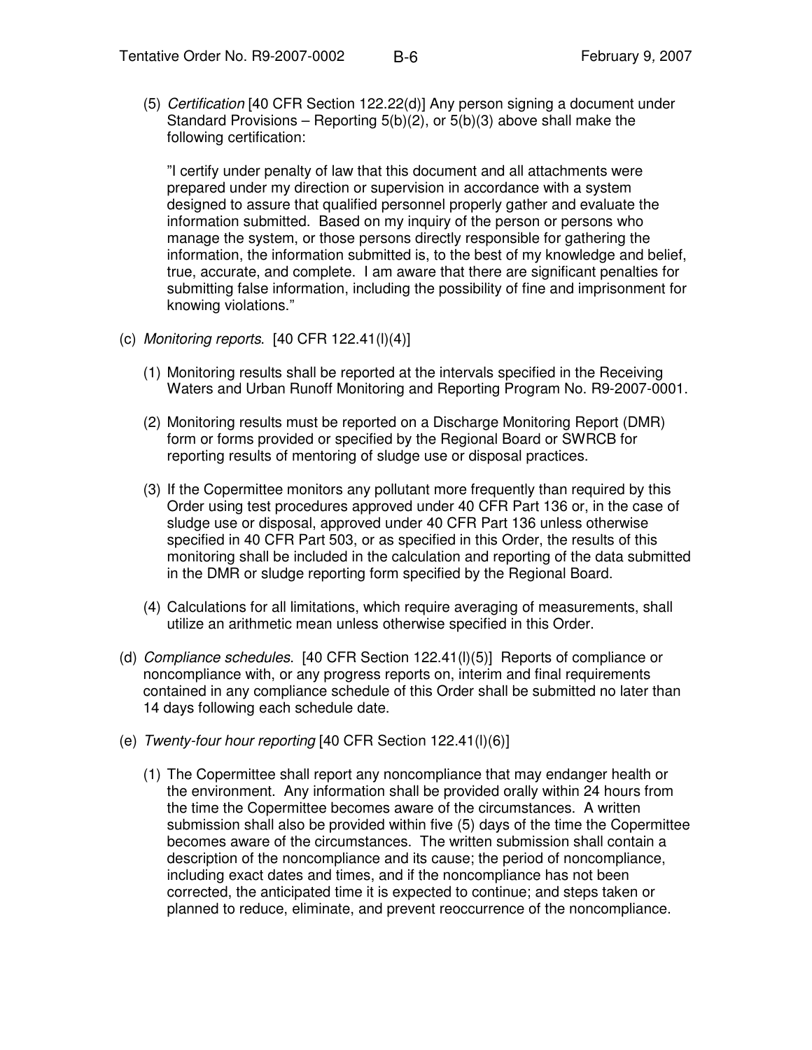(5) *Certification* [40 CFR Section 122.22(d)] Any person signing a document under Standard Provisions – Reporting 5(b)(2), or 5(b)(3) above shall make the following certification:

"I certify under penalty of law that this document and all attachments were prepared under my direction or supervision in accordance with a system designed to assure that qualified personnel properly gather and evaluate the information submitted. Based on my inquiry of the person or persons who manage the system, or those persons directly responsible for gathering the information, the information submitted is, to the best of my knowledge and belief, true, accurate, and complete. I am aware that there are significant penalties for submitting false information, including the possibility of fine and imprisonment for knowing violations."

(c) *Monitoring reports*. [40 CFR 122.41(l)(4)]

(1) Monitoring results shall be reported at the intervals specified in the Receiving Waters and Urban Runoff Monitoring and Reporting Program No. R9-2007-0001.

(2) Monitoring results must be reported on a Discharge Monitoring Report (DMR) form or forms provided or specified by the Regional Board or SWRCB for reporting results of mentoring of sludge use or disposal practices.

(3) If the Copermittee monitors any pollutant more frequently than required by this Order using test procedures approved under 40 CFR Part 136 or, in the case of sludge use or disposal, approved under 40 CFR Part 136 unless otherwise specified in 40 CFR Part 503, or as specified in this Order, the results of this monitoring shall be included in the calculation and reporting of the data submitted in the DMR or sludge reporting form specified by the Regional Board.

(4) Calculations for all limitations, which require averaging of measurements, shall utilize an arithmetic mean unless otherwise specified in this Order.

(d) *Compliance schedules*. [40 CFR Section 122.41(l)(5)] Reports of compliance or noncompliance with, or any progress reports on, interim and final requirements contained in any compliance schedule of this Order shall be submitted no later than 14 days following each schedule date.

(e) *Twenty-four hour reporting* [40 CFR Section 122.41(l)(6)]

(1) The Copermittee shall report any noncompliance that may endanger health or the environment. Any information shall be provided orally within 24 hours from the time the Copermittee becomes aware of the circumstances. A written submission shall also be provided within five (5) days of the time the Copermittee becomes aware of the circumstances. The written submission shall contain a description of the noncompliance and its cause; the period of noncompliance, including exact dates and times, and if the noncompliance has not been corrected, the anticipated time it is expected to continue; and steps taken or planned to reduce, eliminate, and prevent reoccurrence of the noncompliance.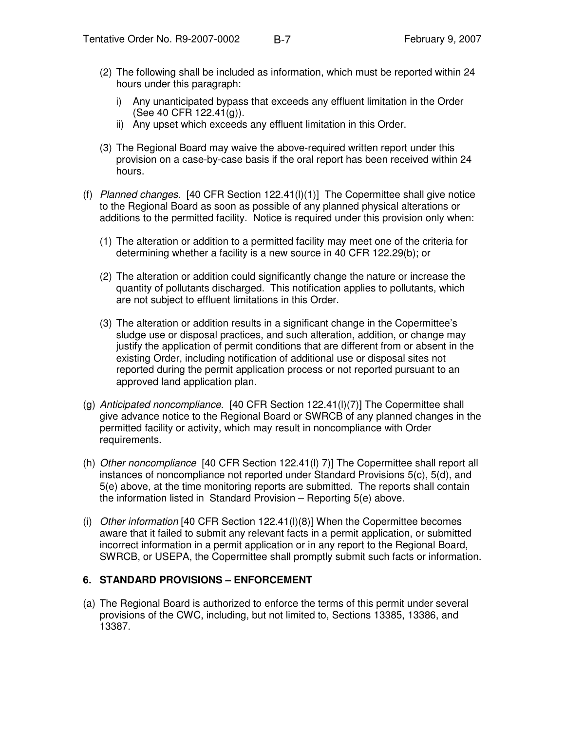(2) The following shall be included as information, which must be reported within 24 hours under this paragraph:

   i) Any unanticipated bypass that exceeds any effluent limitation in the Order (See 40 CFR 122.41(g)).
   
   ii) Any upset which exceeds any effluent limitation in this Order.

(3) The Regional Board may waive the above-required written report under this provision on a case-by-case basis if the oral report has been received within 24 hours.

(f) *Planned changes*. [40 CFR Section 122.41(l)(1)] The Copermittee shall give notice to the Regional Board as soon as possible of any planned physical alterations or additions to the permitted facility. Notice is required under this provision only when:

   (1) The alteration or addition to a permitted facility may meet one of the criteria for determining whether a facility is a new source in 40 CFR 122.29(b); or

   (2) The alteration or addition could significantly change the nature or increase the quantity of pollutants discharged. This notification applies to pollutants, which are not subject to effluent limitations in this Order.

   (3) The alteration or addition results in a significant change in the Copermittee's sludge use or disposal practices, and such alteration, addition, or change may justify the application of permit conditions that are different from or absent in the existing Order, including notification of additional use or disposal sites not reported during the permit application process or not reported pursuant to an approved land application plan.

(g) *Anticipated noncompliance*. [40 CFR Section 122.41(l)(7)] The Copermittee shall give advance notice to the Regional Board or SWRCB of any planned changes in the permitted facility or activity, which may result in noncompliance with Order requirements.

(h) *Other noncompliance* [40 CFR Section 122.41(l) 7)] The Copermittee shall report all instances of noncompliance not reported under Standard Provisions 5(c), 5(d), and 5(e) above, at the time monitoring reports are submitted. The reports shall contain the information listed in Standard Provision – Reporting 5(e) above.

(i) *Other information* [40 CFR Section 122.41(l)(8)] When the Copermittee becomes aware that it failed to submit any relevant facts in a permit application, or submitted incorrect information in a permit application or in any report to the Regional Board, SWRCB, or USEPA, the Copermittee shall promptly submit such facts or information.

## 6. STANDARD PROVISIONS – ENFORCEMENT

(a) The Regional Board is authorized to enforce the terms of this permit under several provisions of the CWC, including, but not limited to, Sections 13385, 13386, and 13387.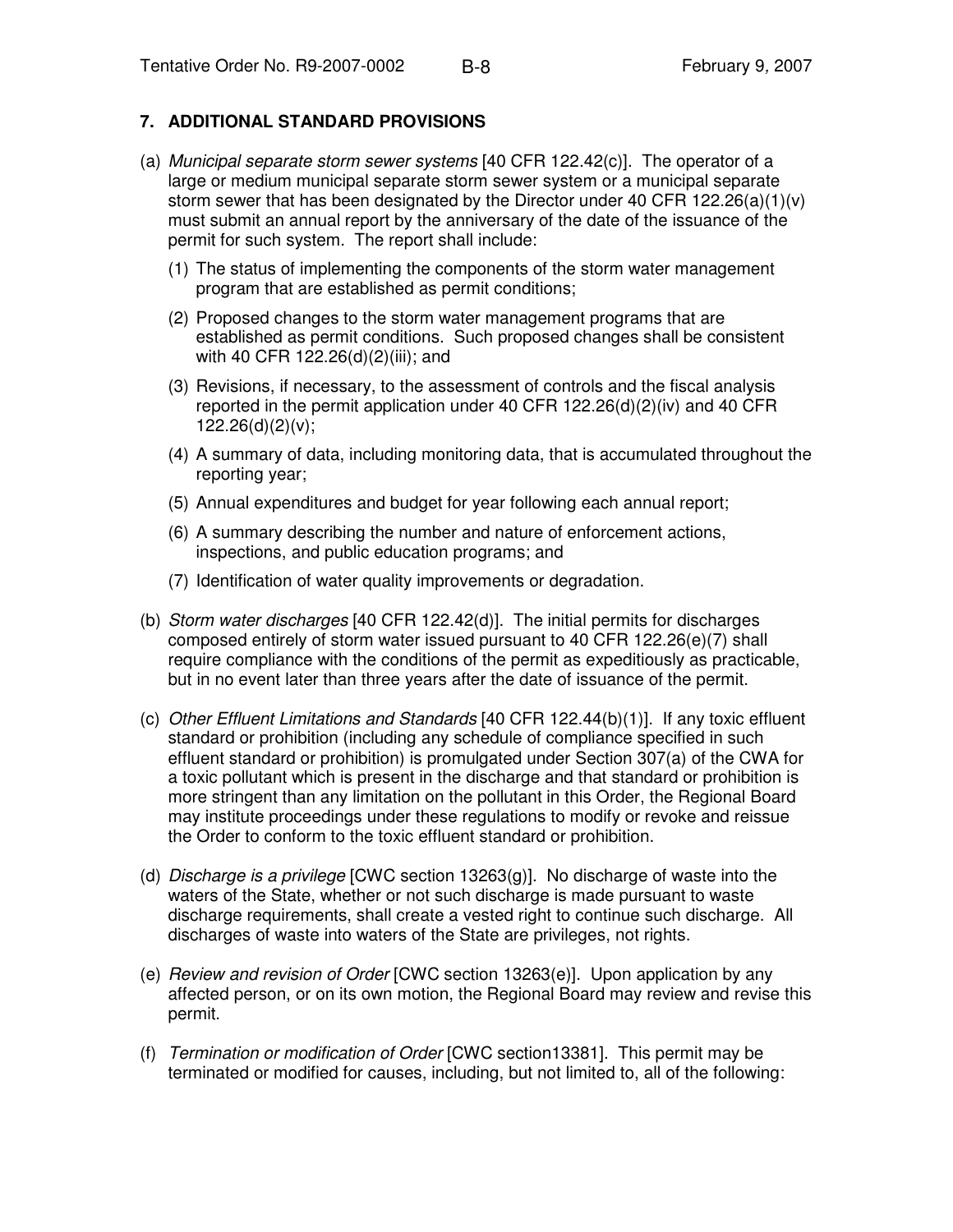**7. ADDITIONAL STANDARD PROVISIONS**

(a) *Municipal separate storm sewer systems* [40 CFR 122.42(c)]. The operator of a large or medium municipal separate storm sewer system or a municipal separate storm sewer that has been designated by the Director under 40 CFR 122.26(a)(1)(v) must submit an annual report by the anniversary of the date of the issuance of the permit for such system. The report shall include:

(1) The status of implementing the components of the storm water management program that are established as permit conditions;

(2) Proposed changes to the storm water management programs that are established as permit conditions. Such proposed changes shall be consistent with 40 CFR 122.26(d)(2)(iii); and

(3) Revisions, if necessary, to the assessment of controls and the fiscal analysis reported in the permit application under 40 CFR 122.26(d)(2)(iv) and 40 CFR 122.26(d)(2)(v);

(4) A summary of data, including monitoring data, that is accumulated throughout the reporting year;

(5) Annual expenditures and budget for year following each annual report;

(6) A summary describing the number and nature of enforcement actions, inspections, and public education programs; and

(7) Identification of water quality improvements or degradation.

(b) *Storm water discharges* [40 CFR 122.42(d)]. The initial permits for discharges composed entirely of storm water issued pursuant to 40 CFR 122.26(e)(7) shall require compliance with the conditions of the permit as expeditiously as practicable, but in no event later than three years after the date of issuance of the permit.

(c) *Other Effluent Limitations and Standards* [40 CFR 122.44(b)(1)]. If any toxic effluent standard or prohibition (including any schedule of compliance specified in such effluent standard or prohibition) is promulgated under Section 307(a) of the CWA for a toxic pollutant which is present in the discharge and that standard or prohibition is more stringent than any limitation on the pollutant in this Order, the Regional Board may institute proceedings under these regulations to modify or revoke and reissue the Order to conform to the toxic effluent standard or prohibition.

(d) *Discharge is a privilege* [CWC section 13263(g)]. No discharge of waste into the waters of the State, whether or not such discharge is made pursuant to waste discharge requirements, shall create a vested right to continue such discharge. All discharges of waste into waters of the State are privileges, not rights.

(e) *Review and revision of Order* [CWC section 13263(e)]. Upon application by any affected person, or on its own motion, the Regional Board may review and revise this permit.

(f) *Termination or modification of Order* [CWC section13381]. This permit may be terminated or modified for causes, including, but not limited to, all of the following: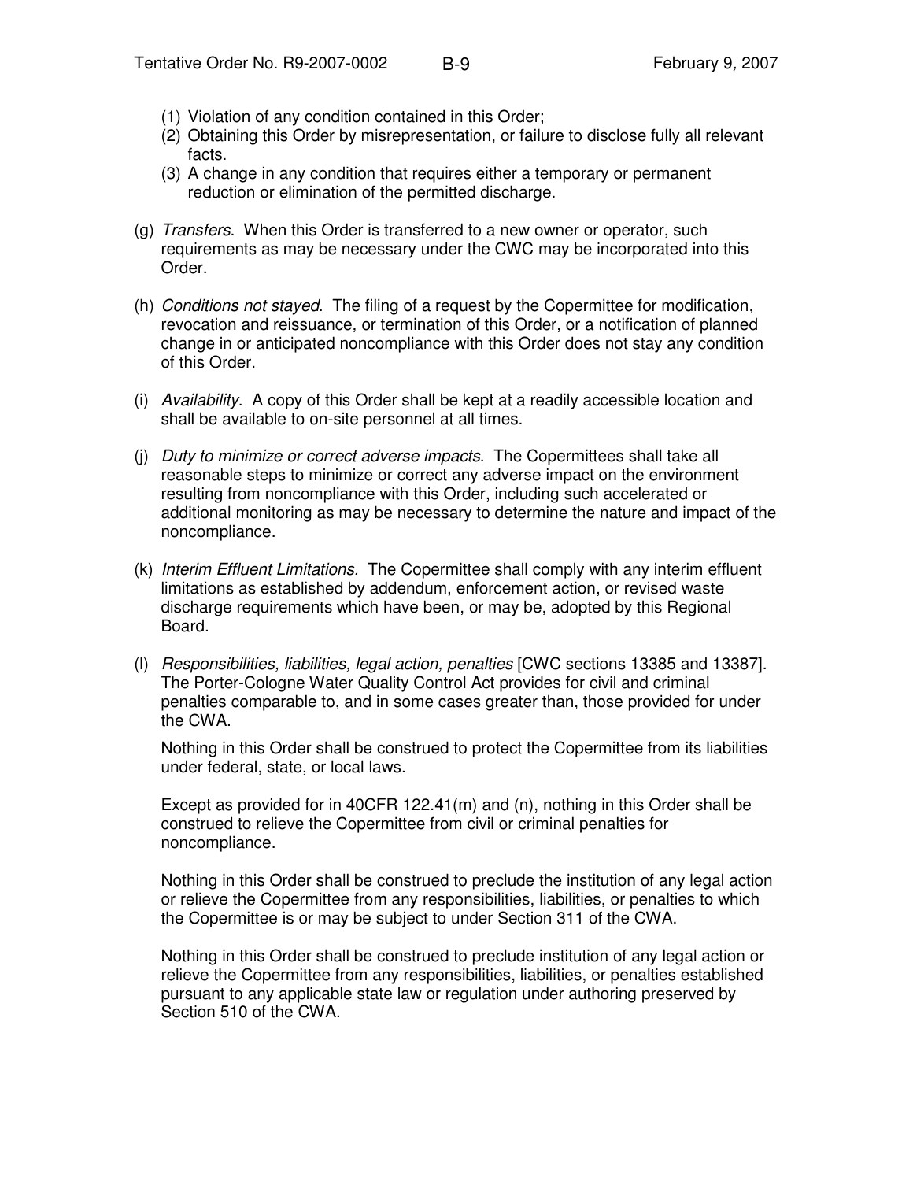(1) Violation of any condition contained in this Order;
(2) Obtaining this Order by misrepresentation, or failure to disclose fully all relevant facts.
(3) A change in any condition that requires either a temporary or permanent reduction or elimination of the permitted discharge.

(g) *Transfers*. When this Order is transferred to a new owner or operator, such requirements as may be necessary under the CWC may be incorporated into this Order.

(h) *Conditions not stayed*. The filing of a request by the Copermittee for modification, revocation and reissuance, or termination of this Order, or a notification of planned change in or anticipated noncompliance with this Order does not stay any condition of this Order.

(i) *Availability*. A copy of this Order shall be kept at a readily accessible location and shall be available to on-site personnel at all times.

(j) *Duty to minimize or correct adverse impacts*. The Copermittees shall take all reasonable steps to minimize or correct any adverse impact on the environment resulting from noncompliance with this Order, including such accelerated or additional monitoring as may be necessary to determine the nature and impact of the noncompliance.

(k) *Interim Effluent Limitations*. The Copermittee shall comply with any interim effluent limitations as established by addendum, enforcement action, or revised waste discharge requirements which have been, or may be, adopted by this Regional Board.

(l) *Responsibilities, liabilities, legal action, penalties* [CWC sections 13385 and 13387]. The Porter-Cologne Water Quality Control Act provides for civil and criminal penalties comparable to, and in some cases greater than, those provided for under the CWA.

Nothing in this Order shall be construed to protect the Copermittee from its liabilities under federal, state, or local laws.

Except as provided for in 40CFR 122.41(m) and (n), nothing in this Order shall be construed to relieve the Copermittee from civil or criminal penalties for noncompliance.

Nothing in this Order shall be construed to preclude the institution of any legal action or relieve the Copermittee from any responsibilities, liabilities, or penalties to which the Copermittee is or may be subject to under Section 311 of the CWA.

Nothing in this Order shall be construed to preclude institution of any legal action or relieve the Copermittee from any responsibilities, liabilities, or penalties established pursuant to any applicable state law or regulation under authoring preserved by Section 510 of the CWA.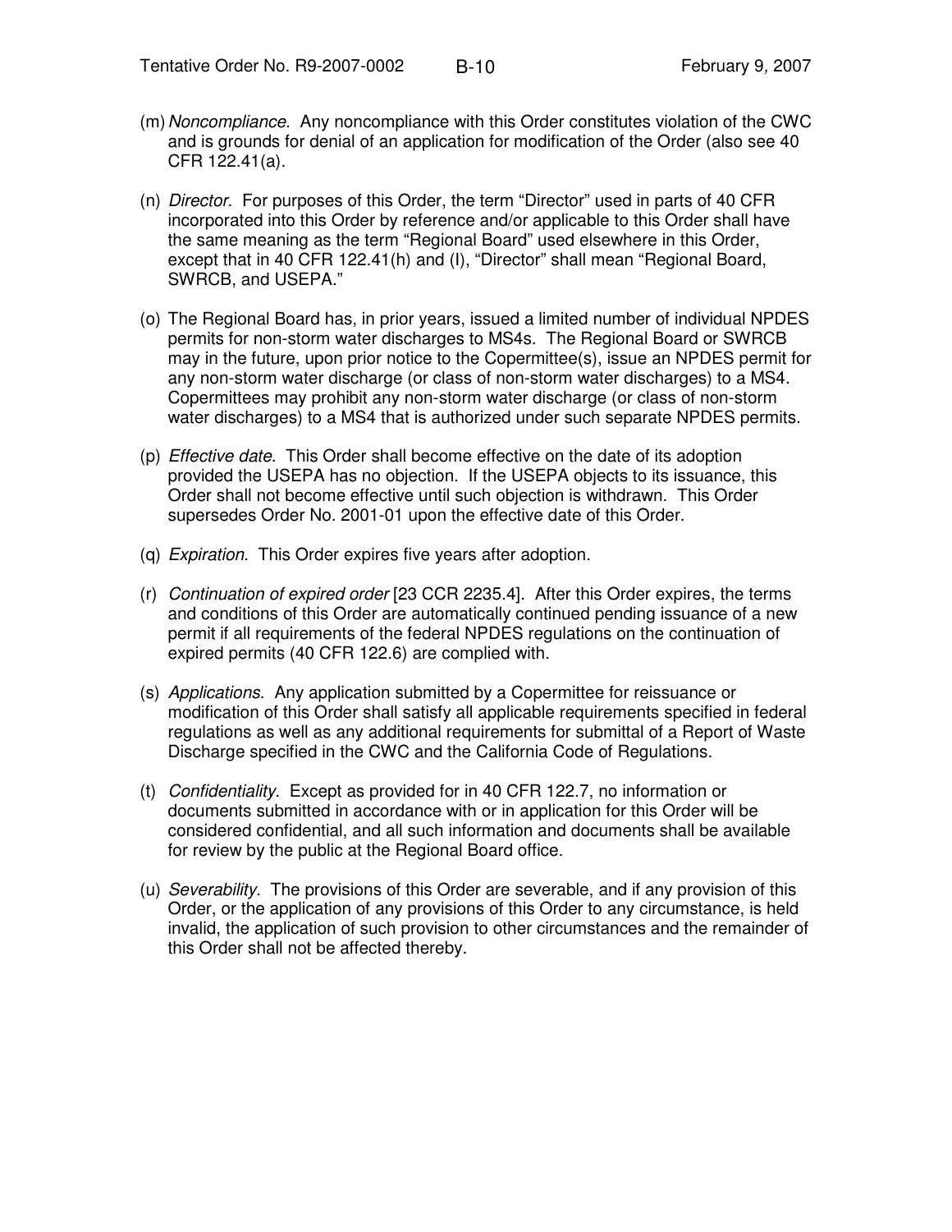(m) *Noncompliance*. Any noncompliance with this Order constitutes violation of the CWC and is grounds for denial of an application for modification of the Order (also see 40 CFR 122.41(a).

(n) *Director*. For purposes of this Order, the term "Director" used in parts of 40 CFR incorporated into this Order by reference and/or applicable to this Order shall have the same meaning as the term "Regional Board" used elsewhere in this Order, except that in 40 CFR 122.41(h) and (I), "Director" shall mean "Regional Board, SWRCB, and USEPA."

(o) The Regional Board has, in prior years, issued a limited number of individual NPDES permits for non-storm water discharges to MS4s. The Regional Board or SWRCB may in the future, upon prior notice to the Copermittee(s), issue an NPDES permit for any non-storm water discharge (or class of non-storm water discharges) to a MS4. Copermittees may prohibit any non-storm water discharge (or class of non-storm water discharges) to a MS4 that is authorized under such separate NPDES permits.

(p) *Effective date*. This Order shall become effective on the date of its adoption provided the USEPA has no objection. If the USEPA objects to its issuance, this Order shall not become effective until such objection is withdrawn. This Order supersedes Order No. 2001-01 upon the effective date of this Order.

(q) *Expiration*. This Order expires five years after adoption.

(r) *Continuation of expired order* [23 CCR 2235.4]. After this Order expires, the terms and conditions of this Order are automatically continued pending issuance of a new permit if all requirements of the federal NPDES regulations on the continuation of expired permits (40 CFR 122.6) are complied with.

(s) *Applications*. Any application submitted by a Copermittee for reissuance or modification of this Order shall satisfy all applicable requirements specified in federal regulations as well as any additional requirements for submittal of a Report of Waste Discharge specified in the CWC and the California Code of Regulations.

(t) *Confidentiality*. Except as provided for in 40 CFR 122.7, no information or documents submitted in accordance with or in application for this Order will be considered confidential, and all such information and documents shall be available for review by the public at the Regional Board office.

(u) *Severability*. The provisions of this Order are severable, and if any provision of this Order, or the application of any provisions of this Order to any circumstance, is held invalid, the application of such provision to other circumstances and the remainder of this Order shall not be affected thereby.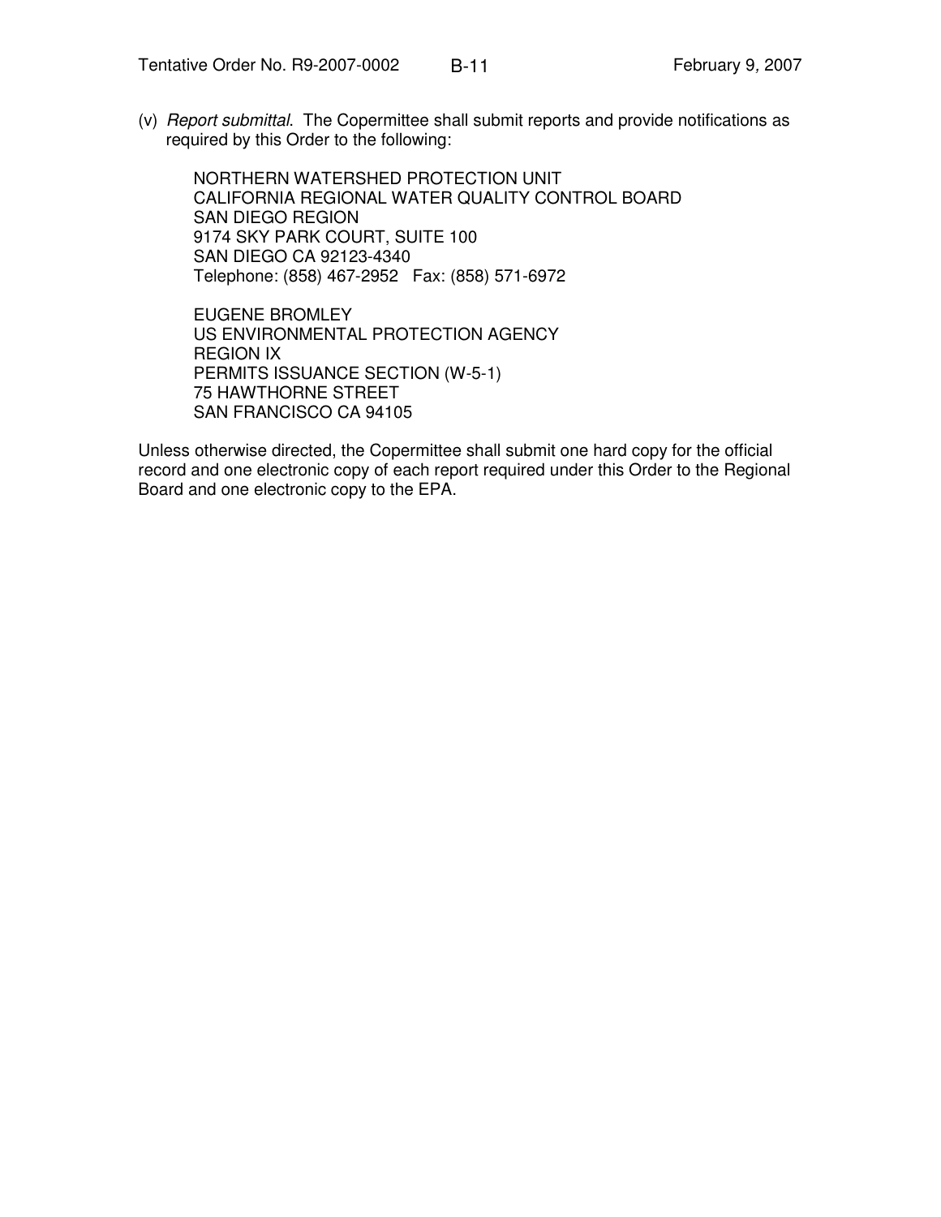(v) *Report submittal.* The Copermittee shall submit reports and provide notifications as required by this Order to the following:

NORTHERN WATERSHED PROTECTION UNIT
CALIFORNIA REGIONAL WATER QUALITY CONTROL BOARD
SAN DIEGO REGION
9174 SKY PARK COURT, SUITE 100
SAN DIEGO CA 92123-4340
Telephone: (858) 467-2952 Fax: (858) 571-6972

EUGENE BROMLEY
US ENVIRONMENTAL PROTECTION AGENCY
REGION IX
PERMITS ISSUANCE SECTION (W-5-1)
75 HAWTHORNE STREET
SAN FRANCISCO CA 94105

Unless otherwise directed, the Copermittee shall submit one hard copy for the official record and one electronic copy of each report required under this Order to the Regional Board and one electronic copy to the EPA.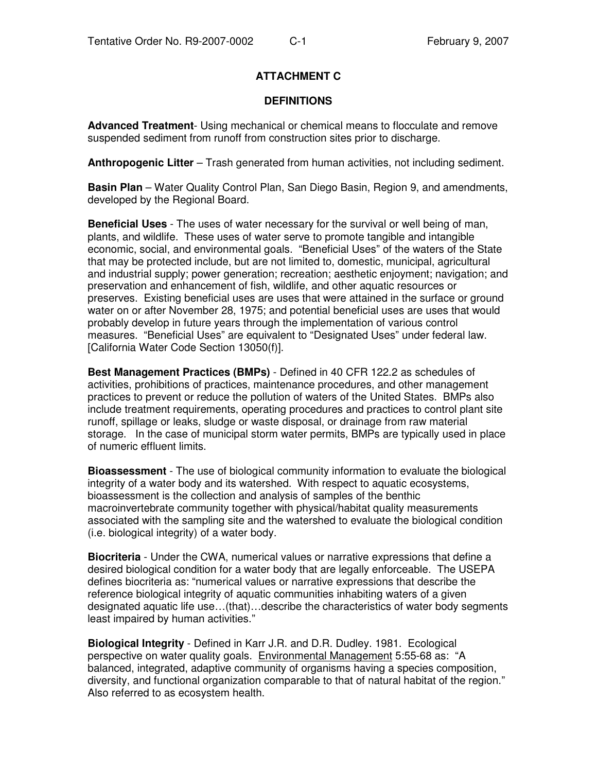## ATTACHMENT C

## DEFINITIONS

**Advanced Treatment**- Using mechanical or chemical means to flocculate and remove suspended sediment from runoff from construction sites prior to discharge.

**Anthropogenic Litter** – Trash generated from human activities, not including sediment.

**Basin Plan** – Water Quality Control Plan, San Diego Basin, Region 9, and amendments, developed by the Regional Board.

**Beneficial Uses** - The uses of water necessary for the survival or well being of man, plants, and wildlife. These uses of water serve to promote tangible and intangible economic, social, and environmental goals. "Beneficial Uses" of the waters of the State that may be protected include, but are not limited to, domestic, municipal, agricultural and industrial supply; power generation; recreation; aesthetic enjoyment; navigation; and preservation and enhancement of fish, wildlife, and other aquatic resources or preserves. Existing beneficial uses are uses that were attained in the surface or ground water on or after November 28, 1975; and potential beneficial uses are uses that would probably develop in future years through the implementation of various control measures. "Beneficial Uses" are equivalent to "Designated Uses" under federal law. [California Water Code Section 13050(f)].

**Best Management Practices (BMPs)** - Defined in 40 CFR 122.2 as schedules of activities, prohibitions of practices, maintenance procedures, and other management practices to prevent or reduce the pollution of waters of the United States. BMPs also include treatment requirements, operating procedures and practices to control plant site runoff, spillage or leaks, sludge or waste disposal, or drainage from raw material storage. In the case of municipal storm water permits, BMPs are typically used in place of numeric effluent limits.

**Bioassessment** - The use of biological community information to evaluate the biological integrity of a water body and its watershed. With respect to aquatic ecosystems, bioassessment is the collection and analysis of samples of the benthic macroinvertebrate community together with physical/habitat quality measurements associated with the sampling site and the watershed to evaluate the biological condition (i.e. biological integrity) of a water body.

**Biocriteria** - Under the CWA, numerical values or narrative expressions that define a desired biological condition for a water body that are legally enforceable. The USEPA defines biocriteria as: "numerical values or narrative expressions that describe the reference biological integrity of aquatic communities inhabiting waters of a given designated aquatic life use…(that)…describe the characteristics of water body segments least impaired by human activities."

**Biological Integrity** - Defined in Karr J.R. and D.R. Dudley. 1981. Ecological perspective on water quality goals. Environmental Management 5:55-68 as: "A balanced, integrated, adaptive community of organisms having a species composition, diversity, and functional organization comparable to that of natural habitat of the region." Also referred to as ecosystem health.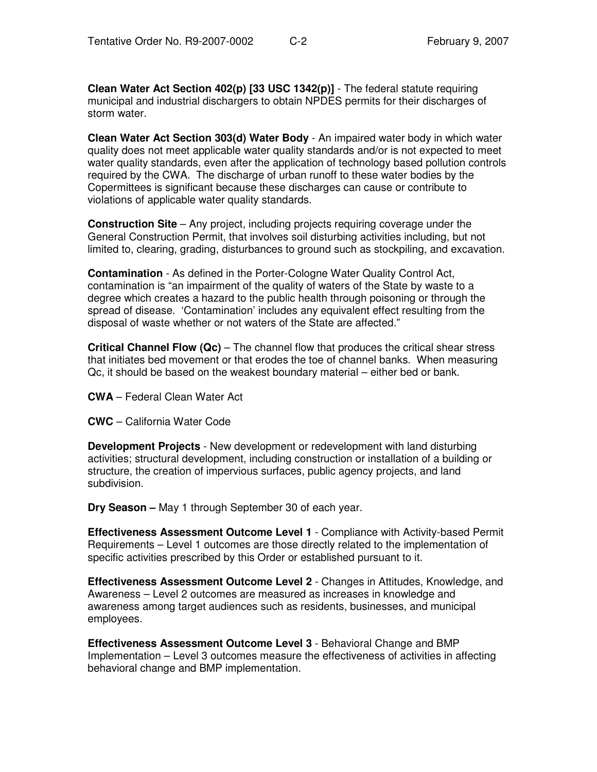**Clean Water Act Section 402(p) [33 USC 1342(p)]** - The federal statute requiring municipal and industrial dischargers to obtain NPDES permits for their discharges of storm water.

**Clean Water Act Section 303(d) Water Body** - An impaired water body in which water quality does not meet applicable water quality standards and/or is not expected to meet water quality standards, even after the application of technology based pollution controls required by the CWA. The discharge of urban runoff to these water bodies by the Copermittees is significant because these discharges can cause or contribute to violations of applicable water quality standards.

**Construction Site** – Any project, including projects requiring coverage under the General Construction Permit, that involves soil disturbing activities including, but not limited to, clearing, grading, disturbances to ground such as stockpiling, and excavation.

**Contamination** - As defined in the Porter-Cologne Water Quality Control Act, contamination is "an impairment of the quality of waters of the State by waste to a degree which creates a hazard to the public health through poisoning or through the spread of disease. 'Contamination' includes any equivalent effect resulting from the disposal of waste whether or not waters of the State are affected."

**Critical Channel Flow (Qc)** – The channel flow that produces the critical shear stress that initiates bed movement or that erodes the toe of channel banks. When measuring Qc, it should be based on the weakest boundary material – either bed or bank.

**CWA** – Federal Clean Water Act

**CWC** – California Water Code

**Development Projects** - New development or redevelopment with land disturbing activities; structural development, including construction or installation of a building or structure, the creation of impervious surfaces, public agency projects, and land subdivision.

**Dry Season –** May 1 through September 30 of each year.

**Effectiveness Assessment Outcome Level 1** - Compliance with Activity-based Permit Requirements – Level 1 outcomes are those directly related to the implementation of specific activities prescribed by this Order or established pursuant to it.

**Effectiveness Assessment Outcome Level 2** - Changes in Attitudes, Knowledge, and Awareness – Level 2 outcomes are measured as increases in knowledge and awareness among target audiences such as residents, businesses, and municipal employees.

**Effectiveness Assessment Outcome Level 3** - Behavioral Change and BMP Implementation – Level 3 outcomes measure the effectiveness of activities in affecting behavioral change and BMP implementation.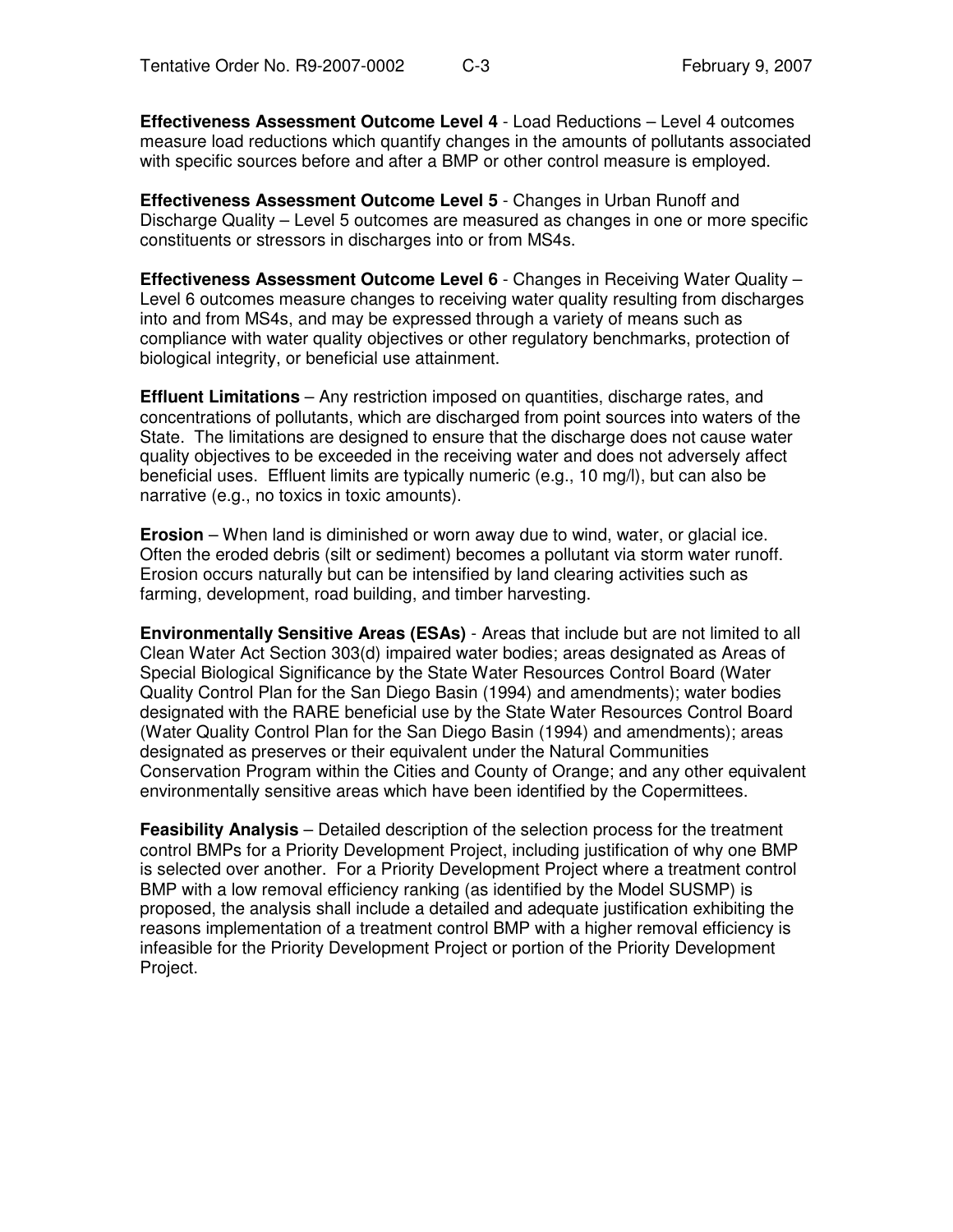**Effectiveness Assessment Outcome Level 4** - Load Reductions – Level 4 outcomes measure load reductions which quantify changes in the amounts of pollutants associated with specific sources before and after a BMP or other control measure is employed.

**Effectiveness Assessment Outcome Level 5** - Changes in Urban Runoff and Discharge Quality – Level 5 outcomes are measured as changes in one or more specific constituents or stressors in discharges into or from MS4s.

**Effectiveness Assessment Outcome Level 6** - Changes in Receiving Water Quality – Level 6 outcomes measure changes to receiving water quality resulting from discharges into and from MS4s, and may be expressed through a variety of means such as compliance with water quality objectives or other regulatory benchmarks, protection of biological integrity, or beneficial use attainment.

**Effluent Limitations** – Any restriction imposed on quantities, discharge rates, and concentrations of pollutants, which are discharged from point sources into waters of the State. The limitations are designed to ensure that the discharge does not cause water quality objectives to be exceeded in the receiving water and does not adversely affect beneficial uses. Effluent limits are typically numeric (e.g., 10 mg/l), but can also be narrative (e.g., no toxics in toxic amounts).

**Erosion** – When land is diminished or worn away due to wind, water, or glacial ice. Often the eroded debris (silt or sediment) becomes a pollutant via storm water runoff. Erosion occurs naturally but can be intensified by land clearing activities such as farming, development, road building, and timber harvesting.

**Environmentally Sensitive Areas (ESAs)** - Areas that include but are not limited to all Clean Water Act Section 303(d) impaired water bodies; areas designated as Areas of Special Biological Significance by the State Water Resources Control Board (Water Quality Control Plan for the San Diego Basin (1994) and amendments); water bodies designated with the RARE beneficial use by the State Water Resources Control Board (Water Quality Control Plan for the San Diego Basin (1994) and amendments); areas designated as preserves or their equivalent under the Natural Communities Conservation Program within the Cities and County of Orange; and any other equivalent environmentally sensitive areas which have been identified by the Copermittees.

**Feasibility Analysis** – Detailed description of the selection process for the treatment control BMPs for a Priority Development Project, including justification of why one BMP is selected over another. For a Priority Development Project where a treatment control BMP with a low removal efficiency ranking (as identified by the Model SUSMP) is proposed, the analysis shall include a detailed and adequate justification exhibiting the reasons implementation of a treatment control BMP with a higher removal efficiency is infeasible for the Priority Development Project or portion of the Priority Development Project.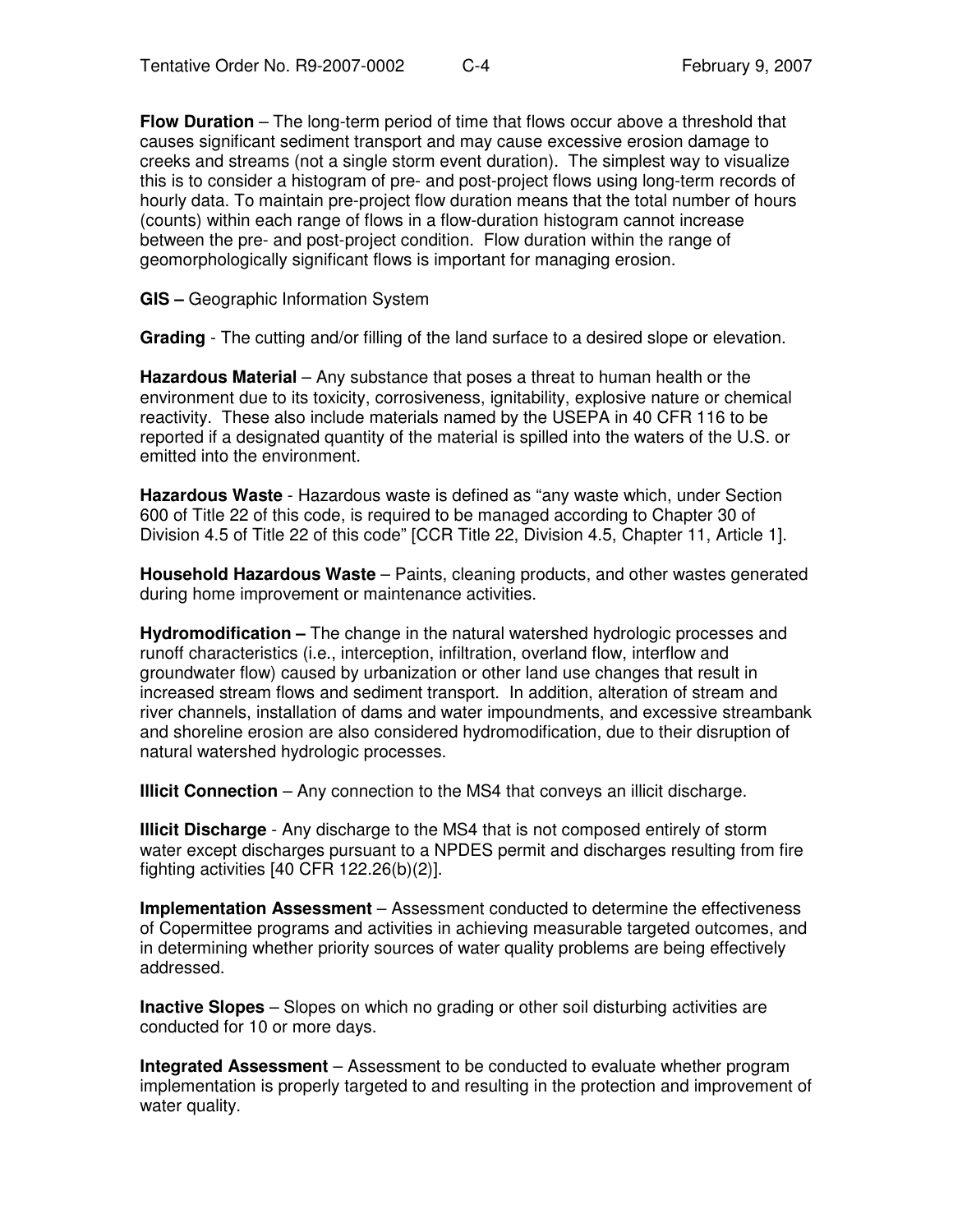**Flow Duration** – The long-term period of time that flows occur above a threshold that causes significant sediment transport and may cause excessive erosion damage to creeks and streams (not a single storm event duration). The simplest way to visualize this is to consider a histogram of pre- and post-project flows using long-term records of hourly data. To maintain pre-project flow duration means that the total number of hours (counts) within each range of flows in a flow-duration histogram cannot increase between the pre- and post-project condition. Flow duration within the range of geomorphologically significant flows is important for managing erosion.

**GIS –** Geographic Information System

**Grading** - The cutting and/or filling of the land surface to a desired slope or elevation.

**Hazardous Material** – Any substance that poses a threat to human health or the environment due to its toxicity, corrosiveness, ignitability, explosive nature or chemical reactivity. These also include materials named by the USEPA in 40 CFR 116 to be reported if a designated quantity of the material is spilled into the waters of the U.S. or emitted into the environment.

**Hazardous Waste** - Hazardous waste is defined as "any waste which, under Section 600 of Title 22 of this code, is required to be managed according to Chapter 30 of Division 4.5 of Title 22 of this code" [CCR Title 22, Division 4.5, Chapter 11, Article 1].

**Household Hazardous Waste** – Paints, cleaning products, and other wastes generated during home improvement or maintenance activities.

**Hydromodification –** The change in the natural watershed hydrologic processes and runoff characteristics (i.e., interception, infiltration, overland flow, interflow and groundwater flow) caused by urbanization or other land use changes that result in increased stream flows and sediment transport. In addition, alteration of stream and river channels, installation of dams and water impoundments, and excessive streambank and shoreline erosion are also considered hydromodification, due to their disruption of natural watershed hydrologic processes.

**Illicit Connection** – Any connection to the MS4 that conveys an illicit discharge.

**Illicit Discharge** - Any discharge to the MS4 that is not composed entirely of storm water except discharges pursuant to a NPDES permit and discharges resulting from fire fighting activities [40 CFR 122.26(b)(2)].

**Implementation Assessment** – Assessment conducted to determine the effectiveness of Copermittee programs and activities in achieving measurable targeted outcomes, and in determining whether priority sources of water quality problems are being effectively addressed.

**Inactive Slopes** – Slopes on which no grading or other soil disturbing activities are conducted for 10 or more days.

**Integrated Assessment** – Assessment to be conducted to evaluate whether program implementation is properly targeted to and resulting in the protection and improvement of water quality.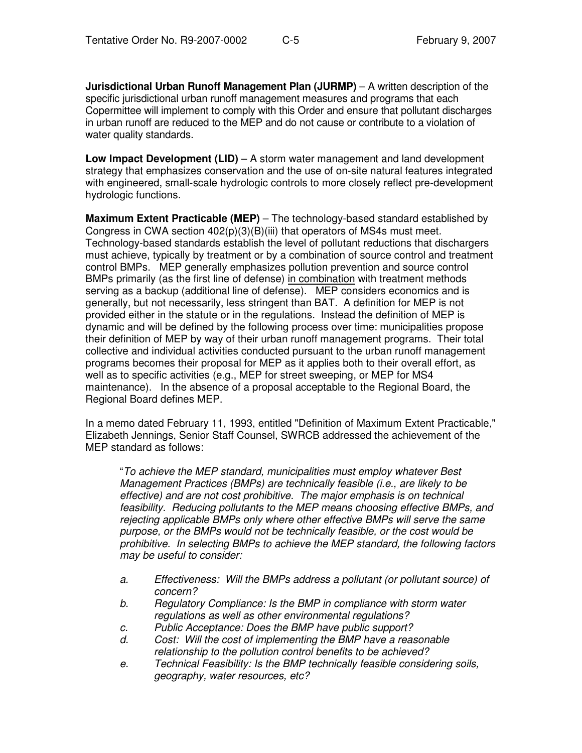**Jurisdictional Urban Runoff Management Plan (JURMP)** – A written description of the specific jurisdictional urban runoff management measures and programs that each Copermittee will implement to comply with this Order and ensure that pollutant discharges in urban runoff are reduced to the MEP and do not cause or contribute to a violation of water quality standards.

**Low Impact Development (LID)** – A storm water management and land development strategy that emphasizes conservation and the use of on-site natural features integrated with engineered, small-scale hydrologic controls to more closely reflect pre-development hydrologic functions.

**Maximum Extent Practicable (MEP)** – The technology-based standard established by Congress in CWA section 402(p)(3)(B)(iii) that operators of MS4s must meet. Technology-based standards establish the level of pollutant reductions that dischargers must achieve, typically by treatment or by a combination of source control and treatment control BMPs. MEP generally emphasizes pollution prevention and source control BMPs primarily (as the first line of defense) in combination with treatment methods serving as a backup (additional line of defense). MEP considers economics and is generally, but not necessarily, less stringent than BAT. A definition for MEP is not provided either in the statute or in the regulations. Instead the definition of MEP is dynamic and will be defined by the following process over time: municipalities propose their definition of MEP by way of their urban runoff management programs. Their total collective and individual activities conducted pursuant to the urban runoff management programs becomes their proposal for MEP as it applies both to their overall effort, as well as to specific activities (e.g., MEP for street sweeping, or MEP for MS4 maintenance). In the absence of a proposal acceptable to the Regional Board, the Regional Board defines MEP.

In a memo dated February 11, 1993, entitled "Definition of Maximum Extent Practicable," Elizabeth Jennings, Senior Staff Counsel, SWRCB addressed the achievement of the MEP standard as follows:

> "*To achieve the MEP standard, municipalities must employ whatever Best Management Practices (BMPs) are technically feasible (i.e., are likely to be effective) and are not cost prohibitive. The major emphasis is on technical feasibility. Reducing pollutants to the MEP means choosing effective BMPs, and rejecting applicable BMPs only where other effective BMPs will serve the same purpose, or the BMPs would not be technically feasible, or the cost would be prohibitive. In selecting BMPs to achieve the MEP standard, the following factors may be useful to consider:*
>
> a. *Effectiveness: Will the BMPs address a pollutant (or pollutant source) of concern?*
> b. *Regulatory Compliance: Is the BMP in compliance with storm water regulations as well as other environmental regulations?*
> c. *Public Acceptance: Does the BMP have public support?*
> d. *Cost: Will the cost of implementing the BMP have a reasonable relationship to the pollution control benefits to be achieved?*
> e. *Technical Feasibility: Is the BMP technically feasible considering soils, geography, water resources, etc?*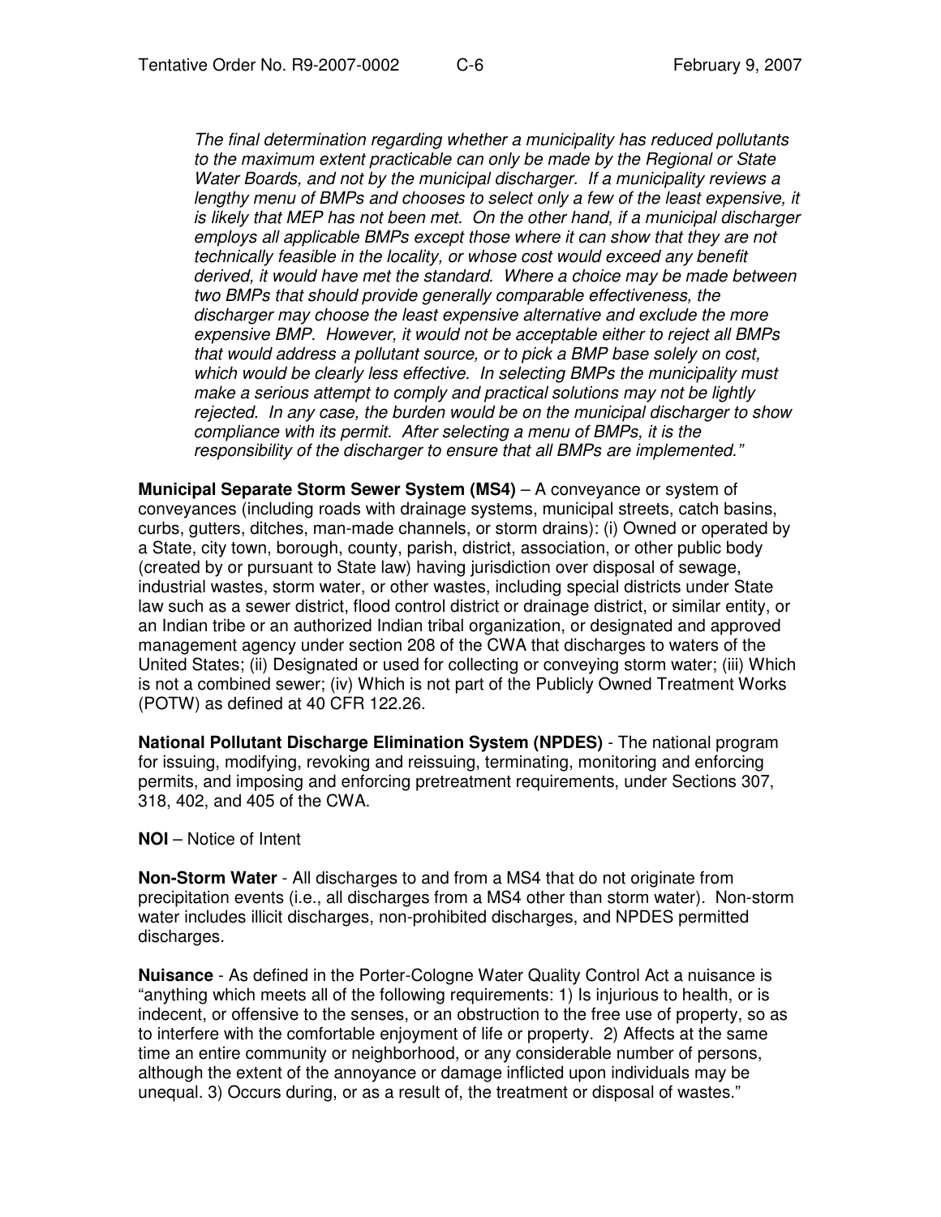*The final determination regarding whether a municipality has reduced pollutants to the maximum extent practicable can only be made by the Regional or State Water Boards, and not by the municipal discharger. If a municipality reviews a lengthy menu of BMPs and chooses to select only a few of the least expensive, it is likely that MEP has not been met. On the other hand, if a municipal discharger employs all applicable BMPs except those where it can show that they are not technically feasible in the locality, or whose cost would exceed any benefit derived, it would have met the standard. Where a choice may be made between two BMPs that should provide generally comparable effectiveness, the discharger may choose the least expensive alternative and exclude the more expensive BMP. However, it would not be acceptable either to reject all BMPs that would address a pollutant source, or to pick a BMP base solely on cost, which would be clearly less effective. In selecting BMPs the municipality must make a serious attempt to comply and practical solutions may not be lightly rejected. In any case, the burden would be on the municipal discharger to show compliance with its permit. After selecting a menu of BMPs, it is the responsibility of the discharger to ensure that all BMPs are implemented."*

**Municipal Separate Storm Sewer System (MS4)** – A conveyance or system of conveyances (including roads with drainage systems, municipal streets, catch basins, curbs, gutters, ditches, man-made channels, or storm drains): (i) Owned or operated by a State, city town, borough, county, parish, district, association, or other public body (created by or pursuant to State law) having jurisdiction over disposal of sewage, industrial wastes, storm water, or other wastes, including special districts under State law such as a sewer district, flood control district or drainage district, or similar entity, or an Indian tribe or an authorized Indian tribal organization, or designated and approved management agency under section 208 of the CWA that discharges to waters of the United States; (ii) Designated or used for collecting or conveying storm water; (iii) Which is not a combined sewer; (iv) Which is not part of the Publicly Owned Treatment Works (POTW) as defined at 40 CFR 122.26.

**National Pollutant Discharge Elimination System (NPDES)** - The national program for issuing, modifying, revoking and reissuing, terminating, monitoring and enforcing permits, and imposing and enforcing pretreatment requirements, under Sections 307, 318, 402, and 405 of the CWA.

**NOI** – Notice of Intent

**Non-Storm Water** - All discharges to and from a MS4 that do not originate from precipitation events (i.e., all discharges from a MS4 other than storm water). Non-storm water includes illicit discharges, non-prohibited discharges, and NPDES permitted discharges.

**Nuisance** - As defined in the Porter-Cologne Water Quality Control Act a nuisance is "anything which meets all of the following requirements: 1) Is injurious to health, or is indecent, or offensive to the senses, or an obstruction to the free use of property, so as to interfere with the comfortable enjoyment of life or property. 2) Affects at the same time an entire community or neighborhood, or any considerable number of persons, although the extent of the annoyance or damage inflicted upon individuals may be unequal. 3) Occurs during, or as a result of, the treatment or disposal of wastes."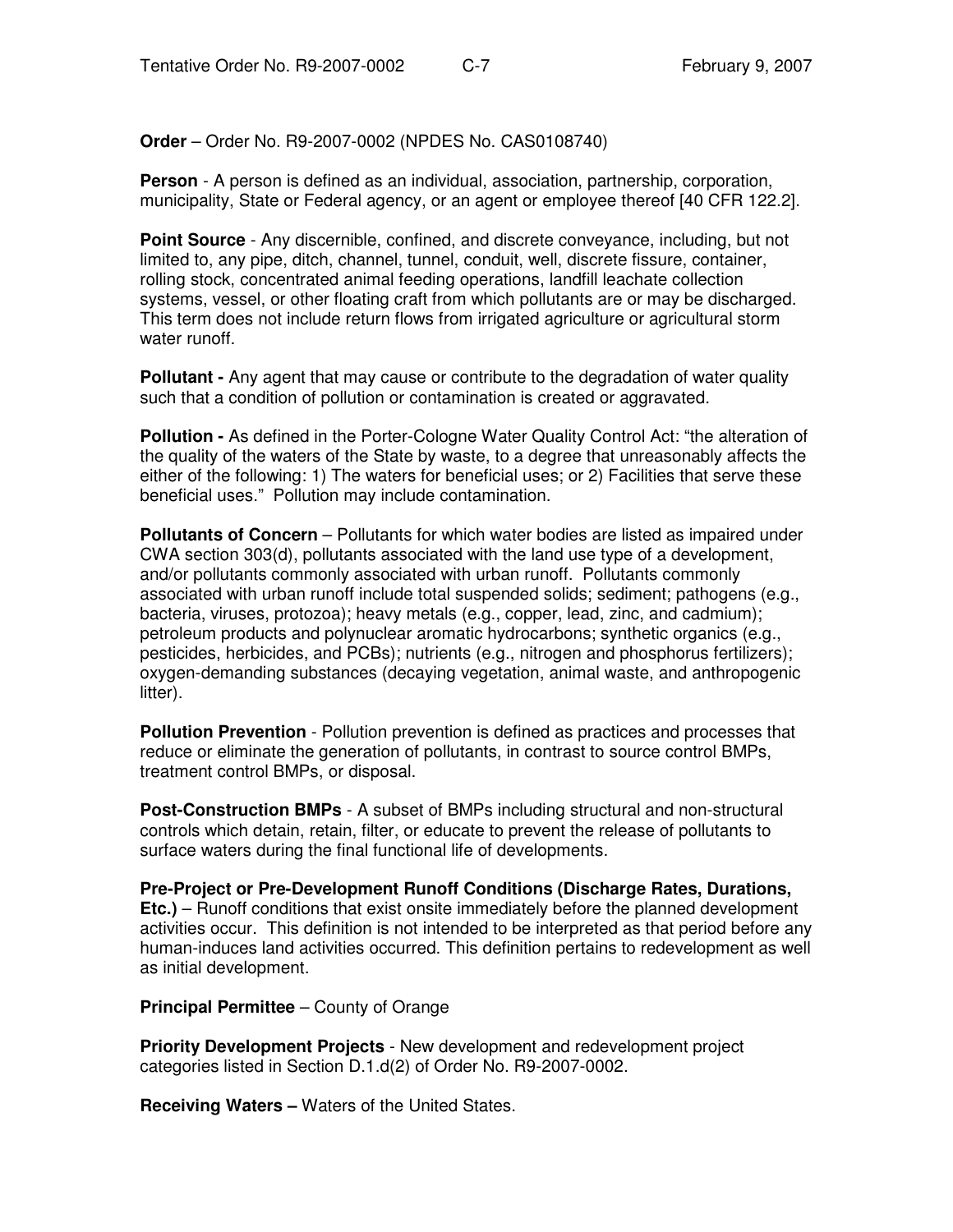**Order** – Order No. R9-2007-0002 (NPDES No. CAS0108740)

**Person** - A person is defined as an individual, association, partnership, corporation, municipality, State or Federal agency, or an agent or employee thereof [40 CFR 122.2].

**Point Source** - Any discernible, confined, and discrete conveyance, including, but not limited to, any pipe, ditch, channel, tunnel, conduit, well, discrete fissure, container, rolling stock, concentrated animal feeding operations, landfill leachate collection systems, vessel, or other floating craft from which pollutants are or may be discharged. This term does not include return flows from irrigated agriculture or agricultural storm water runoff.

**Pollutant -** Any agent that may cause or contribute to the degradation of water quality such that a condition of pollution or contamination is created or aggravated.

**Pollution -** As defined in the Porter-Cologne Water Quality Control Act: "the alteration of the quality of the waters of the State by waste, to a degree that unreasonably affects the either of the following: 1) The waters for beneficial uses; or 2) Facilities that serve these beneficial uses." Pollution may include contamination.

**Pollutants of Concern** – Pollutants for which water bodies are listed as impaired under CWA section 303(d), pollutants associated with the land use type of a development, and/or pollutants commonly associated with urban runoff. Pollutants commonly associated with urban runoff include total suspended solids; sediment; pathogens (e.g., bacteria, viruses, protozoa); heavy metals (e.g., copper, lead, zinc, and cadmium); petroleum products and polynuclear aromatic hydrocarbons; synthetic organics (e.g., pesticides, herbicides, and PCBs); nutrients (e.g., nitrogen and phosphorus fertilizers); oxygen-demanding substances (decaying vegetation, animal waste, and anthropogenic litter).

**Pollution Prevention** - Pollution prevention is defined as practices and processes that reduce or eliminate the generation of pollutants, in contrast to source control BMPs, treatment control BMPs, or disposal.

**Post-Construction BMPs** - A subset of BMPs including structural and non-structural controls which detain, retain, filter, or educate to prevent the release of pollutants to surface waters during the final functional life of developments.

**Pre-Project or Pre-Development Runoff Conditions (Discharge Rates, Durations, Etc.)** – Runoff conditions that exist onsite immediately before the planned development activities occur. This definition is not intended to be interpreted as that period before any human-induces land activities occurred. This definition pertains to redevelopment as well as initial development.

**Principal Permittee** – County of Orange

**Priority Development Projects** - New development and redevelopment project categories listed in Section D.1.d(2) of Order No. R9-2007-0002.

**Receiving Waters –** Waters of the United States.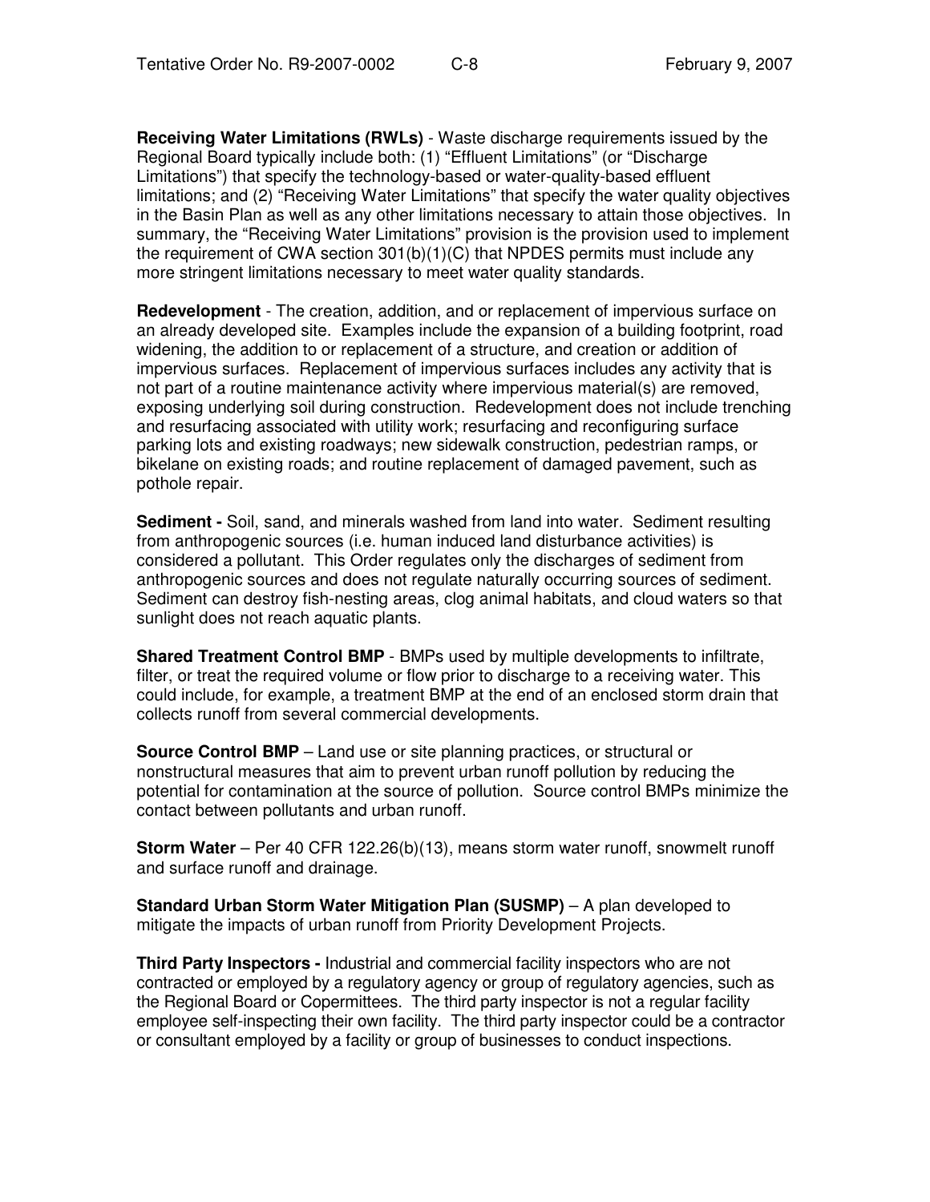**Receiving Water Limitations (RWLs)** - Waste discharge requirements issued by the Regional Board typically include both: (1) “Effluent Limitations” (or “Discharge Limitations”) that specify the technology-based or water-quality-based effluent limitations; and (2) “Receiving Water Limitations” that specify the water quality objectives in the Basin Plan as well as any other limitations necessary to attain those objectives. In summary, the “Receiving Water Limitations” provision is the provision used to implement the requirement of CWA section 301(b)(1)(C) that NPDES permits must include any more stringent limitations necessary to meet water quality standards.

**Redevelopment** - The creation, addition, and or replacement of impervious surface on an already developed site. Examples include the expansion of a building footprint, road widening, the addition to or replacement of a structure, and creation or addition of impervious surfaces. Replacement of impervious surfaces includes any activity that is not part of a routine maintenance activity where impervious material(s) are removed, exposing underlying soil during construction. Redevelopment does not include trenching and resurfacing associated with utility work; resurfacing and reconfiguring surface parking lots and existing roadways; new sidewalk construction, pedestrian ramps, or bikelane on existing roads; and routine replacement of damaged pavement, such as pothole repair.

**Sediment -** Soil, sand, and minerals washed from land into water. Sediment resulting from anthropogenic sources (i.e. human induced land disturbance activities) is considered a pollutant. This Order regulates only the discharges of sediment from anthropogenic sources and does not regulate naturally occurring sources of sediment. Sediment can destroy fish-nesting areas, clog animal habitats, and cloud waters so that sunlight does not reach aquatic plants.

**Shared Treatment Control BMP** - BMPs used by multiple developments to infiltrate, filter, or treat the required volume or flow prior to discharge to a receiving water. This could include, for example, a treatment BMP at the end of an enclosed storm drain that collects runoff from several commercial developments.

**Source Control BMP** – Land use or site planning practices, or structural or nonstructural measures that aim to prevent urban runoff pollution by reducing the potential for contamination at the source of pollution. Source control BMPs minimize the contact between pollutants and urban runoff.

**Storm Water** – Per 40 CFR 122.26(b)(13), means storm water runoff, snowmelt runoff and surface runoff and drainage.

**Standard Urban Storm Water Mitigation Plan (SUSMP)** – A plan developed to mitigate the impacts of urban runoff from Priority Development Projects.

**Third Party Inspectors -** Industrial and commercial facility inspectors who are not contracted or employed by a regulatory agency or group of regulatory agencies, such as the Regional Board or Copermittees. The third party inspector is not a regular facility employee self-inspecting their own facility. The third party inspector could be a contractor or consultant employed by a facility or group of businesses to conduct inspections.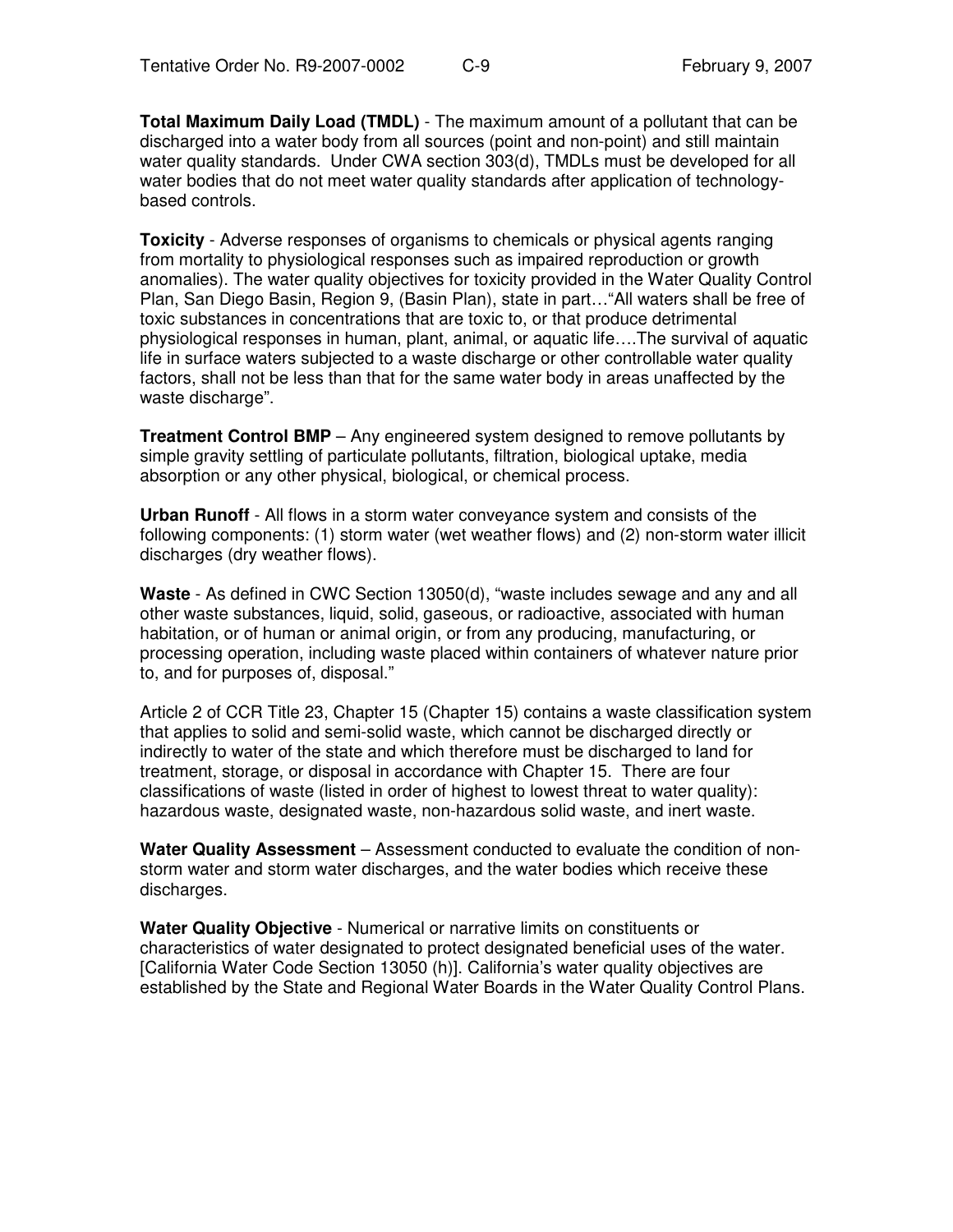**Total Maximum Daily Load (TMDL)** - The maximum amount of a pollutant that can be discharged into a water body from all sources (point and non-point) and still maintain water quality standards. Under CWA section 303(d), TMDLs must be developed for all water bodies that do not meet water quality standards after application of technology-based controls.

**Toxicity** - Adverse responses of organisms to chemicals or physical agents ranging from mortality to physiological responses such as impaired reproduction or growth anomalies). The water quality objectives for toxicity provided in the Water Quality Control Plan, San Diego Basin, Region 9, (Basin Plan), state in part…"All waters shall be free of toxic substances in concentrations that are toxic to, or that produce detrimental physiological responses in human, plant, animal, or aquatic life….The survival of aquatic life in surface waters subjected to a waste discharge or other controllable water quality factors, shall not be less than that for the same water body in areas unaffected by the waste discharge".

**Treatment Control BMP** – Any engineered system designed to remove pollutants by simple gravity settling of particulate pollutants, filtration, biological uptake, media absorption or any other physical, biological, or chemical process.

**Urban Runoff** - All flows in a storm water conveyance system and consists of the following components: (1) storm water (wet weather flows) and (2) non-storm water illicit discharges (dry weather flows).

**Waste** - As defined in CWC Section 13050(d), "waste includes sewage and any and all other waste substances, liquid, solid, gaseous, or radioactive, associated with human habitation, or of human or animal origin, or from any producing, manufacturing, or processing operation, including waste placed within containers of whatever nature prior to, and for purposes of, disposal."

Article 2 of CCR Title 23, Chapter 15 (Chapter 15) contains a waste classification system that applies to solid and semi-solid waste, which cannot be discharged directly or indirectly to water of the state and which therefore must be discharged to land for treatment, storage, or disposal in accordance with Chapter 15. There are four classifications of waste (listed in order of highest to lowest threat to water quality): hazardous waste, designated waste, non-hazardous solid waste, and inert waste.

**Water Quality Assessment** – Assessment conducted to evaluate the condition of non-storm water and storm water discharges, and the water bodies which receive these discharges.

**Water Quality Objective** - Numerical or narrative limits on constituents or characteristics of water designated to protect designated beneficial uses of the water. [California Water Code Section 13050 (h)]. California's water quality objectives are established by the State and Regional Water Boards in the Water Quality Control Plans.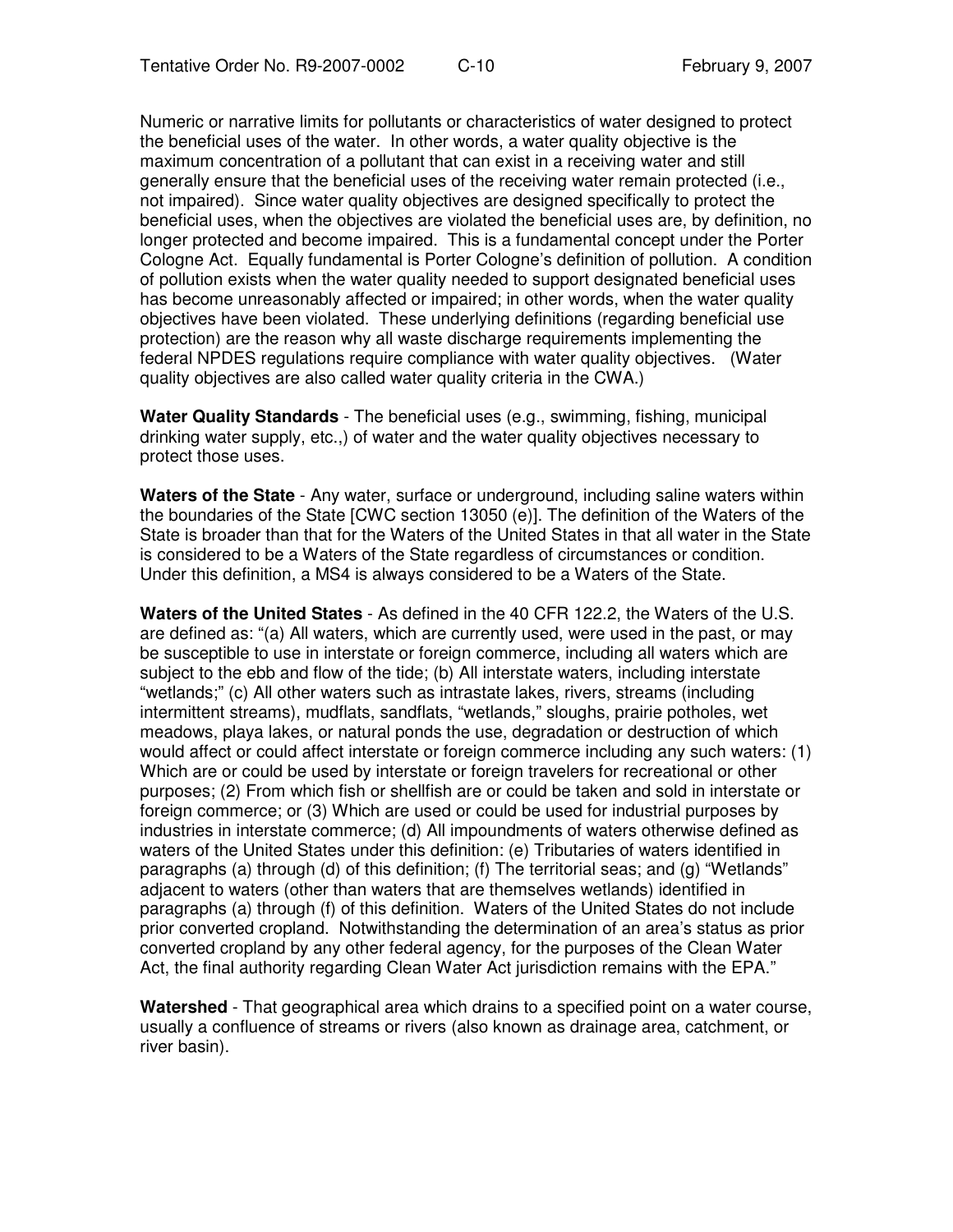Numeric or narrative limits for pollutants or characteristics of water designed to protect the beneficial uses of the water. In other words, a water quality objective is the maximum concentration of a pollutant that can exist in a receiving water and still generally ensure that the beneficial uses of the receiving water remain protected (i.e., not impaired). Since water quality objectives are designed specifically to protect the beneficial uses, when the objectives are violated the beneficial uses are, by definition, no longer protected and become impaired. This is a fundamental concept under the Porter Cologne Act. Equally fundamental is Porter Cologne's definition of pollution. A condition of pollution exists when the water quality needed to support designated beneficial uses has become unreasonably affected or impaired; in other words, when the water quality objectives have been violated. These underlying definitions (regarding beneficial use protection) are the reason why all waste discharge requirements implementing the federal NPDES regulations require compliance with water quality objectives. (Water quality objectives are also called water quality criteria in the CWA.)

**Water Quality Standards** - The beneficial uses (e.g., swimming, fishing, municipal drinking water supply, etc.,) of water and the water quality objectives necessary to protect those uses.

**Waters of the State** - Any water, surface or underground, including saline waters within the boundaries of the State [CWC section 13050 (e)]. The definition of the Waters of the State is broader than that for the Waters of the United States in that all water in the State is considered to be a Waters of the State regardless of circumstances or condition. Under this definition, a MS4 is always considered to be a Waters of the State.

**Waters of the United States** - As defined in the 40 CFR 122.2, the Waters of the U.S. are defined as: "(a) All waters, which are currently used, were used in the past, or may be susceptible to use in interstate or foreign commerce, including all waters which are subject to the ebb and flow of the tide; (b) All interstate waters, including interstate "wetlands;" (c) All other waters such as intrastate lakes, rivers, streams (including intermittent streams), mudflats, sandflats, "wetlands," sloughs, prairie potholes, wet meadows, playa lakes, or natural ponds the use, degradation or destruction of which would affect or could affect interstate or foreign commerce including any such waters: (1) Which are or could be used by interstate or foreign travelers for recreational or other purposes; (2) From which fish or shellfish are or could be taken and sold in interstate or foreign commerce; or (3) Which are used or could be used for industrial purposes by industries in interstate commerce; (d) All impoundments of waters otherwise defined as waters of the United States under this definition: (e) Tributaries of waters identified in paragraphs (a) through (d) of this definition; (f) The territorial seas; and (g) "Wetlands" adjacent to waters (other than waters that are themselves wetlands) identified in paragraphs (a) through (f) of this definition. Waters of the United States do not include prior converted cropland. Notwithstanding the determination of an area's status as prior converted cropland by any other federal agency, for the purposes of the Clean Water Act, the final authority regarding Clean Water Act jurisdiction remains with the EPA."

**Watershed** - That geographical area which drains to a specified point on a water course, usually a confluence of streams or rivers (also known as drainage area, catchment, or river basin).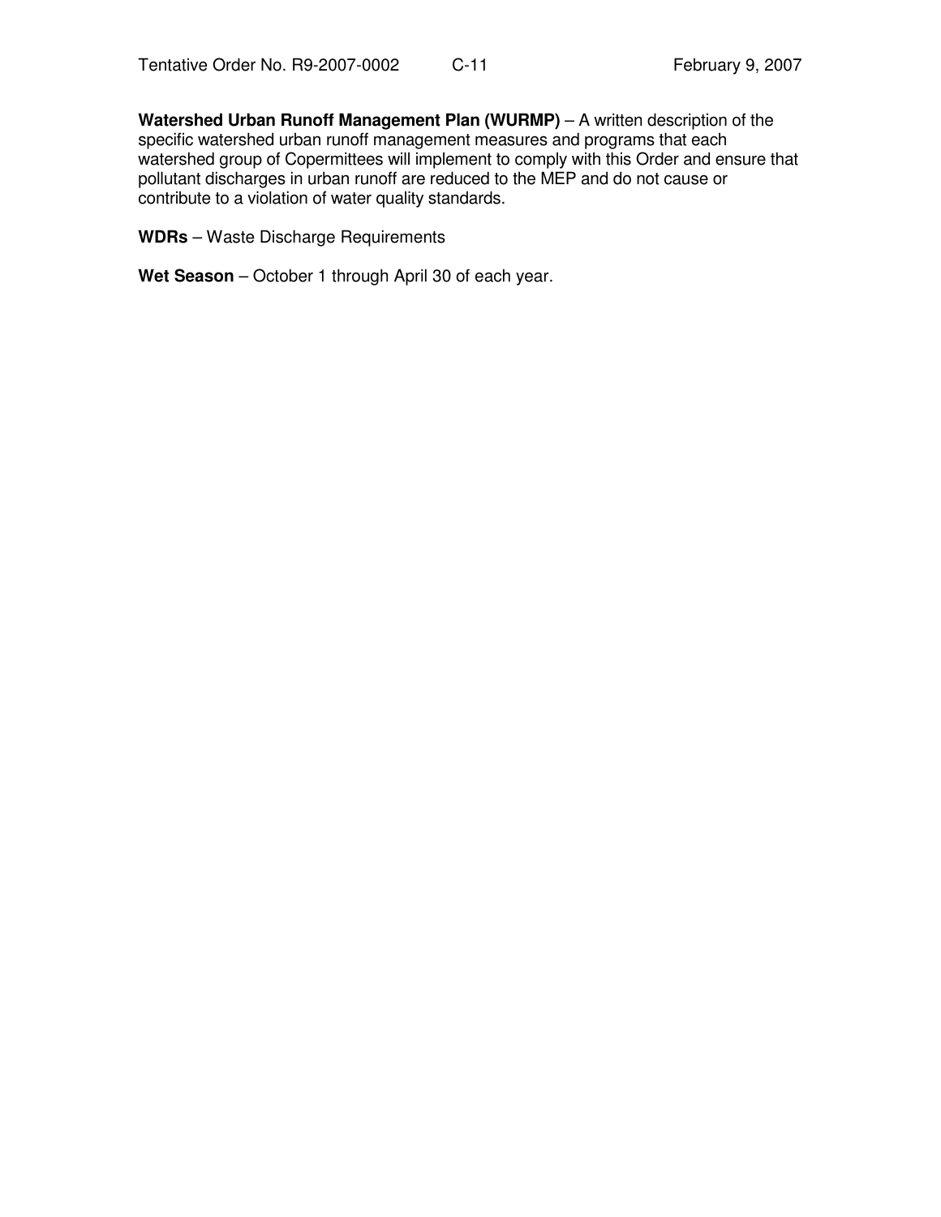**Watershed Urban Runoff Management Plan (WURMP)** – A written description of the specific watershed urban runoff management measures and programs that each watershed group of Copermittees will implement to comply with this Order and ensure that pollutant discharges in urban runoff are reduced to the MEP and do not cause or contribute to a violation of water quality standards.

**WDRs** – Waste Discharge Requirements

**Wet Season** – October 1 through April 30 of each year.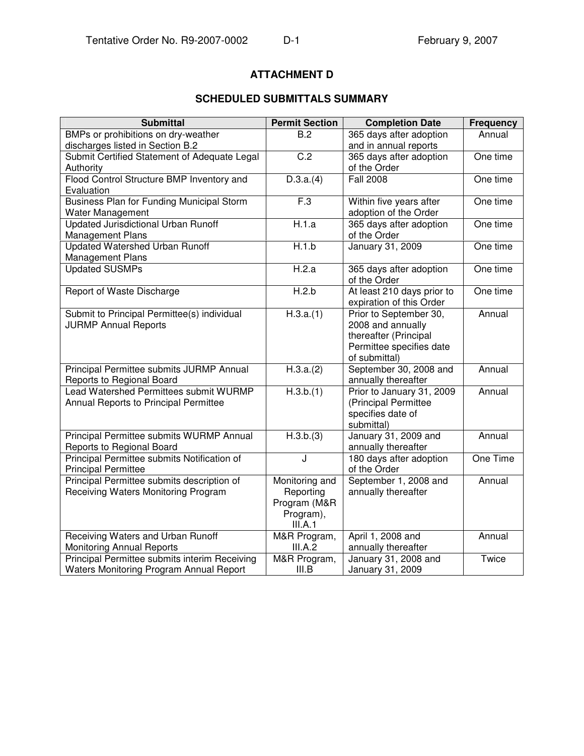# ATTACHMENT D

## SCHEDULED SUBMITTALS SUMMARY

| Submittal | Permit Section | Completion Date | Frequency |
|---|---|---|---|
| BMPs or prohibitions on dry-weather discharges listed in Section B.2 | B.2 | 365 days after adoption and in annual reports | Annual |
| Submit Certified Statement of Adequate Legal Authority | C.2 | 365 days after adoption of the Order | One time |
| Flood Control Structure BMP Inventory and Evaluation | D.3.a.(4) | Fall 2008 | One time |
| Business Plan for Funding Municipal Storm Water Management | F.3 | Within five years after adoption of the Order | One time |
| Updated Jurisdictional Urban Runoff Management Plans | H.1.a | 365 days after adoption of the Order | One time |
| Updated Watershed Urban Runoff Management Plans | H.1.b | January 31, 2009 | One time |
| Updated SUSMPs | H.2.a | 365 days after adoption of the Order | One time |
| Report of Waste Discharge | H.2.b | At least 210 days prior to expiration of this Order | One time |
| Submit to Principal Permittee(s) individual JURMP Annual Reports | H.3.a.(1) | Prior to September 30, 2008 and annually thereafter (Principal Permittee specifies date of submittal) | Annual |
| Principal Permittee submits JURMP Annual Reports to Regional Board | H.3.a.(2) | September 30, 2008 and annually thereafter | Annual |
| Lead Watershed Permittees submit WURMP Annual Reports to Principal Permittee | H.3.b.(1) | Prior to January 31, 2009 (Principal Permittee specifies date of submittal) | Annual |
| Principal Permittee submits WURMP Annual Reports to Regional Board | H.3.b.(3) | January 31, 2009 and annually thereafter | Annual |
| Principal Permittee submits Notification of Principal Permittee | J | 180 days after adoption of the Order | One Time |
| Principal Permittee submits description of Receiving Waters Monitoring Program | Monitoring and Reporting Program (M&R Program), III.A.1 | September 1, 2008 and annually thereafter | Annual |
| Receiving Waters and Urban Runoff Monitoring Annual Reports | M&R Program, III.A.2 | April 1, 2008 and annually thereafter | Annual |
| Principal Permittee submits interim Receiving Waters Monitoring Program Annual Report | M&R Program, III.B | January 31, 2008 and January 31, 2009 | Twice |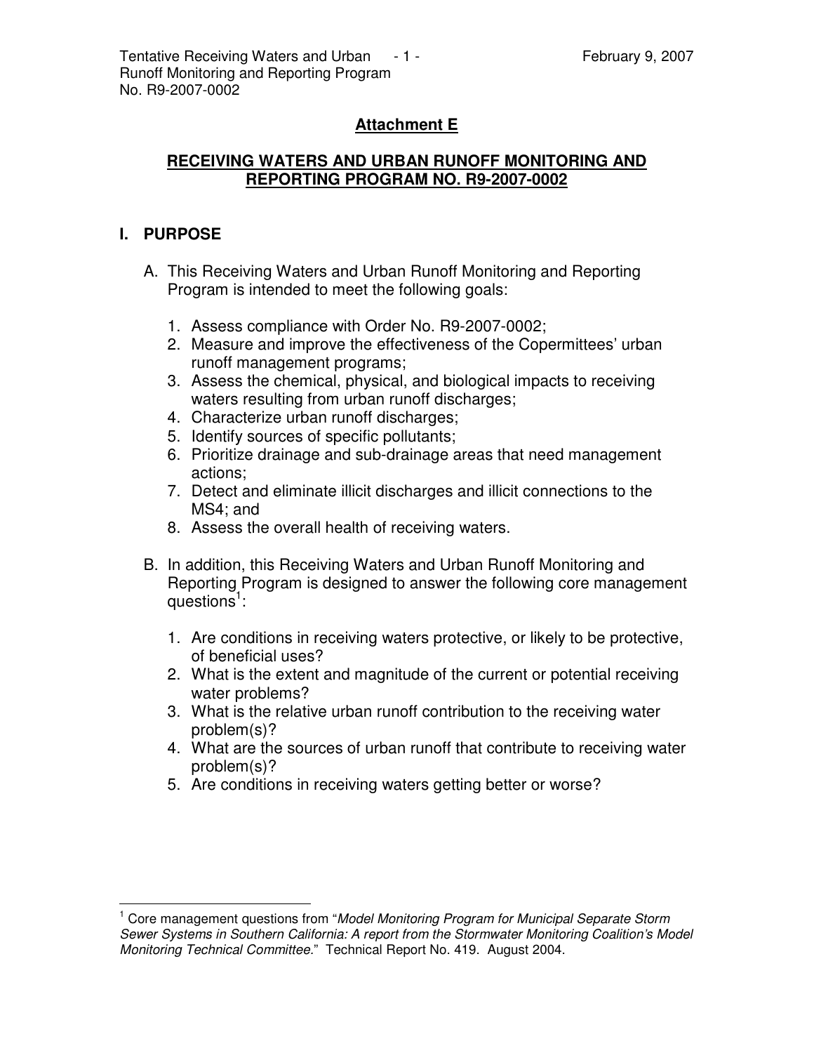## Attachment E

## RECEIVING WATERS AND URBAN RUNOFF MONITORING AND REPORTING PROGRAM NO. R9-2007-0002

## I. PURPOSE

A. This Receiving Waters and Urban Runoff Monitoring and Reporting Program is intended to meet the following goals:

1. Assess compliance with Order No. R9-2007-0002;
2. Measure and improve the effectiveness of the Copermittees' urban runoff management programs;
3. Assess the chemical, physical, and biological impacts to receiving waters resulting from urban runoff discharges;
4. Characterize urban runoff discharges;
5. Identify sources of specific pollutants;
6. Prioritize drainage and sub-drainage areas that need management actions;
7. Detect and eliminate illicit discharges and illicit connections to the MS4; and
8. Assess the overall health of receiving waters.

B. In addition, this Receiving Waters and Urban Runoff Monitoring and Reporting Program is designed to answer the following core management questions[1]:

1. Are conditions in receiving waters protective, or likely to be protective, of beneficial uses?
2. What is the extent and magnitude of the current or potential receiving water problems?
3. What is the relative urban runoff contribution to the receiving water problem(s)?
4. What are the sources of urban runoff that contribute to receiving water problem(s)?
5. Are conditions in receiving waters getting better or worse?

---

[1] Core management questions from "*Model Monitoring Program for Municipal Separate Storm Sewer Systems in Southern California: A report from the Stormwater Monitoring Coalition's Model Monitoring Technical Committee.*" Technical Report No. 419. August 2004.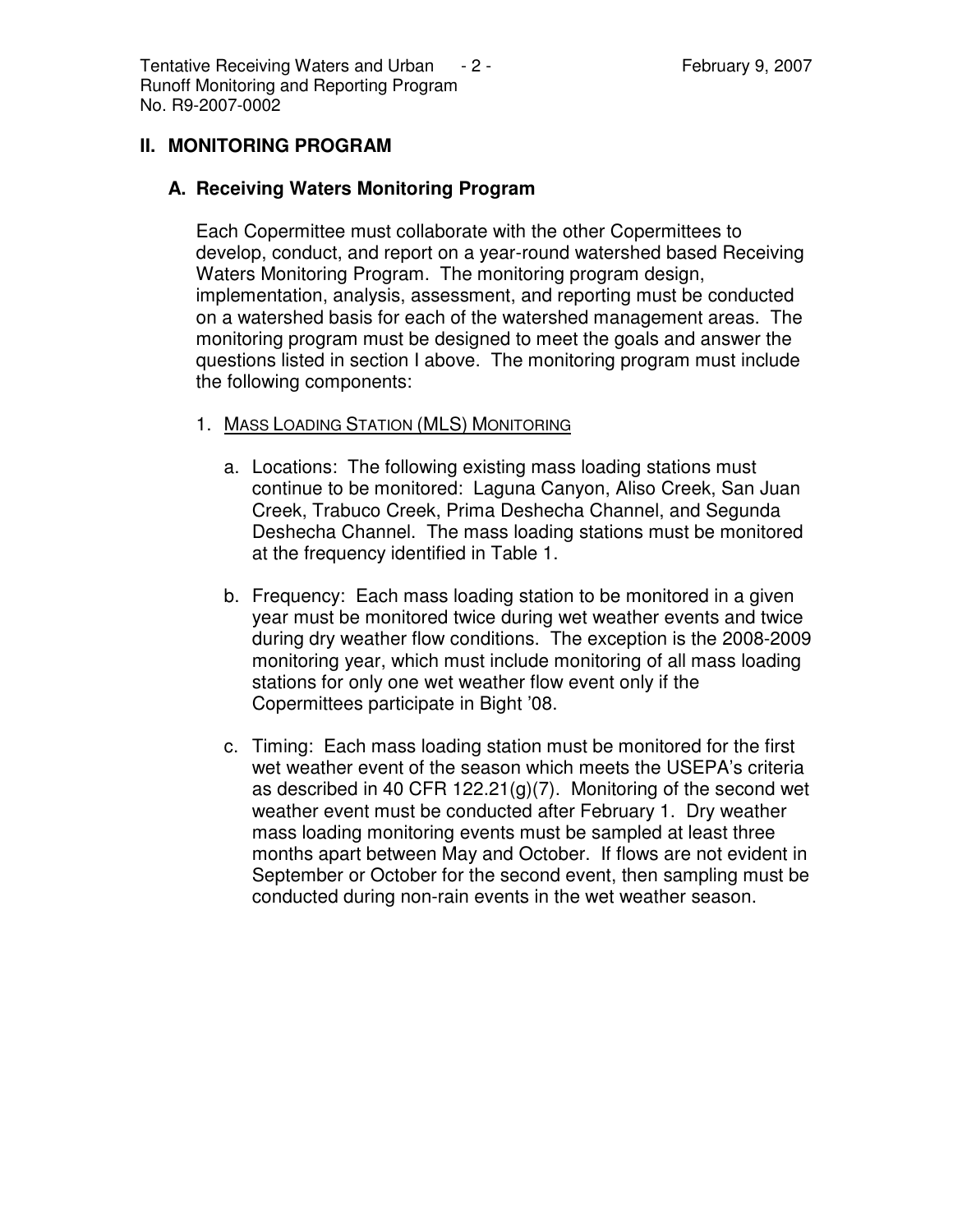## II. MONITORING PROGRAM

### A. Receiving Waters Monitoring Program

Each Copermittee must collaborate with the other Copermittees to develop, conduct, and report on a year-round watershed based Receiving Waters Monitoring Program. The monitoring program design, implementation, analysis, assessment, and reporting must be conducted on a watershed basis for each of the watershed management areas. The monitoring program must be designed to meet the goals and answer the questions listed in section I above. The monitoring program must include the following components:

1. <u>MASS LOADING STATION (MLS) MONITORING</u>

   a. Locations: The following existing mass loading stations must continue to be monitored: Laguna Canyon, Aliso Creek, San Juan Creek, Trabuco Creek, Prima Deshecha Channel, and Segunda Deshecha Channel. The mass loading stations must be monitored at the frequency identified in Table 1.

   b. Frequency: Each mass loading station to be monitored in a given year must be monitored twice during wet weather events and twice during dry weather flow conditions. The exception is the 2008-2009 monitoring year, which must include monitoring of all mass loading stations for only one wet weather flow event only if the Copermittees participate in Bight '08.

   c. Timing: Each mass loading station must be monitored for the first wet weather event of the season which meets the USEPA's criteria as described in 40 CFR 122.21(g)(7). Monitoring of the second wet weather event must be conducted after February 1. Dry weather mass loading monitoring events must be sampled at least three months apart between May and October. If flows are not evident in September or October for the second event, then sampling must be conducted during non-rain events in the wet weather season.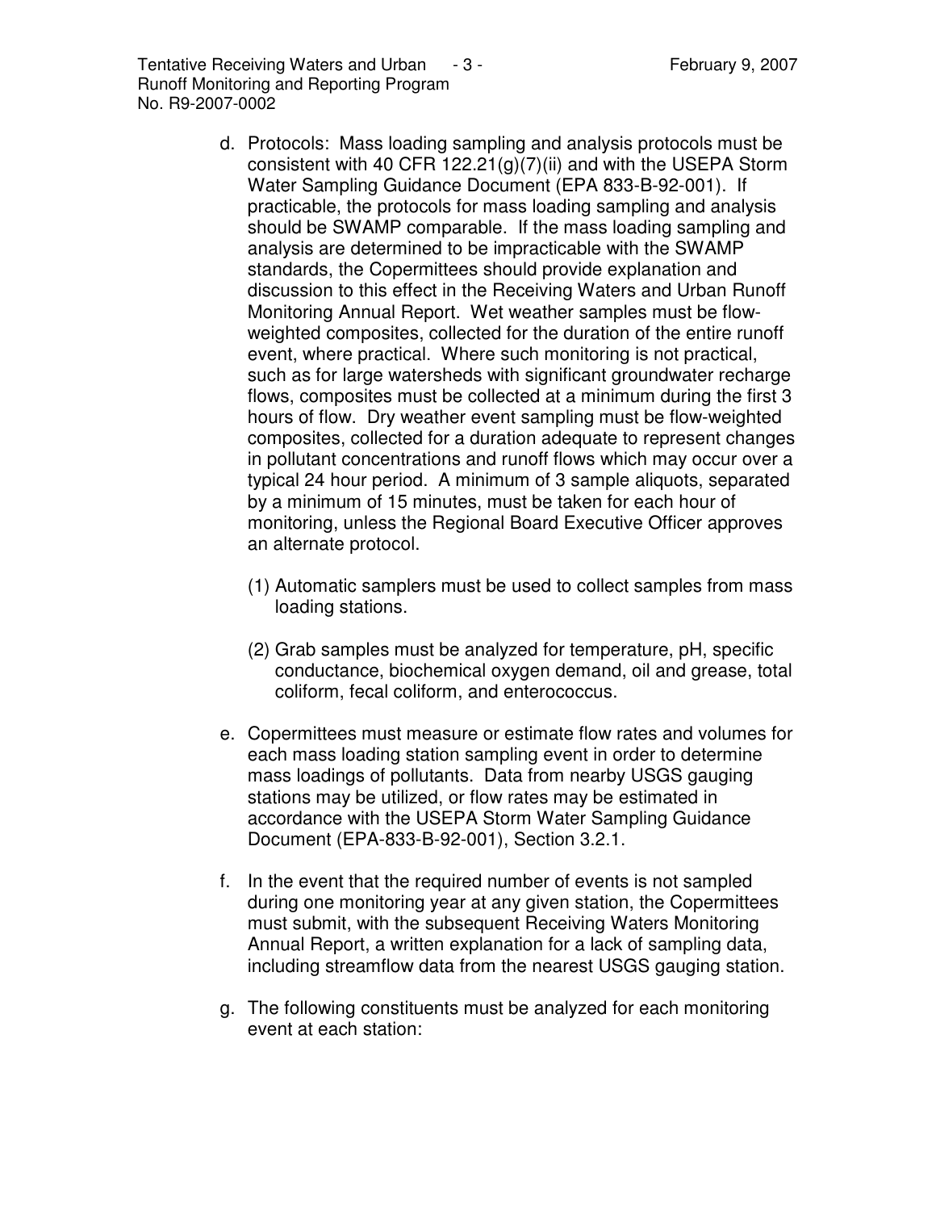d. Protocols: Mass loading sampling and analysis protocols must be consistent with 40 CFR 122.21(g)(7)(ii) and with the USEPA Storm Water Sampling Guidance Document (EPA 833-B-92-001). If practicable, the protocols for mass loading sampling and analysis should be SWAMP comparable. If the mass loading sampling and analysis are determined to be impracticable with the SWAMP standards, the Copermittees should provide explanation and discussion to this effect in the Receiving Waters and Urban Runoff Monitoring Annual Report. Wet weather samples must be flow-weighted composites, collected for the duration of the entire runoff event, where practical. Where such monitoring is not practical, such as for large watersheds with significant groundwater recharge flows, composites must be collected at a minimum during the first 3 hours of flow. Dry weather event sampling must be flow-weighted composites, collected for a duration adequate to represent changes in pollutant concentrations and runoff flows which may occur over a typical 24 hour period. A minimum of 3 sample aliquots, separated by a minimum of 15 minutes, must be taken for each hour of monitoring, unless the Regional Board Executive Officer approves an alternate protocol.

   (1) Automatic samplers must be used to collect samples from mass loading stations.

   (2) Grab samples must be analyzed for temperature, pH, specific conductance, biochemical oxygen demand, oil and grease, total coliform, fecal coliform, and enterococcus.

e. Copermittees must measure or estimate flow rates and volumes for each mass loading station sampling event in order to determine mass loadings of pollutants. Data from nearby USGS gauging stations may be utilized, or flow rates may be estimated in accordance with the USEPA Storm Water Sampling Guidance Document (EPA-833-B-92-001), Section 3.2.1.

f. In the event that the required number of events is not sampled during one monitoring year at any given station, the Copermittees must submit, with the subsequent Receiving Waters Monitoring Annual Report, a written explanation for a lack of sampling data, including streamflow data from the nearest USGS gauging station.

g. The following constituents must be analyzed for each monitoring event at each station: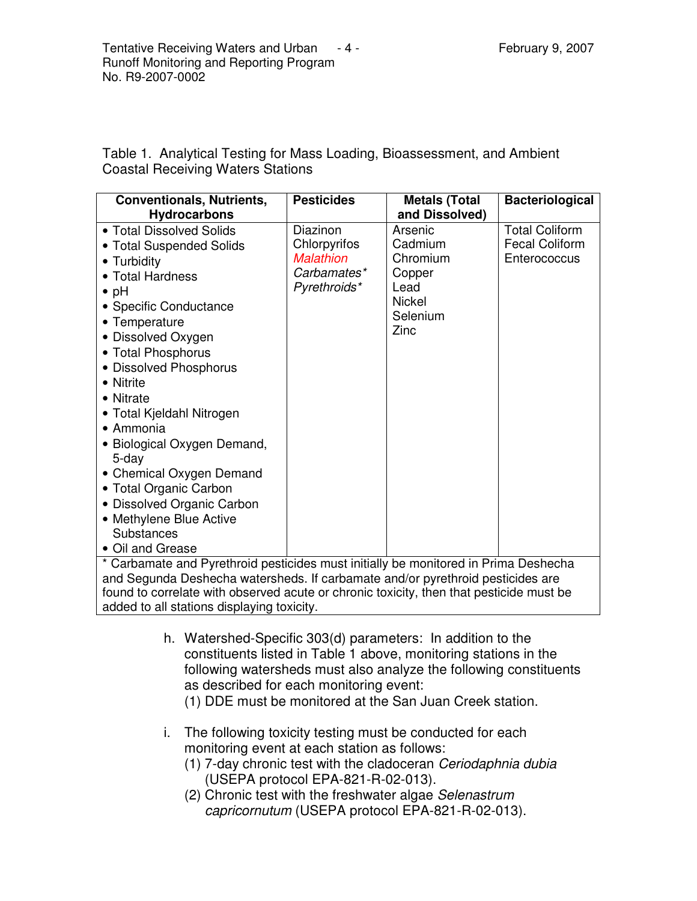Table 1. Analytical Testing for Mass Loading, Bioassessment, and Ambient Coastal Receiving Waters Stations

| Conventionals, Nutrients, Hydrocarbons | Pesticides | Metals (Total and Dissolved) | Bacteriological |
|---|---|---|---|
| • Total Dissolved Solids<br>• Total Suspended Solids<br>• Turbidity<br>• Total Hardness<br>• pH<br>• Specific Conductance<br>• Temperature<br>• Dissolved Oxygen<br>• Total Phosphorus<br>• Dissolved Phosphorus<br>• Nitrite<br>• Nitrate<br>• Total Kjeldahl Nitrogen<br>• Ammonia<br>• Biological Oxygen Demand, 5-day<br>• Chemical Oxygen Demand<br>• Total Organic Carbon<br>• Dissolved Organic Carbon<br>• Methylene Blue Active Substances<br>• Oil and Grease | Diazinon<br>Chlorpyrifos<br>*Malathion*<br>*Carbamates**<br>*Pyrethroids** | Arsenic<br>Cadmium<br>Chromium<br>Copper<br>Lead<br>Nickel<br>Selenium<br>Zinc | Total Coliform<br>Fecal Coliform<br>Enterococcus |
| * Carbamate and Pyrethroid pesticides must initially be monitored in Prima Deshecha and Segunda Deshecha watersheds. If carbamate and/or pyrethroid pesticides are found to correlate with observed acute or chronic toxicity, then that pesticide must be added to all stations displaying toxicity. | | | |

h. Watershed-Specific 303(d) parameters: In addition to the constituents listed in Table 1 above, monitoring stations in the following watersheds must also analyze the following constituents as described for each monitoring event:
   (1) DDE must be monitored at the San Juan Creek station.

i. The following toxicity testing must be conducted for each monitoring event at each station as follows:
   (1) 7-day chronic test with the cladoceran *Ceriodaphnia dubia* (USEPA protocol EPA-821-R-02-013).
   (2) Chronic test with the freshwater algae *Selenastrum capricornutum* (USEPA protocol EPA-821-R-02-013).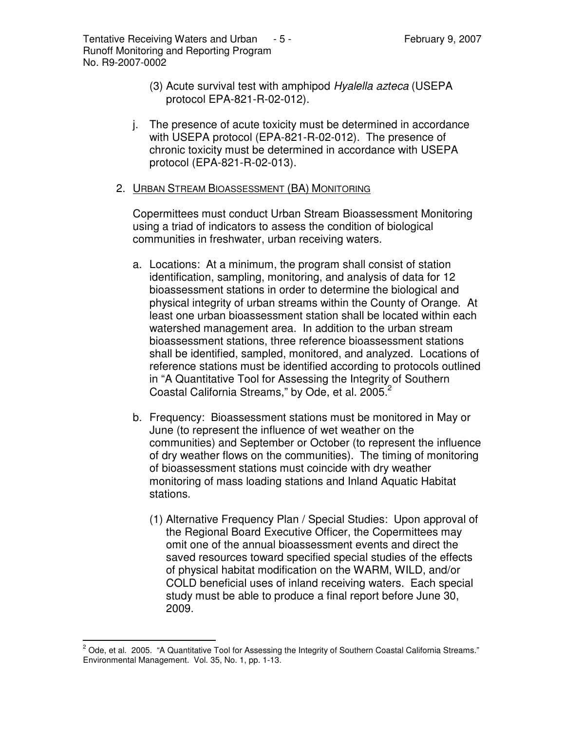(3) Acute survival test with amphipod *Hyalella azteca* (USEPA protocol EPA-821-R-02-012).

j. The presence of acute toxicity must be determined in accordance with USEPA protocol (EPA-821-R-02-012). The presence of chronic toxicity must be determined in accordance with USEPA protocol (EPA-821-R-02-013).

2. URBAN STREAM BIOASSESSMENT (BA) MONITORING

Copermittees must conduct Urban Stream Bioassessment Monitoring using a triad of indicators to assess the condition of biological communities in freshwater, urban receiving waters.

a. Locations: At a minimum, the program shall consist of station identification, sampling, monitoring, and analysis of data for 12 bioassessment stations in order to determine the biological and physical integrity of urban streams within the County of Orange. At least one urban bioassessment station shall be located within each watershed management area. In addition to the urban stream bioassessment stations, three reference bioassessment stations shall be identified, sampled, monitored, and analyzed. Locations of reference stations must be identified according to protocols outlined in "A Quantitative Tool for Assessing the Integrity of Southern Coastal California Streams," by Ode, et al. 2005.[2]

b. Frequency: Bioassessment stations must be monitored in May or June (to represent the influence of wet weather on the communities) and September or October (to represent the influence of dry weather flows on the communities). The timing of monitoring of bioassessment stations must coincide with dry weather monitoring of mass loading stations and Inland Aquatic Habitat stations.

(1) Alternative Frequency Plan / Special Studies: Upon approval of the Regional Board Executive Officer, the Copermittees may omit one of the annual bioassessment events and direct the saved resources toward specified special studies of the effects of physical habitat modification on the WARM, WILD, and/or COLD beneficial uses of inland receiving waters. Each special study must be able to produce a final report before June 30, 2009.

---

[2] Ode, et al. 2005. "A Quantitative Tool for Assessing the Integrity of Southern Coastal California Streams." Environmental Management. Vol. 35, No. 1, pp. 1-13.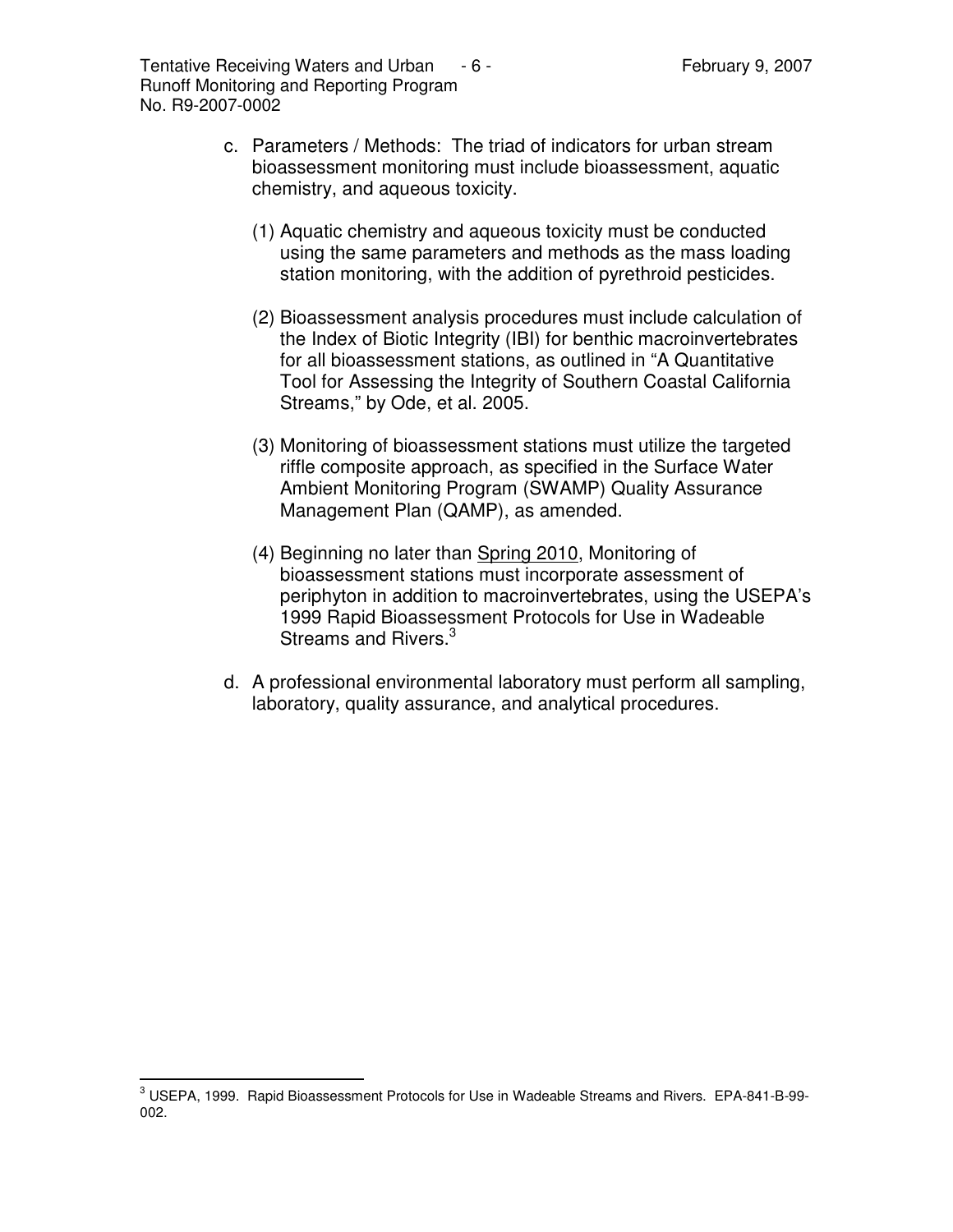c. Parameters / Methods: The triad of indicators for urban stream bioassessment monitoring must include bioassessment, aquatic chemistry, and aqueous toxicity.

   (1) Aquatic chemistry and aqueous toxicity must be conducted using the same parameters and methods as the mass loading station monitoring, with the addition of pyrethroid pesticides.

   (2) Bioassessment analysis procedures must include calculation of the Index of Biotic Integrity (IBI) for benthic macroinvertebrates for all bioassessment stations, as outlined in "A Quantitative Tool for Assessing the Integrity of Southern Coastal California Streams," by Ode, et al. 2005.

   (3) Monitoring of bioassessment stations must utilize the targeted riffle composite approach, as specified in the Surface Water Ambient Monitoring Program (SWAMP) Quality Assurance Management Plan (QAMP), as amended.

   (4) Beginning no later than <u>Spring 2010</u>, Monitoring of bioassessment stations must incorporate assessment of periphyton in addition to macroinvertebrates, using the USEPA's 1999 Rapid Bioassessment Protocols for Use in Wadeable Streams and Rivers.[3]

d. A professional environmental laboratory must perform all sampling, laboratory, quality assurance, and analytical procedures.

---

[3] USEPA, 1999. Rapid Bioassessment Protocols for Use in Wadeable Streams and Rivers. EPA-841-B-99-002.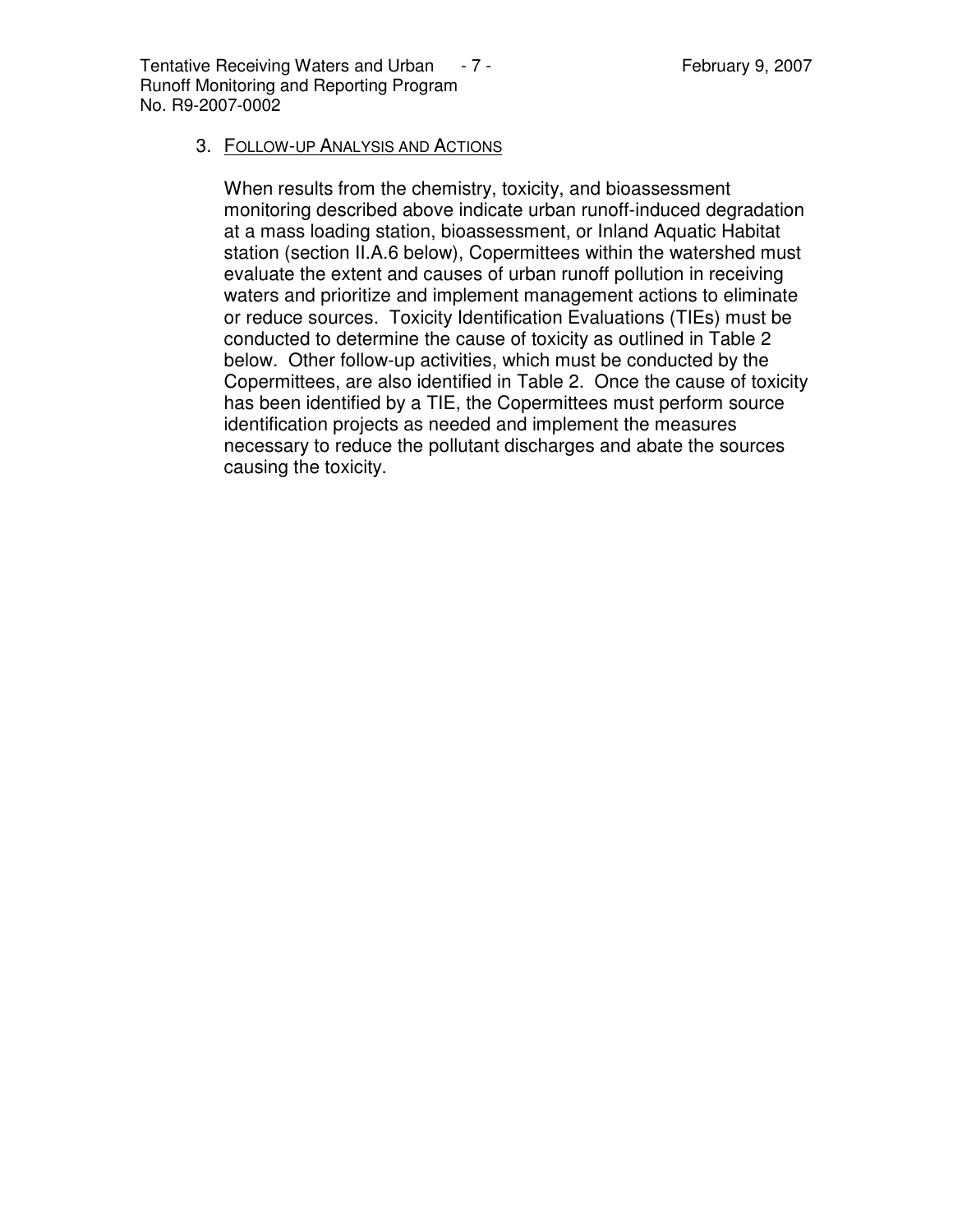3. FOLLOW-UP ANALYSIS AND ACTIONS

   When results from the chemistry, toxicity, and bioassessment monitoring described above indicate urban runoff-induced degradation at a mass loading station, bioassessment, or Inland Aquatic Habitat station (section II.A.6 below), Copermittees within the watershed must evaluate the extent and causes of urban runoff pollution in receiving waters and prioritize and implement management actions to eliminate or reduce sources. Toxicity Identification Evaluations (TIEs) must be conducted to determine the cause of toxicity as outlined in Table 2 below. Other follow-up activities, which must be conducted by the Copermittees, are also identified in Table 2. Once the cause of toxicity has been identified by a TIE, the Copermittees must perform source identification projects as needed and implement the measures necessary to reduce the pollutant discharges and abate the sources causing the toxicity.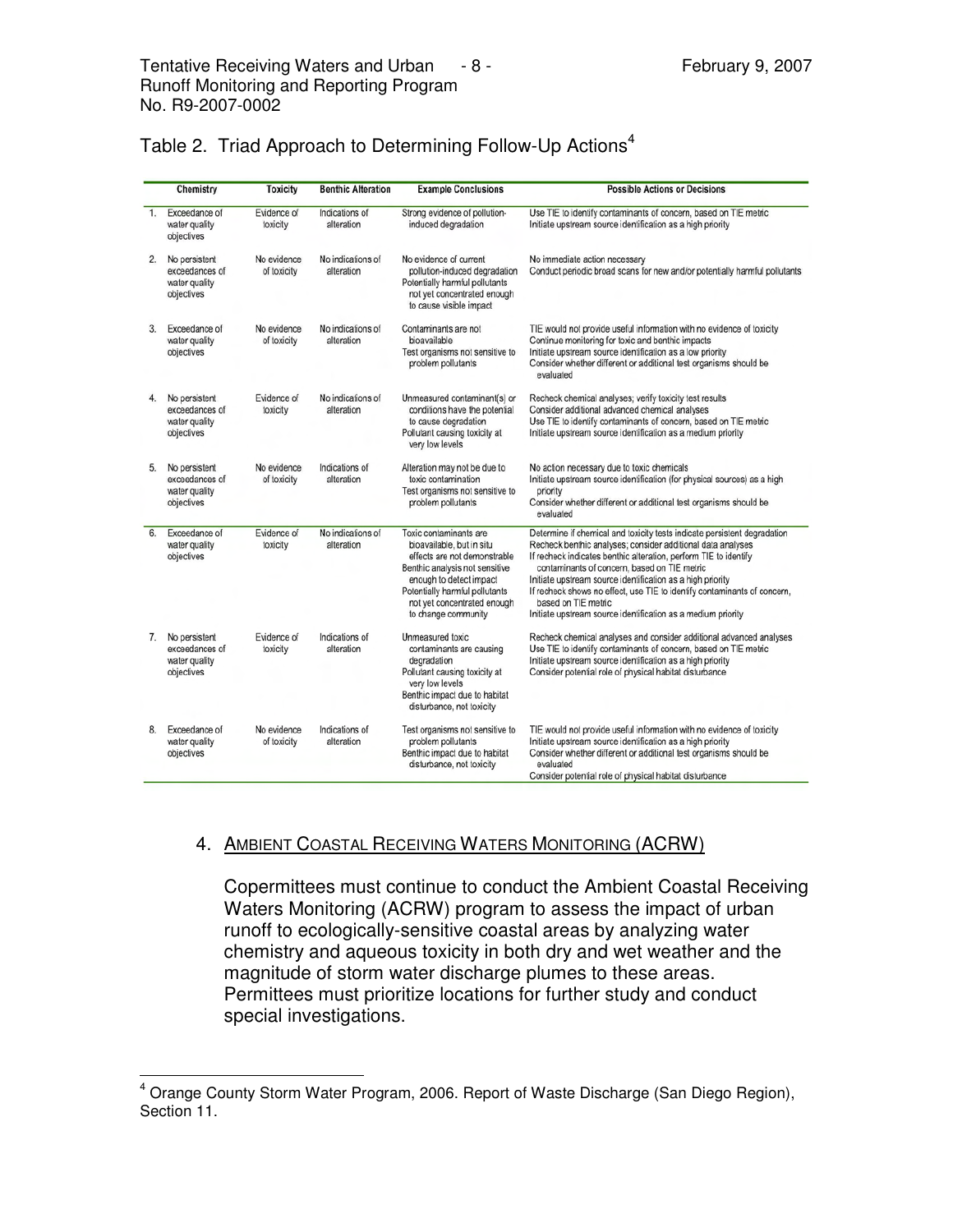## Table 2. Triad Approach to Determining Follow-Up Actions[4]

| | Chemistry | Toxicity | Benthic Alteration | Example Conclusions | Possible Actions or Decisions |
|---|---|---|---|---|---|
| 1. | Exceedance of water quality objectives | Evidence of toxicity | Indications of alteration | Strong evidence of pollution-induced degradation | Use TIE to identify contaminants of concern, based on TIE metric<br>Initiate upstream source identification as a high priority |
| 2. | No persistent exceedances of water quality objectives | No evidence of toxicity | No indications of alteration | No evidence of current pollution-induced degradation<br>Potentially harmful pollutants not yet concentrated enough to cause visible impact | No immediate action necessary<br>Conduct periodic broad scans for new and/or potentially harmful pollutants |
| 3. | Exceedance of water quality objectives | No evidence of toxicity | No indications of alteration | Contaminants are not bioavailable<br>Test organisms not sensitive to problem pollutants | TIE would not provide useful information with no evidence of toxicity<br>Continue monitoring for toxic and benthic impacts<br>Initiate upstream source identification as a low priority<br>Consider whether different or additional test organisms should be evaluated |
| 4. | No persistent exceedances of water quality objectives | Evidence of toxicity | No indications of alteration | Unmeasured contaminant(s) or conditions have the potential to cause degradation<br>Pollutant causing toxicity at very low levels | Recheck chemical analyses; verify toxicity test results<br>Consider additional advanced chemical analyses<br>Use TIE to identify contaminants of concern, based on TIE metric<br>Initiate upstream source identification as a medium priority |
| 5. | No persistent exceedances of water quality objectives | No evidence of toxicity | Indications of alteration | Alteration may not be due to toxic contamination<br>Test organisms not sensitive to problem pollutants | No action necessary due to toxic chemicals<br>Initiate upstream source identification (for physical sources) as a high priority<br>Consider whether different or additional test organisms should be evaluated |
| 6. | Exceedance of water quality objectives | Evidence of toxicity | No indications of alteration | Toxic contaminants are bioavailable, but in situ effects are not demonstrable<br>Benthic analysis not sensitive enough to detect impact<br>Potentially harmful pollutants not yet concentrated enough to change community | Determine if chemical and toxicity tests indicate persistent degradation<br>Recheck benthic analyses; consider additional data analyses<br>If recheck indicates benthic alteration, perform TIE to identify contaminants of concern, based on TIE metric<br>Initiate upstream source identification as a high priority<br>If recheck shows no effect, use TIE to identify contaminants of concern, based on TIE metric<br>Initiate upstream source identification as a medium priority |
| 7. | No persistent exceedances of water quality objectives | Evidence of toxicity | Indications of alteration | Unmeasured toxic contaminants are causing degradation<br>Pollutant causing toxicity at very low levels<br>Benthic impact due to habitat disturbance, not toxicity | Recheck chemical analyses and consider additional advanced analyses<br>Use TIE to identify contaminants of concern, based on TIE metric<br>Initiate upstream source identification as a high priority<br>Consider potential role of physical habitat disturbance |
| 8. | Exceedance of water quality objectives | No evidence of toxicity | Indications of alteration | Test organisms not sensitive to problem pollutants<br>Benthic impact due to habitat disturbance, not toxicity | TIE would not provide useful information with no evidence of toxicity<br>Initiate upstream source identification as a high priority<br>Consider whether different or additional test organisms should be evaluated<br>Consider potential role of physical habitat disturbance |

4. AMBIENT COASTAL RECEIVING WATERS MONITORING (ACRW)

   Copermittees must continue to conduct the Ambient Coastal Receiving Waters Monitoring (ACRW) program to assess the impact of urban runoff to ecologically-sensitive coastal areas by analyzing water chemistry and aqueous toxicity in both dry and wet weather and the magnitude of storm water discharge plumes to these areas. Permittees must prioritize locations for further study and conduct special investigations.

[4] Orange County Storm Water Program, 2006. Report of Waste Discharge (San Diego Region), Section 11.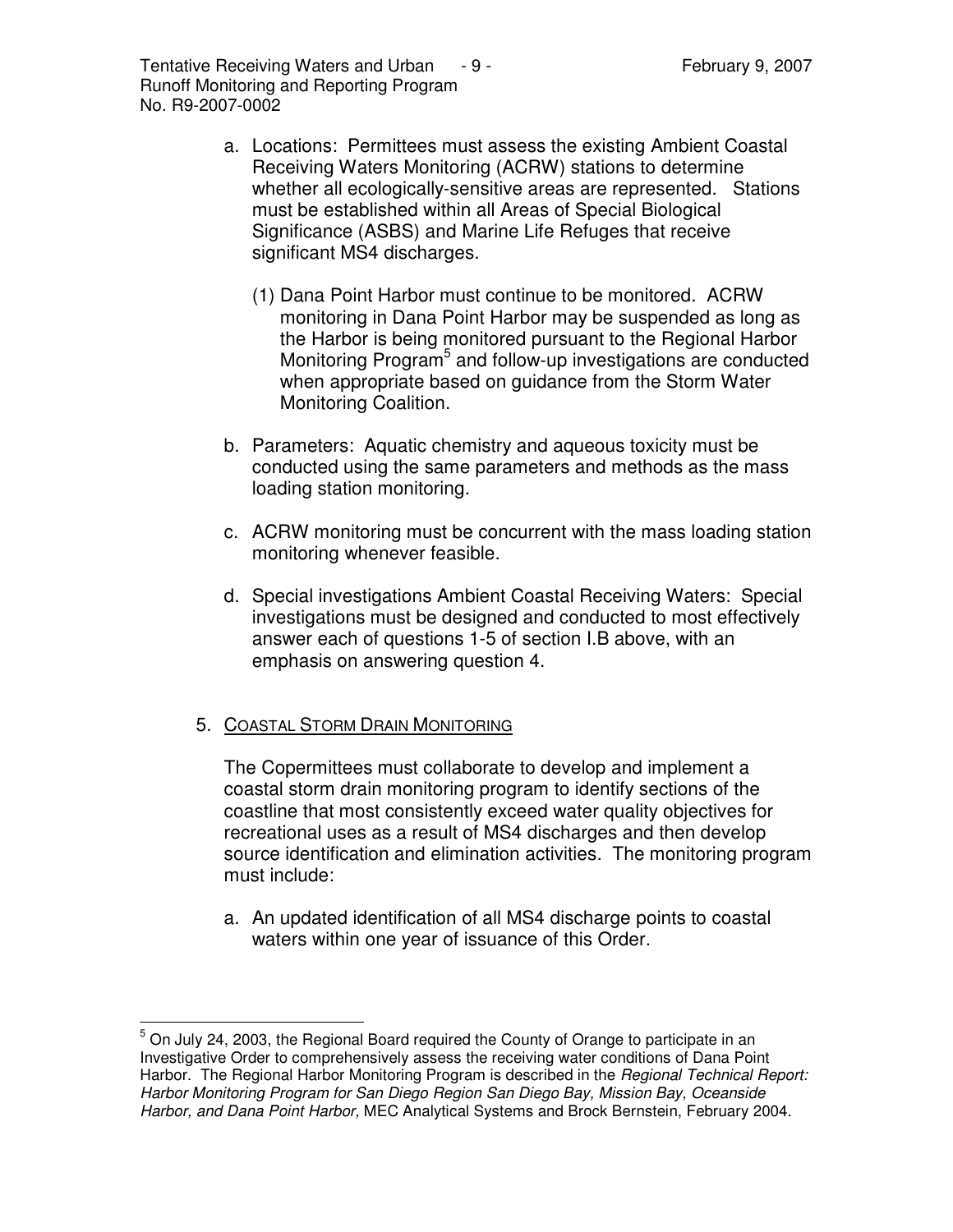a. Locations: Permittees must assess the existing Ambient Coastal Receiving Waters Monitoring (ACRW) stations to determine whether all ecologically-sensitive areas are represented. Stations must be established within all Areas of Special Biological Significance (ASBS) and Marine Life Refuges that receive significant MS4 discharges.

   (1) Dana Point Harbor must continue to be monitored. ACRW monitoring in Dana Point Harbor may be suspended as long as the Harbor is being monitored pursuant to the Regional Harbor Monitoring Program[5] and follow-up investigations are conducted when appropriate based on guidance from the Storm Water Monitoring Coalition.

b. Parameters: Aquatic chemistry and aqueous toxicity must be conducted using the same parameters and methods as the mass loading station monitoring.

c. ACRW monitoring must be concurrent with the mass loading station monitoring whenever feasible.

d. Special investigations Ambient Coastal Receiving Waters: Special investigations must be designed and conducted to most effectively answer each of questions 1-5 of section I.B above, with an emphasis on answering question 4.

5. <u>COASTAL STORM DRAIN MONITORING</u>

The Copermittees must collaborate to develop and implement a coastal storm drain monitoring program to identify sections of the coastline that most consistently exceed water quality objectives for recreational uses as a result of MS4 discharges and then develop source identification and elimination activities. The monitoring program must include:

a. An updated identification of all MS4 discharge points to coastal waters within one year of issuance of this Order.

---

[5] On July 24, 2003, the Regional Board required the County of Orange to participate in an Investigative Order to comprehensively assess the receiving water conditions of Dana Point Harbor. The Regional Harbor Monitoring Program is described in the *Regional Technical Report: Harbor Monitoring Program for San Diego Region San Diego Bay, Mission Bay, Oceanside Harbor, and Dana Point Harbor,* MEC Analytical Systems and Brock Bernstein, February 2004.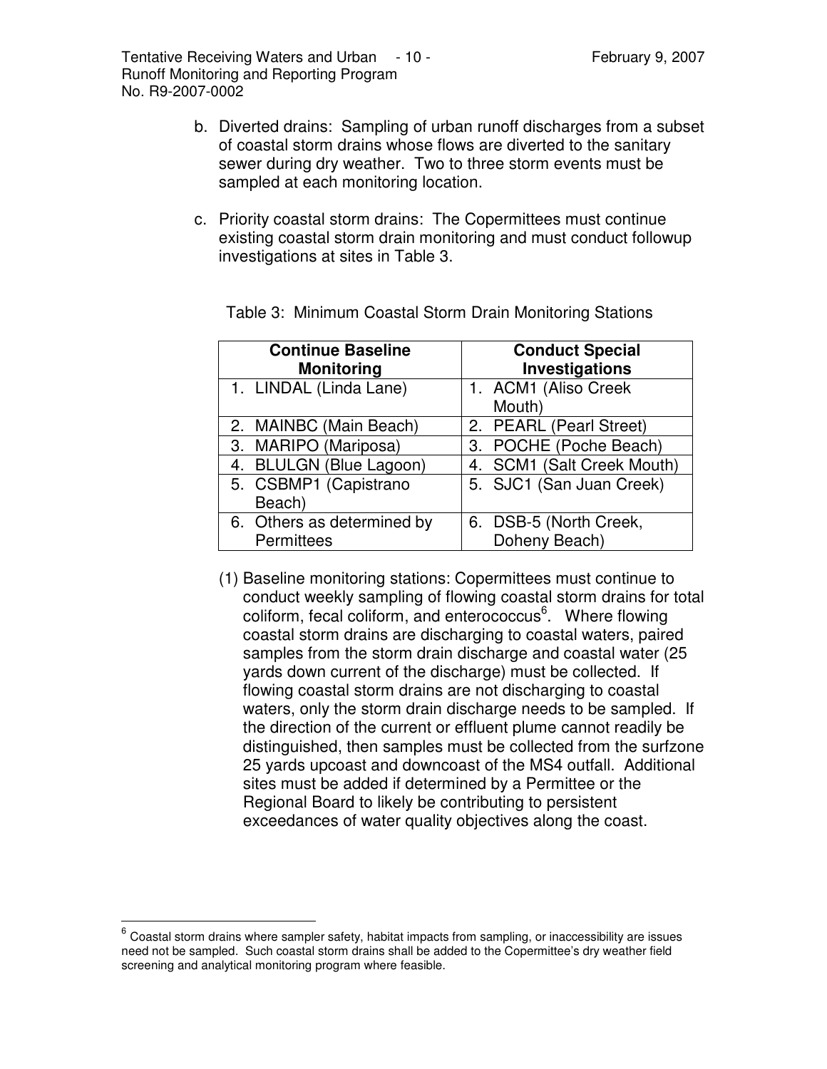b. Diverted drains: Sampling of urban runoff discharges from a subset of coastal storm drains whose flows are diverted to the sanitary sewer during dry weather. Two to three storm events must be sampled at each monitoring location.

c. Priority coastal storm drains: The Copermittees must continue existing coastal storm drain monitoring and must conduct followup investigations at sites in Table 3.

Table 3: Minimum Coastal Storm Drain Monitoring Stations

| Continue Baseline Monitoring | Conduct Special Investigations |
|---|---|
| 1. LINDAL (Linda Lane) | 1. ACM1 (Aliso Creek Mouth) |
| 2. MAINBC (Main Beach) | 2. PEARL (Pearl Street) |
| 3. MARIPO (Mariposa) | 3. POCHE (Poche Beach) |
| 4. BLULGN (Blue Lagoon) | 4. SCM1 (Salt Creek Mouth) |
| 5. CSBMP1 (Capistrano Beach) | 5. SJC1 (San Juan Creek) |
| 6. Others as determined by Permittees | 6. DSB-5 (North Creek, Doheny Beach) |

(1) Baseline monitoring stations: Copermittees must continue to conduct weekly sampling of flowing coastal storm drains for total coliform, fecal coliform, and enterococcus[6]. Where flowing coastal storm drains are discharging to coastal waters, paired samples from the storm drain discharge and coastal water (25 yards down current of the discharge) must be collected. If flowing coastal storm drains are not discharging to coastal waters, only the storm drain discharge needs to be sampled. If the direction of the current or effluent plume cannot readily be distinguished, then samples must be collected from the surfzone 25 yards upcoast and downcoast of the MS4 outfall. Additional sites must be added if determined by a Permittee or the Regional Board to likely be contributing to persistent exceedances of water quality objectives along the coast.

[6] Coastal storm drains where sampler safety, habitat impacts from sampling, or inaccessibility are issues need not be sampled. Such coastal storm drains shall be added to the Copermittee's dry weather field screening and analytical monitoring program where feasible.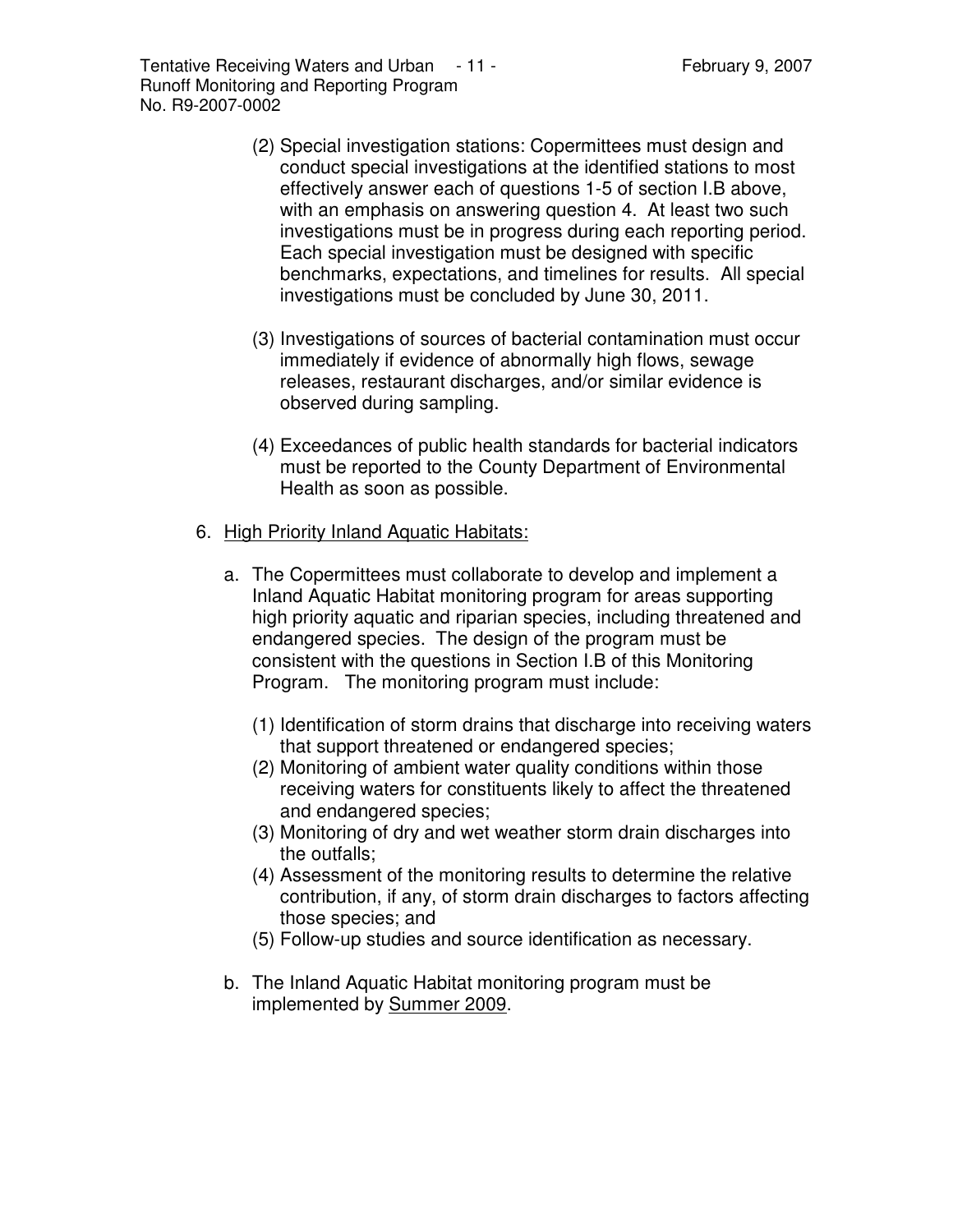(2) Special investigation stations: Copermittees must design and conduct special investigations at the identified stations to most effectively answer each of questions 1-5 of section I.B above, with an emphasis on answering question 4. At least two such investigations must be in progress during each reporting period. Each special investigation must be designed with specific benchmarks, expectations, and timelines for results. All special investigations must be concluded by June 30, 2011.

(3) Investigations of sources of bacterial contamination must occur immediately if evidence of abnormally high flows, sewage releases, restaurant discharges, and/or similar evidence is observed during sampling.

(4) Exceedances of public health standards for bacterial indicators must be reported to the County Department of Environmental Health as soon as possible.

6. <u>High Priority Inland Aquatic Habitats:</u>

   a. The Copermittees must collaborate to develop and implement a Inland Aquatic Habitat monitoring program for areas supporting high priority aquatic and riparian species, including threatened and endangered species. The design of the program must be consistent with the questions in Section I.B of this Monitoring Program. The monitoring program must include:

      (1) Identification of storm drains that discharge into receiving waters that support threatened or endangered species;
      (2) Monitoring of ambient water quality conditions within those receiving waters for constituents likely to affect the threatened and endangered species;
      (3) Monitoring of dry and wet weather storm drain discharges into the outfalls;
      (4) Assessment of the monitoring results to determine the relative contribution, if any, of storm drain discharges to factors affecting those species; and
      (5) Follow-up studies and source identification as necessary.

   b. The Inland Aquatic Habitat monitoring program must be implemented by <u>Summer 2009</u>.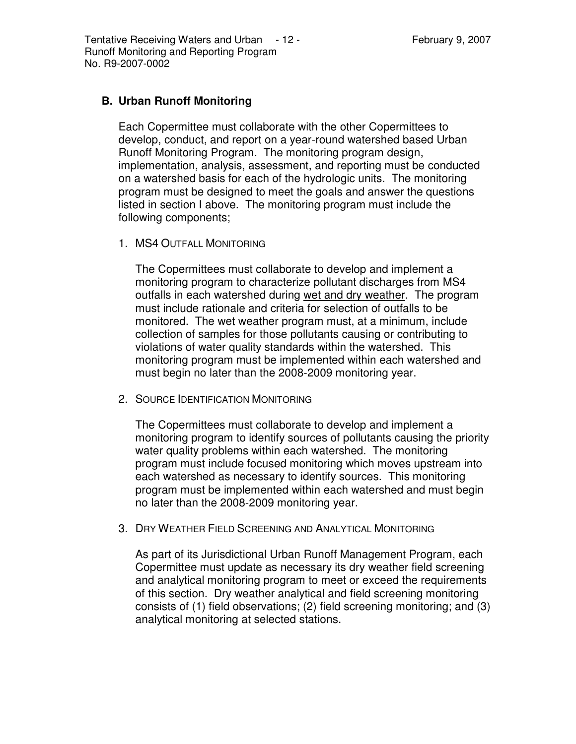## B. Urban Runoff Monitoring

Each Copermittee must collaborate with the other Copermittees to develop, conduct, and report on a year-round watershed based Urban Runoff Monitoring Program. The monitoring program design, implementation, analysis, assessment, and reporting must be conducted on a watershed basis for each of the hydrologic units. The monitoring program must be designed to meet the goals and answer the questions listed in section I above. The monitoring program must include the following components;

1. MS4 OUTFALL MONITORING

   The Copermittees must collaborate to develop and implement a monitoring program to characterize pollutant discharges from MS4 outfalls in each watershed during <u>wet and dry weather</u>. The program must include rationale and criteria for selection of outfalls to be monitored. The wet weather program must, at a minimum, include collection of samples for those pollutants causing or contributing to violations of water quality standards within the watershed. This monitoring program must be implemented within each watershed and must begin no later than the 2008-2009 monitoring year.

2. SOURCE IDENTIFICATION MONITORING

   The Copermittees must collaborate to develop and implement a monitoring program to identify sources of pollutants causing the priority water quality problems within each watershed. The monitoring program must include focused monitoring which moves upstream into each watershed as necessary to identify sources. This monitoring program must be implemented within each watershed and must begin no later than the 2008-2009 monitoring year.

3. DRY WEATHER FIELD SCREENING AND ANALYTICAL MONITORING

   As part of its Jurisdictional Urban Runoff Management Program, each Copermittee must update as necessary its dry weather field screening and analytical monitoring program to meet or exceed the requirements of this section. Dry weather analytical and field screening monitoring consists of (1) field observations; (2) field screening monitoring; and (3) analytical monitoring at selected stations.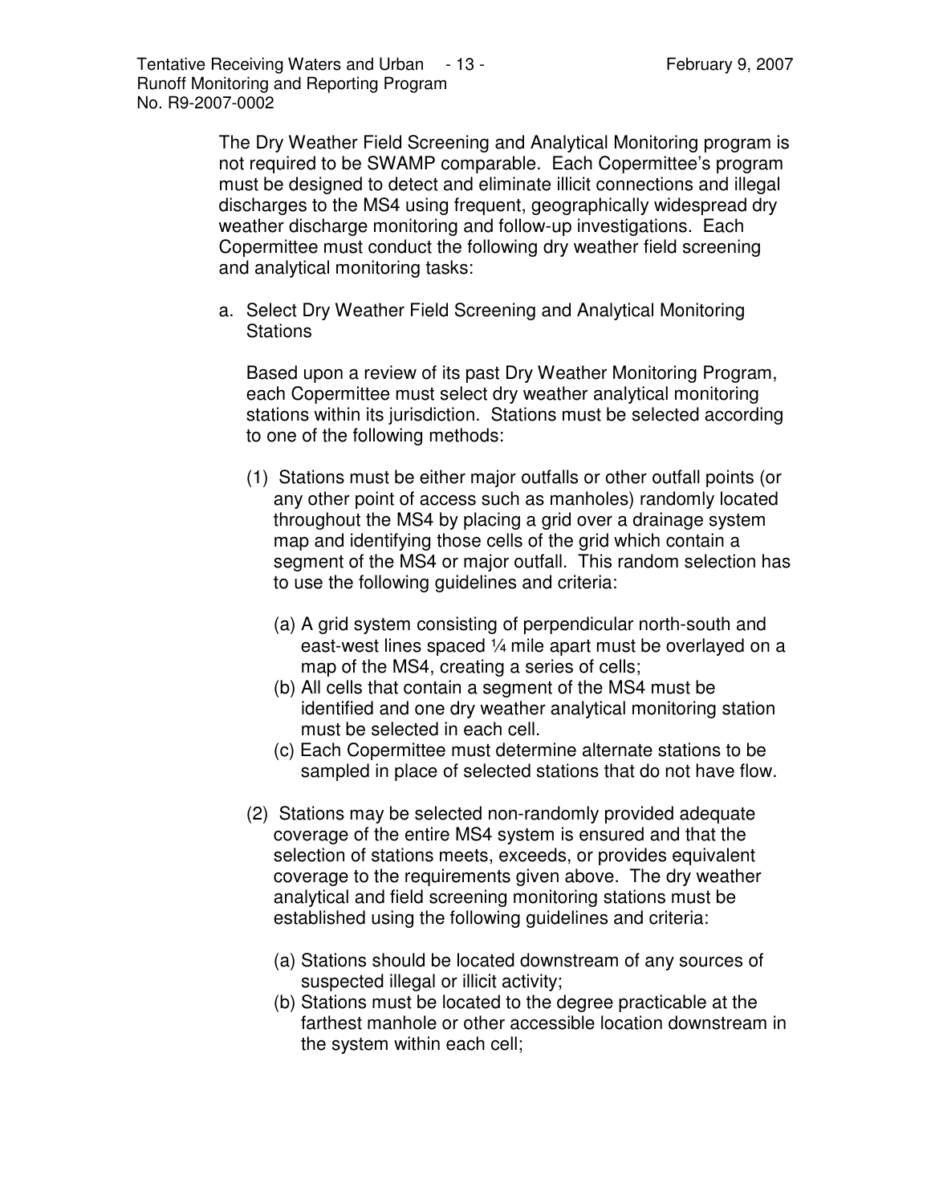The Dry Weather Field Screening and Analytical Monitoring program is not required to be SWAMP comparable. Each Copermittee's program must be designed to detect and eliminate illicit connections and illegal discharges to the MS4 using frequent, geographically widespread dry weather discharge monitoring and follow-up investigations. Each Copermittee must conduct the following dry weather field screening and analytical monitoring tasks:

a. Select Dry Weather Field Screening and Analytical Monitoring Stations

   Based upon a review of its past Dry Weather Monitoring Program, each Copermittee must select dry weather analytical monitoring stations within its jurisdiction. Stations must be selected according to one of the following methods:

   (1) Stations must be either major outfalls or other outfall points (or any other point of access such as manholes) randomly located throughout the MS4 by placing a grid over a drainage system map and identifying those cells of the grid which contain a segment of the MS4 or major outfall. This random selection has to use the following guidelines and criteria:

      (a) A grid system consisting of perpendicular north-south and east-west lines spaced ¼ mile apart must be overlayed on a map of the MS4, creating a series of cells;
      (b) All cells that contain a segment of the MS4 must be identified and one dry weather analytical monitoring station must be selected in each cell.
      (c) Each Copermittee must determine alternate stations to be sampled in place of selected stations that do not have flow.

   (2) Stations may be selected non-randomly provided adequate coverage of the entire MS4 system is ensured and that the selection of stations meets, exceeds, or provides equivalent coverage to the requirements given above. The dry weather analytical and field screening monitoring stations must be established using the following guidelines and criteria:

      (a) Stations should be located downstream of any sources of suspected illegal or illicit activity;
      (b) Stations must be located to the degree practicable at the farthest manhole or other accessible location downstream in the system within each cell;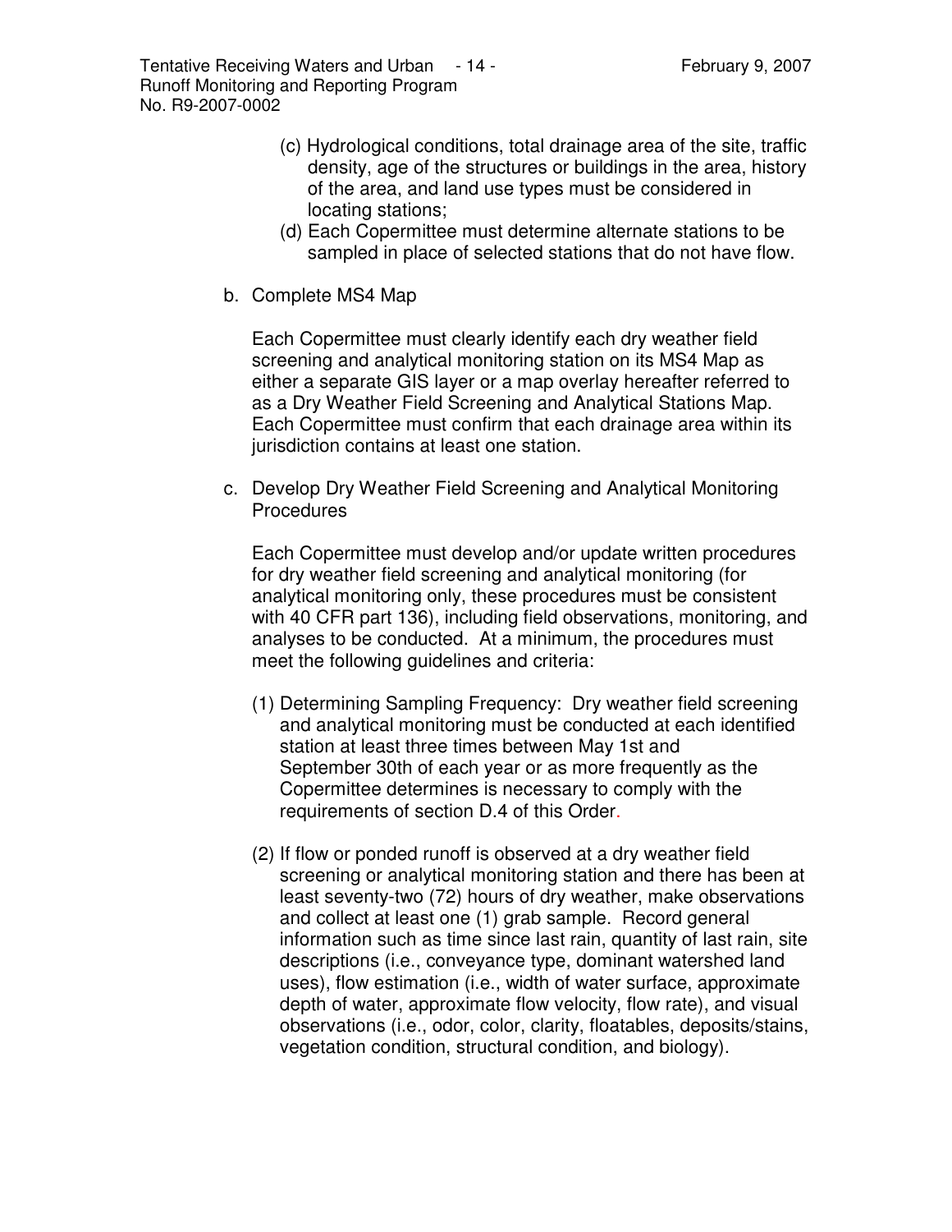(c) Hydrological conditions, total drainage area of the site, traffic density, age of the structures or buildings in the area, history of the area, and land use types must be considered in locating stations;

(d) Each Copermittee must determine alternate stations to be sampled in place of selected stations that do not have flow.

b. Complete MS4 Map

Each Copermittee must clearly identify each dry weather field screening and analytical monitoring station on its MS4 Map as either a separate GIS layer or a map overlay hereafter referred to as a Dry Weather Field Screening and Analytical Stations Map. Each Copermittee must confirm that each drainage area within its jurisdiction contains at least one station.

c. Develop Dry Weather Field Screening and Analytical Monitoring Procedures

Each Copermittee must develop and/or update written procedures for dry weather field screening and analytical monitoring (for analytical monitoring only, these procedures must be consistent with 40 CFR part 136), including field observations, monitoring, and analyses to be conducted. At a minimum, the procedures must meet the following guidelines and criteria:

(1) Determining Sampling Frequency: Dry weather field screening and analytical monitoring must be conducted at each identified station at least three times between May 1st and September 30th of each year or as more frequently as the Copermittee determines is necessary to comply with the requirements of section D.4 of this Order.

(2) If flow or ponded runoff is observed at a dry weather field screening or analytical monitoring station and there has been at least seventy-two (72) hours of dry weather, make observations and collect at least one (1) grab sample. Record general information such as time since last rain, quantity of last rain, site descriptions (i.e., conveyance type, dominant watershed land uses), flow estimation (i.e., width of water surface, approximate depth of water, approximate flow velocity, flow rate), and visual observations (i.e., odor, color, clarity, floatables, deposits/stains, vegetation condition, structural condition, and biology).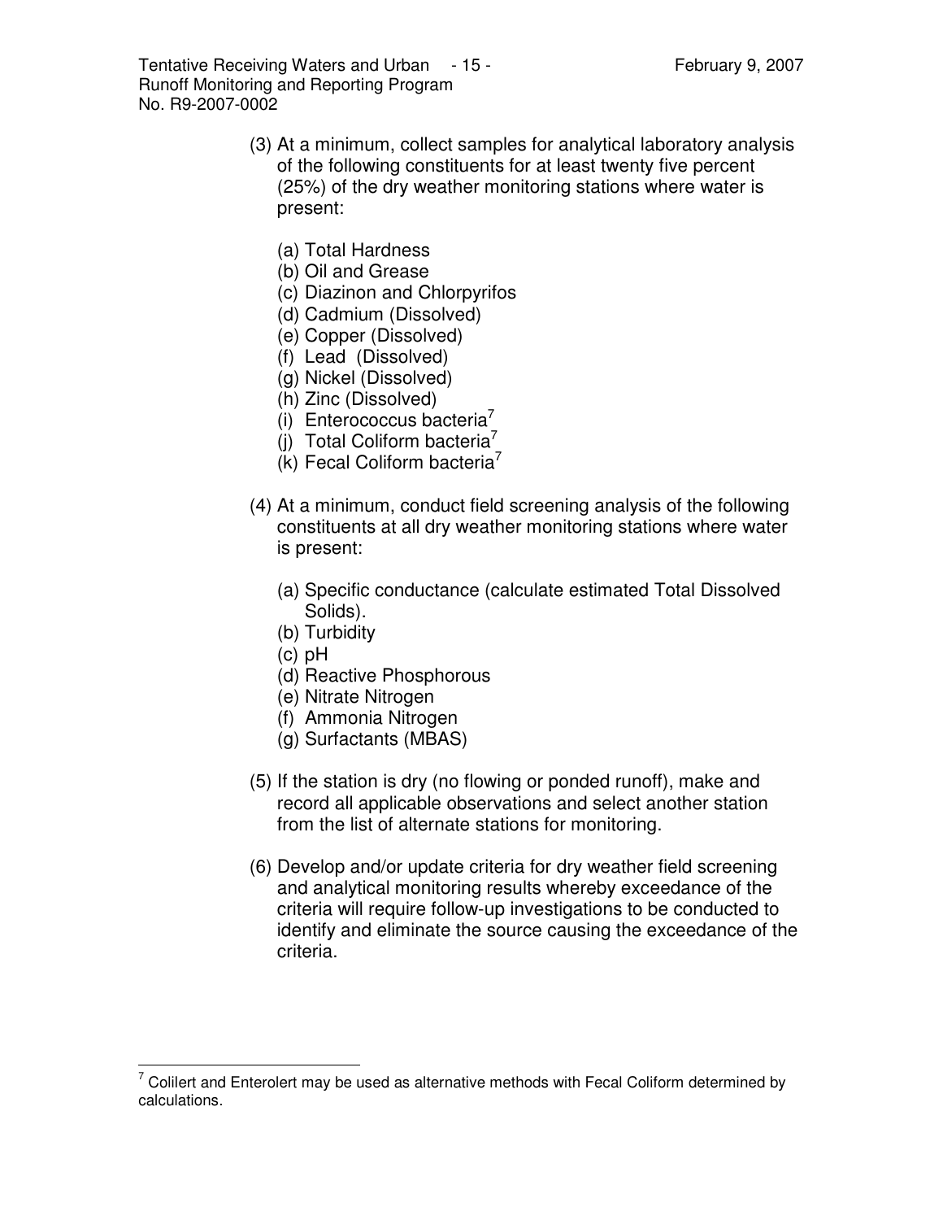(3) At a minimum, collect samples for analytical laboratory analysis of the following constituents for at least twenty five percent (25%) of the dry weather monitoring stations where water is present:

   (a) Total Hardness
   (b) Oil and Grease
   (c) Diazinon and Chlorpyrifos
   (d) Cadmium (Dissolved)
   (e) Copper (Dissolved)
   (f) Lead (Dissolved)
   (g) Nickel (Dissolved)
   (h) Zinc (Dissolved)
   (i) Enterococcus bacteria[7]
   (j) Total Coliform bacteria[7]
   (k) Fecal Coliform bacteria[7]

(4) At a minimum, conduct field screening analysis of the following constituents at all dry weather monitoring stations where water is present:

   (a) Specific conductance (calculate estimated Total Dissolved Solids).
   (b) Turbidity
   (c) pH
   (d) Reactive Phosphorous
   (e) Nitrate Nitrogen
   (f) Ammonia Nitrogen
   (g) Surfactants (MBAS)

(5) If the station is dry (no flowing or ponded runoff), make and record all applicable observations and select another station from the list of alternate stations for monitoring.

(6) Develop and/or update criteria for dry weather field screening and analytical monitoring results whereby exceedance of the criteria will require follow-up investigations to be conducted to identify and eliminate the source causing the exceedance of the criteria.

---

[7] Colilert and Enterolert may be used as alternative methods with Fecal Coliform determined by calculations.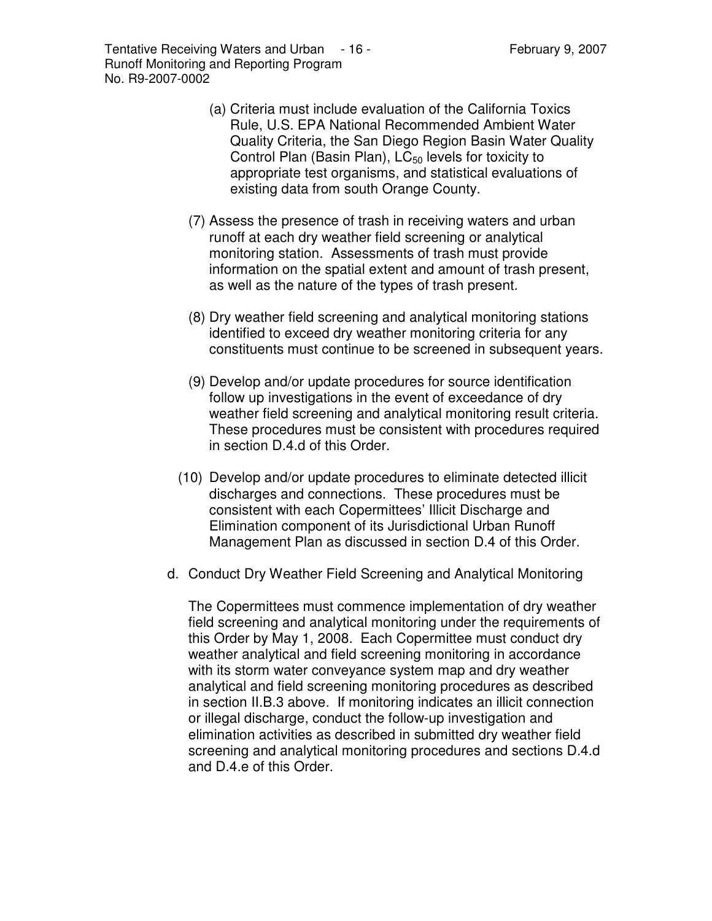(a) Criteria must include evaluation of the California Toxics Rule, U.S. EPA National Recommended Ambient Water Quality Criteria, the San Diego Region Basin Water Quality Control Plan (Basin Plan), $LC_{50}$ levels for toxicity to appropriate test organisms, and statistical evaluations of existing data from south Orange County.

(7) Assess the presence of trash in receiving waters and urban runoff at each dry weather field screening or analytical monitoring station. Assessments of trash must provide information on the spatial extent and amount of trash present, as well as the nature of the types of trash present.

(8) Dry weather field screening and analytical monitoring stations identified to exceed dry weather monitoring criteria for any constituents must continue to be screened in subsequent years.

(9) Develop and/or update procedures for source identification follow up investigations in the event of exceedance of dry weather field screening and analytical monitoring result criteria. These procedures must be consistent with procedures required in section D.4.d of this Order.

(10) Develop and/or update procedures to eliminate detected illicit discharges and connections. These procedures must be consistent with each Copermittees' Illicit Discharge and Elimination component of its Jurisdictional Urban Runoff Management Plan as discussed in section D.4 of this Order.

d. Conduct Dry Weather Field Screening and Analytical Monitoring

The Copermittees must commence implementation of dry weather field screening and analytical monitoring under the requirements of this Order by May 1, 2008. Each Copermittee must conduct dry weather analytical and field screening monitoring in accordance with its storm water conveyance system map and dry weather analytical and field screening monitoring procedures as described in section II.B.3 above. If monitoring indicates an illicit connection or illegal discharge, conduct the follow-up investigation and elimination activities as described in submitted dry weather field screening and analytical monitoring procedures and sections D.4.d and D.4.e of this Order.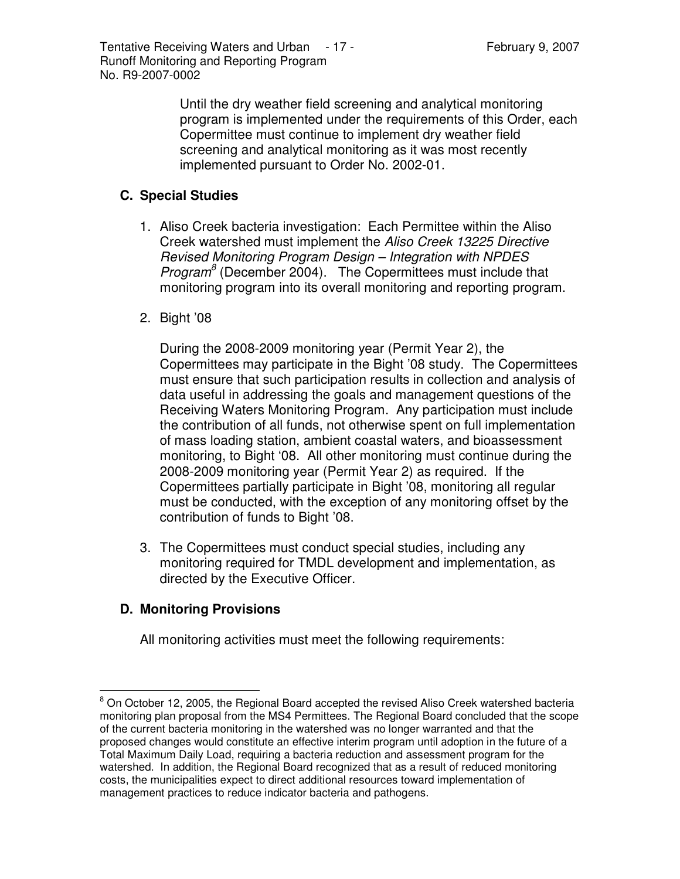Until the dry weather field screening and analytical monitoring program is implemented under the requirements of this Order, each Copermittee must continue to implement dry weather field screening and analytical monitoring as it was most recently implemented pursuant to Order No. 2002-01.

## C. Special Studies

1. Aliso Creek bacteria investigation: Each Permittee within the Aliso Creek watershed must implement the *Aliso Creek 13225 Directive Revised Monitoring Program Design – Integration with NPDES Program*[8] (December 2004). The Copermittees must include that monitoring program into its overall monitoring and reporting program.

2. Bight '08

   During the 2008-2009 monitoring year (Permit Year 2), the Copermittees may participate in the Bight '08 study. The Copermittees must ensure that such participation results in collection and analysis of data useful in addressing the goals and management questions of the Receiving Waters Monitoring Program. Any participation must include the contribution of all funds, not otherwise spent on full implementation of mass loading station, ambient coastal waters, and bioassessment monitoring, to Bight '08. All other monitoring must continue during the 2008-2009 monitoring year (Permit Year 2) as required. If the Copermittees partially participate in Bight '08, monitoring all regular must be conducted, with the exception of any monitoring offset by the contribution of funds to Bight '08.

3. The Copermittees must conduct special studies, including any monitoring required for TMDL development and implementation, as directed by the Executive Officer.

## D. Monitoring Provisions

All monitoring activities must meet the following requirements:

---

[8] On October 12, 2005, the Regional Board accepted the revised Aliso Creek watershed bacteria monitoring plan proposal from the MS4 Permittees. The Regional Board concluded that the scope of the current bacteria monitoring in the watershed was no longer warranted and that the proposed changes would constitute an effective interim program until adoption in the future of a Total Maximum Daily Load, requiring a bacteria reduction and assessment program for the watershed. In addition, the Regional Board recognized that as a result of reduced monitoring costs, the municipalities expect to direct additional resources toward implementation of management practices to reduce indicator bacteria and pathogens.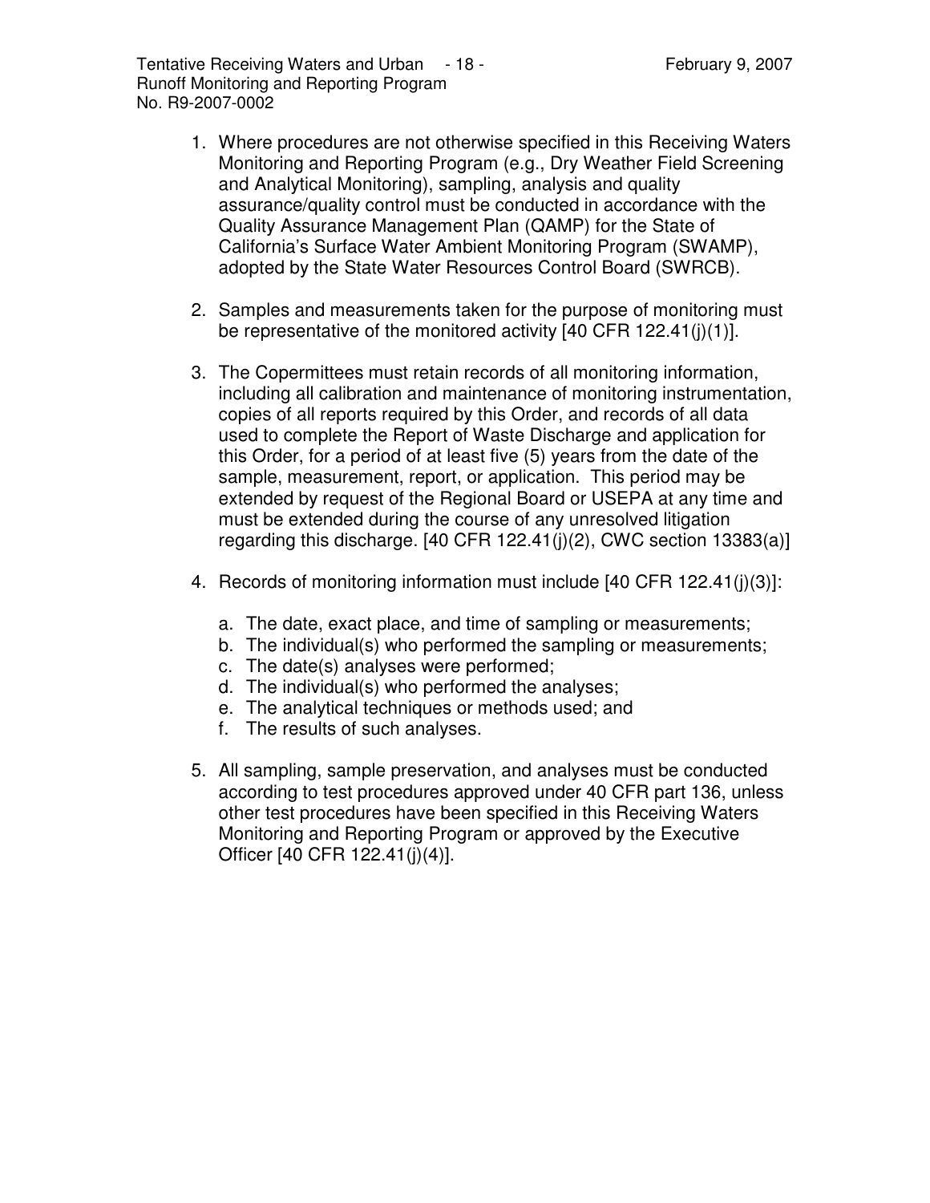1. Where procedures are not otherwise specified in this Receiving Waters Monitoring and Reporting Program (e.g., Dry Weather Field Screening and Analytical Monitoring), sampling, analysis and quality assurance/quality control must be conducted in accordance with the Quality Assurance Management Plan (QAMP) for the State of California's Surface Water Ambient Monitoring Program (SWAMP), adopted by the State Water Resources Control Board (SWRCB).

2. Samples and measurements taken for the purpose of monitoring must be representative of the monitored activity [40 CFR 122.41(j)(1)].

3. The Copermittees must retain records of all monitoring information, including all calibration and maintenance of monitoring instrumentation, copies of all reports required by this Order, and records of all data used to complete the Report of Waste Discharge and application for this Order, for a period of at least five (5) years from the date of the sample, measurement, report, or application. This period may be extended by request of the Regional Board or USEPA at any time and must be extended during the course of any unresolved litigation regarding this discharge. [40 CFR 122.41(j)(2), CWC section 13383(a)]

4. Records of monitoring information must include [40 CFR 122.41(j)(3)]:

   a. The date, exact place, and time of sampling or measurements;
   b. The individual(s) who performed the sampling or measurements;
   c. The date(s) analyses were performed;
   d. The individual(s) who performed the analyses;
   e. The analytical techniques or methods used; and
   f. The results of such analyses.

5. All sampling, sample preservation, and analyses must be conducted according to test procedures approved under 40 CFR part 136, unless other test procedures have been specified in this Receiving Waters Monitoring and Reporting Program or approved by the Executive Officer [40 CFR 122.41(j)(4)].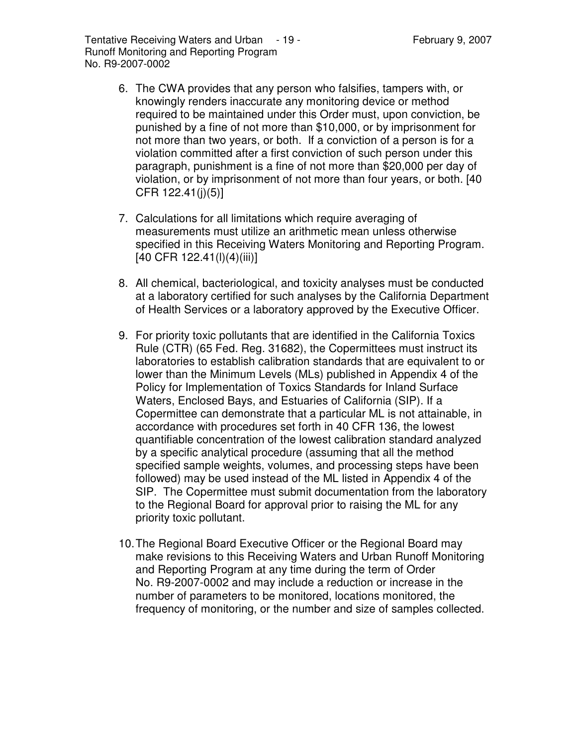6. The CWA provides that any person who falsifies, tampers with, or knowingly renders inaccurate any monitoring device or method required to be maintained under this Order must, upon conviction, be punished by a fine of not more than $10,000, or by imprisonment for not more than two years, or both. If a conviction of a person is for a violation committed after a first conviction of such person under this paragraph, punishment is a fine of not more than $20,000 per day of violation, or by imprisonment of not more than four years, or both. [40 CFR 122.41(j)(5)]

7. Calculations for all limitations which require averaging of measurements must utilize an arithmetic mean unless otherwise specified in this Receiving Waters Monitoring and Reporting Program. [40 CFR 122.41(l)(4)(iii)]

8. All chemical, bacteriological, and toxicity analyses must be conducted at a laboratory certified for such analyses by the California Department of Health Services or a laboratory approved by the Executive Officer.

9. For priority toxic pollutants that are identified in the California Toxics Rule (CTR) (65 Fed. Reg. 31682), the Copermittees must instruct its laboratories to establish calibration standards that are equivalent to or lower than the Minimum Levels (MLs) published in Appendix 4 of the Policy for Implementation of Toxics Standards for Inland Surface Waters, Enclosed Bays, and Estuaries of California (SIP). If a Copermittee can demonstrate that a particular ML is not attainable, in accordance with procedures set forth in 40 CFR 136, the lowest quantifiable concentration of the lowest calibration standard analyzed by a specific analytical procedure (assuming that all the method specified sample weights, volumes, and processing steps have been followed) may be used instead of the ML listed in Appendix 4 of the SIP. The Copermittee must submit documentation from the laboratory to the Regional Board for approval prior to raising the ML for any priority toxic pollutant.

10. The Regional Board Executive Officer or the Regional Board may make revisions to this Receiving Waters and Urban Runoff Monitoring and Reporting Program at any time during the term of Order No. R9-2007-0002 and may include a reduction or increase in the number of parameters to be monitored, locations monitored, the frequency of monitoring, or the number and size of samples collected.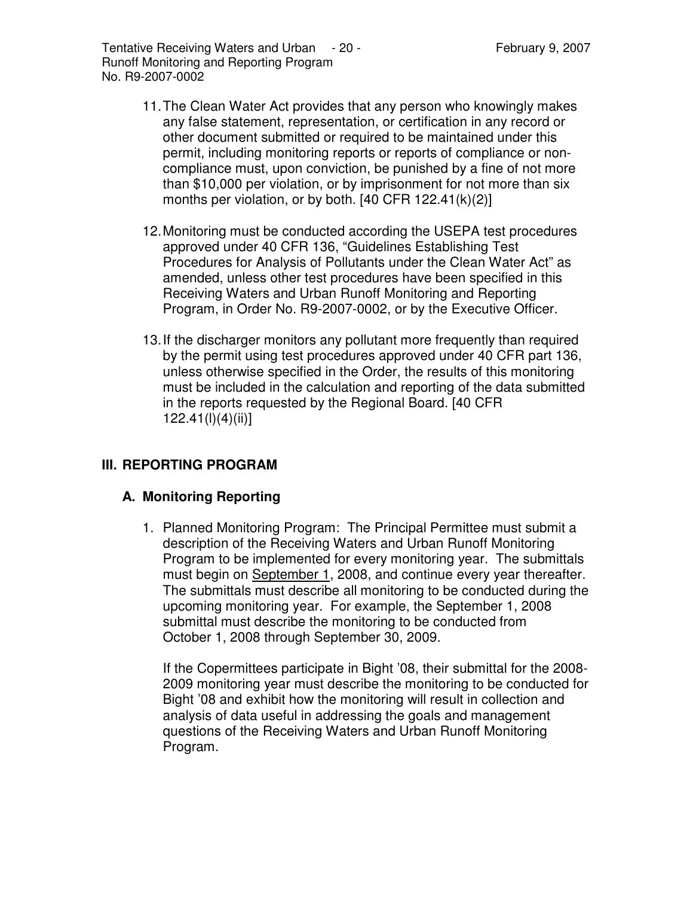11. The Clean Water Act provides that any person who knowingly makes any false statement, representation, or certification in any record or other document submitted or required to be maintained under this permit, including monitoring reports or reports of compliance or non-compliance must, upon conviction, be punished by a fine of not more than $10,000 per violation, or by imprisonment for not more than six months per violation, or by both. [40 CFR 122.41(k)(2)]

12. Monitoring must be conducted according the USEPA test procedures approved under 40 CFR 136, "Guidelines Establishing Test Procedures for Analysis of Pollutants under the Clean Water Act" as amended, unless other test procedures have been specified in this Receiving Waters and Urban Runoff Monitoring and Reporting Program, in Order No. R9-2007-0002, or by the Executive Officer.

13. If the discharger monitors any pollutant more frequently than required by the permit using test procedures approved under 40 CFR part 136, unless otherwise specified in the Order, the results of this monitoring must be included in the calculation and reporting of the data submitted in the reports requested by the Regional Board. [40 CFR 122.41(l)(4)(ii)]

## III. REPORTING PROGRAM

### A. Monitoring Reporting

1. Planned Monitoring Program: The Principal Permittee must submit a description of the Receiving Waters and Urban Runoff Monitoring Program to be implemented for every monitoring year. The submittals must begin on <u>September 1</u>, 2008, and continue every year thereafter. The submittals must describe all monitoring to be conducted during the upcoming monitoring year. For example, the September 1, 2008 submittal must describe the monitoring to be conducted from October 1, 2008 through September 30, 2009.

   If the Copermittees participate in Bight '08, their submittal for the 2008-2009 monitoring year must describe the monitoring to be conducted for Bight '08 and exhibit how the monitoring will result in collection and analysis of data useful in addressing the goals and management questions of the Receiving Waters and Urban Runoff Monitoring Program.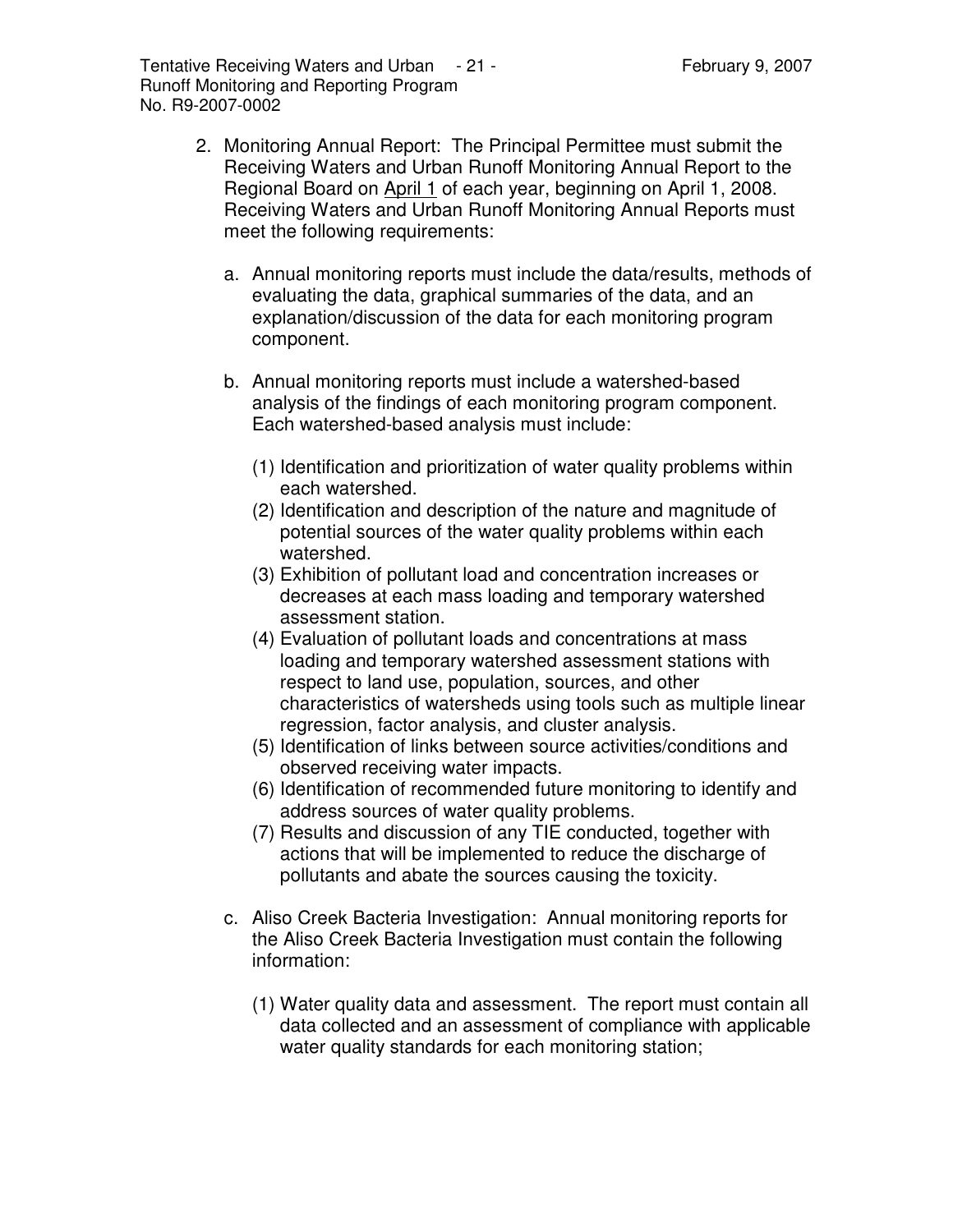2. Monitoring Annual Report: The Principal Permittee must submit the Receiving Waters and Urban Runoff Monitoring Annual Report to the Regional Board on April 1 of each year, beginning on April 1, 2008. Receiving Waters and Urban Runoff Monitoring Annual Reports must meet the following requirements:

   a. Annual monitoring reports must include the data/results, methods of evaluating the data, graphical summaries of the data, and an explanation/discussion of the data for each monitoring program component.

   b. Annual monitoring reports must include a watershed-based analysis of the findings of each monitoring program component. Each watershed-based analysis must include:

      (1) Identification and prioritization of water quality problems within each watershed.
      (2) Identification and description of the nature and magnitude of potential sources of the water quality problems within each watershed.
      (3) Exhibition of pollutant load and concentration increases or decreases at each mass loading and temporary watershed assessment station.
      (4) Evaluation of pollutant loads and concentrations at mass loading and temporary watershed assessment stations with respect to land use, population, sources, and other characteristics of watersheds using tools such as multiple linear regression, factor analysis, and cluster analysis.
      (5) Identification of links between source activities/conditions and observed receiving water impacts.
      (6) Identification of recommended future monitoring to identify and address sources of water quality problems.
      (7) Results and discussion of any TIE conducted, together with actions that will be implemented to reduce the discharge of pollutants and abate the sources causing the toxicity.

   c. Aliso Creek Bacteria Investigation: Annual monitoring reports for the Aliso Creek Bacteria Investigation must contain the following information:

      (1) Water quality data and assessment. The report must contain all data collected and an assessment of compliance with applicable water quality standards for each monitoring station;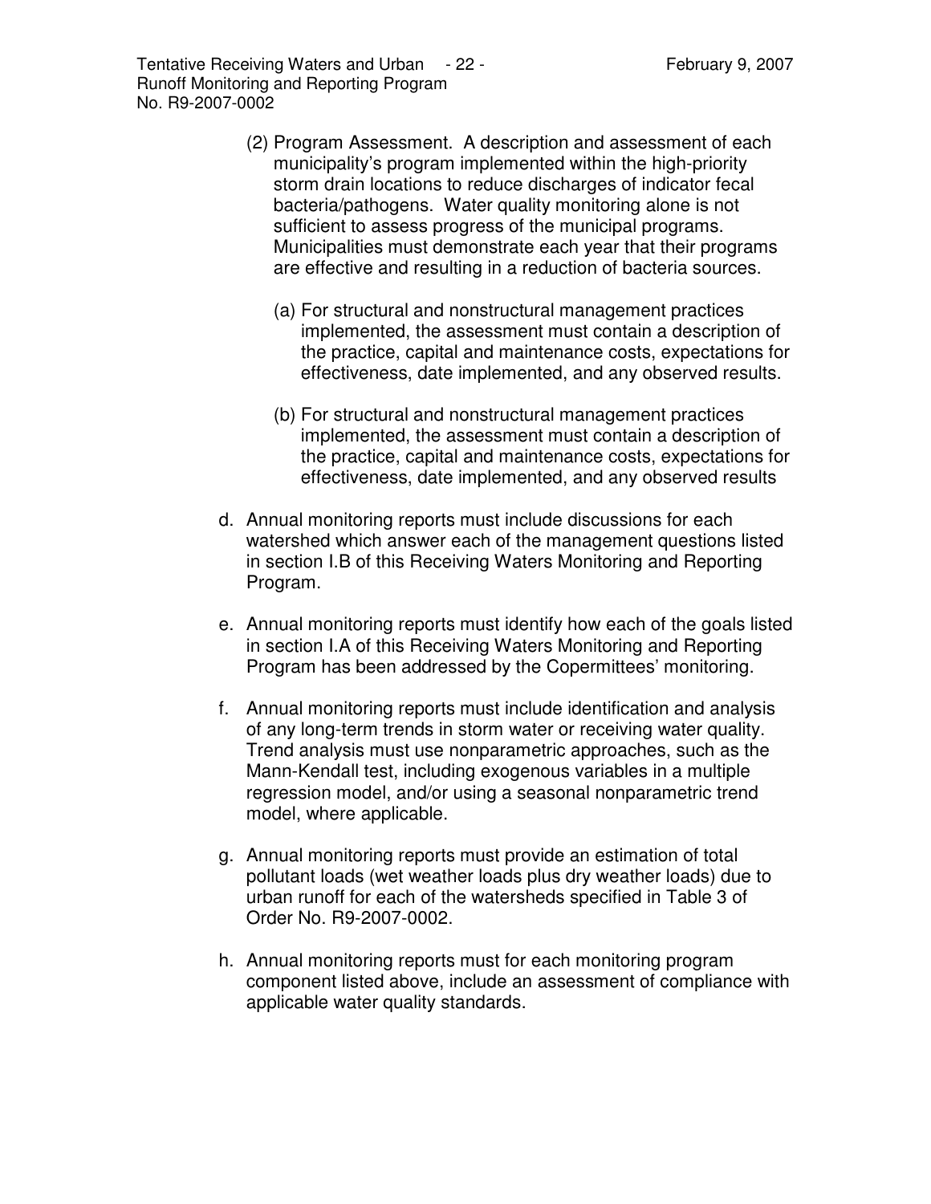(2) Program Assessment. A description and assessment of each municipality's program implemented within the high-priority storm drain locations to reduce discharges of indicator fecal bacteria/pathogens. Water quality monitoring alone is not sufficient to assess progress of the municipal programs. Municipalities must demonstrate each year that their programs are effective and resulting in a reduction of bacteria sources.

(a) For structural and nonstructural management practices implemented, the assessment must contain a description of the practice, capital and maintenance costs, expectations for effectiveness, date implemented, and any observed results.

(b) For structural and nonstructural management practices implemented, the assessment must contain a description of the practice, capital and maintenance costs, expectations for effectiveness, date implemented, and any observed results

d. Annual monitoring reports must include discussions for each watershed which answer each of the management questions listed in section I.B of this Receiving Waters Monitoring and Reporting Program.

e. Annual monitoring reports must identify how each of the goals listed in section I.A of this Receiving Waters Monitoring and Reporting Program has been addressed by the Copermittees' monitoring.

f. Annual monitoring reports must include identification and analysis of any long-term trends in storm water or receiving water quality. Trend analysis must use nonparametric approaches, such as the Mann-Kendall test, including exogenous variables in a multiple regression model, and/or using a seasonal nonparametric trend model, where applicable.

g. Annual monitoring reports must provide an estimation of total pollutant loads (wet weather loads plus dry weather loads) due to urban runoff for each of the watersheds specified in Table 3 of Order No. R9-2007-0002.

h. Annual monitoring reports must for each monitoring program component listed above, include an assessment of compliance with applicable water quality standards.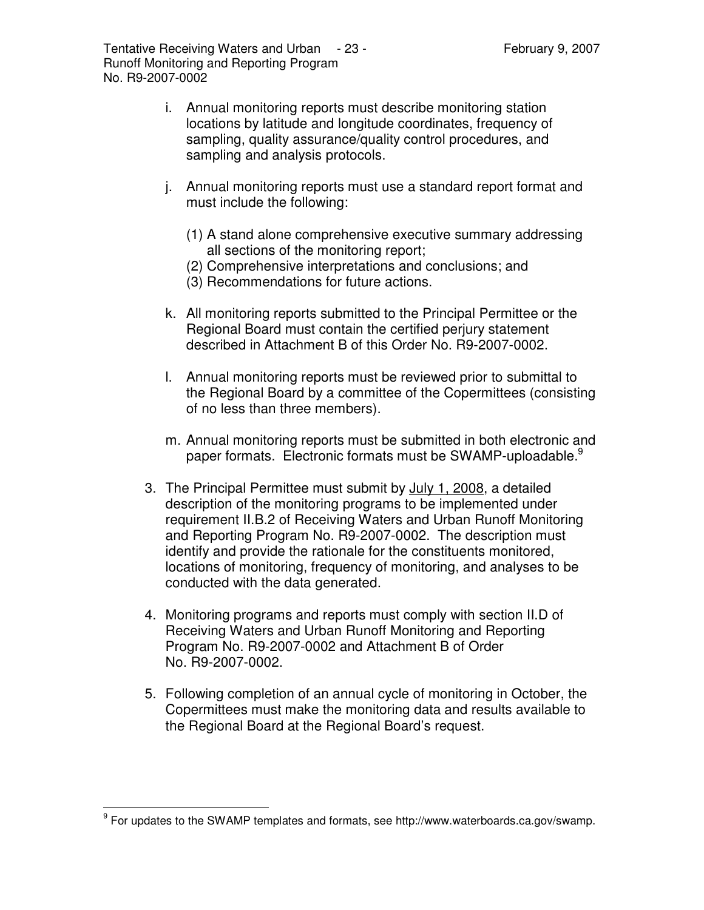i. Annual monitoring reports must describe monitoring station locations by latitude and longitude coordinates, frequency of sampling, quality assurance/quality control procedures, and sampling and analysis protocols.

j. Annual monitoring reports must use a standard report format and must include the following:

   (1) A stand alone comprehensive executive summary addressing all sections of the monitoring report;
   (2) Comprehensive interpretations and conclusions; and
   (3) Recommendations for future actions.

k. All monitoring reports submitted to the Principal Permittee or the Regional Board must contain the certified perjury statement described in Attachment B of this Order No. R9-2007-0002.

l. Annual monitoring reports must be reviewed prior to submittal to the Regional Board by a committee of the Copermittees (consisting of no less than three members).

m. Annual monitoring reports must be submitted in both electronic and paper formats. Electronic formats must be SWAMP-uploadable.[9]

3. The Principal Permittee must submit by <u>July 1, 2008</u>, a detailed description of the monitoring programs to be implemented under requirement II.B.2 of Receiving Waters and Urban Runoff Monitoring and Reporting Program No. R9-2007-0002. The description must identify and provide the rationale for the constituents monitored, locations of monitoring, frequency of monitoring, and analyses to be conducted with the data generated.

4. Monitoring programs and reports must comply with section II.D of Receiving Waters and Urban Runoff Monitoring and Reporting Program No. R9-2007-0002 and Attachment B of Order No. R9-2007-0002.

5. Following completion of an annual cycle of monitoring in October, the Copermittees must make the monitoring data and results available to the Regional Board at the Regional Board's request.

---

[9] For updates to the SWAMP templates and formats, see http://www.waterboards.ca.gov/swamp.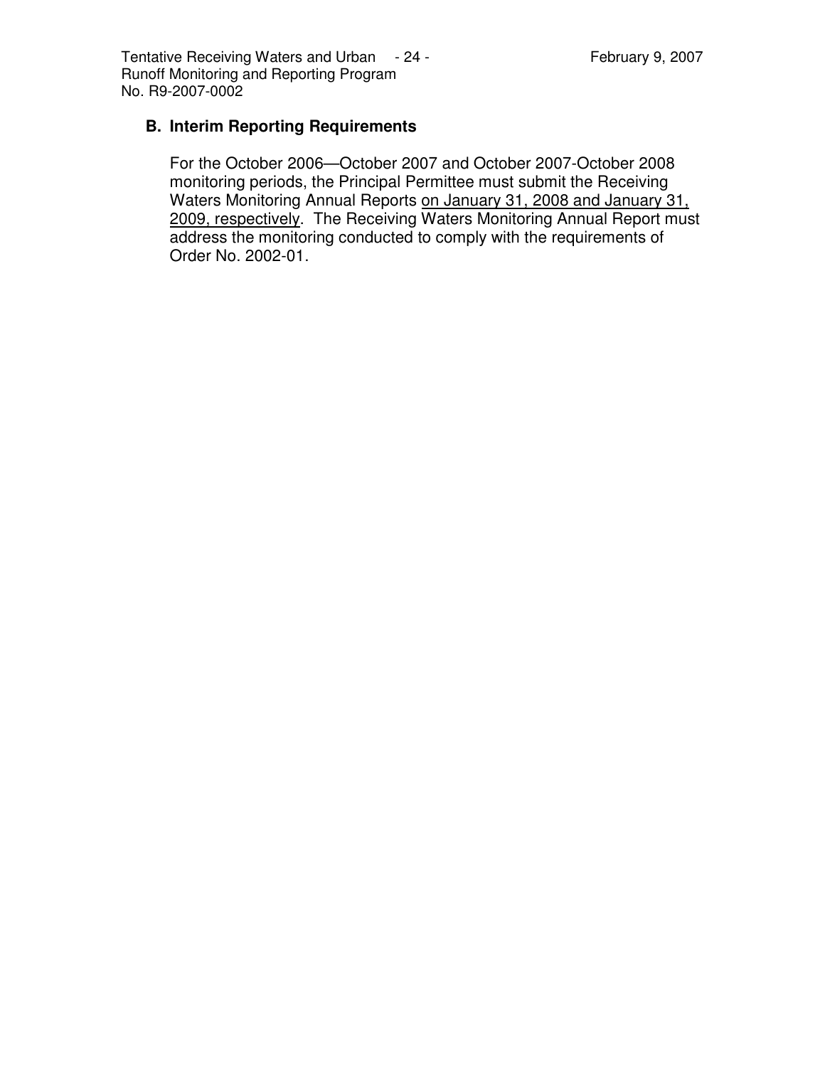## B. Interim Reporting Requirements

For the October 2006—October 2007 and October 2007-October 2008 monitoring periods, the Principal Permittee must submit the Receiving Waters Monitoring Annual Reports on January 31, 2008 and January 31, 2009, respectively. The Receiving Waters Monitoring Annual Report must address the monitoring conducted to comply with the requirements of Order No. 2002-01.